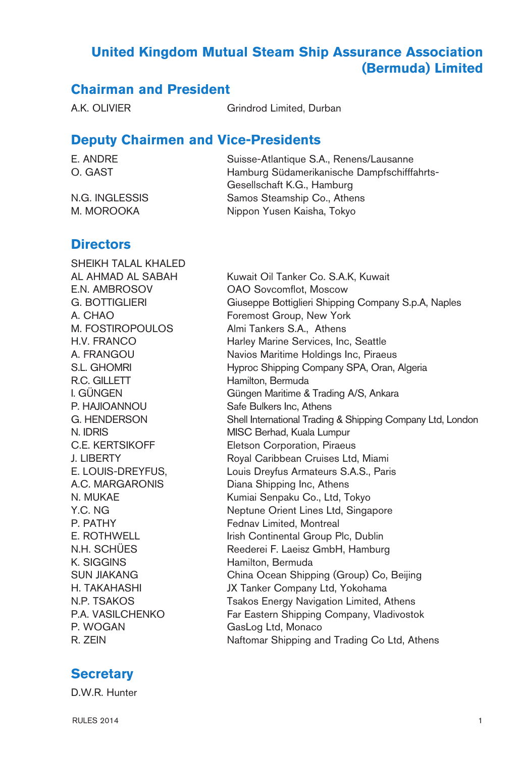# United Kingdom Mutual Steam Ship Assurance Association (Bermuda) Limited

## Chairman and President

| | |
|---|---|
| A.K. OLIVIER | Grindrod Limited, Durban |

## Deputy Chairmen and Vice-Presidents

| | |
|---|---|
| E. ANDRE | Suisse-Atlantique S.A., Renens/Lausanne |
| O. GAST | Hamburg Südamerikanische Dampfschifffahrts-Gesellschaft K.G., Hamburg |
| N.G. INGLESSIS | Samos Steamship Co., Athens |
| M. MOROOKA | Nippon Yusen Kaisha, Tokyo |

## Directors

| | |
|---|---|
| SHEIKH TALAL KHALED AL AHMAD AL SABAH | Kuwait Oil Tanker Co. S.A.K, Kuwait |
| E.N. AMBROSOV | OAO Sovcomflot, Moscow |
| G. BOTTIGLIERI | Giuseppe Bottiglieri Shipping Company S.p.A, Naples |
| A. CHAO | Foremost Group, New York |
| M. FOSTIROPOULOS | Almi Tankers S.A., Athens |
| H.V. FRANCO | Harley Marine Services, Inc, Seattle |
| A. FRANGOU | Navios Maritime Holdings Inc, Piraeus |
| S.L. GHOMRI | Hyproc Shipping Company SPA, Oran, Algeria |
| R.C. GILLETT | Hamilton, Bermuda |
| I. GÜNGEN | Güngen Maritime & Trading A/S, Ankara |
| P. HAJIOANNOU | Safe Bulkers Inc, Athens |
| G. HENDERSON | Shell International Trading & Shipping Company Ltd, London |
| N. IDRIS | MISC Berhad, Kuala Lumpur |
| C.E. KERTSIKOFF | Eletson Corporation, Piraeus |
| J. LIBERTY | Royal Caribbean Cruises Ltd, Miami |
| E. LOUIS-DREYFUS, | Louis Dreyfus Armateurs S.A.S., Paris |
| A.C. MARGARONIS | Diana Shipping Inc, Athens |
| N. MUKAE | Kumiai Senpaku Co., Ltd, Tokyo |
| Y.C. NG | Neptune Orient Lines Ltd, Singapore |
| P. PATHY | Fednav Limited, Montreal |
| E. ROTHWELL | Irish Continental Group Plc, Dublin |
| N.H. SCHÜES | Reederei F. Laeisz GmbH, Hamburg |
| K. SIGGINS | Hamilton, Bermuda |
| SUN JIAKANG | China Ocean Shipping (Group) Co, Beijing |
| H. TAKAHASHI | JX Tanker Company Ltd, Yokohama |
| N.P. TSAKOS | Tsakos Energy Navigation Limited, Athens |
| P.A. VASILCHENKO | Far Eastern Shipping Company, Vladivostok |
| P. WOGAN | GasLog Ltd, Monaco |
| R. ZEIN | Naftomar Shipping and Trading Co Ltd, Athens |

## Secretary

D.W.R. Hunter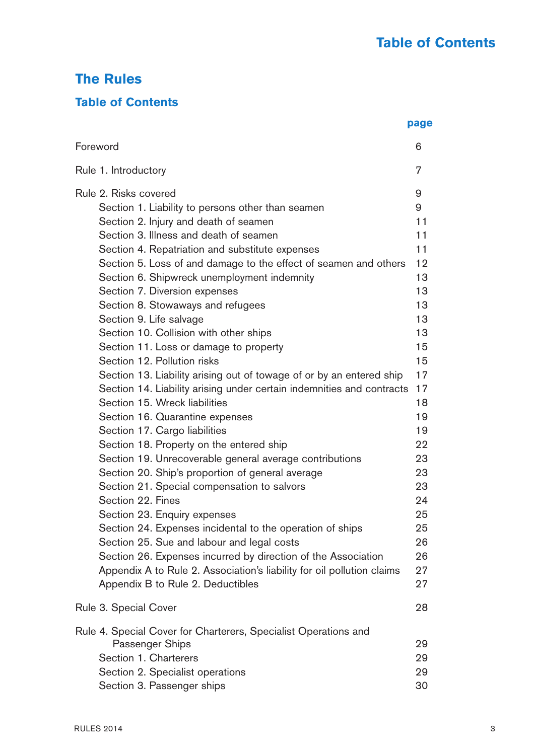# The Rules

## Table of Contents

| | page |
|---|---|
| Foreword | 6 |
| Rule 1. Introductory | 7 |
| Rule 2. Risks covered | 9 |
| Section 1. Liability to persons other than seamen | 9 |
| Section 2. Injury and death of seamen | 11 |
| Section 3. Illness and death of seamen | 11 |
| Section 4. Repatriation and substitute expenses | 11 |
| Section 5. Loss of and damage to the effect of seamen and others | 12 |
| Section 6. Shipwreck unemployment indemnity | 13 |
| Section 7. Diversion expenses | 13 |
| Section 8. Stowaways and refugees | 13 |
| Section 9. Life salvage | 13 |
| Section 10. Collision with other ships | 13 |
| Section 11. Loss or damage to property | 15 |
| Section 12. Pollution risks | 15 |
| Section 13. Liability arising out of towage of or by an entered ship | 17 |
| Section 14. Liability arising under certain indemnities and contracts | 17 |
| Section 15. Wreck liabilities | 18 |
| Section 16. Quarantine expenses | 19 |
| Section 17. Cargo liabilities | 19 |
| Section 18. Property on the entered ship | 22 |
| Section 19. Unrecoverable general average contributions | 23 |
| Section 20. Ship's proportion of general average | 23 |
| Section 21. Special compensation to salvors | 23 |
| Section 22. Fines | 24 |
| Section 23. Enquiry expenses | 25 |
| Section 24. Expenses incidental to the operation of ships | 25 |
| Section 25. Sue and labour and legal costs | 26 |
| Section 26. Expenses incurred by direction of the Association | 26 |
| Appendix A to Rule 2. Association's liability for oil pollution claims | 27 |
| Appendix B to Rule 2. Deductibles | 27 |
| Rule 3. Special Cover | 28 |
| Rule 4. Special Cover for Charterers, Specialist Operations and Passenger Ships | 29 |
| Section 1. Charterers | 29 |
| Section 2. Specialist operations | 29 |
| Section 3. Passenger ships | 30 |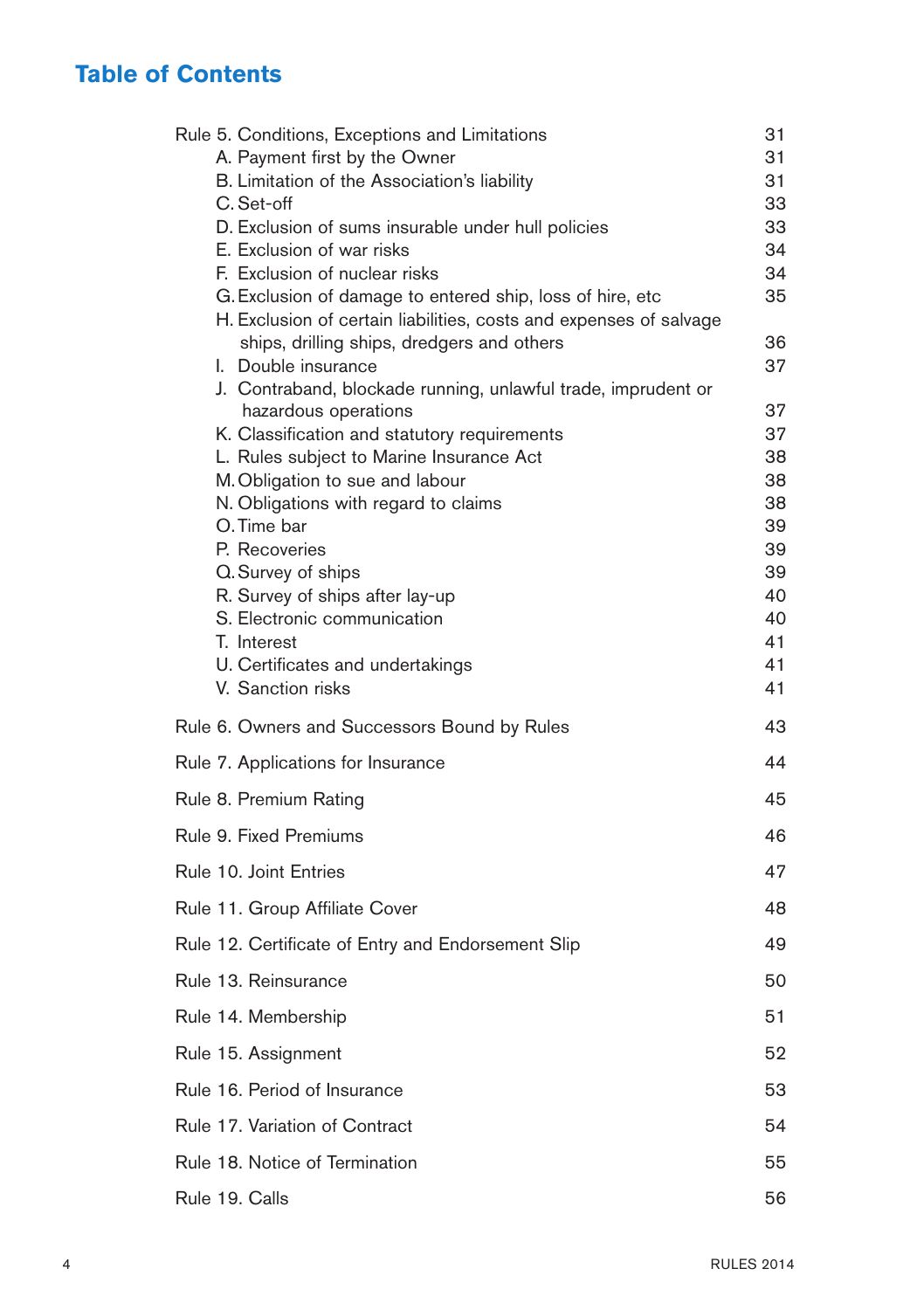## Table of Contents

| | |
|---|---|
| Rule 5. Conditions, Exceptions and Limitations | 31 |
| A. Payment first by the Owner | 31 |
| B. Limitation of the Association's liability | 31 |
| C. Set-off | 33 |
| D. Exclusion of sums insurable under hull policies | 33 |
| E. Exclusion of war risks | 34 |
| F. Exclusion of nuclear risks | 34 |
| G. Exclusion of damage to entered ship, loss of hire, etc | 35 |
| H. Exclusion of certain liabilities, costs and expenses of salvage ships, drilling ships, dredgers and others | 36 |
| I. Double insurance | 37 |
| J. Contraband, blockade running, unlawful trade, imprudent or hazardous operations | 37 |
| K. Classification and statutory requirements | 37 |
| L. Rules subject to Marine Insurance Act | 38 |
| M. Obligation to sue and labour | 38 |
| N. Obligations with regard to claims | 38 |
| O. Time bar | 39 |
| P. Recoveries | 39 |
| Q. Survey of ships | 39 |
| R. Survey of ships after lay-up | 40 |
| S. Electronic communication | 40 |
| T. Interest | 41 |
| U. Certificates and undertakings | 41 |
| V. Sanction risks | 41 |
| Rule 6. Owners and Successors Bound by Rules | 43 |
| Rule 7. Applications for Insurance | 44 |
| Rule 8. Premium Rating | 45 |
| Rule 9. Fixed Premiums | 46 |
| Rule 10. Joint Entries | 47 |
| Rule 11. Group Affiliate Cover | 48 |
| Rule 12. Certificate of Entry and Endorsement Slip | 49 |
| Rule 13. Reinsurance | 50 |
| Rule 14. Membership | 51 |
| Rule 15. Assignment | 52 |
| Rule 16. Period of Insurance | 53 |
| Rule 17. Variation of Contract | 54 |
| Rule 18. Notice of Termination | 55 |
| Rule 19. Calls | 56 |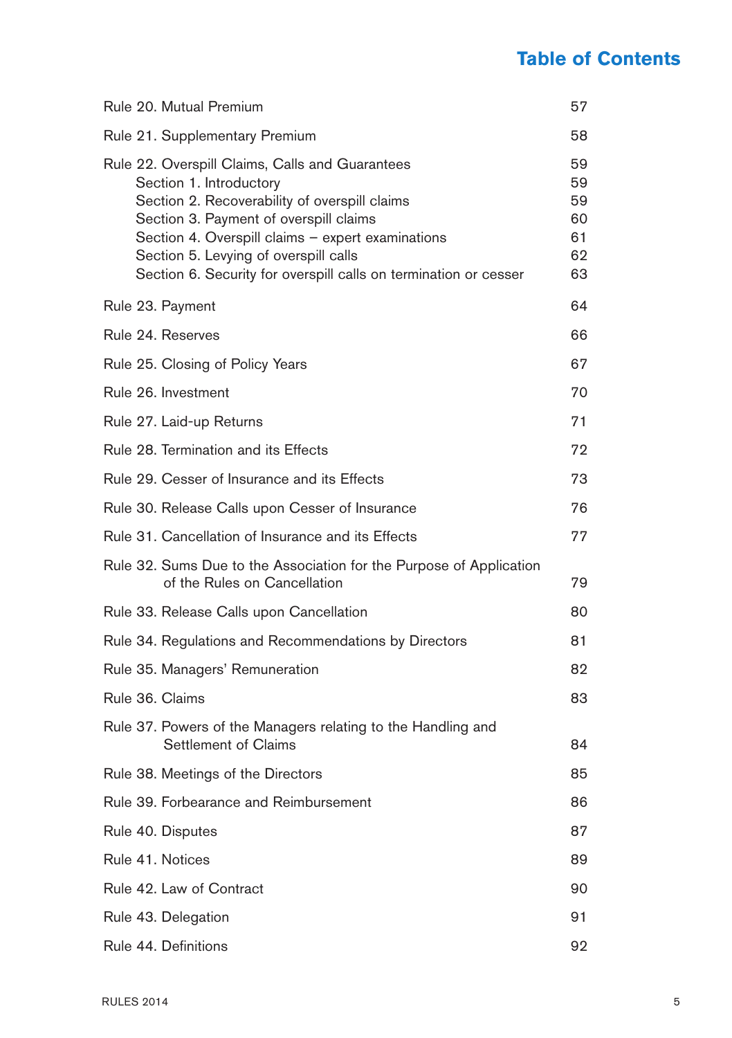## Table of Contents

| | |
|---|---|
| Rule 20. Mutual Premium | 57 |
| Rule 21. Supplementary Premium | 58 |
| Rule 22. Overspill Claims, Calls and Guarantees | 59 |
| Section 1. Introductory | 59 |
| Section 2. Recoverability of overspill claims | 59 |
| Section 3. Payment of overspill claims | 60 |
| Section 4. Overspill claims – expert examinations | 61 |
| Section 5. Levying of overspill calls | 62 |
| Section 6. Security for overspill calls on termination or cesser | 63 |
| Rule 23. Payment | 64 |
| Rule 24. Reserves | 66 |
| Rule 25. Closing of Policy Years | 67 |
| Rule 26. Investment | 70 |
| Rule 27. Laid-up Returns | 71 |
| Rule 28. Termination and its Effects | 72 |
| Rule 29. Cesser of Insurance and its Effects | 73 |
| Rule 30. Release Calls upon Cesser of Insurance | 76 |
| Rule 31. Cancellation of Insurance and its Effects | 77 |
| Rule 32. Sums Due to the Association for the Purpose of Application of the Rules on Cancellation | 79 |
| Rule 33. Release Calls upon Cancellation | 80 |
| Rule 34. Regulations and Recommendations by Directors | 81 |
| Rule 35. Managers' Remuneration | 82 |
| Rule 36. Claims | 83 |
| Rule 37. Powers of the Managers relating to the Handling and Settlement of Claims | 84 |
| Rule 38. Meetings of the Directors | 85 |
| Rule 39. Forbearance and Reimbursement | 86 |
| Rule 40. Disputes | 87 |
| Rule 41. Notices | 89 |
| Rule 42. Law of Contract | 90 |
| Rule 43. Delegation | 91 |
| Rule 44. Definitions | 92 |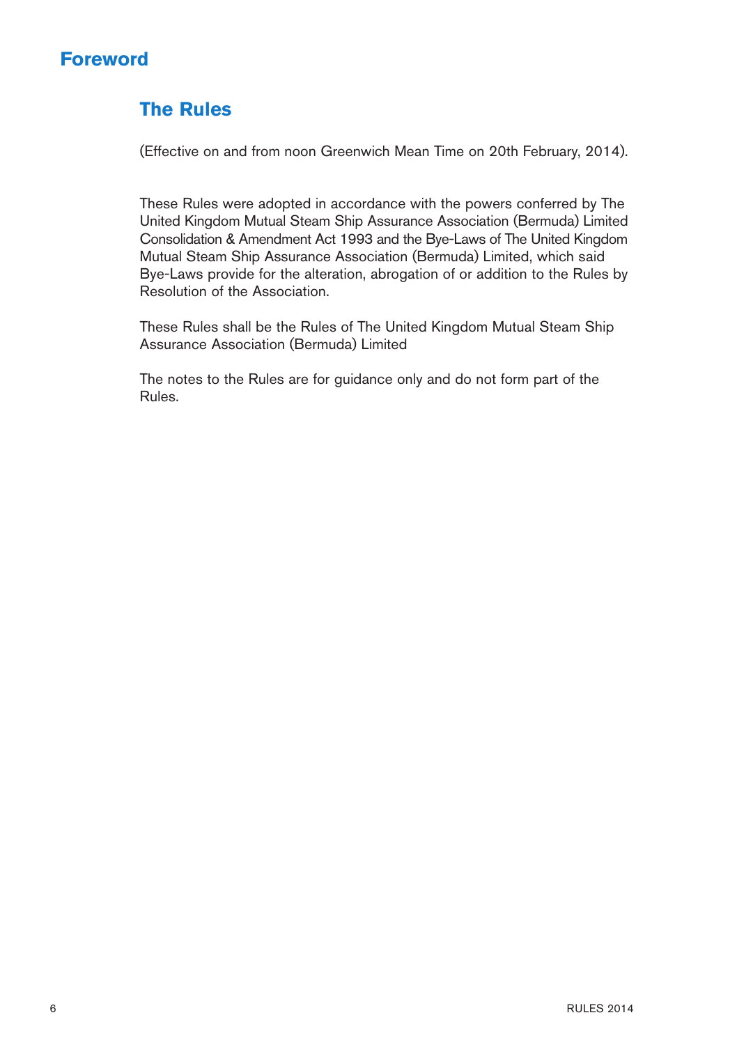# Foreword

## The Rules

(Effective on and from noon Greenwich Mean Time on 20th February, 2014).

These Rules were adopted in accordance with the powers conferred by The United Kingdom Mutual Steam Ship Assurance Association (Bermuda) Limited Consolidation & Amendment Act 1993 and the Bye-Laws of The United Kingdom Mutual Steam Ship Assurance Association (Bermuda) Limited, which said Bye-Laws provide for the alteration, abrogation of or addition to the Rules by Resolution of the Association.

These Rules shall be the Rules of The United Kingdom Mutual Steam Ship Assurance Association (Bermuda) Limited

The notes to the Rules are for guidance only and do not form part of the Rules.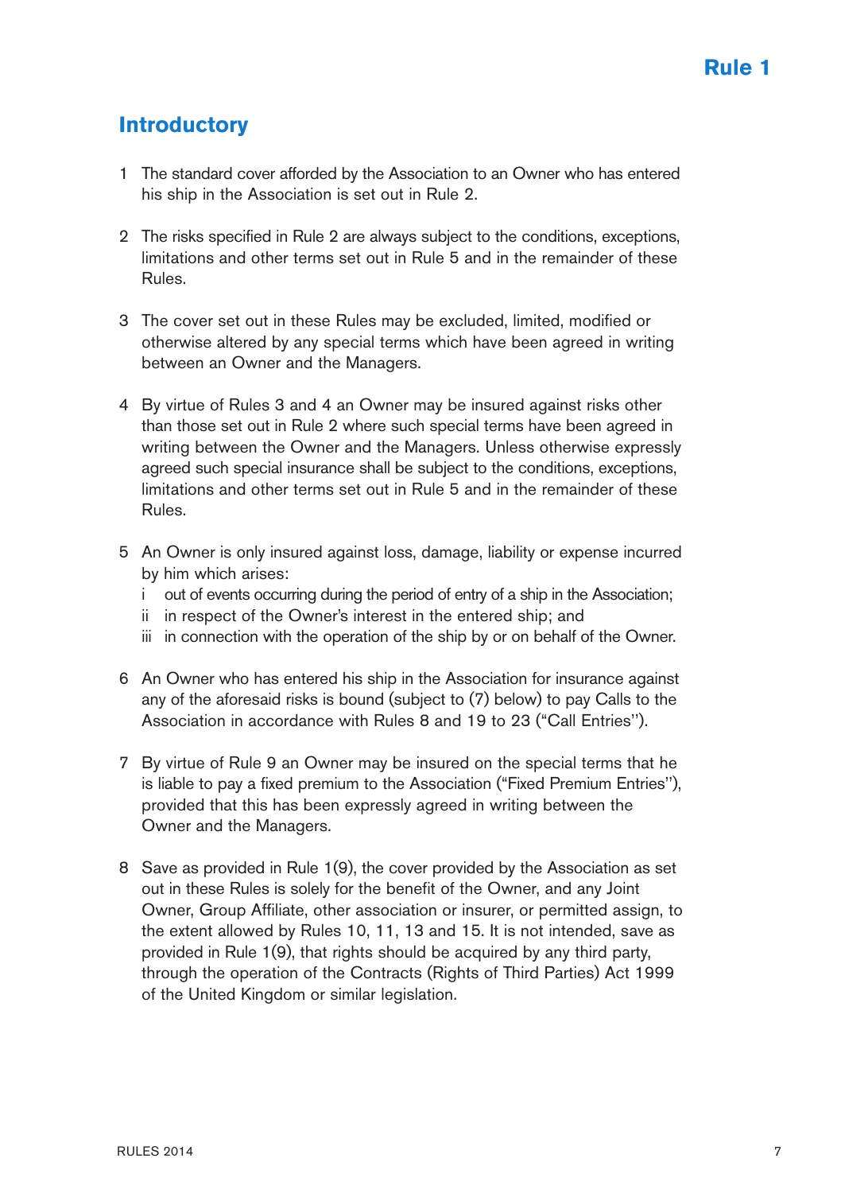# Rule 1

## Introductory

1 The standard cover afforded by the Association to an Owner who has entered his ship in the Association is set out in Rule 2.

2 The risks specified in Rule 2 are always subject to the conditions, exceptions, limitations and other terms set out in Rule 5 and in the remainder of these Rules.

3 The cover set out in these Rules may be excluded, limited, modified or otherwise altered by any special terms which have been agreed in writing between an Owner and the Managers.

4 By virtue of Rules 3 and 4 an Owner may be insured against risks other than those set out in Rule 2 where such special terms have been agreed in writing between the Owner and the Managers. Unless otherwise expressly agreed such special insurance shall be subject to the conditions, exceptions, limitations and other terms set out in Rule 5 and in the remainder of these Rules.

5 An Owner is only insured against loss, damage, liability or expense incurred by him which arises:
   i out of events occurring during the period of entry of a ship in the Association;
   ii in respect of the Owner's interest in the entered ship; and
   iii in connection with the operation of the ship by or on behalf of the Owner.

6 An Owner who has entered his ship in the Association for insurance against any of the aforesaid risks is bound (subject to (7) below) to pay Calls to the Association in accordance with Rules 8 and 19 to 23 ("Call Entries").

7 By virtue of Rule 9 an Owner may be insured on the special terms that he is liable to pay a fixed premium to the Association ("Fixed Premium Entries"), provided that this has been expressly agreed in writing between the Owner and the Managers.

8 Save as provided in Rule 1(9), the cover provided by the Association as set out in these Rules is solely for the benefit of the Owner, and any Joint Owner, Group Affiliate, other association or insurer, or permitted assign, to the extent allowed by Rules 10, 11, 13 and 15. It is not intended, save as provided in Rule 1(9), that rights should be acquired by any third party, through the operation of the Contracts (Rights of Third Parties) Act 1999 of the United Kingdom or similar legislation.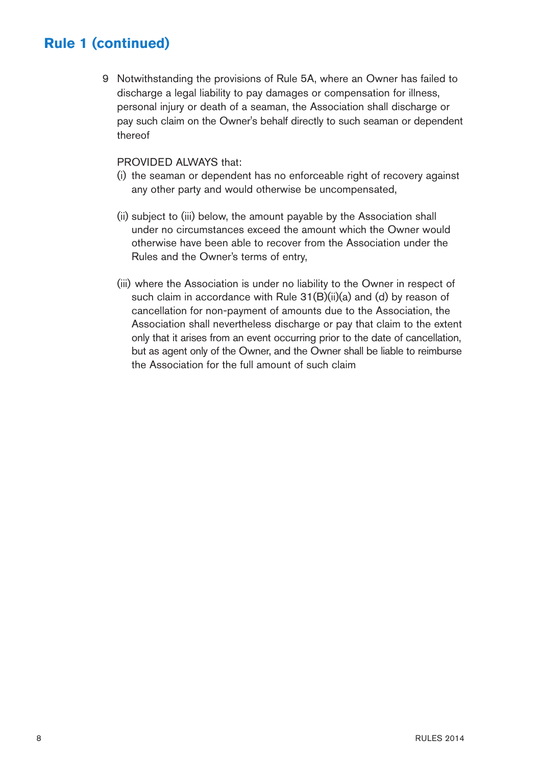## Rule 1 (continued)

9 Notwithstanding the provisions of Rule 5A, where an Owner has failed to discharge a legal liability to pay damages or compensation for illness, personal injury or death of a seaman, the Association shall discharge or pay such claim on the Owner's behalf directly to such seaman or dependent thereof

PROVIDED ALWAYS that:

(i) the seaman or dependent has no enforceable right of recovery against any other party and would otherwise be uncompensated,

(ii) subject to (iii) below, the amount payable by the Association shall under no circumstances exceed the amount which the Owner would otherwise have been able to recover from the Association under the Rules and the Owner's terms of entry,

(iii) where the Association is under no liability to the Owner in respect of such claim in accordance with Rule 31(B)(ii)(a) and (d) by reason of cancellation for non-payment of amounts due to the Association, the Association shall nevertheless discharge or pay that claim to the extent only that it arises from an event occurring prior to the date of cancellation, but as agent only of the Owner, and the Owner shall be liable to reimburse the Association for the full amount of such claim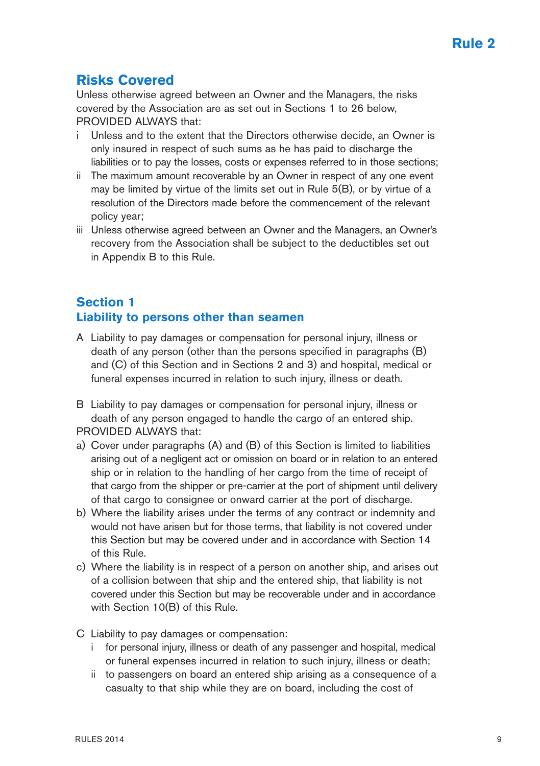# Rule 2

## Risks Covered

Unless otherwise agreed between an Owner and the Managers, the risks covered by the Association are as set out in Sections 1 to 26 below, PROVIDED ALWAYS that:

- i Unless and to the extent that the Directors otherwise decide, an Owner is only insured in respect of such sums as he has paid to discharge the liabilities or to pay the losses, costs or expenses referred to in those sections;
- ii The maximum amount recoverable by an Owner in respect of any one event may be limited by virtue of the limits set out in Rule 5(B), or by virtue of a resolution of the Directors made before the commencement of the relevant policy year;
- iii Unless otherwise agreed between an Owner and the Managers, an Owner's recovery from the Association shall be subject to the deductibles set out in Appendix B to this Rule.

## Section 1
## Liability to persons other than seamen

A Liability to pay damages or compensation for personal injury, illness or death of any person (other than the persons specified in paragraphs (B) and (C) of this Section and in Sections 2 and 3) and hospital, medical or funeral expenses incurred in relation to such injury, illness or death.

B Liability to pay damages or compensation for personal injury, illness or death of any person engaged to handle the cargo of an entered ship.

PROVIDED ALWAYS that:

- a) Cover under paragraphs (A) and (B) of this Section is limited to liabilities arising out of a negligent act or omission on board or in relation to an entered ship or in relation to the handling of her cargo from the time of receipt of that cargo from the shipper or pre-carrier at the port of shipment until delivery of that cargo to consignee or onward carrier at the port of discharge.
- b) Where the liability arises under the terms of any contract or indemnity and would not have arisen but for those terms, that liability is not covered under this Section but may be covered under and in accordance with Section 14 of this Rule.
- c) Where the liability is in respect of a person on another ship, and arises out of a collision between that ship and the entered ship, that liability is not covered under this Section but may be recoverable under and in accordance with Section 10(B) of this Rule.

C Liability to pay damages or compensation:

- i for personal injury, illness or death of any passenger and hospital, medical or funeral expenses incurred in relation to such injury, illness or death;
- ii to passengers on board an entered ship arising as a consequence of a casualty to that ship while they are on board, including the cost of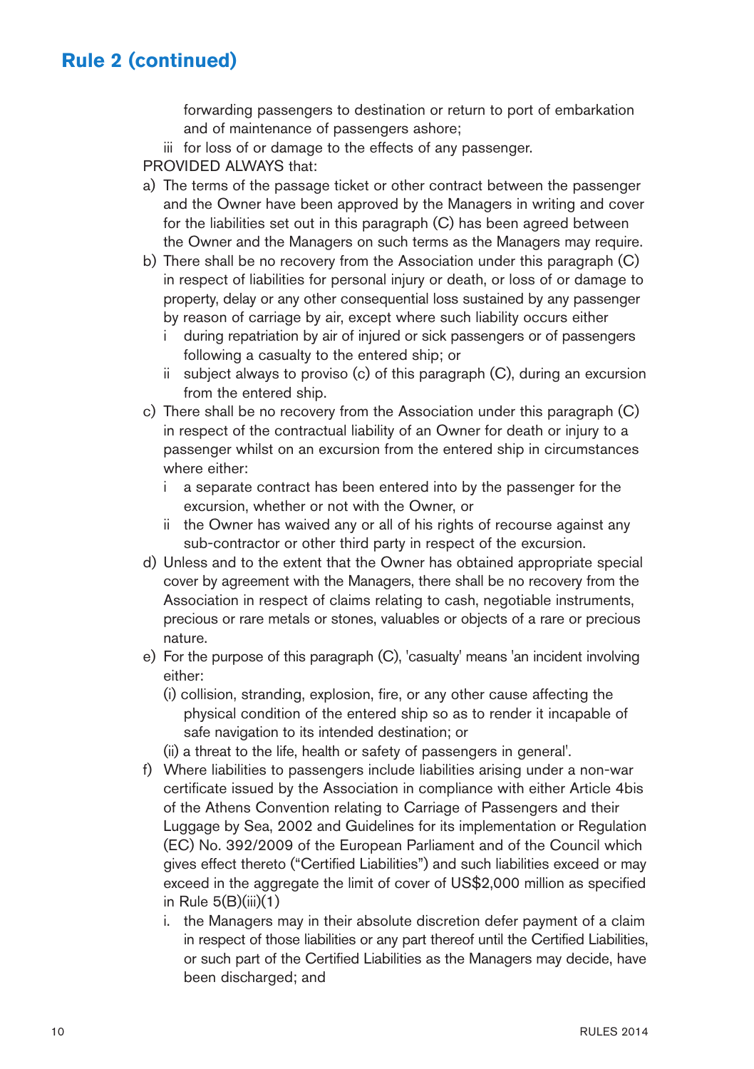## Rule 2 (continued)

forwarding passengers to destination or return to port of embarkation and of maintenance of passengers ashore;

iii for loss of or damage to the effects of any passenger.

PROVIDED ALWAYS that:

a) The terms of the passage ticket or other contract between the passenger and the Owner have been approved by the Managers in writing and cover for the liabilities set out in this paragraph (C) has been agreed between the Owner and the Managers on such terms as the Managers may require.

b) There shall be no recovery from the Association under this paragraph (C) in respect of liabilities for personal injury or death, or loss of or damage to property, delay or any other consequential loss sustained by any passenger by reason of carriage by air, except where such liability occurs either
   - i during repatriation by air of injured or sick passengers or of passengers following a casualty to the entered ship; or
   - ii subject always to proviso (c) of this paragraph (C), during an excursion from the entered ship.

c) There shall be no recovery from the Association under this paragraph (C) in respect of the contractual liability of an Owner for death or injury to a passenger whilst on an excursion from the entered ship in circumstances where either:
   - i a separate contract has been entered into by the passenger for the excursion, whether or not with the Owner, or
   - ii the Owner has waived any or all of his rights of recourse against any sub-contractor or other third party in respect of the excursion.

d) Unless and to the extent that the Owner has obtained appropriate special cover by agreement with the Managers, there shall be no recovery from the Association in respect of claims relating to cash, negotiable instruments, precious or rare metals or stones, valuables or objects of a rare or precious nature.

e) For the purpose of this paragraph (C), 'casualty' means 'an incident involving either:
   - (i) collision, stranding, explosion, fire, or any other cause affecting the physical condition of the entered ship so as to render it incapable of safe navigation to its intended destination; or
   - (ii) a threat to the life, health or safety of passengers in general'.

f) Where liabilities to passengers include liabilities arising under a non-war certificate issued by the Association in compliance with either Article 4bis of the Athens Convention relating to Carriage of Passengers and their Luggage by Sea, 2002 and Guidelines for its implementation or Regulation (EC) No. 392/2009 of the European Parliament and of the Council which gives effect thereto ("Certified Liabilities") and such liabilities exceed or may exceed in the aggregate the limit of cover of US$2,000 million as specified in Rule 5(B)(iii)(1)
   - i. the Managers may in their absolute discretion defer payment of a claim in respect of those liabilities or any part thereof until the Certified Liabilities, or such part of the Certified Liabilities as the Managers may decide, have been discharged; and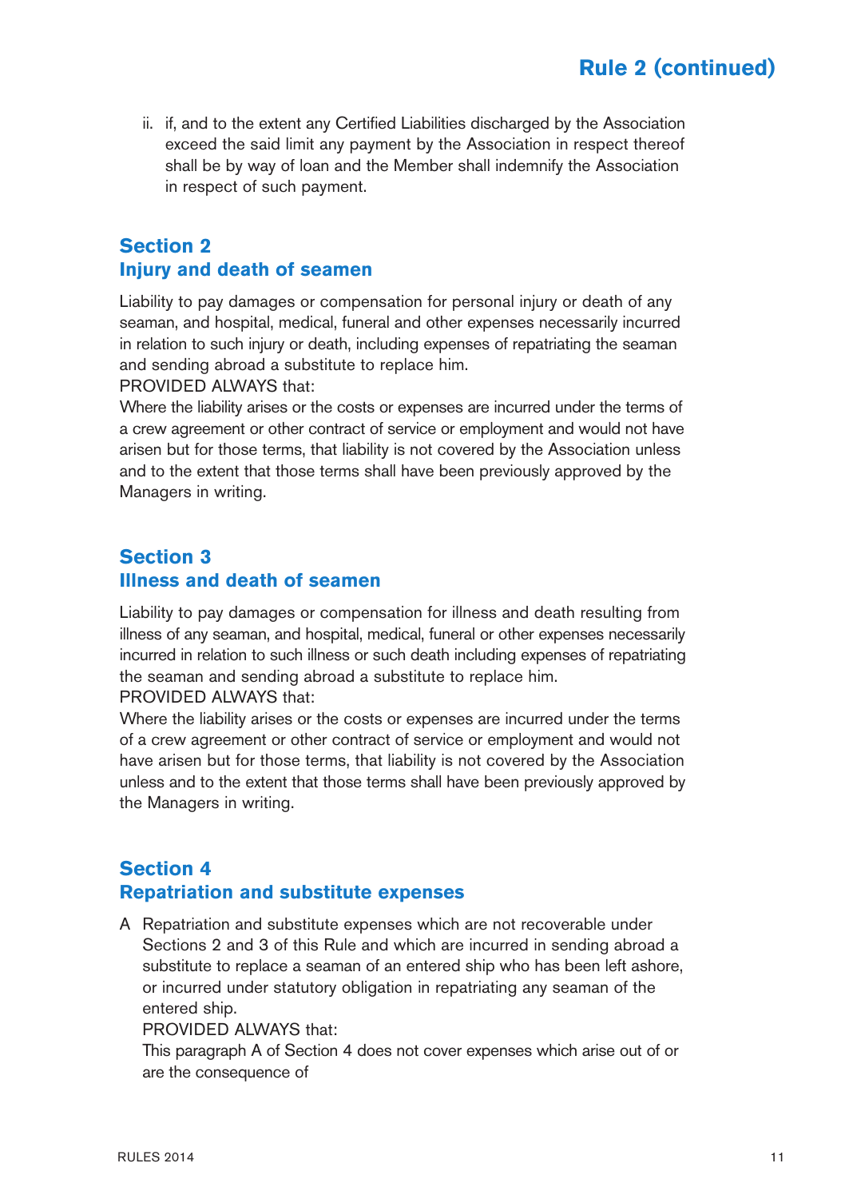ii. if, and to the extent any Certified Liabilities discharged by the Association exceed the said limit any payment by the Association in respect thereof shall be by way of loan and the Member shall indemnify the Association in respect of such payment.

## Section 2
## Injury and death of seamen

Liability to pay damages or compensation for personal injury or death of any seaman, and hospital, medical, funeral and other expenses necessarily incurred in relation to such injury or death, including expenses of repatriating the seaman and sending abroad a substitute to replace him.

PROVIDED ALWAYS that:

Where the liability arises or the costs or expenses are incurred under the terms of a crew agreement or other contract of service or employment and would not have arisen but for those terms, that liability is not covered by the Association unless and to the extent that those terms shall have been previously approved by the Managers in writing.

## Section 3
## Illness and death of seamen

Liability to pay damages or compensation for illness and death resulting from illness of any seaman, and hospital, medical, funeral or other expenses necessarily incurred in relation to such illness or such death including expenses of repatriating the seaman and sending abroad a substitute to replace him.

PROVIDED ALWAYS that:

Where the liability arises or the costs or expenses are incurred under the terms of a crew agreement or other contract of service or employment and would not have arisen but for those terms, that liability is not covered by the Association unless and to the extent that those terms shall have been previously approved by the Managers in writing.

## Section 4
## Repatriation and substitute expenses

A Repatriation and substitute expenses which are not recoverable under Sections 2 and 3 of this Rule and which are incurred in sending abroad a substitute to replace a seaman of an entered ship who has been left ashore, or incurred under statutory obligation in repatriating any seaman of the entered ship.

PROVIDED ALWAYS that:

This paragraph A of Section 4 does not cover expenses which arise out of or are the consequence of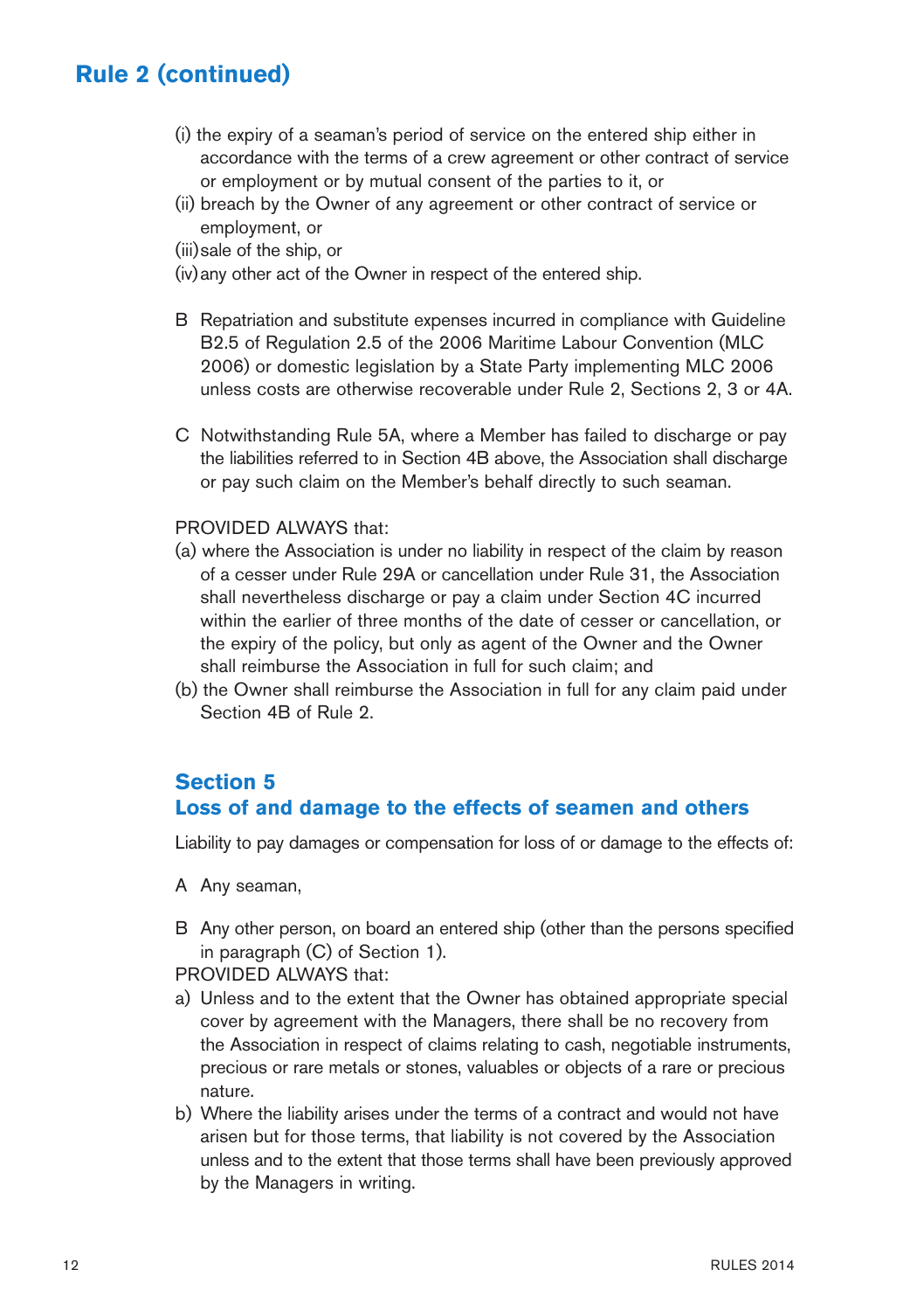# Rule 2 (continued)

(i) the expiry of a seaman's period of service on the entered ship either in accordance with the terms of a crew agreement or other contract of service or employment or by mutual consent of the parties to it, or

(ii) breach by the Owner of any agreement or other contract of service or employment, or

(iii) sale of the ship, or

(iv) any other act of the Owner in respect of the entered ship.

B Repatriation and substitute expenses incurred in compliance with Guideline B2.5 of Regulation 2.5 of the 2006 Maritime Labour Convention (MLC 2006) or domestic legislation by a State Party implementing MLC 2006 unless costs are otherwise recoverable under Rule 2, Sections 2, 3 or 4A.

C Notwithstanding Rule 5A, where a Member has failed to discharge or pay the liabilities referred to in Section 4B above, the Association shall discharge or pay such claim on the Member's behalf directly to such seaman.

PROVIDED ALWAYS that:

(a) where the Association is under no liability in respect of the claim by reason of a cesser under Rule 29A or cancellation under Rule 31, the Association shall nevertheless discharge or pay a claim under Section 4C incurred within the earlier of three months of the date of cesser or cancellation, or the expiry of the policy, but only as agent of the Owner and the Owner shall reimburse the Association in full for such claim; and

(b) the Owner shall reimburse the Association in full for any claim paid under Section 4B of Rule 2.

## Section 5
## Loss of and damage to the effects of seamen and others

Liability to pay damages or compensation for loss of or damage to the effects of:

A Any seaman,

B Any other person, on board an entered ship (other than the persons specified in paragraph (C) of Section 1).

PROVIDED ALWAYS that:

a) Unless and to the extent that the Owner has obtained appropriate special cover by agreement with the Managers, there shall be no recovery from the Association in respect of claims relating to cash, negotiable instruments, precious or rare metals or stones, valuables or objects of a rare or precious nature.

b) Where the liability arises under the terms of a contract and would not have arisen but for those terms, that liability is not covered by the Association unless and to the extent that those terms shall have been previously approved by the Managers in writing.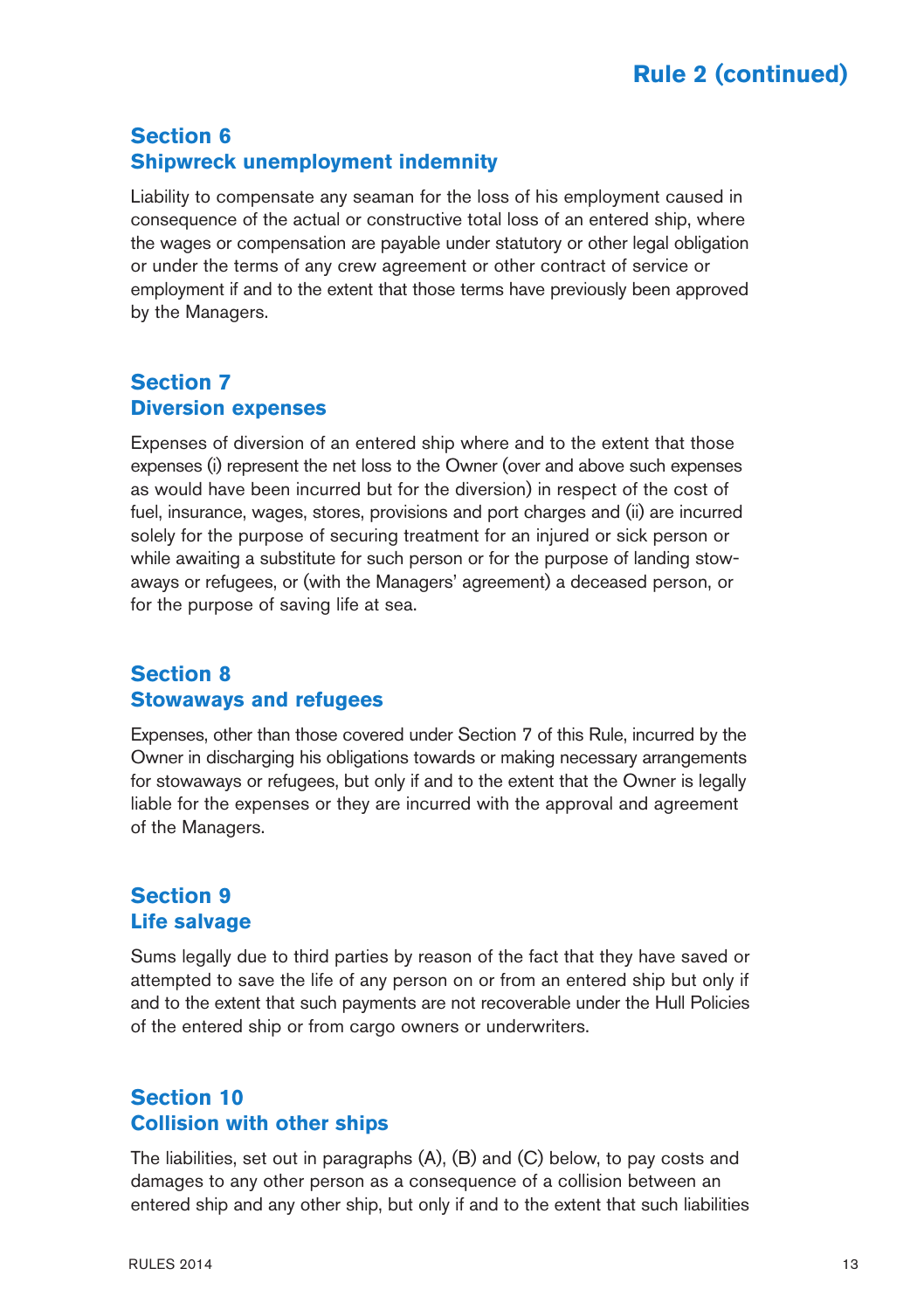## Section 6
## Shipwreck unemployment indemnity

Liability to compensate any seaman for the loss of his employment caused in consequence of the actual or constructive total loss of an entered ship, where the wages or compensation are payable under statutory or other legal obligation or under the terms of any crew agreement or other contract of service or employment if and to the extent that those terms have previously been approved by the Managers.

## Section 7
## Diversion expenses

Expenses of diversion of an entered ship where and to the extent that those expenses (i) represent the net loss to the Owner (over and above such expenses as would have been incurred but for the diversion) in respect of the cost of fuel, insurance, wages, stores, provisions and port charges and (ii) are incurred solely for the purpose of securing treatment for an injured or sick person or while awaiting a substitute for such person or for the purpose of landing stowaways or refugees, or (with the Managers' agreement) a deceased person, or for the purpose of saving life at sea.

## Section 8
## Stowaways and refugees

Expenses, other than those covered under Section 7 of this Rule, incurred by the Owner in discharging his obligations towards or making necessary arrangements for stowaways or refugees, but only if and to the extent that the Owner is legally liable for the expenses or they are incurred with the approval and agreement of the Managers.

## Section 9
## Life salvage

Sums legally due to third parties by reason of the fact that they have saved or attempted to save the life of any person on or from an entered ship but only if and to the extent that such payments are not recoverable under the Hull Policies of the entered ship or from cargo owners or underwriters.

## Section 10
## Collision with other ships

The liabilities, set out in paragraphs (A), (B) and (C) below, to pay costs and damages to any other person as a consequence of a collision between an entered ship and any other ship, but only if and to the extent that such liabilities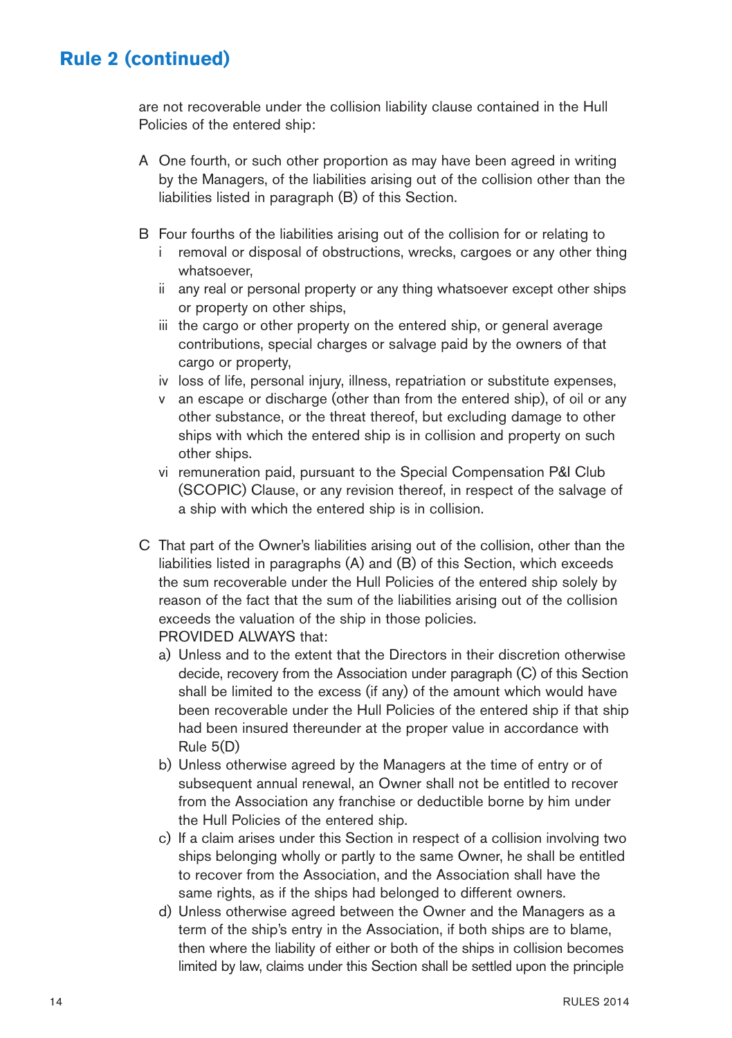## Rule 2 (continued)

are not recoverable under the collision liability clause contained in the Hull Policies of the entered ship:

A One fourth, or such other proportion as may have been agreed in writing by the Managers, of the liabilities arising out of the collision other than the liabilities listed in paragraph (B) of this Section.

B Four fourths of the liabilities arising out of the collision for or relating to

- i removal or disposal of obstructions, wrecks, cargoes or any other thing whatsoever,
- ii any real or personal property or any thing whatsoever except other ships or property on other ships,
- iii the cargo or other property on the entered ship, or general average contributions, special charges or salvage paid by the owners of that cargo or property,
- iv loss of life, personal injury, illness, repatriation or substitute expenses,
- v an escape or discharge (other than from the entered ship), of oil or any other substance, or the threat thereof, but excluding damage to other ships with which the entered ship is in collision and property on such other ships.
- vi remuneration paid, pursuant to the Special Compensation P&I Club (SCOPIC) Clause, or any revision thereof, in respect of the salvage of a ship with which the entered ship is in collision.

C That part of the Owner's liabilities arising out of the collision, other than the liabilities listed in paragraphs (A) and (B) of this Section, which exceeds the sum recoverable under the Hull Policies of the entered ship solely by reason of the fact that the sum of the liabilities arising out of the collision exceeds the valuation of the ship in those policies.

PROVIDED ALWAYS that:

- a) Unless and to the extent that the Directors in their discretion otherwise decide, recovery from the Association under paragraph (C) of this Section shall be limited to the excess (if any) of the amount which would have been recoverable under the Hull Policies of the entered ship if that ship had been insured thereunder at the proper value in accordance with Rule 5(D)
- b) Unless otherwise agreed by the Managers at the time of entry or of subsequent annual renewal, an Owner shall not be entitled to recover from the Association any franchise or deductible borne by him under the Hull Policies of the entered ship.
- c) If a claim arises under this Section in respect of a collision involving two ships belonging wholly or partly to the same Owner, he shall be entitled to recover from the Association, and the Association shall have the same rights, as if the ships had belonged to different owners.
- d) Unless otherwise agreed between the Owner and the Managers as a term of the ship's entry in the Association, if both ships are to blame, then where the liability of either or both of the ships in collision becomes limited by law, claims under this Section shall be settled upon the principle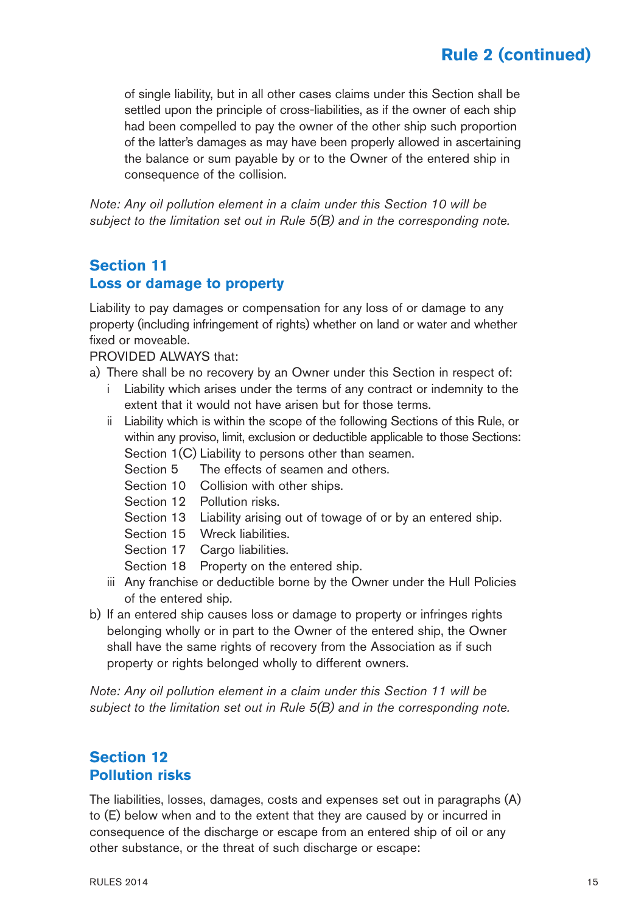of single liability, but in all other cases claims under this Section shall be settled upon the principle of cross-liabilities, as if the owner of each ship had been compelled to pay the owner of the other ship such proportion of the latter's damages as may have been properly allowed in ascertaining the balance or sum payable by or to the Owner of the entered ship in consequence of the collision.

*Note: Any oil pollution element in a claim under this Section 10 will be subject to the limitation set out in Rule 5(B) and in the corresponding note.*

## Section 11
## Loss or damage to property

Liability to pay damages or compensation for any loss of or damage to any property (including infringement of rights) whether on land or water and whether fixed or moveable.

PROVIDED ALWAYS that:

a) There shall be no recovery by an Owner under this Section in respect of:
   - i Liability which arises under the terms of any contract or indemnity to the extent that it would not have arisen but for those terms.
   - ii Liability which is within the scope of the following Sections of this Rule, or within any proviso, limit, exclusion or deductible applicable to those Sections:
     - Section 1(C) Liability to persons other than seamen.
     - Section 5 The effects of seamen and others.
     - Section 10 Collision with other ships.
     - Section 12 Pollution risks.
     - Section 13 Liability arising out of towage of or by an entered ship.
     - Section 15 Wreck liabilities.
     - Section 17 Cargo liabilities.
     - Section 18 Property on the entered ship.
   - iii Any franchise or deductible borne by the Owner under the Hull Policies of the entered ship.

b) If an entered ship causes loss or damage to property or infringes rights belonging wholly or in part to the Owner of the entered ship, the Owner shall have the same rights of recovery from the Association as if such property or rights belonged wholly to different owners.

*Note: Any oil pollution element in a claim under this Section 11 will be subject to the limitation set out in Rule 5(B) and in the corresponding note.*

## Section 12
## Pollution risks

The liabilities, losses, damages, costs and expenses set out in paragraphs (A) to (E) below when and to the extent that they are caused by or incurred in consequence of the discharge or escape from an entered ship of oil or any other substance, or the threat of such discharge or escape: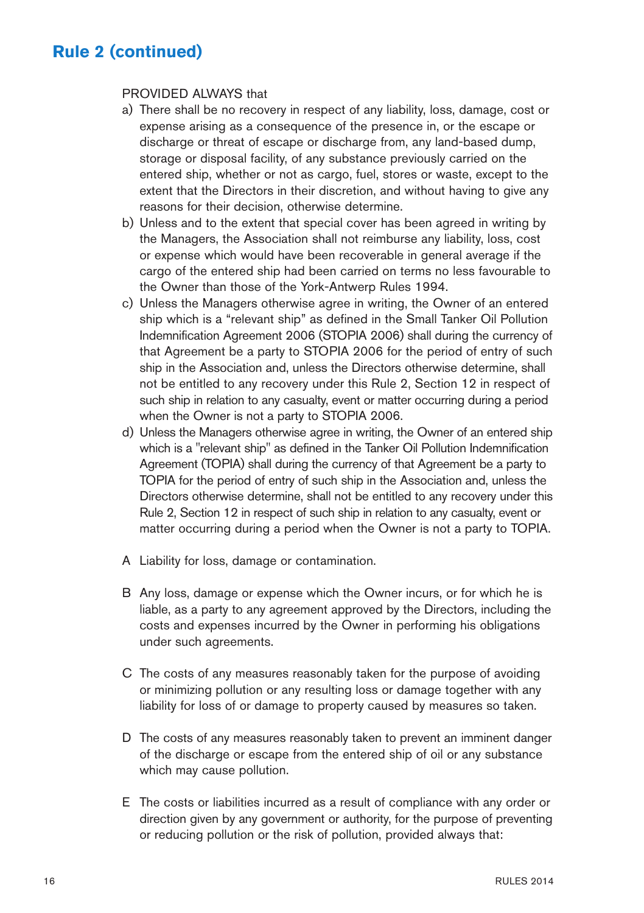## Rule 2 (continued)

PROVIDED ALWAYS that

a) There shall be no recovery in respect of any liability, loss, damage, cost or expense arising as a consequence of the presence in, or the escape or discharge or threat of escape or discharge from, any land-based dump, storage or disposal facility, of any substance previously carried on the entered ship, whether or not as cargo, fuel, stores or waste, except to the extent that the Directors in their discretion, and without having to give any reasons for their decision, otherwise determine.

b) Unless and to the extent that special cover has been agreed in writing by the Managers, the Association shall not reimburse any liability, loss, cost or expense which would have been recoverable in general average if the cargo of the entered ship had been carried on terms no less favourable to the Owner than those of the York-Antwerp Rules 1994.

c) Unless the Managers otherwise agree in writing, the Owner of an entered ship which is a “relevant ship” as defined in the Small Tanker Oil Pollution Indemnification Agreement 2006 (STOPIA 2006) shall during the currency of that Agreement be a party to STOPIA 2006 for the period of entry of such ship in the Association and, unless the Directors otherwise determine, shall not be entitled to any recovery under this Rule 2, Section 12 in respect of such ship in relation to any casualty, event or matter occurring during a period when the Owner is not a party to STOPIA 2006.

d) Unless the Managers otherwise agree in writing, the Owner of an entered ship which is a "relevant ship" as defined in the Tanker Oil Pollution Indemnification Agreement (TOPIA) shall during the currency of that Agreement be a party to TOPIA for the period of entry of such ship in the Association and, unless the Directors otherwise determine, shall not be entitled to any recovery under this Rule 2, Section 12 in respect of such ship in relation to any casualty, event or matter occurring during a period when the Owner is not a party to TOPIA.

A Liability for loss, damage or contamination.

B Any loss, damage or expense which the Owner incurs, or for which he is liable, as a party to any agreement approved by the Directors, including the costs and expenses incurred by the Owner in performing his obligations under such agreements.

C The costs of any measures reasonably taken for the purpose of avoiding or minimizing pollution or any resulting loss or damage together with any liability for loss of or damage to property caused by measures so taken.

D The costs of any measures reasonably taken to prevent an imminent danger of the discharge or escape from the entered ship of oil or any substance which may cause pollution.

E The costs or liabilities incurred as a result of compliance with any order or direction given by any government or authority, for the purpose of preventing or reducing pollution or the risk of pollution, provided always that: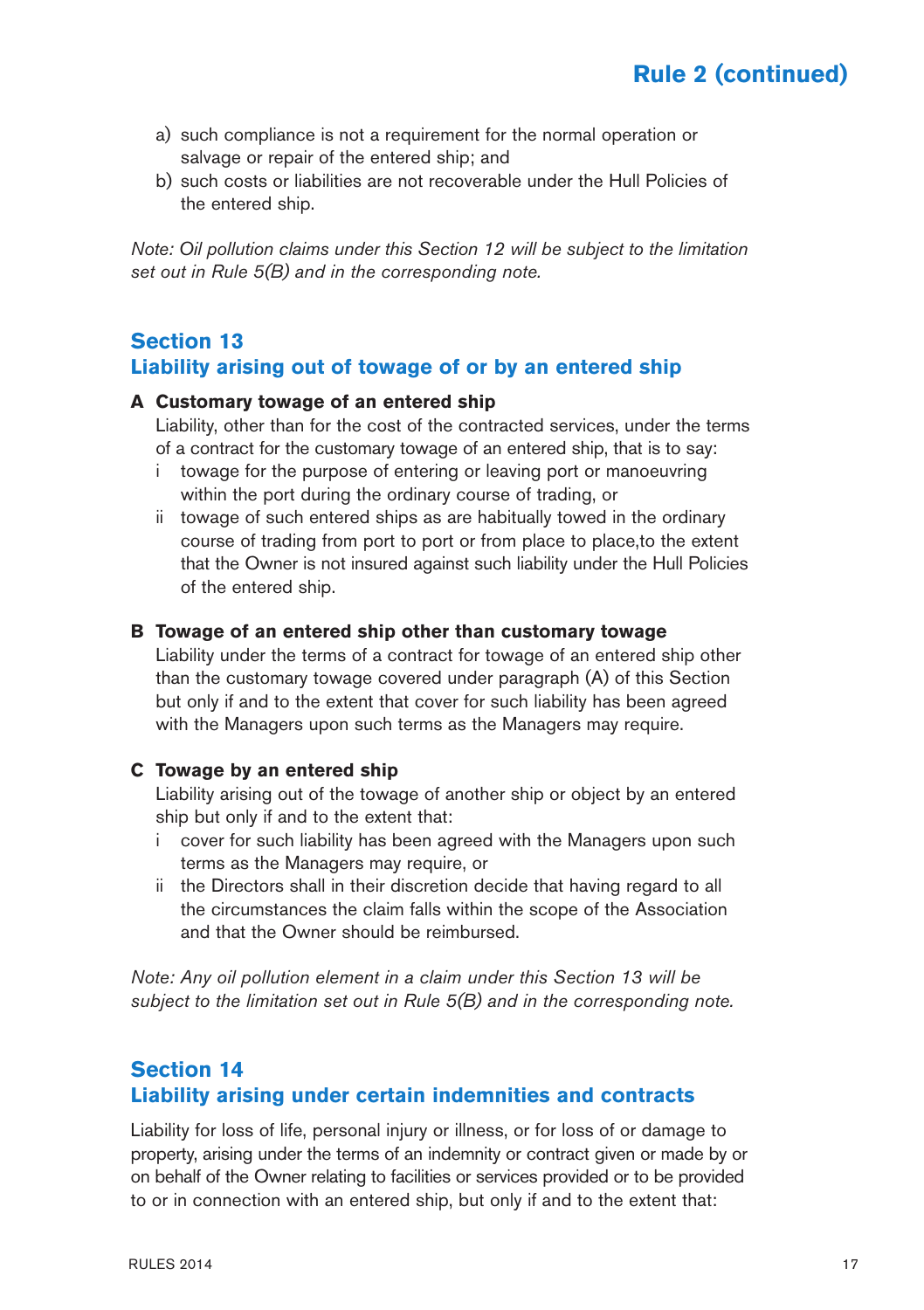a) such compliance is not a requirement for the normal operation or salvage or repair of the entered ship; and
b) such costs or liabilities are not recoverable under the Hull Policies of the entered ship.

*Note: Oil pollution claims under this Section 12 will be subject to the limitation set out in Rule 5(B) and in the corresponding note.*

## Section 13
## Liability arising out of towage of or by an entered ship

**A Customary towage of an entered ship**

Liability, other than for the cost of the contracted services, under the terms of a contract for the customary towage of an entered ship, that is to say:

i towage for the purpose of entering or leaving port or manoeuvring within the port during the ordinary course of trading, or

ii towage of such entered ships as are habitually towed in the ordinary course of trading from port to port or from place to place,to the extent that the Owner is not insured against such liability under the Hull Policies of the entered ship.

**B Towage of an entered ship other than customary towage**

Liability under the terms of a contract for towage of an entered ship other than the customary towage covered under paragraph (A) of this Section but only if and to the extent that cover for such liability has been agreed with the Managers upon such terms as the Managers may require.

**C Towage by an entered ship**

Liability arising out of the towage of another ship or object by an entered ship but only if and to the extent that:

i cover for such liability has been agreed with the Managers upon such terms as the Managers may require, or

ii the Directors shall in their discretion decide that having regard to all the circumstances the claim falls within the scope of the Association and that the Owner should be reimbursed.

*Note: Any oil pollution element in a claim under this Section 13 will be subject to the limitation set out in Rule 5(B) and in the corresponding note.*

## Section 14
## Liability arising under certain indemnities and contracts

Liability for loss of life, personal injury or illness, or for loss of or damage to property, arising under the terms of an indemnity or contract given or made by or on behalf of the Owner relating to facilities or services provided or to be provided to or in connection with an entered ship, but only if and to the extent that: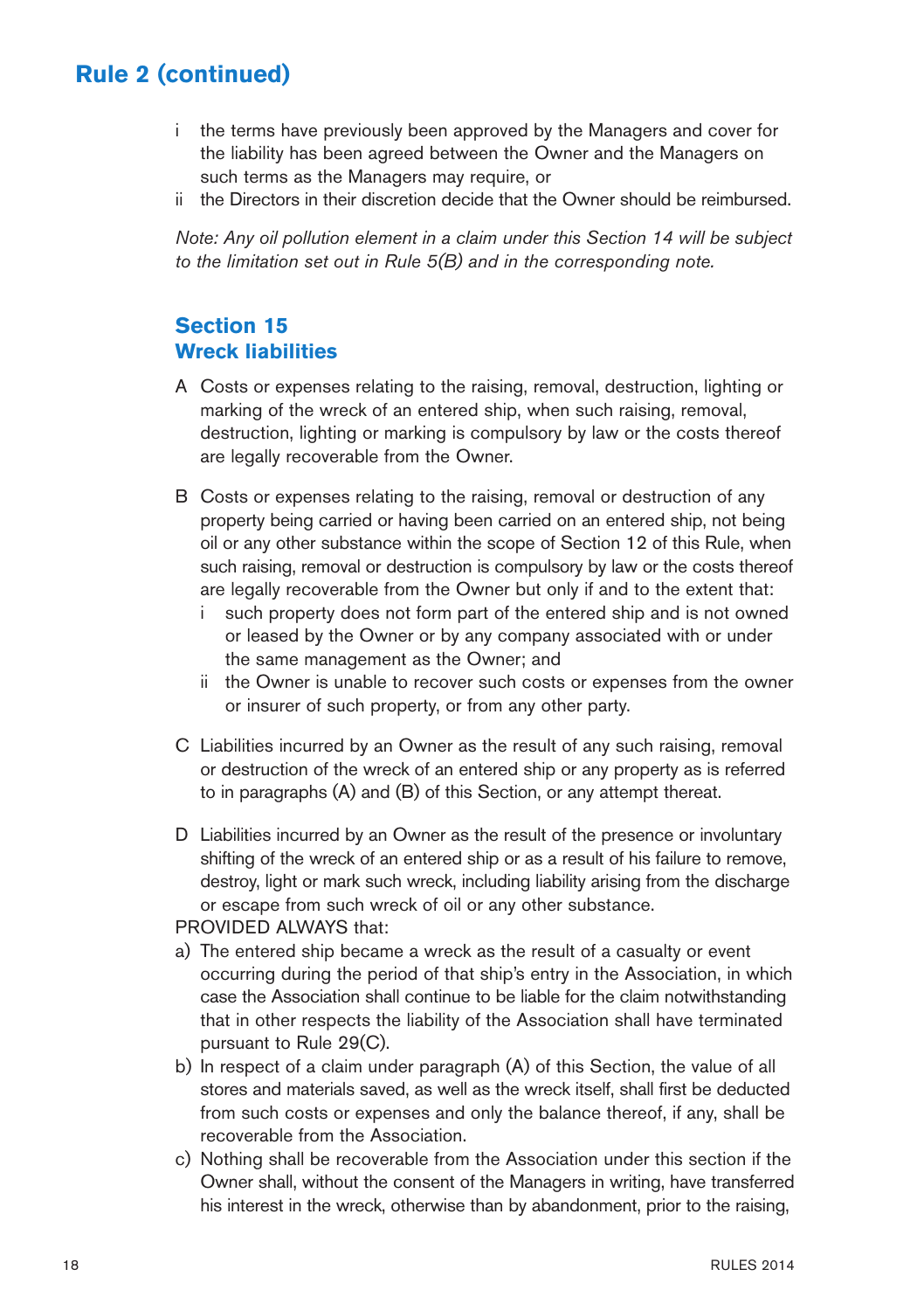## Rule 2 (continued)

i the terms have previously been approved by the Managers and cover for the liability has been agreed between the Owner and the Managers on such terms as the Managers may require, or

ii the Directors in their discretion decide that the Owner should be reimbursed.

*Note: Any oil pollution element in a claim under this Section 14 will be subject to the limitation set out in Rule 5(B) and in the corresponding note.*

### Section 15
### Wreck liabilities

A Costs or expenses relating to the raising, removal, destruction, lighting or marking of the wreck of an entered ship, when such raising, removal, destruction, lighting or marking is compulsory by law or the costs thereof are legally recoverable from the Owner.

B Costs or expenses relating to the raising, removal or destruction of any property being carried or having been carried on an entered ship, not being oil or any other substance within the scope of Section 12 of this Rule, when such raising, removal or destruction is compulsory by law or the costs thereof are legally recoverable from the Owner but only if and to the extent that:

- i such property does not form part of the entered ship and is not owned or leased by the Owner or by any company associated with or under the same management as the Owner; and
- ii the Owner is unable to recover such costs or expenses from the owner or insurer of such property, or from any other party.

C Liabilities incurred by an Owner as the result of any such raising, removal or destruction of the wreck of an entered ship or any property as is referred to in paragraphs (A) and (B) of this Section, or any attempt thereat.

D Liabilities incurred by an Owner as the result of the presence or involuntary shifting of the wreck of an entered ship or as a result of his failure to remove, destroy, light or mark such wreck, including liability arising from the discharge or escape from such wreck of oil or any other substance.

PROVIDED ALWAYS that:

a) The entered ship became a wreck as the result of a casualty or event occurring during the period of that ship's entry in the Association, in which case the Association shall continue to be liable for the claim notwithstanding that in other respects the liability of the Association shall have terminated pursuant to Rule 29(C).

b) In respect of a claim under paragraph (A) of this Section, the value of all stores and materials saved, as well as the wreck itself, shall first be deducted from such costs or expenses and only the balance thereof, if any, shall be recoverable from the Association.

c) Nothing shall be recoverable from the Association under this section if the Owner shall, without the consent of the Managers in writing, have transferred his interest in the wreck, otherwise than by abandonment, prior to the raising,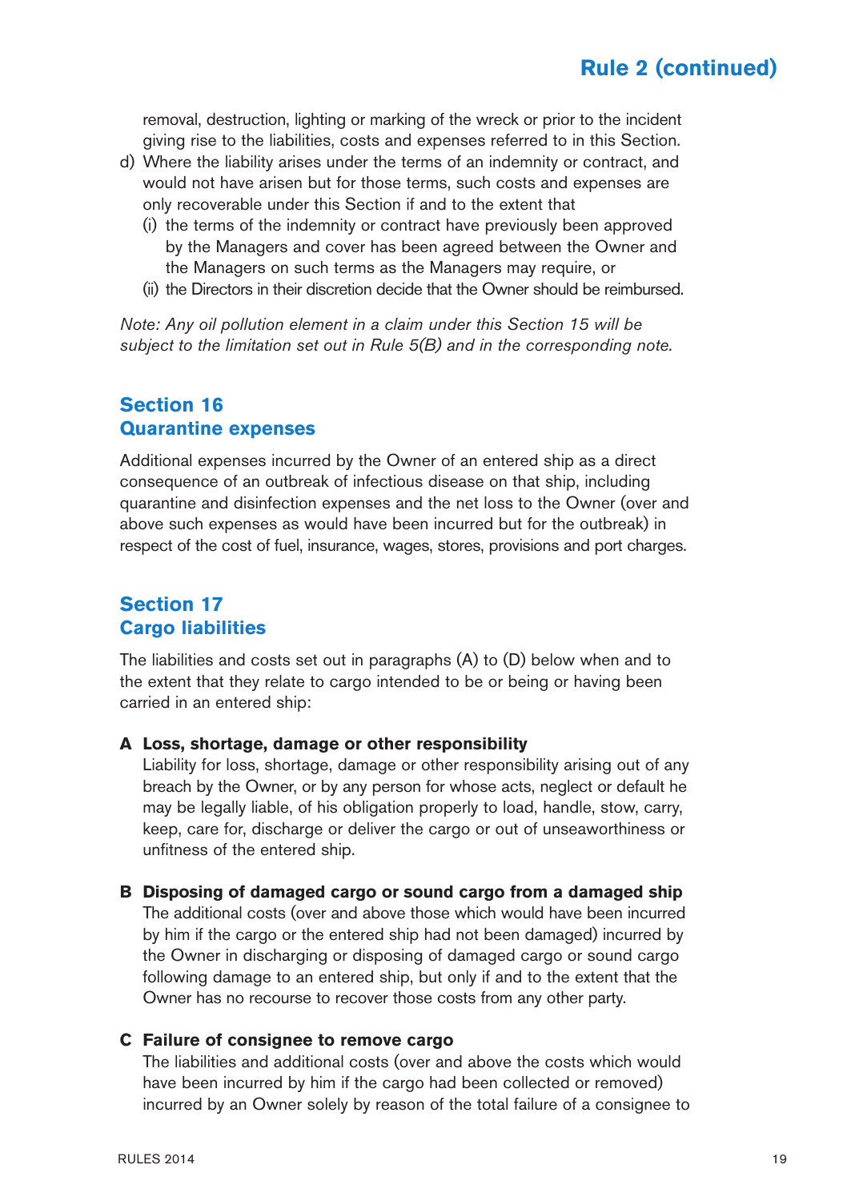removal, destruction, lighting or marking of the wreck or prior to the incident giving rise to the liabilities, costs and expenses referred to in this Section.

d) Where the liability arises under the terms of an indemnity or contract, and would not have arisen but for those terms, such costs and expenses are only recoverable under this Section if and to the extent that
   (i) the terms of the indemnity or contract have previously been approved by the Managers and cover has been agreed between the Owner and the Managers on such terms as the Managers may require, or
   (ii) the Directors in their discretion decide that the Owner should be reimbursed.

*Note: Any oil pollution element in a claim under this Section 15 will be subject to the limitation set out in Rule 5(B) and in the corresponding note.*

## Section 16
## Quarantine expenses

Additional expenses incurred by the Owner of an entered ship as a direct consequence of an outbreak of infectious disease on that ship, including quarantine and disinfection expenses and the net loss to the Owner (over and above such expenses as would have been incurred but for the outbreak) in respect of the cost of fuel, insurance, wages, stores, provisions and port charges.

## Section 17
## Cargo liabilities

The liabilities and costs set out in paragraphs (A) to (D) below when and to the extent that they relate to cargo intended to be or being or having been carried in an entered ship:

**A Loss, shortage, damage or other responsibility**
Liability for loss, shortage, damage or other responsibility arising out of any breach by the Owner, or by any person for whose acts, neglect or default he may be legally liable, of his obligation properly to load, handle, stow, carry, keep, care for, discharge or deliver the cargo or out of unseaworthiness or unfitness of the entered ship.

**B Disposing of damaged cargo or sound cargo from a damaged ship**
The additional costs (over and above those which would have been incurred by him if the cargo or the entered ship had not been damaged) incurred by the Owner in discharging or disposing of damaged cargo or sound cargo following damage to an entered ship, but only if and to the extent that the Owner has no recourse to recover those costs from any other party.

**C Failure of consignee to remove cargo**
The liabilities and additional costs (over and above the costs which would have been incurred by him if the cargo had been collected or removed) incurred by an Owner solely by reason of the total failure of a consignee to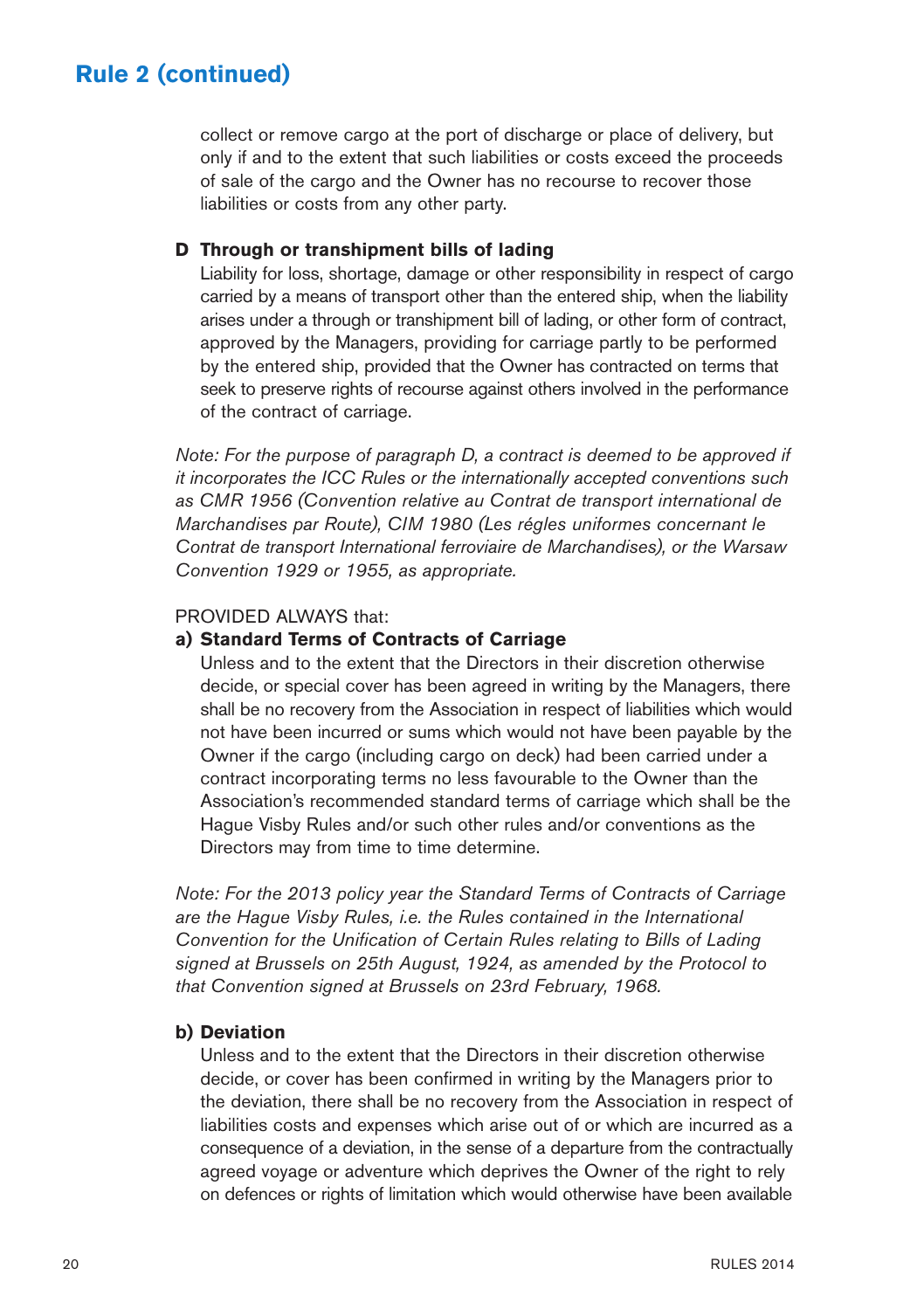## Rule 2 (continued)

collect or remove cargo at the port of discharge or place of delivery, but only if and to the extent that such liabilities or costs exceed the proceeds of sale of the cargo and the Owner has no recourse to recover those liabilities or costs from any other party.

**D Through or transhipment bills of lading**

Liability for loss, shortage, damage or other responsibility in respect of cargo carried by a means of transport other than the entered ship, when the liability arises under a through or transhipment bill of lading, or other form of contract, approved by the Managers, providing for carriage partly to be performed by the entered ship, provided that the Owner has contracted on terms that seek to preserve rights of recourse against others involved in the performance of the contract of carriage.

*Note: For the purpose of paragraph D, a contract is deemed to be approved if it incorporates the ICC Rules or the internationally accepted conventions such as CMR 1956 (Convention relative au Contrat de transport international de Marchandises par Route), CIM 1980 (Les régles uniformes concernant le Contrat de transport International ferroviaire de Marchandises), or the Warsaw Convention 1929 or 1955, as appropriate.*

PROVIDED ALWAYS that:

**a) Standard Terms of Contracts of Carriage**

Unless and to the extent that the Directors in their discretion otherwise decide, or special cover has been agreed in writing by the Managers, there shall be no recovery from the Association in respect of liabilities which would not have been incurred or sums which would not have been payable by the Owner if the cargo (including cargo on deck) had been carried under a contract incorporating terms no less favourable to the Owner than the Association's recommended standard terms of carriage which shall be the Hague Visby Rules and/or such other rules and/or conventions as the Directors may from time to time determine.

*Note: For the 2013 policy year the Standard Terms of Contracts of Carriage are the Hague Visby Rules, i.e. the Rules contained in the International Convention for the Unification of Certain Rules relating to Bills of Lading signed at Brussels on 25th August, 1924, as amended by the Protocol to that Convention signed at Brussels on 23rd February, 1968.*

**b) Deviation**

Unless and to the extent that the Directors in their discretion otherwise decide, or cover has been confirmed in writing by the Managers prior to the deviation, there shall be no recovery from the Association in respect of liabilities costs and expenses which arise out of or which are incurred as a consequence of a deviation, in the sense of a departure from the contractually agreed voyage or adventure which deprives the Owner of the right to rely on defences or rights of limitation which would otherwise have been available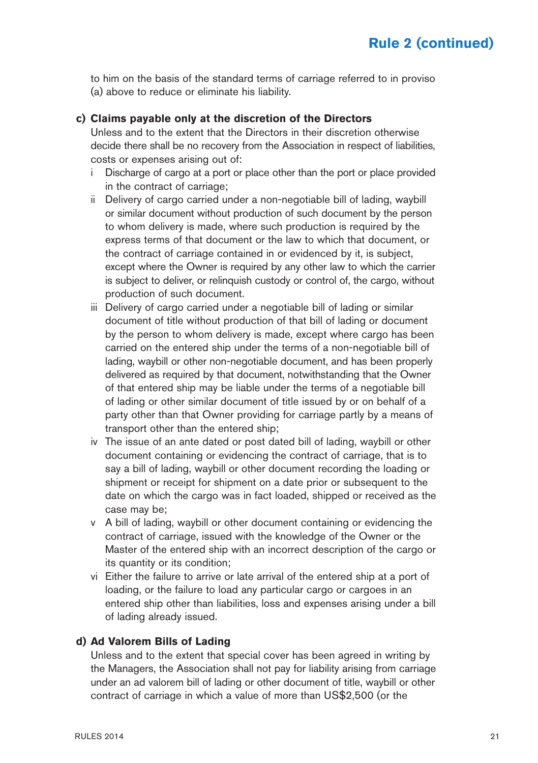to him on the basis of the standard terms of carriage referred to in proviso (a) above to reduce or eliminate his liability.

**c) Claims payable only at the discretion of the Directors**

Unless and to the extent that the Directors in their discretion otherwise decide there shall be no recovery from the Association in respect of liabilities, costs or expenses arising out of:

i Discharge of cargo at a port or place other than the port or place provided in the contract of carriage;

ii Delivery of cargo carried under a non-negotiable bill of lading, waybill or similar document without production of such document by the person to whom delivery is made, where such production is required by the express terms of that document or the law to which that document, or the contract of carriage contained in or evidenced by it, is subject, except where the Owner is required by any other law to which the carrier is subject to deliver, or relinquish custody or control of, the cargo, without production of such document.

iii Delivery of cargo carried under a negotiable bill of lading or similar document of title without production of that bill of lading or document by the person to whom delivery is made, except where cargo has been carried on the entered ship under the terms of a non-negotiable bill of lading, waybill or other non-negotiable document, and has been properly delivered as required by that document, notwithstanding that the Owner of that entered ship may be liable under the terms of a negotiable bill of lading or other similar document of title issued by or on behalf of a party other than that Owner providing for carriage partly by a means of transport other than the entered ship;

iv The issue of an ante dated or post dated bill of lading, waybill or other document containing or evidencing the contract of carriage, that is to say a bill of lading, waybill or other document recording the loading or shipment or receipt for shipment on a date prior or subsequent to the date on which the cargo was in fact loaded, shipped or received as the case may be;

v A bill of lading, waybill or other document containing or evidencing the contract of carriage, issued with the knowledge of the Owner or the Master of the entered ship with an incorrect description of the cargo or its quantity or its condition;

vi Either the failure to arrive or late arrival of the entered ship at a port of loading, or the failure to load any particular cargo or cargoes in an entered ship other than liabilities, loss and expenses arising under a bill of lading already issued.

**d) Ad Valorem Bills of Lading**

Unless and to the extent that special cover has been agreed in writing by the Managers, the Association shall not pay for liability arising from carriage under an ad valorem bill of lading or other document of title, waybill or other contract of carriage in which a value of more than US$2,500 (or the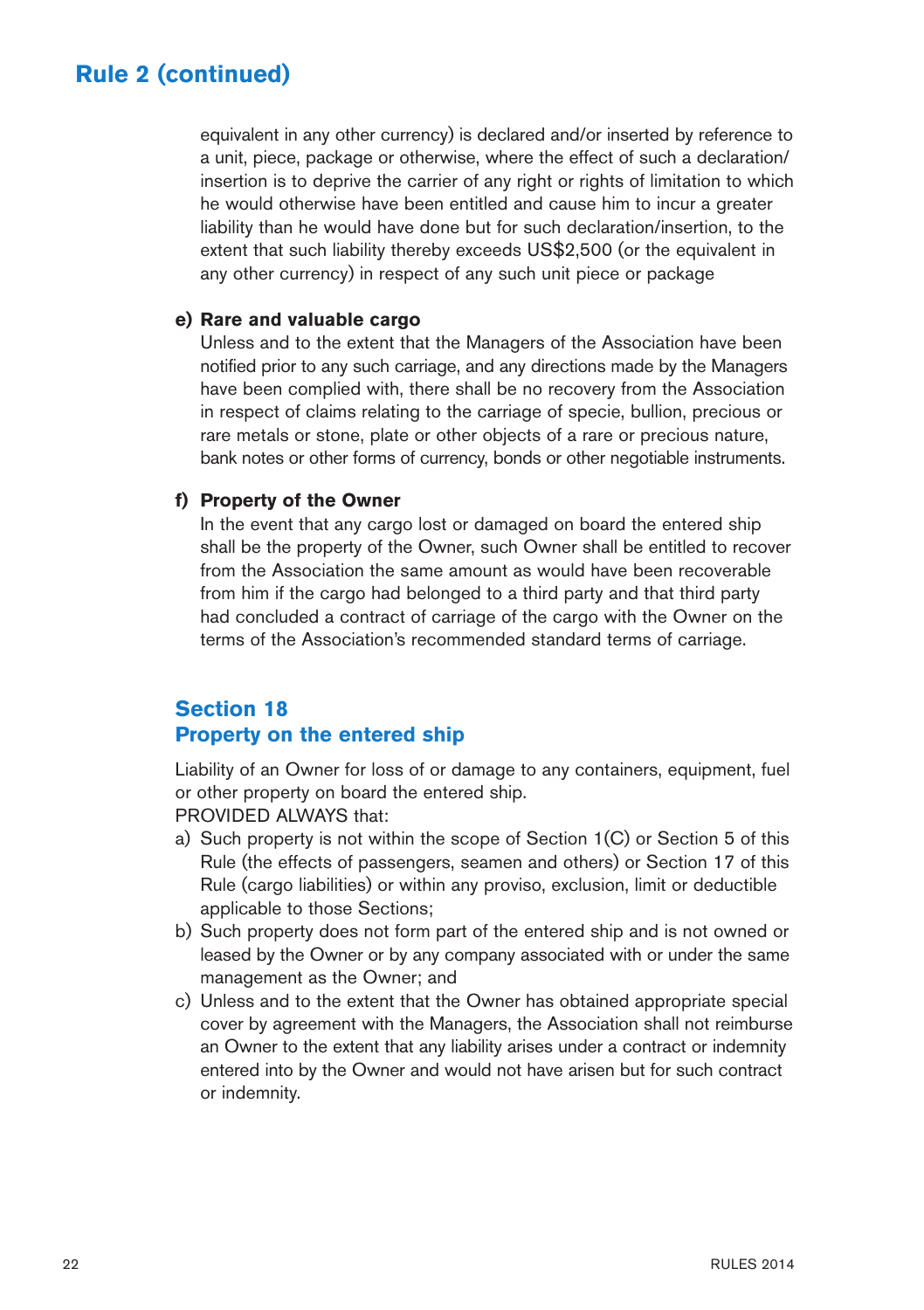## Rule 2 (continued)

equivalent in any other currency) is declared and/or inserted by reference to a unit, piece, package or otherwise, where the effect of such a declaration/insertion is to deprive the carrier of any right or rights of limitation to which he would otherwise have been entitled and cause him to incur a greater liability than he would have done but for such declaration/insertion, to the extent that such liability thereby exceeds US$2,500 (or the equivalent in any other currency) in respect of any such unit piece or package

**e) Rare and valuable cargo**
Unless and to the extent that the Managers of the Association have been notified prior to any such carriage, and any directions made by the Managers have been complied with, there shall be no recovery from the Association in respect of claims relating to the carriage of specie, bullion, precious or rare metals or stone, plate or other objects of a rare or precious nature, bank notes or other forms of currency, bonds or other negotiable instruments.

**f) Property of the Owner**
In the event that any cargo lost or damaged on board the entered ship shall be the property of the Owner, such Owner shall be entitled to recover from the Association the same amount as would have been recoverable from him if the cargo had belonged to a third party and that third party had concluded a contract of carriage of the cargo with the Owner on the terms of the Association's recommended standard terms of carriage.

### Section 18
### Property on the entered ship

Liability of an Owner for loss of or damage to any containers, equipment, fuel or other property on board the entered ship.

PROVIDED ALWAYS that:

a) Such property is not within the scope of Section 1(C) or Section 5 of this Rule (the effects of passengers, seamen and others) or Section 17 of this Rule (cargo liabilities) or within any proviso, exclusion, limit or deductible applicable to those Sections;

b) Such property does not form part of the entered ship and is not owned or leased by the Owner or by any company associated with or under the same management as the Owner; and

c) Unless and to the extent that the Owner has obtained appropriate special cover by agreement with the Managers, the Association shall not reimburse an Owner to the extent that any liability arises under a contract or indemnity entered into by the Owner and would not have arisen but for such contract or indemnity.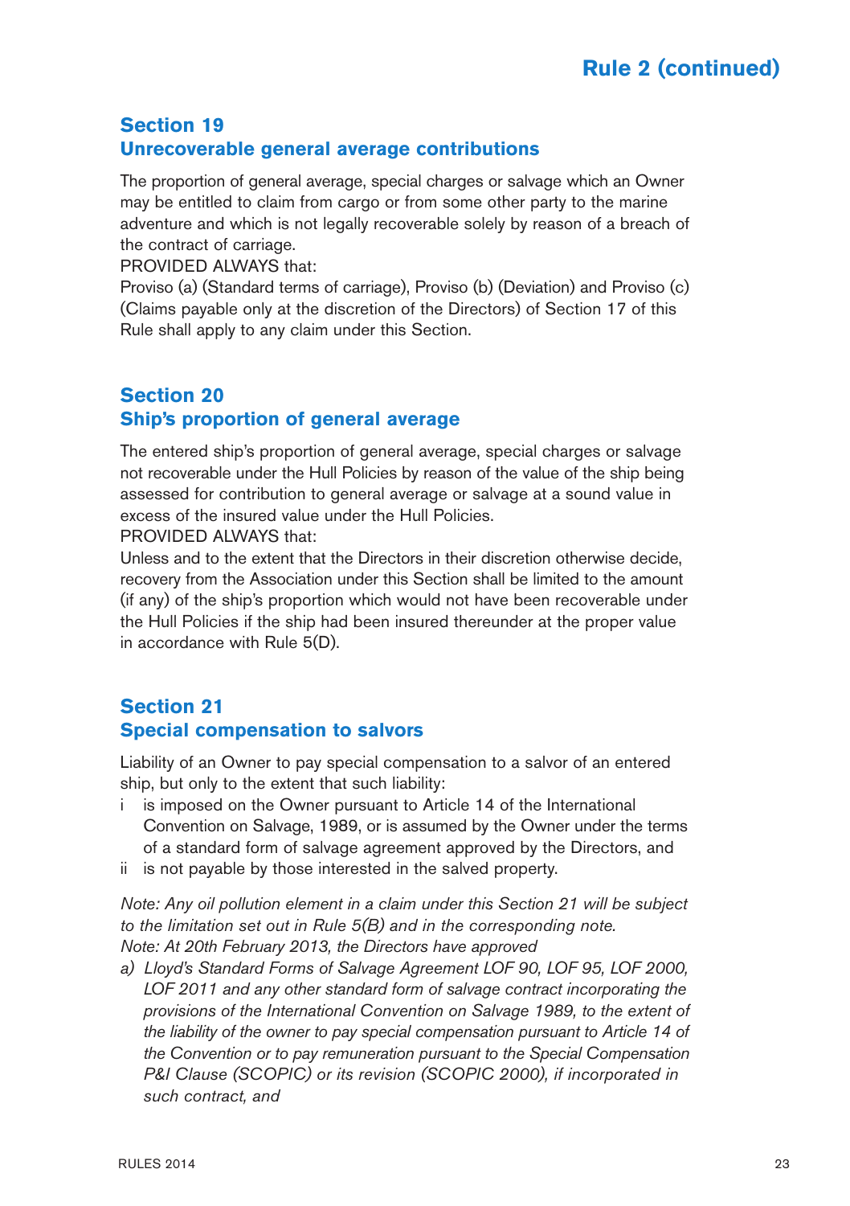## Section 19
## Unrecoverable general average contributions

The proportion of general average, special charges or salvage which an Owner may be entitled to claim from cargo or from some other party to the marine adventure and which is not legally recoverable solely by reason of a breach of the contract of carriage.

PROVIDED ALWAYS that:

Proviso (a) (Standard terms of carriage), Proviso (b) (Deviation) and Proviso (c) (Claims payable only at the discretion of the Directors) of Section 17 of this Rule shall apply to any claim under this Section.

## Section 20
## Ship's proportion of general average

The entered ship's proportion of general average, special charges or salvage not recoverable under the Hull Policies by reason of the value of the ship being assessed for contribution to general average or salvage at a sound value in excess of the insured value under the Hull Policies.

PROVIDED ALWAYS that:

Unless and to the extent that the Directors in their discretion otherwise decide, recovery from the Association under this Section shall be limited to the amount (if any) of the ship's proportion which would not have been recoverable under the Hull Policies if the ship had been insured thereunder at the proper value in accordance with Rule 5(D).

## Section 21
## Special compensation to salvors

Liability of an Owner to pay special compensation to a salvor of an entered ship, but only to the extent that such liability:

- i is imposed on the Owner pursuant to Article 14 of the International Convention on Salvage, 1989, or is assumed by the Owner under the terms of a standard form of salvage agreement approved by the Directors, and
- ii is not payable by those interested in the salved property.

*Note: Any oil pollution element in a claim under this Section 21 will be subject to the limitation set out in Rule 5(B) and in the corresponding note.*

*Note: At 20th February 2013, the Directors have approved*

*a) Lloyd's Standard Forms of Salvage Agreement LOF 90, LOF 95, LOF 2000, LOF 2011 and any other standard form of salvage contract incorporating the provisions of the International Convention on Salvage 1989, to the extent of the liability of the owner to pay special compensation pursuant to Article 14 of the Convention or to pay remuneration pursuant to the Special Compensation P&I Clause (SCOPIC) or its revision (SCOPIC 2000), if incorporated in such contract, and*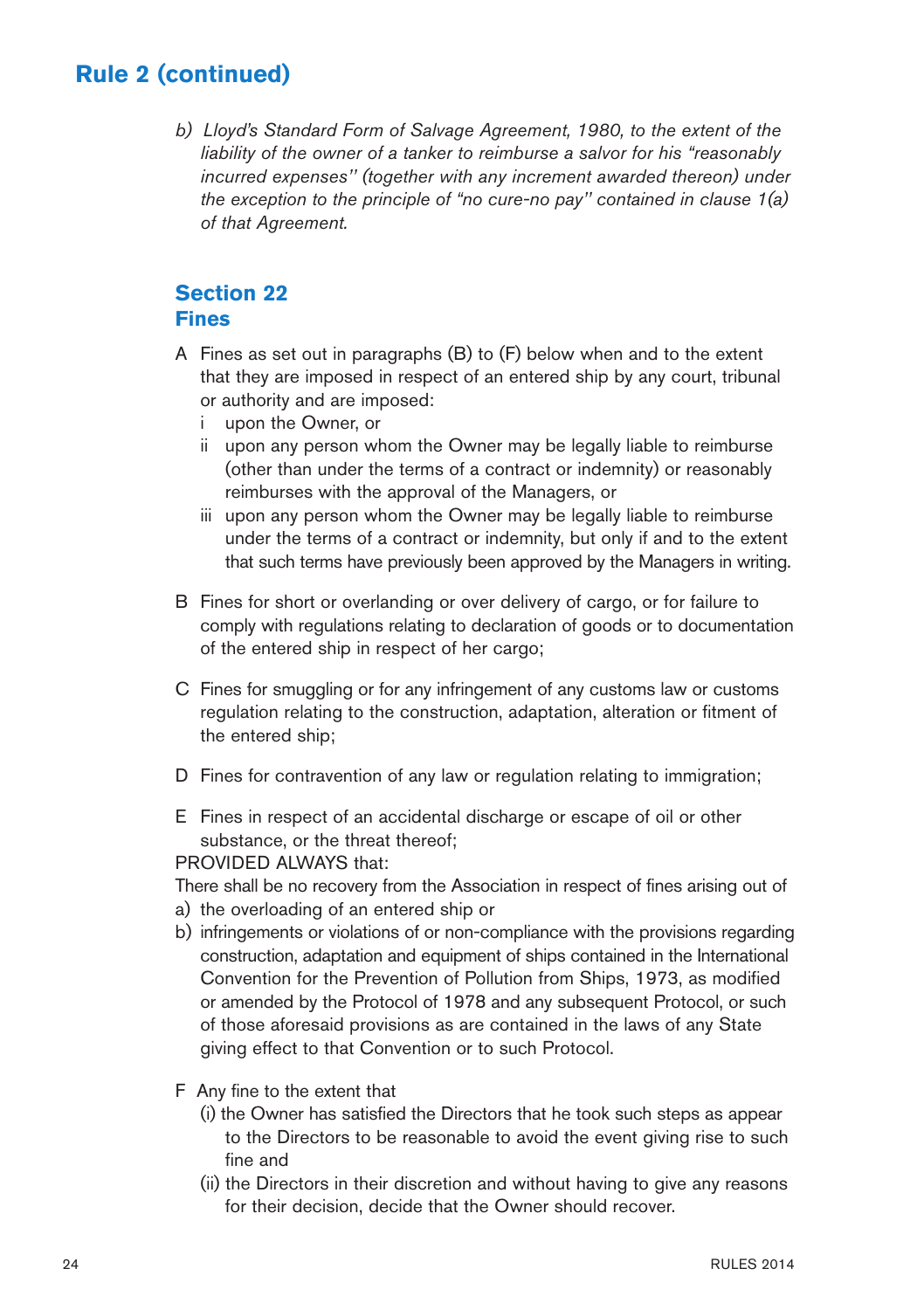## Rule 2 (continued)

*b) Lloyd's Standard Form of Salvage Agreement, 1980, to the extent of the liability of the owner of a tanker to reimburse a salvor for his "reasonably incurred expenses" (together with any increment awarded thereon) under the exception to the principle of "no cure-no pay" contained in clause 1(a) of that Agreement.*

### Section 22
### Fines

A Fines as set out in paragraphs (B) to (F) below when and to the extent that they are imposed in respect of an entered ship by any court, tribunal or authority and are imposed:

- i upon the Owner, or
- ii upon any person whom the Owner may be legally liable to reimburse (other than under the terms of a contract or indemnity) or reasonably reimburses with the approval of the Managers, or
- iii upon any person whom the Owner may be legally liable to reimburse under the terms of a contract or indemnity, but only if and to the extent that such terms have previously been approved by the Managers in writing.

B Fines for short or overlanding or over delivery of cargo, or for failure to comply with regulations relating to declaration of goods or to documentation of the entered ship in respect of her cargo;

C Fines for smuggling or for any infringement of any customs law or customs regulation relating to the construction, adaptation, alteration or fitment of the entered ship;

D Fines for contravention of any law or regulation relating to immigration;

E Fines in respect of an accidental discharge or escape of oil or other substance, or the threat thereof;

PROVIDED ALWAYS that:

There shall be no recovery from the Association in respect of fines arising out of

- a) the overloading of an entered ship or
- b) infringements or violations of or non-compliance with the provisions regarding construction, adaptation and equipment of ships contained in the International Convention for the Prevention of Pollution from Ships, 1973, as modified or amended by the Protocol of 1978 and any subsequent Protocol, or such of those aforesaid provisions as are contained in the laws of any State giving effect to that Convention or to such Protocol.

F Any fine to the extent that

- (i) the Owner has satisfied the Directors that he took such steps as appear to the Directors to be reasonable to avoid the event giving rise to such fine and
- (ii) the Directors in their discretion and without having to give any reasons for their decision, decide that the Owner should recover.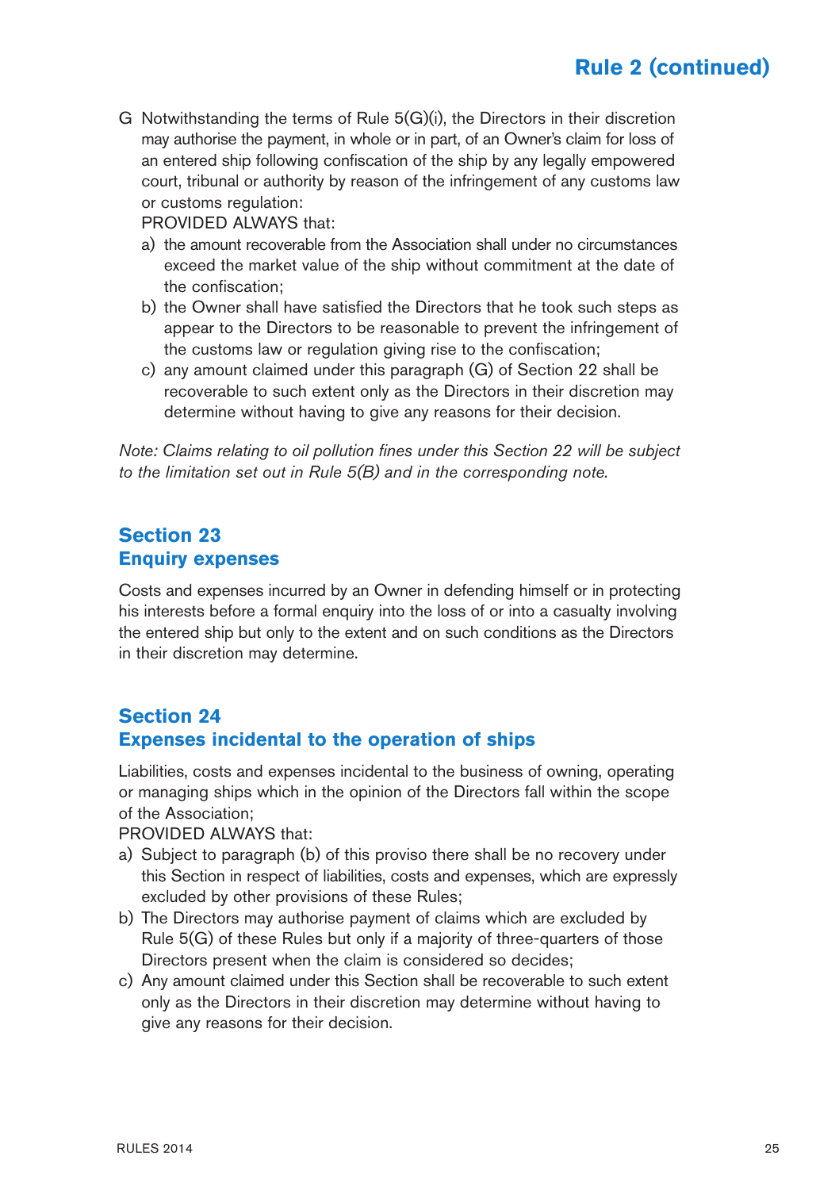G Notwithstanding the terms of Rule 5(G)(i), the Directors in their discretion may authorise the payment, in whole or in part, of an Owner's claim for loss of an entered ship following confiscation of the ship by any legally empowered court, tribunal or authority by reason of the infringement of any customs law or customs regulation:

PROVIDED ALWAYS that:

a) the amount recoverable from the Association shall under no circumstances exceed the market value of the ship without commitment at the date of the confiscation;
b) the Owner shall have satisfied the Directors that he took such steps as appear to the Directors to be reasonable to prevent the infringement of the customs law or regulation giving rise to the confiscation;
c) any amount claimed under this paragraph (G) of Section 22 shall be recoverable to such extent only as the Directors in their discretion may determine without having to give any reasons for their decision.

*Note: Claims relating to oil pollution fines under this Section 22 will be subject to the limitation set out in Rule 5(B) and in the corresponding note.*

## Section 23
## Enquiry expenses

Costs and expenses incurred by an Owner in defending himself or in protecting his interests before a formal enquiry into the loss of or into a casualty involving the entered ship but only to the extent and on such conditions as the Directors in their discretion may determine.

## Section 24
## Expenses incidental to the operation of ships

Liabilities, costs and expenses incidental to the business of owning, operating or managing ships which in the opinion of the Directors fall within the scope of the Association;

PROVIDED ALWAYS that:

a) Subject to paragraph (b) of this proviso there shall be no recovery under this Section in respect of liabilities, costs and expenses, which are expressly excluded by other provisions of these Rules;
b) The Directors may authorise payment of claims which are excluded by Rule 5(G) of these Rules but only if a majority of three-quarters of those Directors present when the claim is considered so decides;
c) Any amount claimed under this Section shall be recoverable to such extent only as the Directors in their discretion may determine without having to give any reasons for their decision.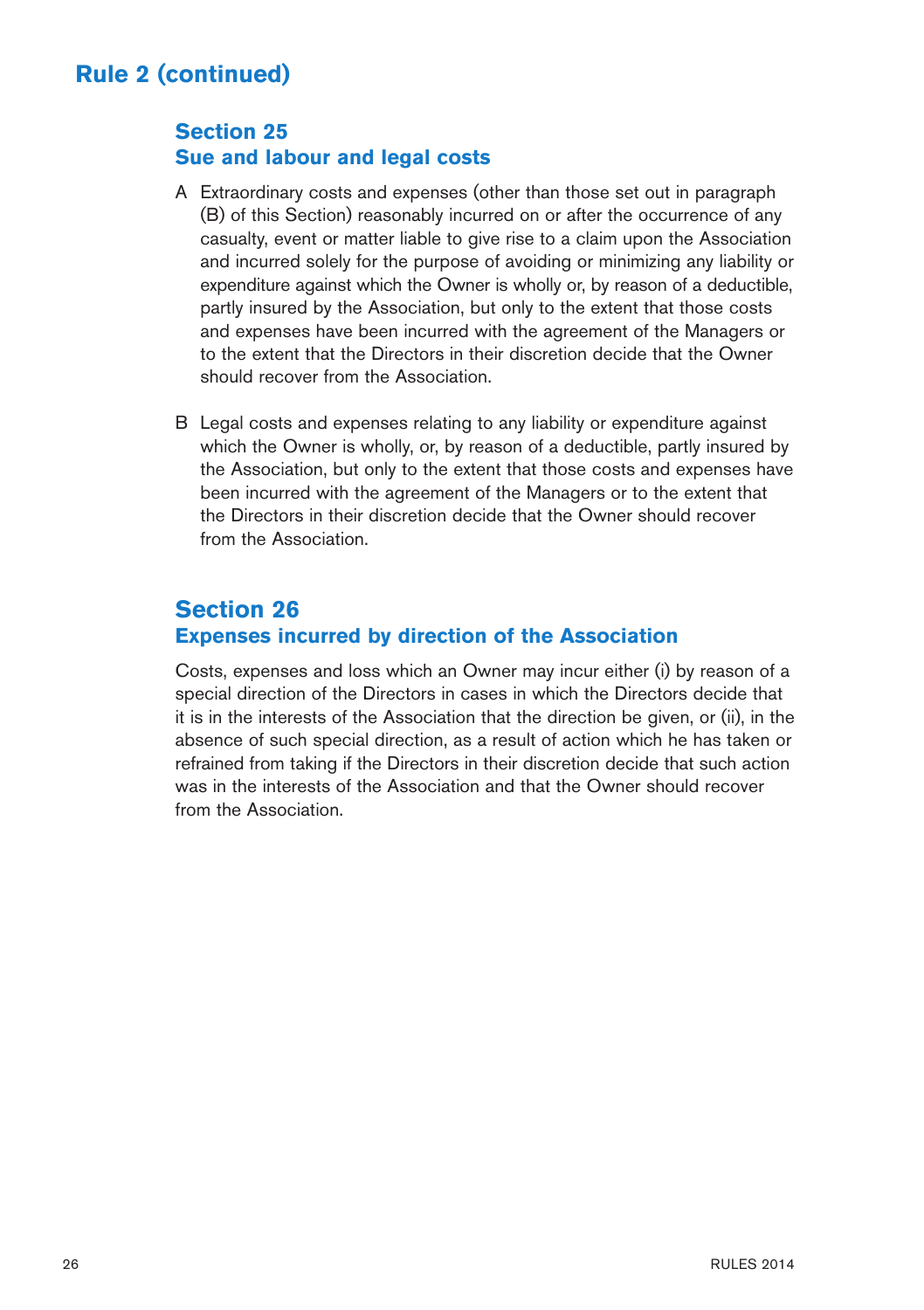# Rule 2 (continued)

## Section 25
## Sue and labour and legal costs

A Extraordinary costs and expenses (other than those set out in paragraph (B) of this Section) reasonably incurred on or after the occurrence of any casualty, event or matter liable to give rise to a claim upon the Association and incurred solely for the purpose of avoiding or minimizing any liability or expenditure against which the Owner is wholly or, by reason of a deductible, partly insured by the Association, but only to the extent that those costs and expenses have been incurred with the agreement of the Managers or to the extent that the Directors in their discretion decide that the Owner should recover from the Association.

B Legal costs and expenses relating to any liability or expenditure against which the Owner is wholly, or, by reason of a deductible, partly insured by the Association, but only to the extent that those costs and expenses have been incurred with the agreement of the Managers or to the extent that the Directors in their discretion decide that the Owner should recover from the Association.

## Section 26
## Expenses incurred by direction of the Association

Costs, expenses and loss which an Owner may incur either (i) by reason of a special direction of the Directors in cases in which the Directors decide that it is in the interests of the Association that the direction be given, or (ii), in the absence of such special direction, as a result of action which he has taken or refrained from taking if the Directors in their discretion decide that such action was in the interests of the Association and that the Owner should recover from the Association.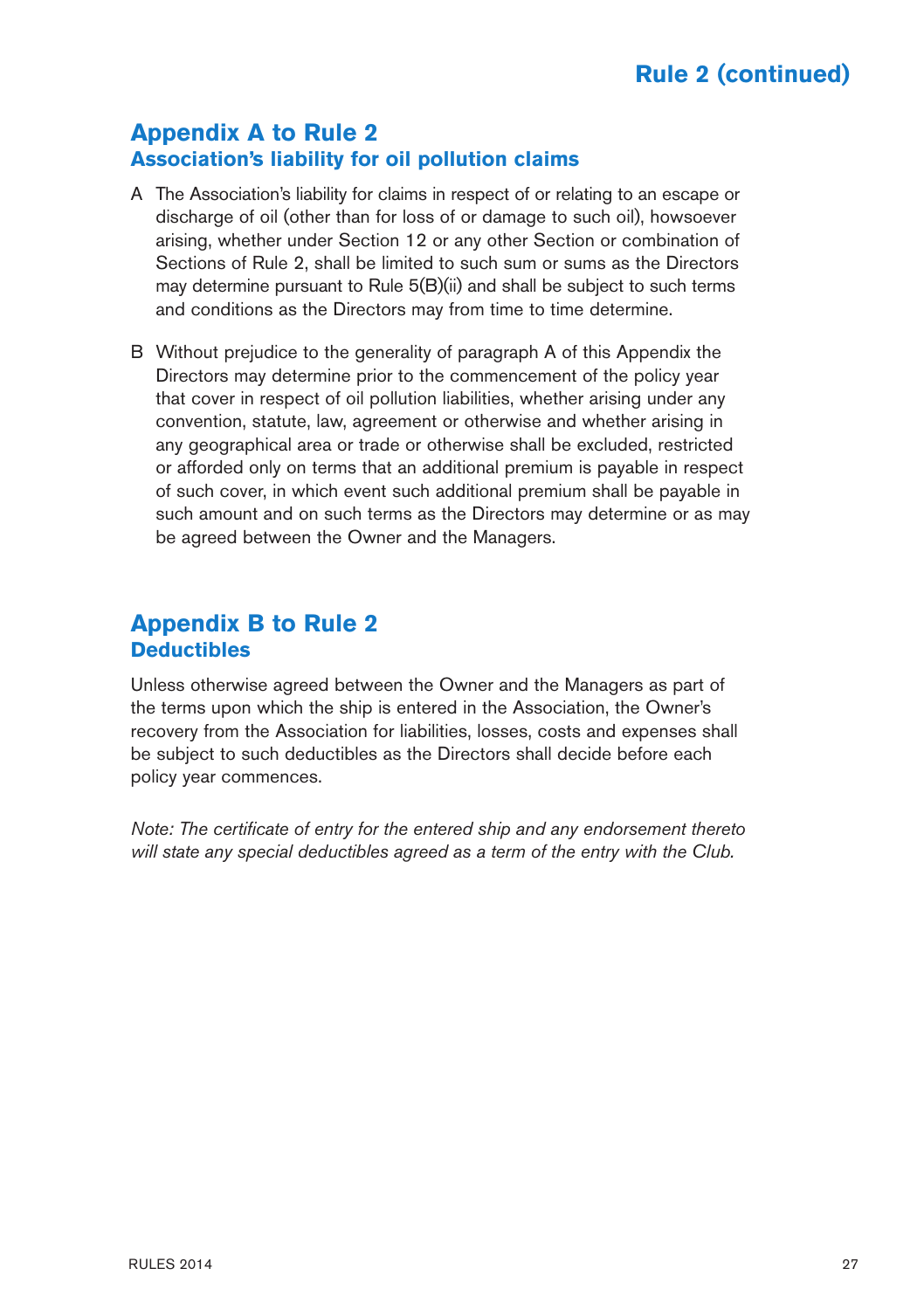## Appendix A to Rule 2

### Association's liability for oil pollution claims

A The Association's liability for claims in respect of or relating to an escape or discharge of oil (other than for loss of or damage to such oil), howsoever arising, whether under Section 12 or any other Section or combination of Sections of Rule 2, shall be limited to such sum or sums as the Directors may determine pursuant to Rule 5(B)(ii) and shall be subject to such terms and conditions as the Directors may from time to time determine.

B Without prejudice to the generality of paragraph A of this Appendix the Directors may determine prior to the commencement of the policy year that cover in respect of oil pollution liabilities, whether arising under any convention, statute, law, agreement or otherwise and whether arising in any geographical area or trade or otherwise shall be excluded, restricted or afforded only on terms that an additional premium is payable in respect of such cover, in which event such additional premium shall be payable in such amount and on such terms as the Directors may determine or as may be agreed between the Owner and the Managers.

## Appendix B to Rule 2

### Deductibles

Unless otherwise agreed between the Owner and the Managers as part of the terms upon which the ship is entered in the Association, the Owner's recovery from the Association for liabilities, losses, costs and expenses shall be subject to such deductibles as the Directors shall decide before each policy year commences.

*Note: The certificate of entry for the entered ship and any endorsement thereto will state any special deductibles agreed as a term of the entry with the Club.*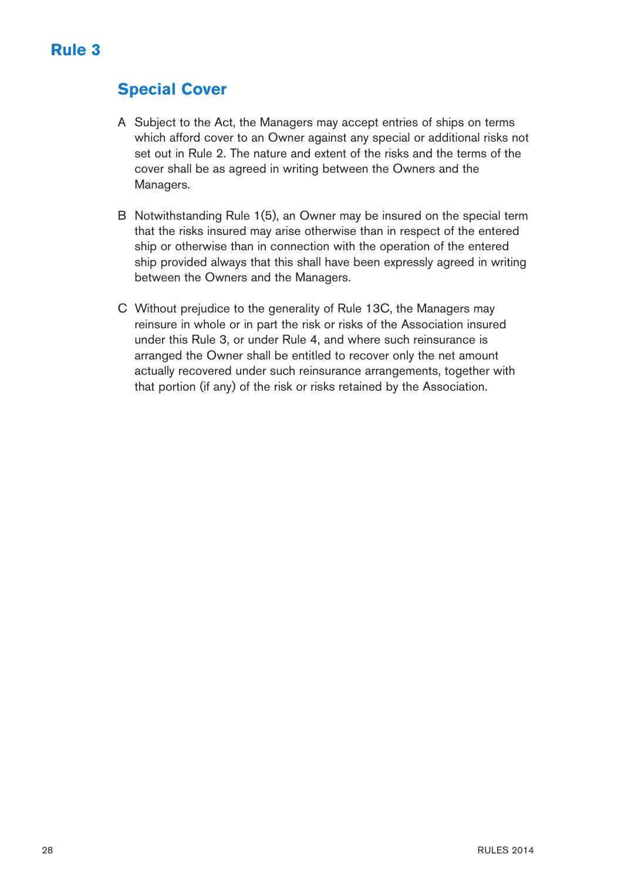# Rule 3

## Special Cover

A Subject to the Act, the Managers may accept entries of ships on terms which afford cover to an Owner against any special or additional risks not set out in Rule 2. The nature and extent of the risks and the terms of the cover shall be as agreed in writing between the Owners and the Managers.

B Notwithstanding Rule 1(5), an Owner may be insured on the special term that the risks insured may arise otherwise than in respect of the entered ship or otherwise than in connection with the operation of the entered ship provided always that this shall have been expressly agreed in writing between the Owners and the Managers.

C Without prejudice to the generality of Rule 13C, the Managers may reinsure in whole or in part the risk or risks of the Association insured under this Rule 3, or under Rule 4, and where such reinsurance is arranged the Owner shall be entitled to recover only the net amount actually recovered under such reinsurance arrangements, together with that portion (if any) of the risk or risks retained by the Association.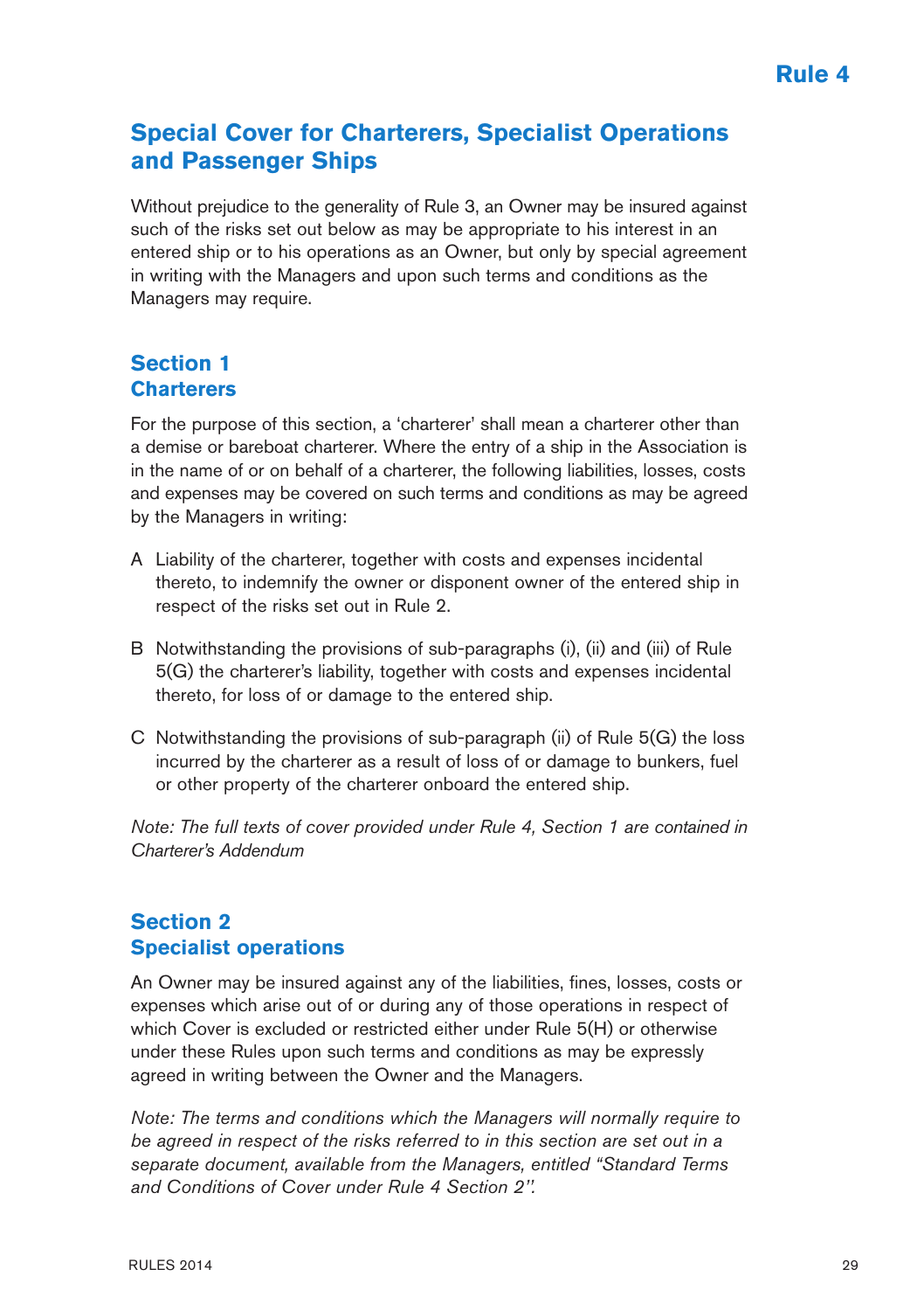# Rule 4

## Special Cover for Charterers, Specialist Operations and Passenger Ships

Without prejudice to the generality of Rule 3, an Owner may be insured against such of the risks set out below as may be appropriate to his interest in an entered ship or to his operations as an Owner, but only by special agreement in writing with the Managers and upon such terms and conditions as the Managers may require.

### Section 1
### Charterers

For the purpose of this section, a 'charterer' shall mean a charterer other than a demise or bareboat charterer. Where the entry of a ship in the Association is in the name of or on behalf of a charterer, the following liabilities, losses, costs and expenses may be covered on such terms and conditions as may be agreed by the Managers in writing:

A Liability of the charterer, together with costs and expenses incidental thereto, to indemnify the owner or disponent owner of the entered ship in respect of the risks set out in Rule 2.

B Notwithstanding the provisions of sub-paragraphs (i), (ii) and (iii) of Rule 5(G) the charterer's liability, together with costs and expenses incidental thereto, for loss of or damage to the entered ship.

C Notwithstanding the provisions of sub-paragraph (ii) of Rule 5(G) the loss incurred by the charterer as a result of loss of or damage to bunkers, fuel or other property of the charterer onboard the entered ship.

*Note: The full texts of cover provided under Rule 4, Section 1 are contained in Charterer's Addendum*

### Section 2
### Specialist operations

An Owner may be insured against any of the liabilities, fines, losses, costs or expenses which arise out of or during any of those operations in respect of which Cover is excluded or restricted either under Rule 5(H) or otherwise under these Rules upon such terms and conditions as may be expressly agreed in writing between the Owner and the Managers.

*Note: The terms and conditions which the Managers will normally require to be agreed in respect of the risks referred to in this section are set out in a separate document, available from the Managers, entitled "Standard Terms and Conditions of Cover under Rule 4 Section 2".*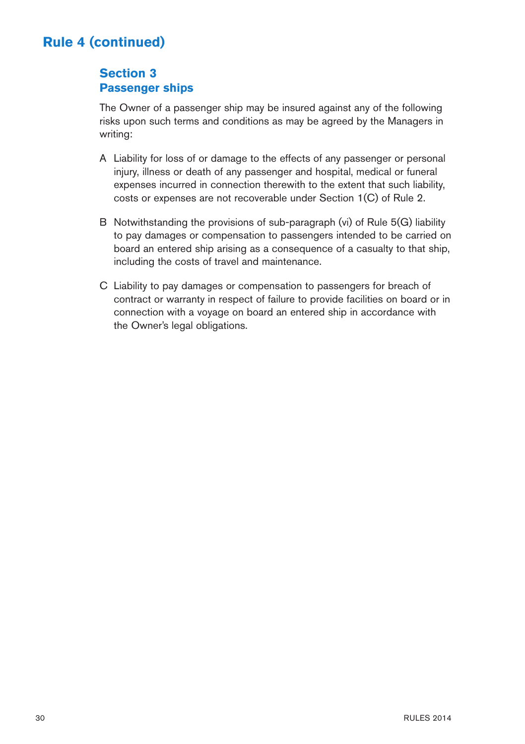## Rule 4 (continued)

### Section 3
### Passenger ships

The Owner of a passenger ship may be insured against any of the following risks upon such terms and conditions as may be agreed by the Managers in writing:

A Liability for loss of or damage to the effects of any passenger or personal injury, illness or death of any passenger and hospital, medical or funeral expenses incurred in connection therewith to the extent that such liability, costs or expenses are not recoverable under Section 1(C) of Rule 2.

B Notwithstanding the provisions of sub-paragraph (vi) of Rule 5(G) liability to pay damages or compensation to passengers intended to be carried on board an entered ship arising as a consequence of a casualty to that ship, including the costs of travel and maintenance.

C Liability to pay damages or compensation to passengers for breach of contract or warranty in respect of failure to provide facilities on board or in connection with a voyage on board an entered ship in accordance with the Owner's legal obligations.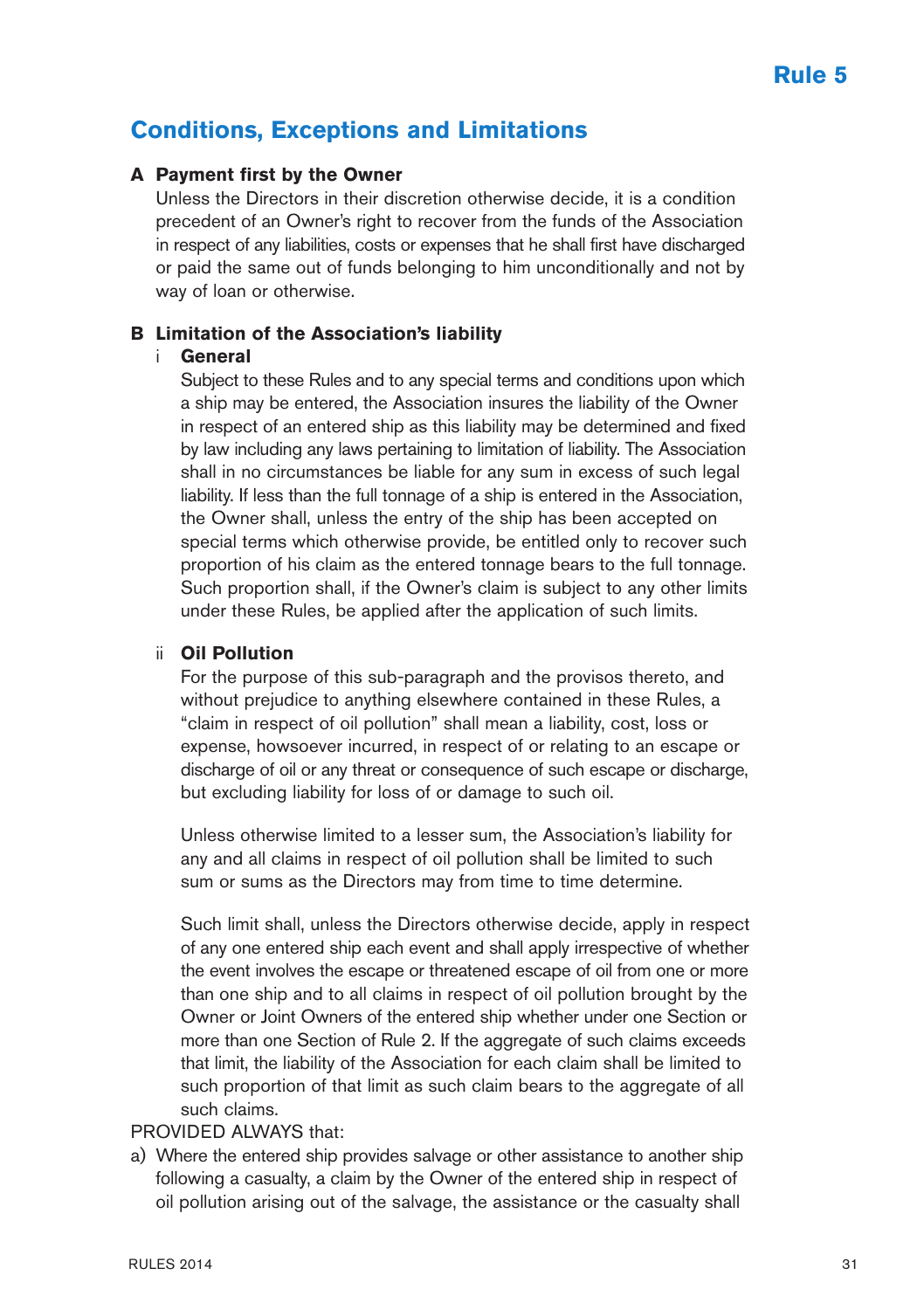# Rule 5

## Conditions, Exceptions and Limitations

### A Payment first by the Owner

Unless the Directors in their discretion otherwise decide, it is a condition precedent of an Owner's right to recover from the funds of the Association in respect of any liabilities, costs or expenses that he shall first have discharged or paid the same out of funds belonging to him unconditionally and not by way of loan or otherwise.

### B Limitation of the Association's liability

#### i General

Subject to these Rules and to any special terms and conditions upon which a ship may be entered, the Association insures the liability of the Owner in respect of an entered ship as this liability may be determined and fixed by law including any laws pertaining to limitation of liability. The Association shall in no circumstances be liable for any sum in excess of such legal liability. If less than the full tonnage of a ship is entered in the Association, the Owner shall, unless the entry of the ship has been accepted on special terms which otherwise provide, be entitled only to recover such proportion of his claim as the entered tonnage bears to the full tonnage. Such proportion shall, if the Owner's claim is subject to any other limits under these Rules, be applied after the application of such limits.

#### ii Oil Pollution

For the purpose of this sub-paragraph and the provisos thereto, and without prejudice to anything elsewhere contained in these Rules, a "claim in respect of oil pollution" shall mean a liability, cost, loss or expense, howsoever incurred, in respect of or relating to an escape or discharge of oil or any threat or consequence of such escape or discharge, but excluding liability for loss of or damage to such oil.

Unless otherwise limited to a lesser sum, the Association's liability for any and all claims in respect of oil pollution shall be limited to such sum or sums as the Directors may from time to time determine.

Such limit shall, unless the Directors otherwise decide, apply in respect of any one entered ship each event and shall apply irrespective of whether the event involves the escape or threatened escape of oil from one or more than one ship and to all claims in respect of oil pollution brought by the Owner or Joint Owners of the entered ship whether under one Section or more than one Section of Rule 2. If the aggregate of such claims exceeds that limit, the liability of the Association for each claim shall be limited to such proportion of that limit as such claim bears to the aggregate of all such claims.

PROVIDED ALWAYS that:

a) Where the entered ship provides salvage or other assistance to another ship following a casualty, a claim by the Owner of the entered ship in respect of oil pollution arising out of the salvage, the assistance or the casualty shall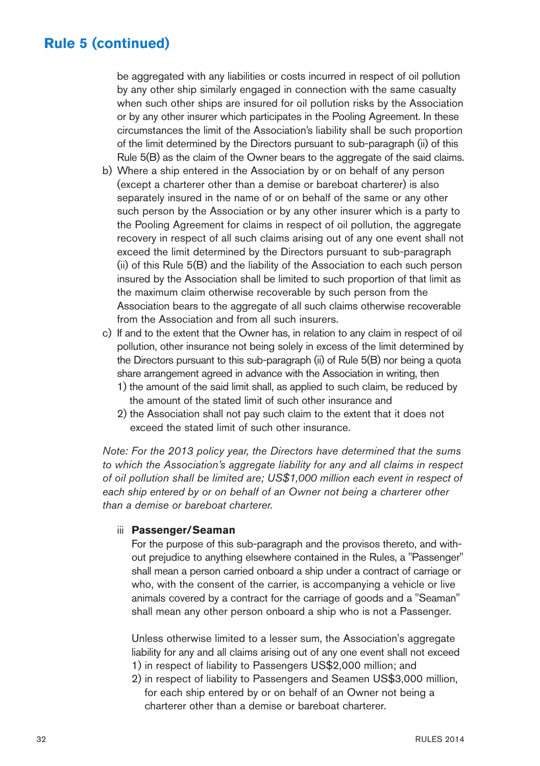## Rule 5 (continued)

be aggregated with any liabilities or costs incurred in respect of oil pollution by any other ship similarly engaged in connection with the same casualty when such other ships are insured for oil pollution risks by the Association or by any other insurer which participates in the Pooling Agreement. In these circumstances the limit of the Association's liability shall be such proportion of the limit determined by the Directors pursuant to sub-paragraph (ii) of this Rule 5(B) as the claim of the Owner bears to the aggregate of the said claims.

b) Where a ship entered in the Association by or on behalf of any person (except a charterer other than a demise or bareboat charterer) is also separately insured in the name of or on behalf of the same or any other such person by the Association or by any other insurer which is a party to the Pooling Agreement for claims in respect of oil pollution, the aggregate recovery in respect of all such claims arising out of any one event shall not exceed the limit determined by the Directors pursuant to sub-paragraph (ii) of this Rule 5(B) and the liability of the Association to each such person insured by the Association shall be limited to such proportion of that limit as the maximum claim otherwise recoverable by such person from the Association bears to the aggregate of all such claims otherwise recoverable from the Association and from all such insurers.

c) If and to the extent that the Owner has, in relation to any claim in respect of oil pollution, other insurance not being solely in excess of the limit determined by the Directors pursuant to this sub-paragraph (ii) of Rule 5(B) nor being a quota share arrangement agreed in advance with the Association in writing, then
   1) the amount of the said limit shall, as applied to such claim, be reduced by the amount of the stated limit of such other insurance and
   2) the Association shall not pay such claim to the extent that it does not exceed the stated limit of such other insurance.

*Note: For the 2013 policy year, the Directors have determined that the sums to which the Association's aggregate liability for any and all claims in respect of oil pollution shall be limited are; US$1,000 million each event in respect of each ship entered by or on behalf of an Owner not being a charterer other than a demise or bareboat charterer.*

iii **Passenger/Seaman**

For the purpose of this sub-paragraph and the provisos thereto, and without prejudice to anything elsewhere contained in the Rules, a "Passenger" shall mean a person carried onboard a ship under a contract of carriage or who, with the consent of the carrier, is accompanying a vehicle or live animals covered by a contract for the carriage of goods and a "Seaman" shall mean any other person onboard a ship who is not a Passenger.

Unless otherwise limited to a lesser sum, the Association's aggregate liability for any and all claims arising out of any one event shall not exceed

1) in respect of liability to Passengers US$2,000 million; and
2) in respect of liability to Passengers and Seamen US$3,000 million, for each ship entered by or on behalf of an Owner not being a charterer other than a demise or bareboat charterer.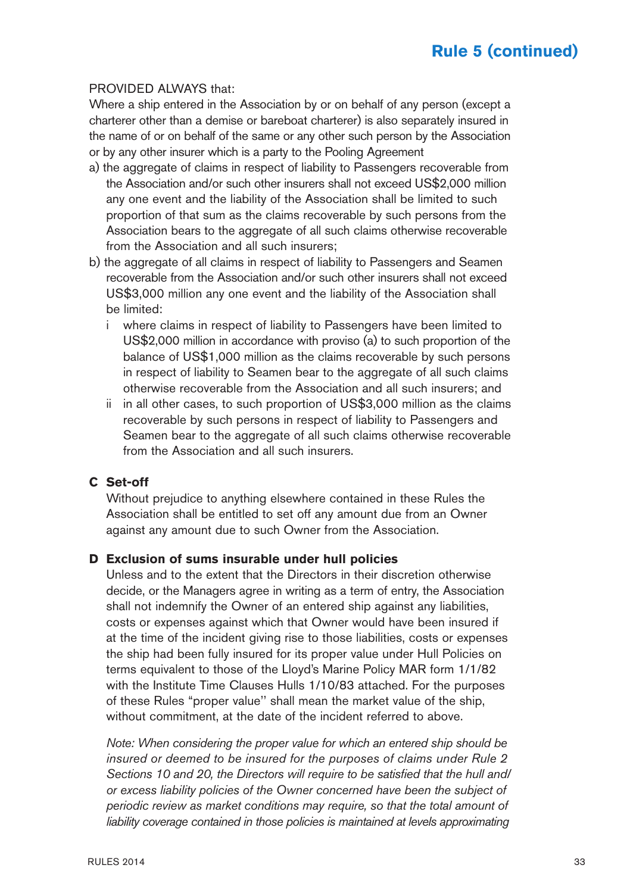PROVIDED ALWAYS that:
Where a ship entered in the Association by or on behalf of any person (except a charterer other than a demise or bareboat charterer) is also separately insured in the name of or on behalf of the same or any other such person by the Association or by any other insurer which is a party to the Pooling Agreement

a) the aggregate of claims in respect of liability to Passengers recoverable from the Association and/or such other insurers shall not exceed US$2,000 million any one event and the liability of the Association shall be limited to such proportion of that sum as the claims recoverable by such persons from the Association bears to the aggregate of all such claims otherwise recoverable from the Association and all such insurers;

b) the aggregate of all claims in respect of liability to Passengers and Seamen recoverable from the Association and/or such other insurers shall not exceed US$3,000 million any one event and the liability of the Association shall be limited:

   i where claims in respect of liability to Passengers have been limited to US$2,000 million in accordance with proviso (a) to such proportion of the balance of US$1,000 million as the claims recoverable by such persons in respect of liability to Seamen bear to the aggregate of all such claims otherwise recoverable from the Association and all such insurers; and

   ii in all other cases, to such proportion of US$3,000 million as the claims recoverable by such persons in respect of liability to Passengers and Seamen bear to the aggregate of all such claims otherwise recoverable from the Association and all such insurers.

## C Set-off

Without prejudice to anything elsewhere contained in these Rules the Association shall be entitled to set off any amount due from an Owner against any amount due to such Owner from the Association.

## D Exclusion of sums insurable under hull policies

Unless and to the extent that the Directors in their discretion otherwise decide, or the Managers agree in writing as a term of entry, the Association shall not indemnify the Owner of an entered ship against any liabilities, costs or expenses against which that Owner would have been insured if at the time of the incident giving rise to those liabilities, costs or expenses the ship had been fully insured for its proper value under Hull Policies on terms equivalent to those of the Lloyd's Marine Policy MAR form 1/1/82 with the Institute Time Clauses Hulls 1/10/83 attached. For the purposes of these Rules "proper value'' shall mean the market value of the ship, without commitment, at the date of the incident referred to above.

*Note: When considering the proper value for which an entered ship should be insured or deemed to be insured for the purposes of claims under Rule 2 Sections 10 and 20, the Directors will require to be satisfied that the hull and/or excess liability policies of the Owner concerned have been the subject of periodic review as market conditions may require, so that the total amount of liability coverage contained in those policies is maintained at levels approximating*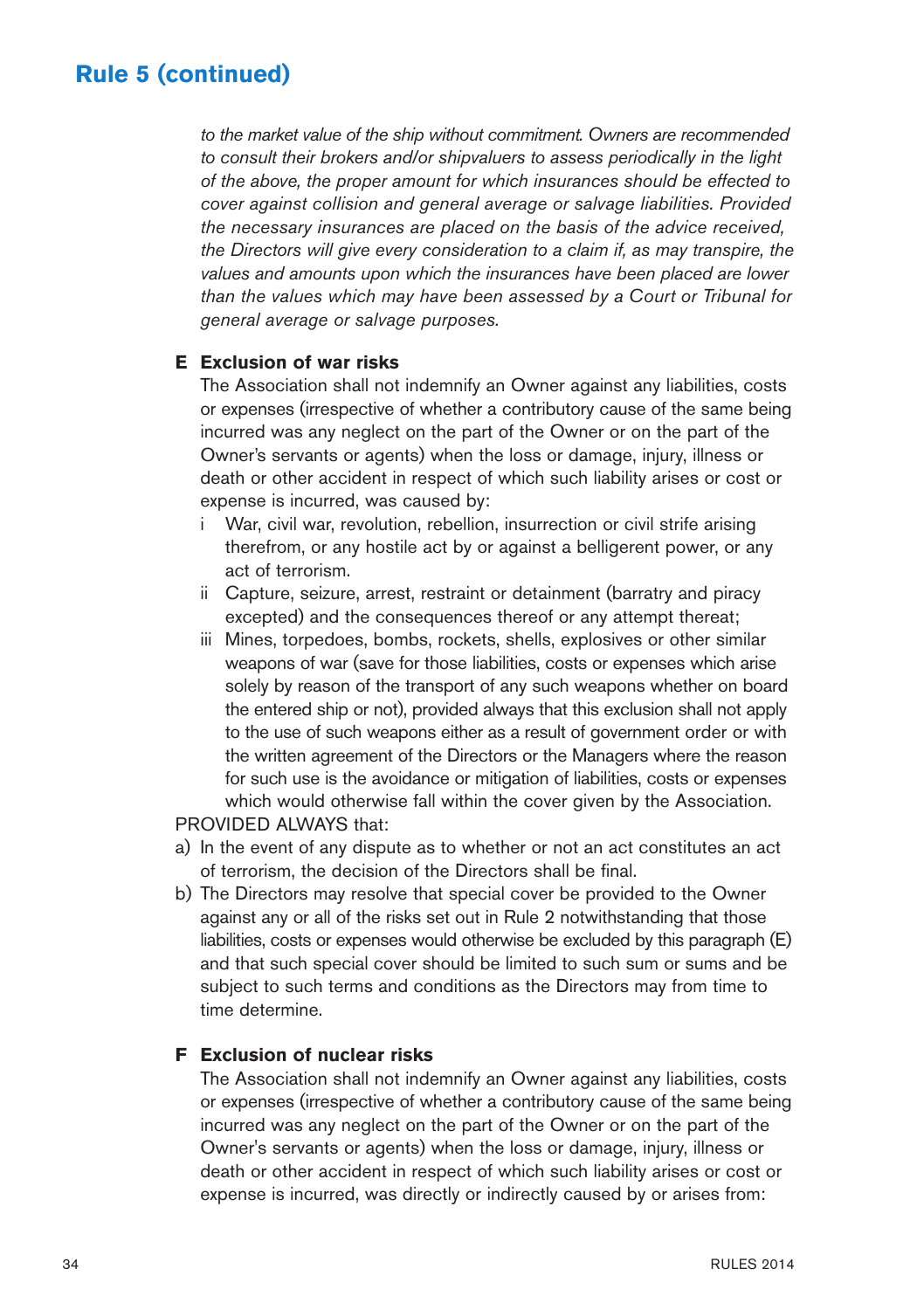## Rule 5 (continued)

*to the market value of the ship without commitment. Owners are recommended to consult their brokers and/or shipvaluers to assess periodically in the light of the above, the proper amount for which insurances should be effected to cover against collision and general average or salvage liabilities. Provided the necessary insurances are placed on the basis of the advice received, the Directors will give every consideration to a claim if, as may transpire, the values and amounts upon which the insurances have been placed are lower than the values which may have been assessed by a Court or Tribunal for general average or salvage purposes.*

### E Exclusion of war risks

The Association shall not indemnify an Owner against any liabilities, costs or expenses (irrespective of whether a contributory cause of the same being incurred was any neglect on the part of the Owner or on the part of the Owner's servants or agents) when the loss or damage, injury, illness or death or other accident in respect of which such liability arises or cost or expense is incurred, was caused by:

i War, civil war, revolution, rebellion, insurrection or civil strife arising therefrom, or any hostile act by or against a belligerent power, or any act of terrorism.

ii Capture, seizure, arrest, restraint or detainment (barratry and piracy excepted) and the consequences thereof or any attempt thereat;

iii Mines, torpedoes, bombs, rockets, shells, explosives or other similar weapons of war (save for those liabilities, costs or expenses which arise solely by reason of the transport of any such weapons whether on board the entered ship or not), provided always that this exclusion shall not apply to the use of such weapons either as a result of government order or with the written agreement of the Directors or the Managers where the reason for such use is the avoidance or mitigation of liabilities, costs or expenses which would otherwise fall within the cover given by the Association.

PROVIDED ALWAYS that:

a) In the event of any dispute as to whether or not an act constitutes an act of terrorism, the decision of the Directors shall be final.

b) The Directors may resolve that special cover be provided to the Owner against any or all of the risks set out in Rule 2 notwithstanding that those liabilities, costs or expenses would otherwise be excluded by this paragraph (E) and that such special cover should be limited to such sum or sums and be subject to such terms and conditions as the Directors may from time to time determine.

### F Exclusion of nuclear risks

The Association shall not indemnify an Owner against any liabilities, costs or expenses (irrespective of whether a contributory cause of the same being incurred was any neglect on the part of the Owner or on the part of the Owner's servants or agents) when the loss or damage, injury, illness or death or other accident in respect of which such liability arises or cost or expense is incurred, was directly or indirectly caused by or arises from: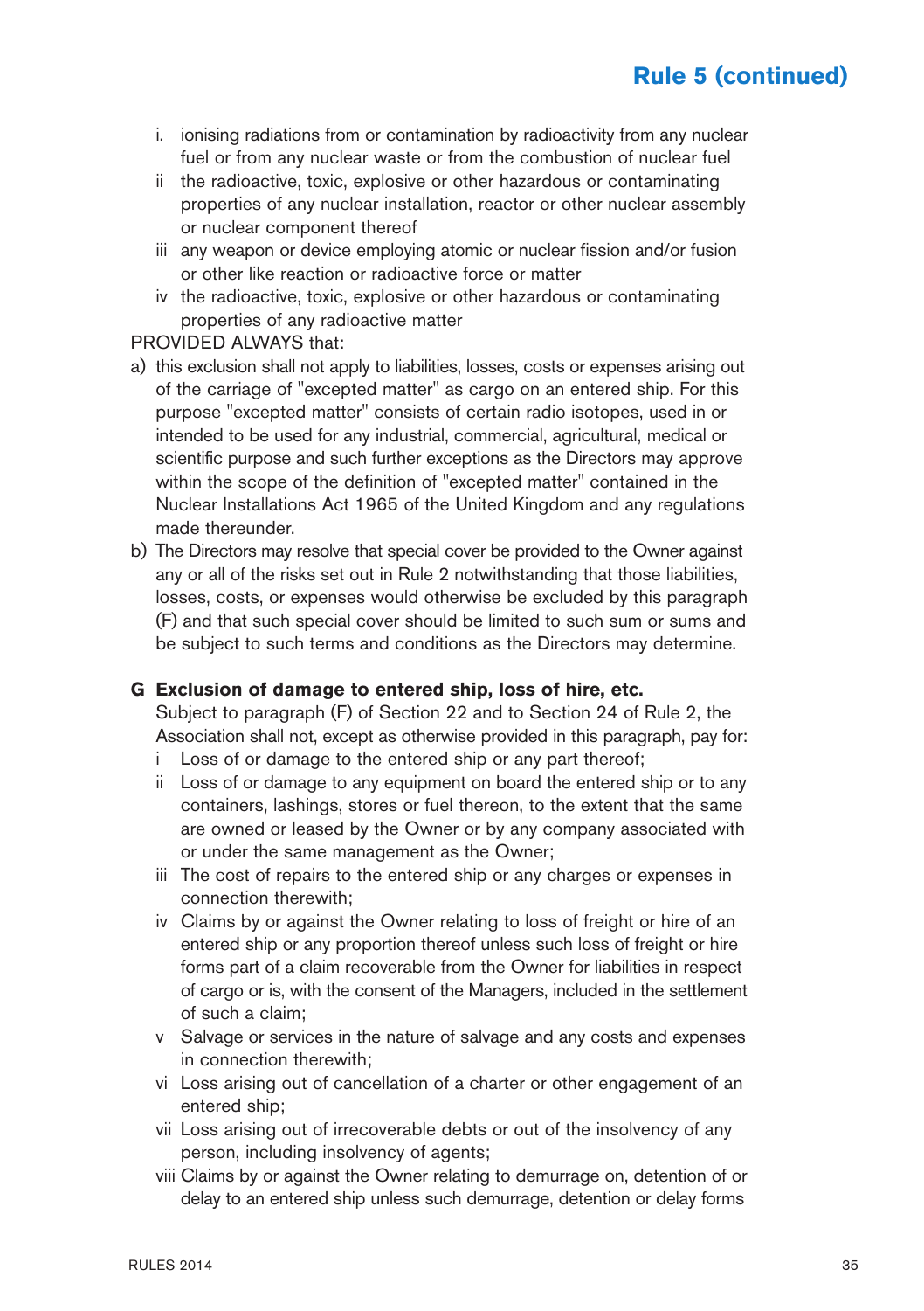## Rule 5 (continued)

i. ionising radiations from or contamination by radioactivity from any nuclear fuel or from any nuclear waste or from the combustion of nuclear fuel

ii the radioactive, toxic, explosive or other hazardous or contaminating properties of any nuclear installation, reactor or other nuclear assembly or nuclear component thereof

iii any weapon or device employing atomic or nuclear fission and/or fusion or other like reaction or radioactive force or matter

iv the radioactive, toxic, explosive or other hazardous or contaminating properties of any radioactive matter

PROVIDED ALWAYS that:

a) this exclusion shall not apply to liabilities, losses, costs or expenses arising out of the carriage of "excepted matter" as cargo on an entered ship. For this purpose "excepted matter" consists of certain radio isotopes, used in or intended to be used for any industrial, commercial, agricultural, medical or scientific purpose and such further exceptions as the Directors may approve within the scope of the definition of "excepted matter" contained in the Nuclear Installations Act 1965 of the United Kingdom and any regulations made thereunder.

b) The Directors may resolve that special cover be provided to the Owner against any or all of the risks set out in Rule 2 notwithstanding that those liabilities, losses, costs, or expenses would otherwise be excluded by this paragraph (F) and that such special cover should be limited to such sum or sums and be subject to such terms and conditions as the Directors may determine.

**G Exclusion of damage to entered ship, loss of hire, etc.**

Subject to paragraph (F) of Section 22 and to Section 24 of Rule 2, the Association shall not, except as otherwise provided in this paragraph, pay for:

i Loss of or damage to the entered ship or any part thereof;

ii Loss of or damage to any equipment on board the entered ship or to any containers, lashings, stores or fuel thereon, to the extent that the same are owned or leased by the Owner or by any company associated with or under the same management as the Owner;

iii The cost of repairs to the entered ship or any charges or expenses in connection therewith;

iv Claims by or against the Owner relating to loss of freight or hire of an entered ship or any proportion thereof unless such loss of freight or hire forms part of a claim recoverable from the Owner for liabilities in respect of cargo or is, with the consent of the Managers, included in the settlement of such a claim;

v Salvage or services in the nature of salvage and any costs and expenses in connection therewith;

vi Loss arising out of cancellation of a charter or other engagement of an entered ship;

vii Loss arising out of irrecoverable debts or out of the insolvency of any person, including insolvency of agents;

viii Claims by or against the Owner relating to demurrage on, detention of or delay to an entered ship unless such demurrage, detention or delay forms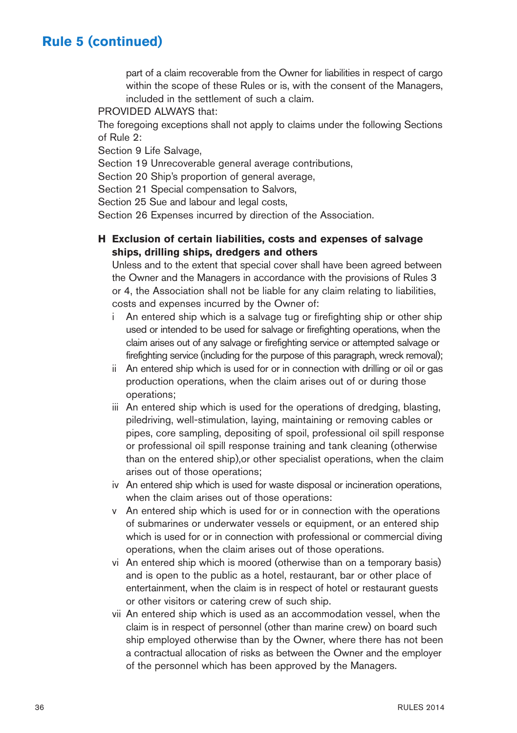## Rule 5 (continued)

part of a claim recoverable from the Owner for liabilities in respect of cargo within the scope of these Rules or is, with the consent of the Managers, included in the settlement of such a claim.

PROVIDED ALWAYS that:

The foregoing exceptions shall not apply to claims under the following Sections of Rule 2:

Section 9 Life Salvage,

Section 19 Unrecoverable general average contributions,

Section 20 Ship's proportion of general average,

Section 21 Special compensation to Salvors,

Section 25 Sue and labour and legal costs,

Section 26 Expenses incurred by direction of the Association.

**H Exclusion of certain liabilities, costs and expenses of salvage ships, drilling ships, dredgers and others**

Unless and to the extent that special cover shall have been agreed between the Owner and the Managers in accordance with the provisions of Rules 3 or 4, the Association shall not be liable for any claim relating to liabilities, costs and expenses incurred by the Owner of:

- i An entered ship which is a salvage tug or firefighting ship or other ship used or intended to be used for salvage or firefighting operations, when the claim arises out of any salvage or firefighting service or attempted salvage or firefighting service (including for the purpose of this paragraph, wreck removal);
- ii An entered ship which is used for or in connection with drilling or oil or gas production operations, when the claim arises out of or during those operations;
- iii An entered ship which is used for the operations of dredging, blasting, piledriving, well-stimulation, laying, maintaining or removing cables or pipes, core sampling, depositing of spoil, professional oil spill response or professional oil spill response training and tank cleaning (otherwise than on the entered ship),or other specialist operations, when the claim arises out of those operations;
- iv An entered ship which is used for waste disposal or incineration operations, when the claim arises out of those operations:
- v An entered ship which is used for or in connection with the operations of submarines or underwater vessels or equipment, or an entered ship which is used for or in connection with professional or commercial diving operations, when the claim arises out of those operations.
- vi An entered ship which is moored (otherwise than on a temporary basis) and is open to the public as a hotel, restaurant, bar or other place of entertainment, when the claim is in respect of hotel or restaurant guests or other visitors or catering crew of such ship.
- vii An entered ship which is used as an accommodation vessel, when the claim is in respect of personnel (other than marine crew) on board such ship employed otherwise than by the Owner, where there has not been a contractual allocation of risks as between the Owner and the employer of the personnel which has been approved by the Managers.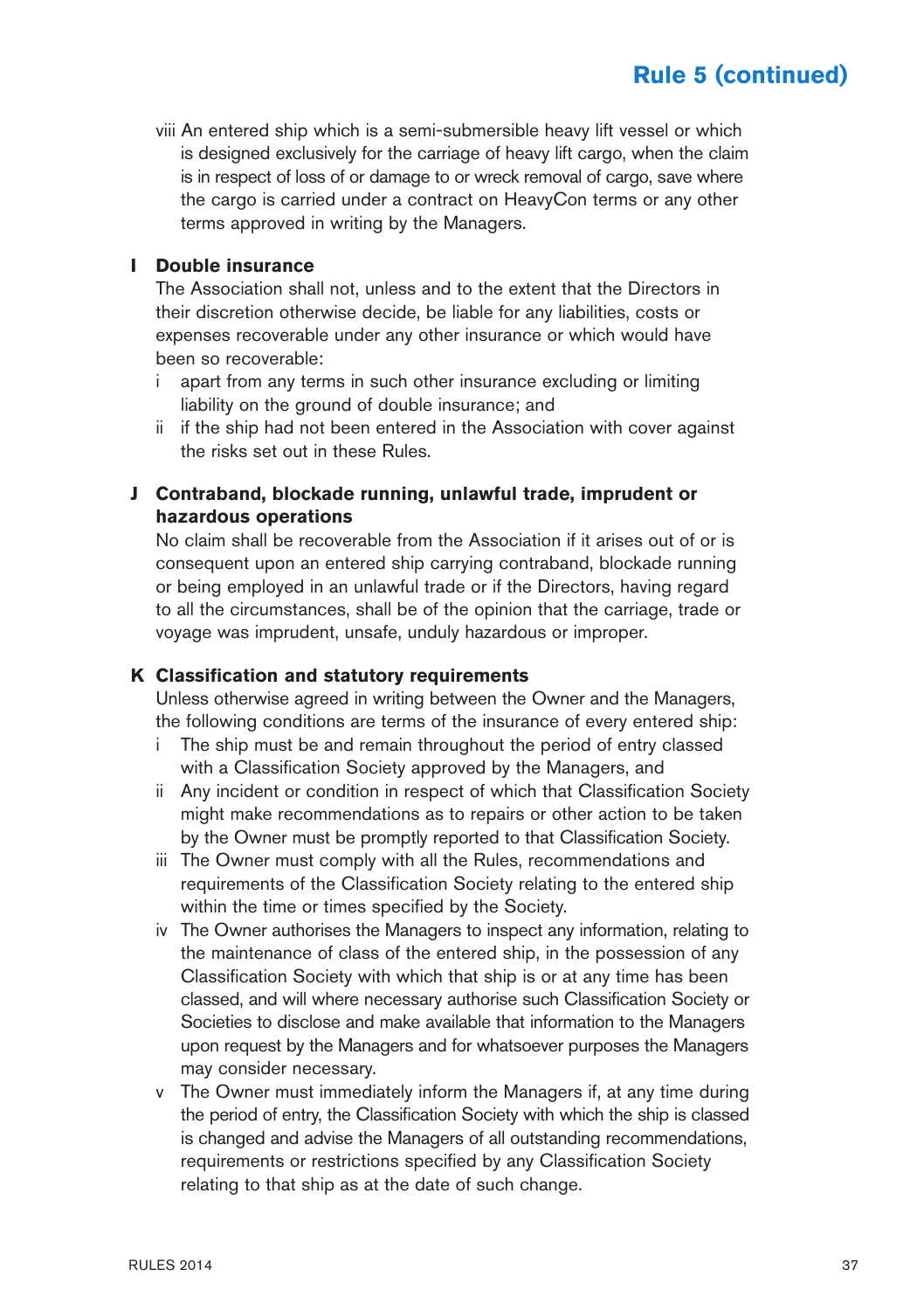viii An entered ship which is a semi-submersible heavy lift vessel or which is designed exclusively for the carriage of heavy lift cargo, when the claim is in respect of loss of or damage to or wreck removal of cargo, save where the cargo is carried under a contract on HeavyCon terms or any other terms approved in writing by the Managers.

**I Double insurance**

The Association shall not, unless and to the extent that the Directors in their discretion otherwise decide, be liable for any liabilities, costs or expenses recoverable under any other insurance or which would have been so recoverable:

i apart from any terms in such other insurance excluding or limiting liability on the ground of double insurance; and

ii if the ship had not been entered in the Association with cover against the risks set out in these Rules.

**J Contraband, blockade running, unlawful trade, imprudent or hazardous operations**

No claim shall be recoverable from the Association if it arises out of or is consequent upon an entered ship carrying contraband, blockade running or being employed in an unlawful trade or if the Directors, having regard to all the circumstances, shall be of the opinion that the carriage, trade or voyage was imprudent, unsafe, unduly hazardous or improper.

**K Classification and statutory requirements**

Unless otherwise agreed in writing between the Owner and the Managers, the following conditions are terms of the insurance of every entered ship:

i The ship must be and remain throughout the period of entry classed with a Classification Society approved by the Managers, and

ii Any incident or condition in respect of which that Classification Society might make recommendations as to repairs or other action to be taken by the Owner must be promptly reported to that Classification Society.

iii The Owner must comply with all the Rules, recommendations and requirements of the Classification Society relating to the entered ship within the time or times specified by the Society.

iv The Owner authorises the Managers to inspect any information, relating to the maintenance of class of the entered ship, in the possession of any Classification Society with which that ship is or at any time has been classed, and will where necessary authorise such Classification Society or Societies to disclose and make available that information to the Managers upon request by the Managers and for whatsoever purposes the Managers may consider necessary.

v The Owner must immediately inform the Managers if, at any time during the period of entry, the Classification Society with which the ship is classed is changed and advise the Managers of all outstanding recommendations, requirements or restrictions specified by any Classification Society relating to that ship as at the date of such change.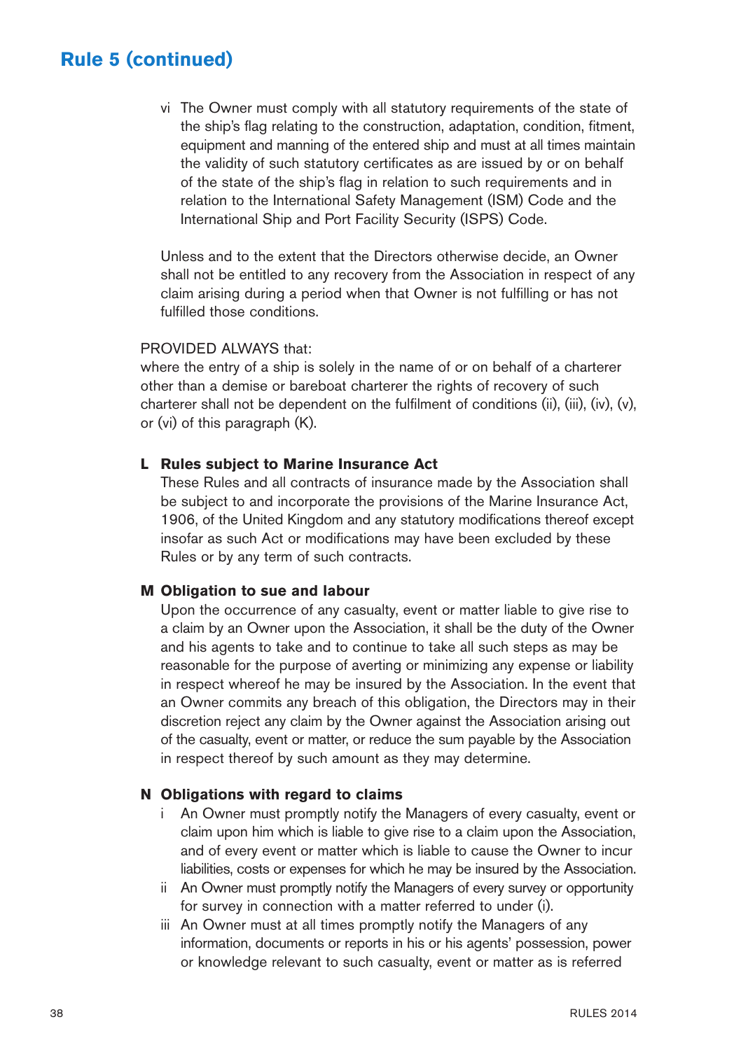## Rule 5 (continued)

vi The Owner must comply with all statutory requirements of the state of the ship's flag relating to the construction, adaptation, condition, fitment, equipment and manning of the entered ship and must at all times maintain the validity of such statutory certificates as are issued by or on behalf of the state of the ship's flag in relation to such requirements and in relation to the International Safety Management (ISM) Code and the International Ship and Port Facility Security (ISPS) Code.

Unless and to the extent that the Directors otherwise decide, an Owner shall not be entitled to any recovery from the Association in respect of any claim arising during a period when that Owner is not fulfilling or has not fulfilled those conditions.

PROVIDED ALWAYS that:
where the entry of a ship is solely in the name of or on behalf of a charterer other than a demise or bareboat charterer the rights of recovery of such charterer shall not be dependent on the fulfilment of conditions (ii), (iii), (iv), (v), or (vi) of this paragraph (K).

### L Rules subject to Marine Insurance Act

These Rules and all contracts of insurance made by the Association shall be subject to and incorporate the provisions of the Marine Insurance Act, 1906, of the United Kingdom and any statutory modifications thereof except insofar as such Act or modifications may have been excluded by these Rules or by any term of such contracts.

### M Obligation to sue and labour

Upon the occurrence of any casualty, event or matter liable to give rise to a claim by an Owner upon the Association, it shall be the duty of the Owner and his agents to take and to continue to take all such steps as may be reasonable for the purpose of averting or minimizing any expense or liability in respect whereof he may be insured by the Association. In the event that an Owner commits any breach of this obligation, the Directors may in their discretion reject any claim by the Owner against the Association arising out of the casualty, event or matter, or reduce the sum payable by the Association in respect thereof by such amount as they may determine.

### N Obligations with regard to claims

i An Owner must promptly notify the Managers of every casualty, event or claim upon him which is liable to give rise to a claim upon the Association, and of every event or matter which is liable to cause the Owner to incur liabilities, costs or expenses for which he may be insured by the Association.

ii An Owner must promptly notify the Managers of every survey or opportunity for survey in connection with a matter referred to under (i).

iii An Owner must at all times promptly notify the Managers of any information, documents or reports in his or his agents' possession, power or knowledge relevant to such casualty, event or matter as is referred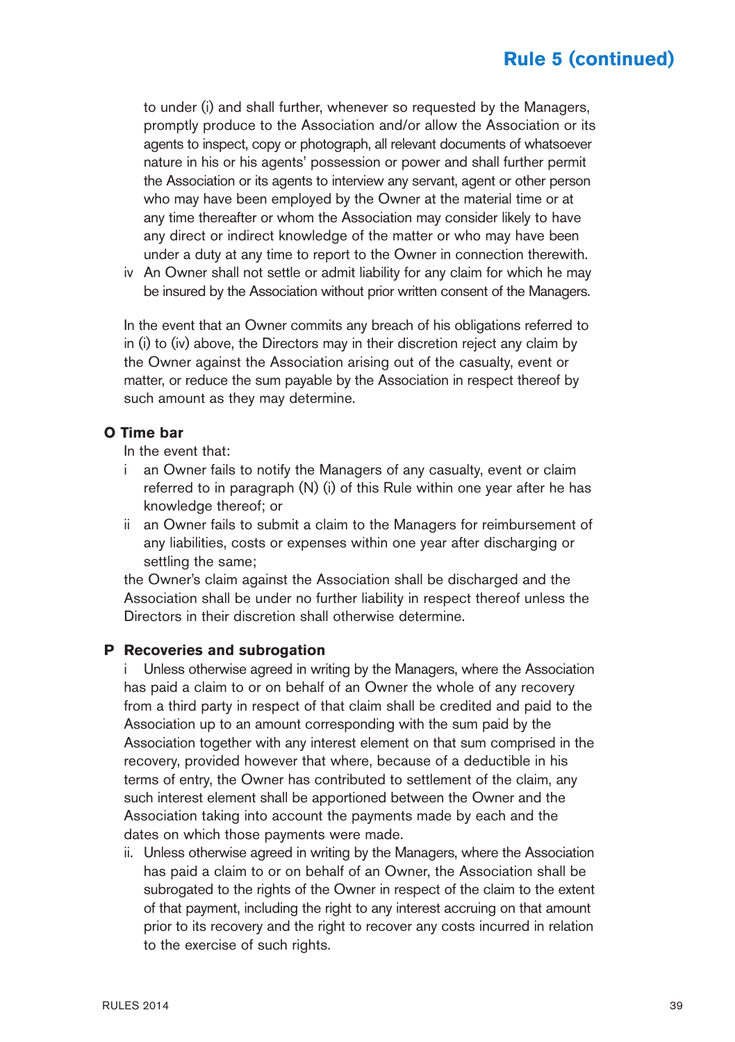to under (i) and shall further, whenever so requested by the Managers, promptly produce to the Association and/or allow the Association or its agents to inspect, copy or photograph, all relevant documents of whatsoever nature in his or his agents' possession or power and shall further permit the Association or its agents to interview any servant, agent or other person who may have been employed by the Owner at the material time or at any time thereafter or whom the Association may consider likely to have any direct or indirect knowledge of the matter or who may have been under a duty at any time to report to the Owner in connection therewith.

iv An Owner shall not settle or admit liability for any claim for which he may be insured by the Association without prior written consent of the Managers.

In the event that an Owner commits any breach of his obligations referred to in (i) to (iv) above, the Directors may in their discretion reject any claim by the Owner against the Association arising out of the casualty, event or matter, or reduce the sum payable by the Association in respect thereof by such amount as they may determine.

**O Time bar**

In the event that:

i an Owner fails to notify the Managers of any casualty, event or claim referred to in paragraph (N) (i) of this Rule within one year after he has knowledge thereof; or

ii an Owner fails to submit a claim to the Managers for reimbursement of any liabilities, costs or expenses within one year after discharging or settling the same;

the Owner's claim against the Association shall be discharged and the Association shall be under no further liability in respect thereof unless the Directors in their discretion shall otherwise determine.

**P Recoveries and subrogation**

i Unless otherwise agreed in writing by the Managers, where the Association has paid a claim to or on behalf of an Owner the whole of any recovery from a third party in respect of that claim shall be credited and paid to the Association up to an amount corresponding with the sum paid by the Association together with any interest element on that sum comprised in the recovery, provided however that where, because of a deductible in his terms of entry, the Owner has contributed to settlement of the claim, any such interest element shall be apportioned between the Owner and the Association taking into account the payments made by each and the dates on which those payments were made.

ii. Unless otherwise agreed in writing by the Managers, where the Association has paid a claim to or on behalf of an Owner, the Association shall be subrogated to the rights of the Owner in respect of the claim to the extent of that payment, including the right to any interest accruing on that amount prior to its recovery and the right to recover any costs incurred in relation to the exercise of such rights.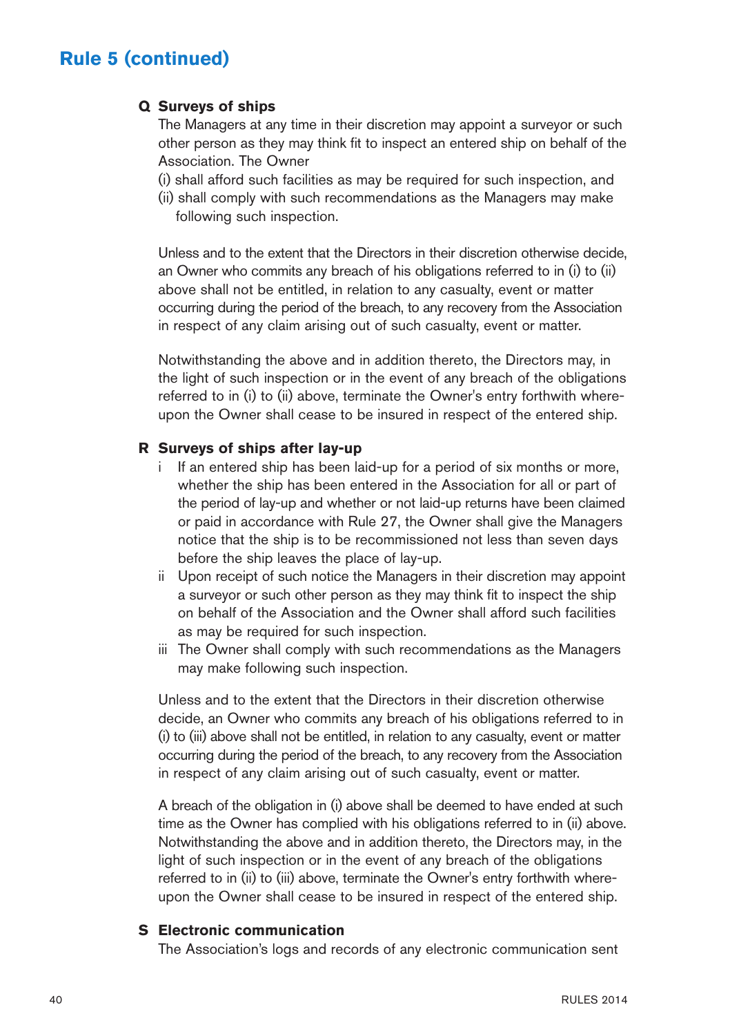## Rule 5 (continued)

### Q Surveys of ships

The Managers at any time in their discretion may appoint a surveyor or such other person as they may think fit to inspect an entered ship on behalf of the Association. The Owner

(i) shall afford such facilities as may be required for such inspection, and
(ii) shall comply with such recommendations as the Managers may make following such inspection.

Unless and to the extent that the Directors in their discretion otherwise decide, an Owner who commits any breach of his obligations referred to in (i) to (ii) above shall not be entitled, in relation to any casualty, event or matter occurring during the period of the breach, to any recovery from the Association in respect of any claim arising out of such casualty, event or matter.

Notwithstanding the above and in addition thereto, the Directors may, in the light of such inspection or in the event of any breach of the obligations referred to in (i) to (ii) above, terminate the Owner's entry forthwith whereupon the Owner shall cease to be insured in respect of the entered ship.

### R Surveys of ships after lay-up

i If an entered ship has been laid-up for a period of six months or more, whether the ship has been entered in the Association for all or part of the period of lay-up and whether or not laid-up returns have been claimed or paid in accordance with Rule 27, the Owner shall give the Managers notice that the ship is to be recommissioned not less than seven days before the ship leaves the place of lay-up.

ii Upon receipt of such notice the Managers in their discretion may appoint a surveyor or such other person as they may think fit to inspect the ship on behalf of the Association and the Owner shall afford such facilities as may be required for such inspection.

iii The Owner shall comply with such recommendations as the Managers may make following such inspection.

Unless and to the extent that the Directors in their discretion otherwise decide, an Owner who commits any breach of his obligations referred to in (i) to (iii) above shall not be entitled, in relation to any casualty, event or matter occurring during the period of the breach, to any recovery from the Association in respect of any claim arising out of such casualty, event or matter.

A breach of the obligation in (i) above shall be deemed to have ended at such time as the Owner has complied with his obligations referred to in (ii) above. Notwithstanding the above and in addition thereto, the Directors may, in the light of such inspection or in the event of any breach of the obligations referred to in (ii) to (iii) above, terminate the Owner's entry forthwith whereupon the Owner shall cease to be insured in respect of the entered ship.

### S Electronic communication

The Association's logs and records of any electronic communication sent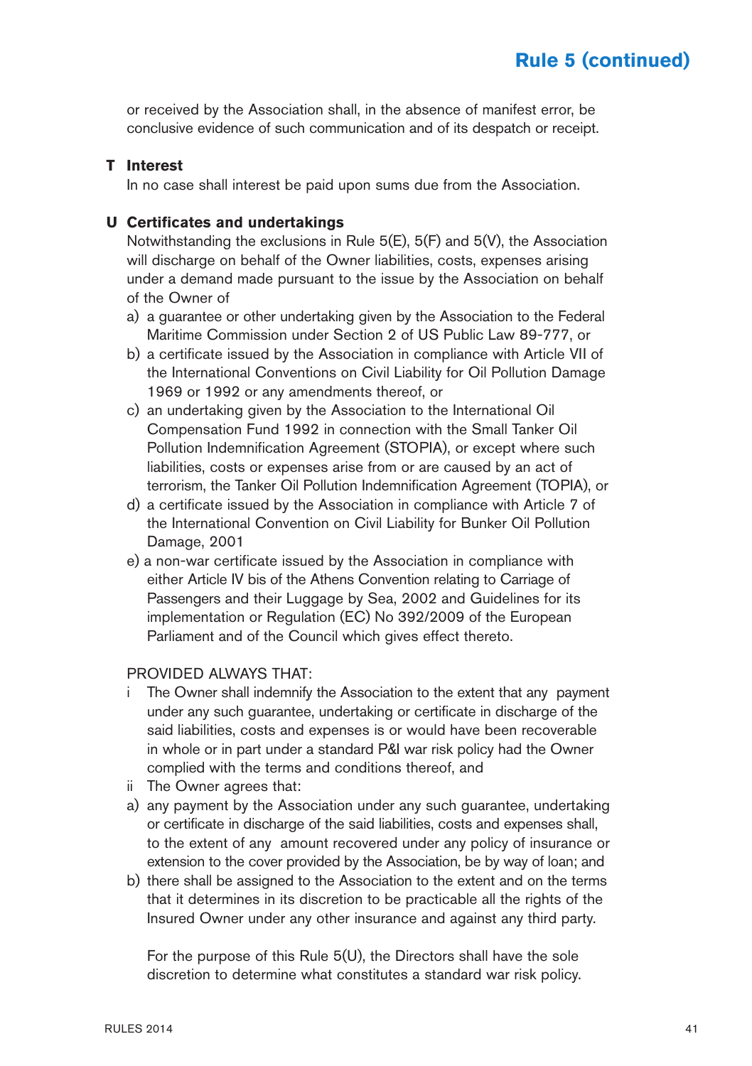or received by the Association shall, in the absence of manifest error, be conclusive evidence of such communication and of its despatch or receipt.

**T Interest**

In no case shall interest be paid upon sums due from the Association.

**U Certificates and undertakings**

Notwithstanding the exclusions in Rule 5(E), 5(F) and 5(V), the Association will discharge on behalf of the Owner liabilities, costs, expenses arising under a demand made pursuant to the issue by the Association on behalf of the Owner of

a) a guarantee or other undertaking given by the Association to the Federal Maritime Commission under Section 2 of US Public Law 89-777, or
b) a certificate issued by the Association in compliance with Article VII of the International Conventions on Civil Liability for Oil Pollution Damage 1969 or 1992 or any amendments thereof, or
c) an undertaking given by the Association to the International Oil Compensation Fund 1992 in connection with the Small Tanker Oil Pollution Indemnification Agreement (STOPIA), or except where such liabilities, costs or expenses arise from or are caused by an act of terrorism, the Tanker Oil Pollution Indemnification Agreement (TOPIA), or
d) a certificate issued by the Association in compliance with Article 7 of the International Convention on Civil Liability for Bunker Oil Pollution Damage, 2001
e) a non-war certificate issued by the Association in compliance with either Article IV bis of the Athens Convention relating to Carriage of Passengers and their Luggage by Sea, 2002 and Guidelines for its implementation or Regulation (EC) No 392/2009 of the European Parliament and of the Council which gives effect thereto.

PROVIDED ALWAYS THAT:

i The Owner shall indemnify the Association to the extent that any payment under any such guarantee, undertaking or certificate in discharge of the said liabilities, costs and expenses is or would have been recoverable in whole or in part under a standard P&I war risk policy had the Owner complied with the terms and conditions thereof, and

ii The Owner agrees that:

a) any payment by the Association under any such guarantee, undertaking or certificate in discharge of the said liabilities, costs and expenses shall, to the extent of any amount recovered under any policy of insurance or extension to the cover provided by the Association, be by way of loan; and
b) there shall be assigned to the Association to the extent and on the terms that it determines in its discretion to be practicable all the rights of the Insured Owner under any other insurance and against any third party.

For the purpose of this Rule 5(U), the Directors shall have the sole discretion to determine what constitutes a standard war risk policy.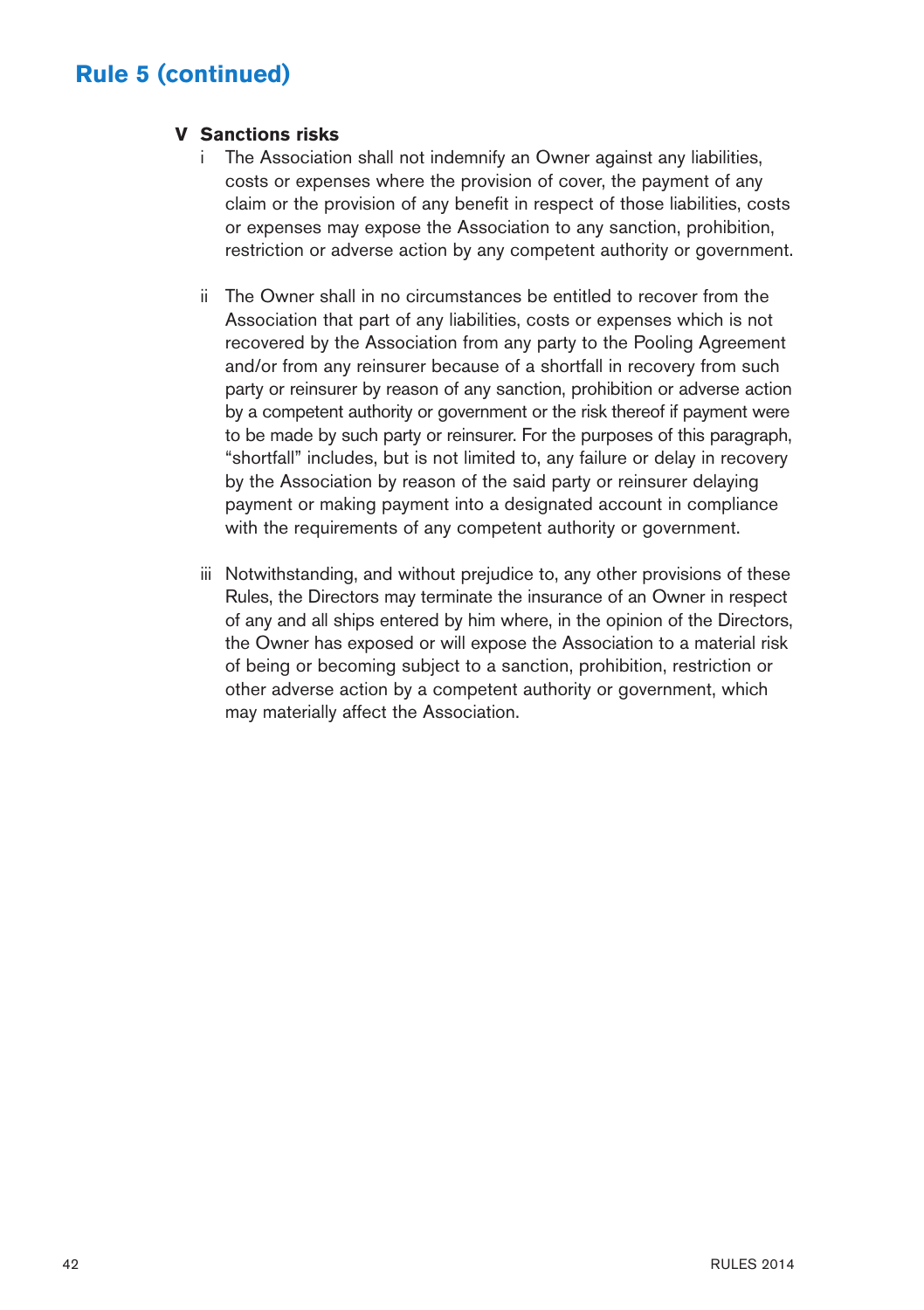## Rule 5 (continued)

**V Sanctions risks**

i The Association shall not indemnify an Owner against any liabilities, costs or expenses where the provision of cover, the payment of any claim or the provision of any benefit in respect of those liabilities, costs or expenses may expose the Association to any sanction, prohibition, restriction or adverse action by any competent authority or government.

ii The Owner shall in no circumstances be entitled to recover from the Association that part of any liabilities, costs or expenses which is not recovered by the Association from any party to the Pooling Agreement and/or from any reinsurer because of a shortfall in recovery from such party or reinsurer by reason of any sanction, prohibition or adverse action by a competent authority or government or the risk thereof if payment were to be made by such party or reinsurer. For the purposes of this paragraph, "shortfall" includes, but is not limited to, any failure or delay in recovery by the Association by reason of the said party or reinsurer delaying payment or making payment into a designated account in compliance with the requirements of any competent authority or government.

iii Notwithstanding, and without prejudice to, any other provisions of these Rules, the Directors may terminate the insurance of an Owner in respect of any and all ships entered by him where, in the opinion of the Directors, the Owner has exposed or will expose the Association to a material risk of being or becoming subject to a sanction, prohibition, restriction or other adverse action by a competent authority or government, which may materially affect the Association.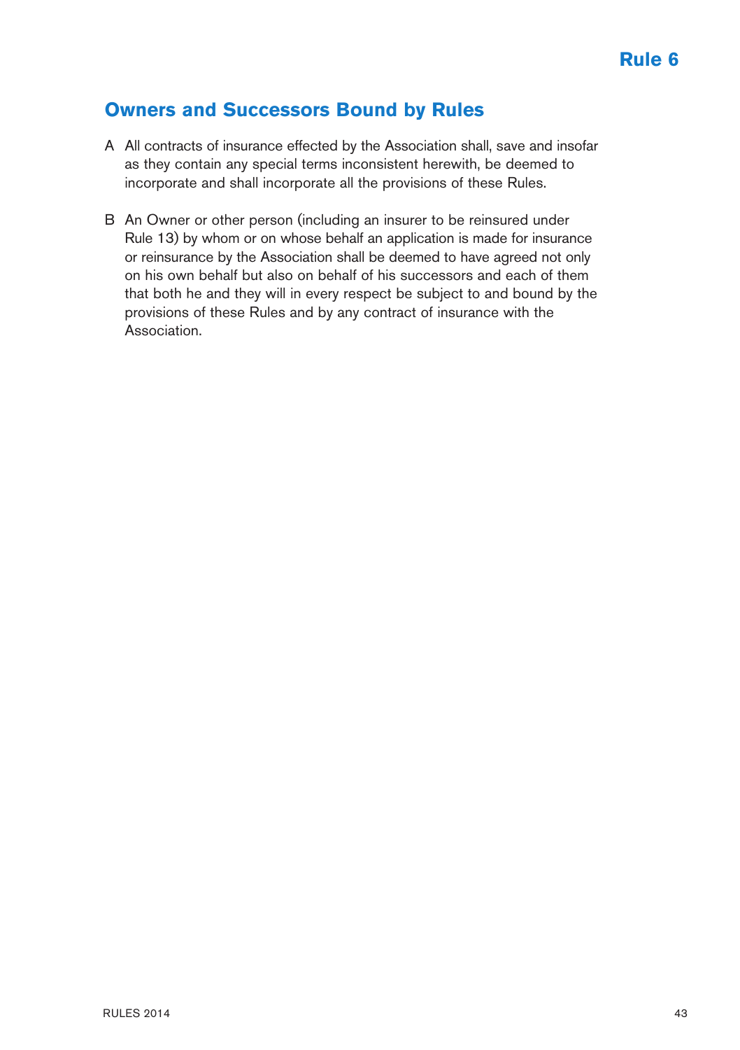# Rule 6

## Owners and Successors Bound by Rules

A All contracts of insurance effected by the Association shall, save and insofar as they contain any special terms inconsistent herewith, be deemed to incorporate and shall incorporate all the provisions of these Rules.

B An Owner or other person (including an insurer to be reinsured under Rule 13) by whom or on whose behalf an application is made for insurance or reinsurance by the Association shall be deemed to have agreed not only on his own behalf but also on behalf of his successors and each of them that both he and they will in every respect be subject to and bound by the provisions of these Rules and by any contract of insurance with the Association.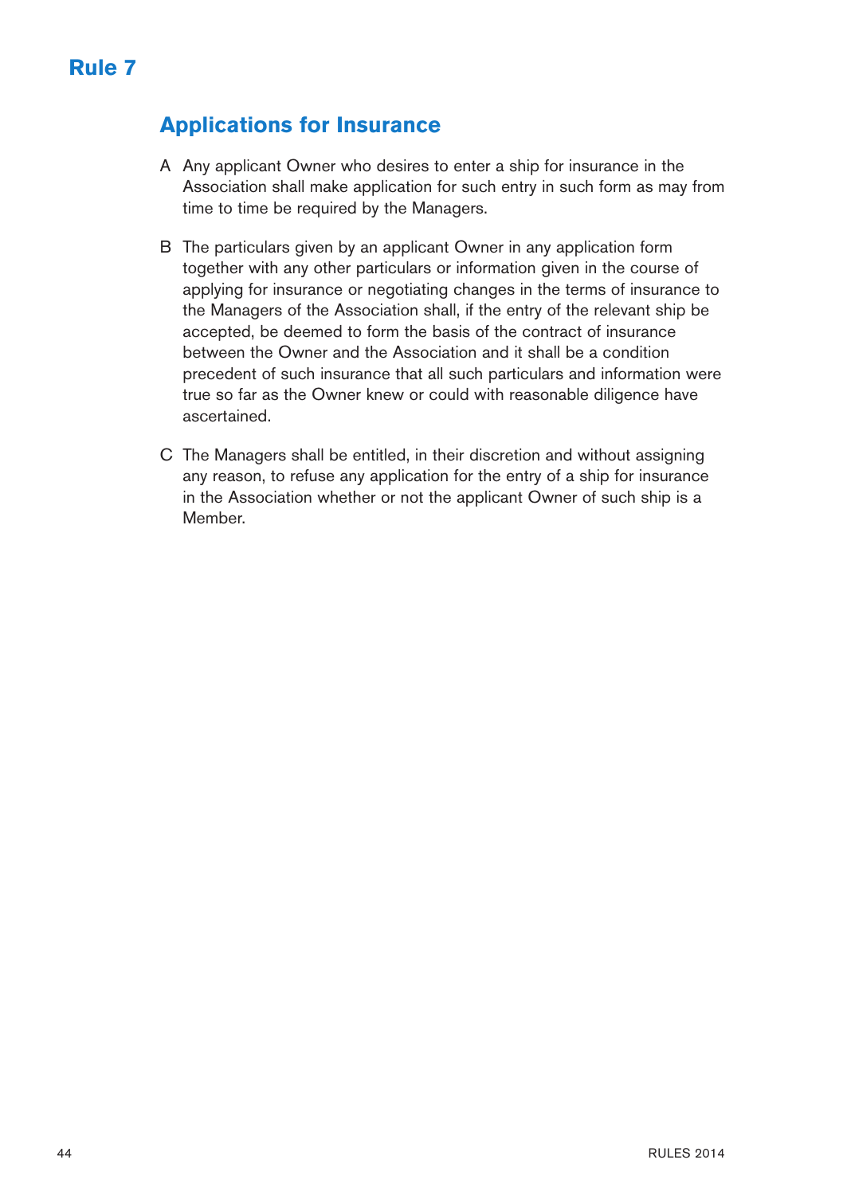# Rule 7

## Applications for Insurance

A Any applicant Owner who desires to enter a ship for insurance in the Association shall make application for such entry in such form as may from time to time be required by the Managers.

B The particulars given by an applicant Owner in any application form together with any other particulars or information given in the course of applying for insurance or negotiating changes in the terms of insurance to the Managers of the Association shall, if the entry of the relevant ship be accepted, be deemed to form the basis of the contract of insurance between the Owner and the Association and it shall be a condition precedent of such insurance that all such particulars and information were true so far as the Owner knew or could with reasonable diligence have ascertained.

C The Managers shall be entitled, in their discretion and without assigning any reason, to refuse any application for the entry of a ship for insurance in the Association whether or not the applicant Owner of such ship is a Member.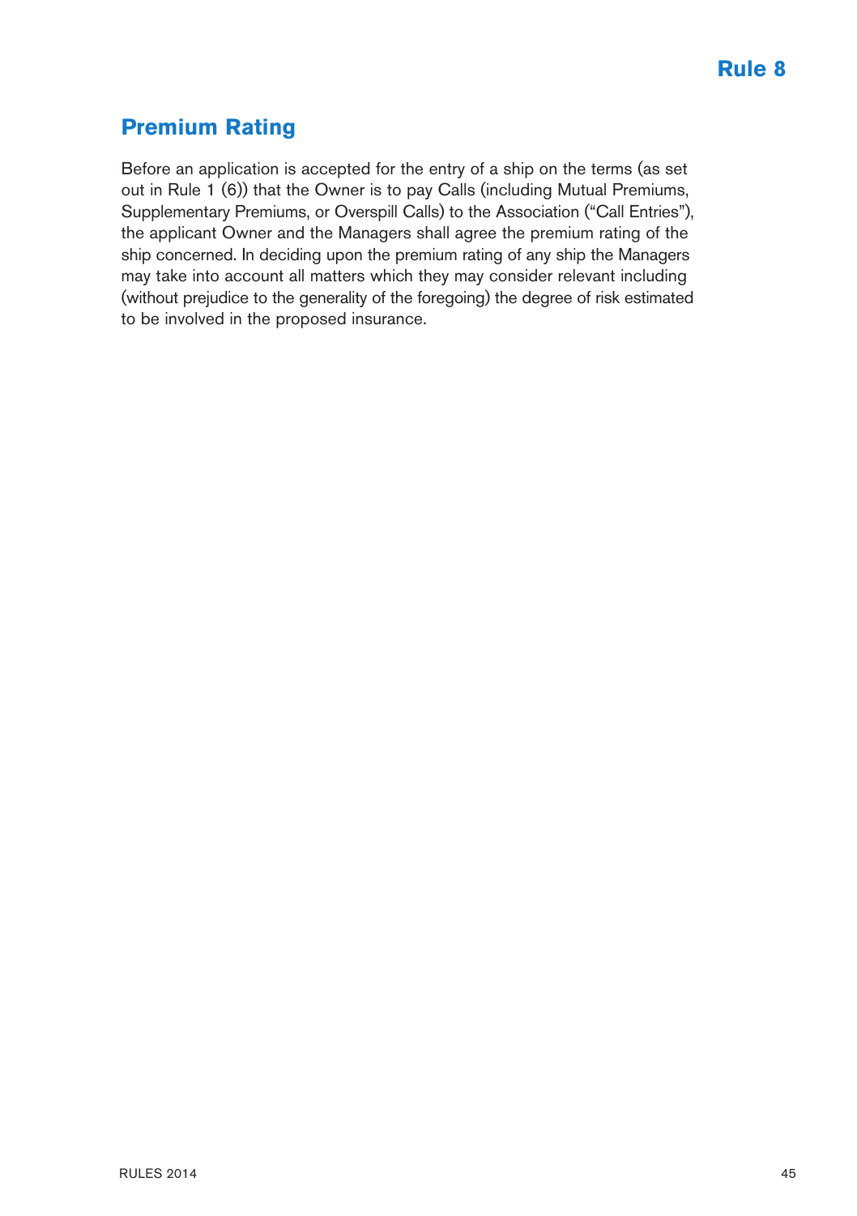# Rule 8

## Premium Rating

Before an application is accepted for the entry of a ship on the terms (as set out in Rule 1 (6)) that the Owner is to pay Calls (including Mutual Premiums, Supplementary Premiums, or Overspill Calls) to the Association ("Call Entries"), the applicant Owner and the Managers shall agree the premium rating of the ship concerned. In deciding upon the premium rating of any ship the Managers may take into account all matters which they may consider relevant including (without prejudice to the generality of the foregoing) the degree of risk estimated to be involved in the proposed insurance.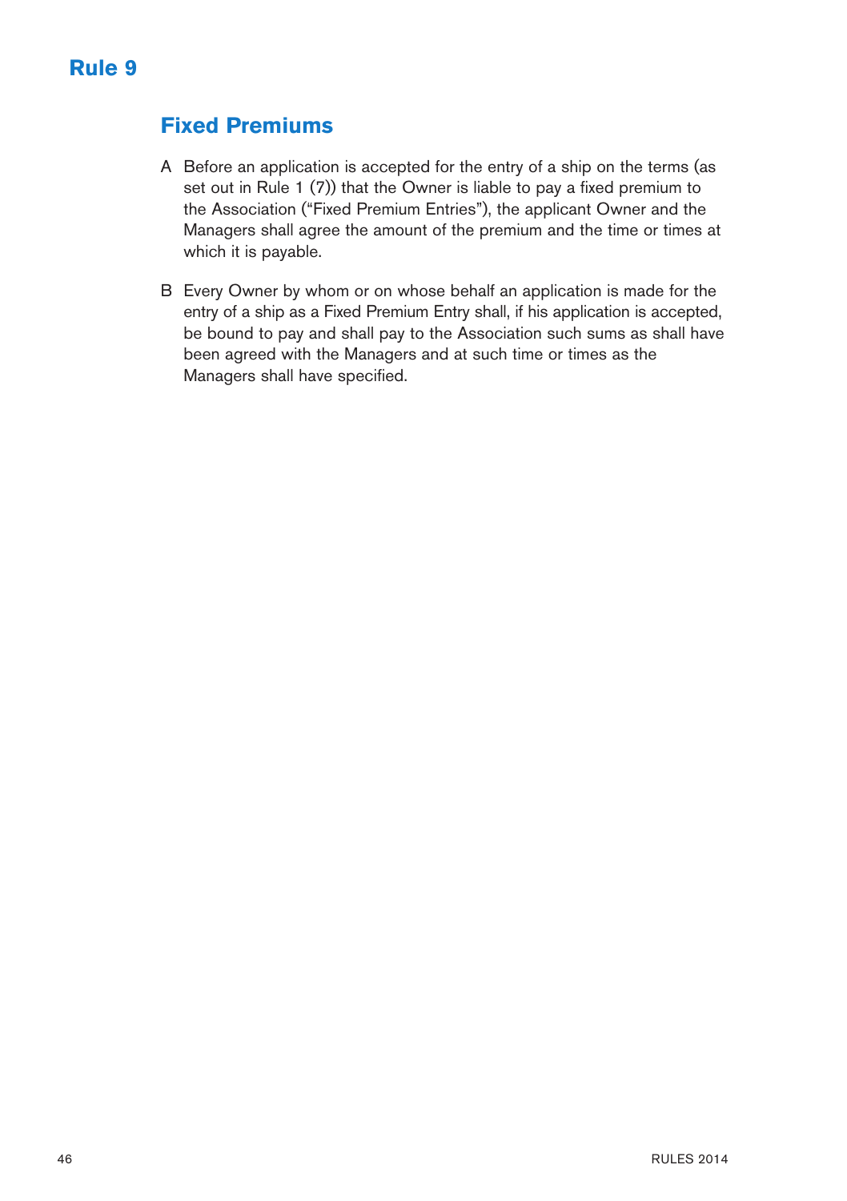# Rule 9

## Fixed Premiums

A Before an application is accepted for the entry of a ship on the terms (as set out in Rule 1 (7)) that the Owner is liable to pay a fixed premium to the Association ("Fixed Premium Entries"), the applicant Owner and the Managers shall agree the amount of the premium and the time or times at which it is payable.

B Every Owner by whom or on whose behalf an application is made for the entry of a ship as a Fixed Premium Entry shall, if his application is accepted, be bound to pay and shall pay to the Association such sums as shall have been agreed with the Managers and at such time or times as the Managers shall have specified.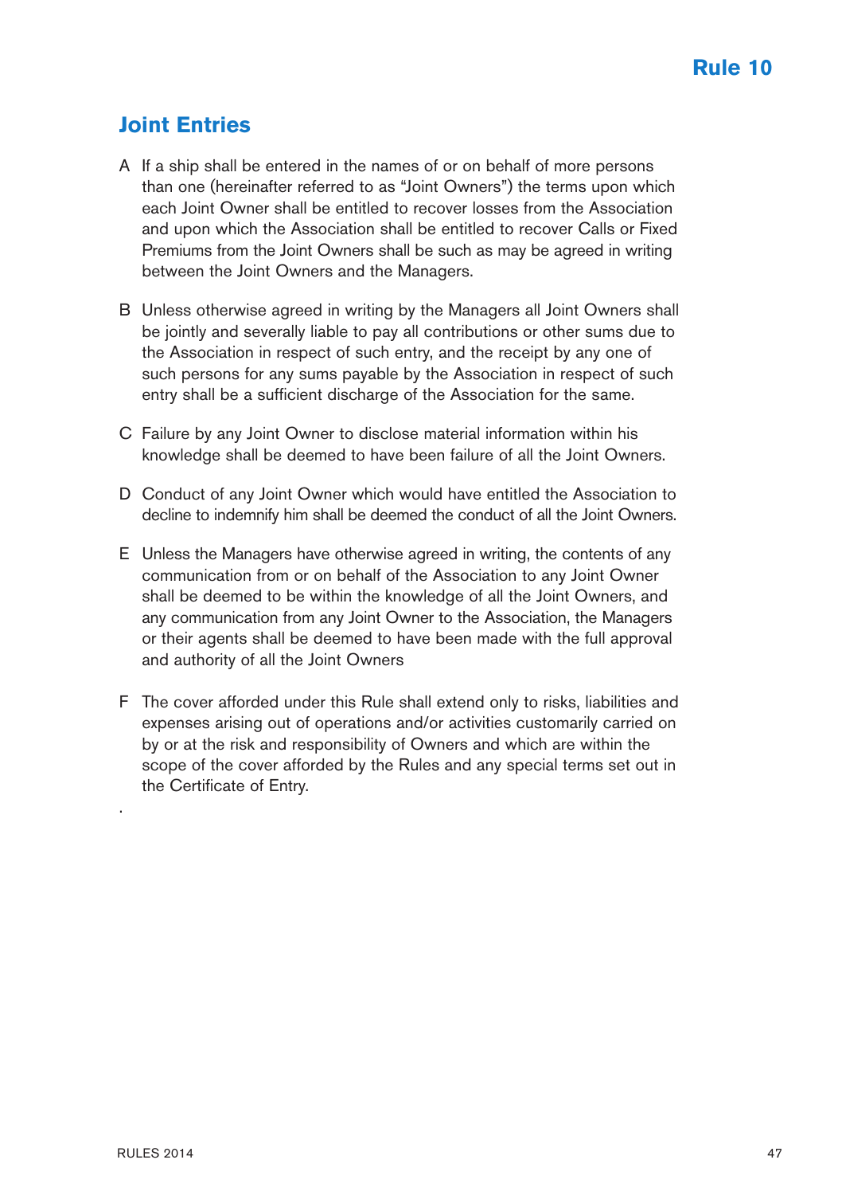# Rule 10

## Joint Entries

A If a ship shall be entered in the names of or on behalf of more persons than one (hereinafter referred to as "Joint Owners") the terms upon which each Joint Owner shall be entitled to recover losses from the Association and upon which the Association shall be entitled to recover Calls or Fixed Premiums from the Joint Owners shall be such as may be agreed in writing between the Joint Owners and the Managers.

B Unless otherwise agreed in writing by the Managers all Joint Owners shall be jointly and severally liable to pay all contributions or other sums due to the Association in respect of such entry, and the receipt by any one of such persons for any sums payable by the Association in respect of such entry shall be a sufficient discharge of the Association for the same.

C Failure by any Joint Owner to disclose material information within his knowledge shall be deemed to have been failure of all the Joint Owners.

D Conduct of any Joint Owner which would have entitled the Association to decline to indemnify him shall be deemed the conduct of all the Joint Owners.

E Unless the Managers have otherwise agreed in writing, the contents of any communication from or on behalf of the Association to any Joint Owner shall be deemed to be within the knowledge of all the Joint Owners, and any communication from any Joint Owner to the Association, the Managers or their agents shall be deemed to have been made with the full approval and authority of all the Joint Owners

F The cover afforded under this Rule shall extend only to risks, liabilities and expenses arising out of operations and/or activities customarily carried on by or at the risk and responsibility of Owners and which are within the scope of the cover afforded by the Rules and any special terms set out in the Certificate of Entry.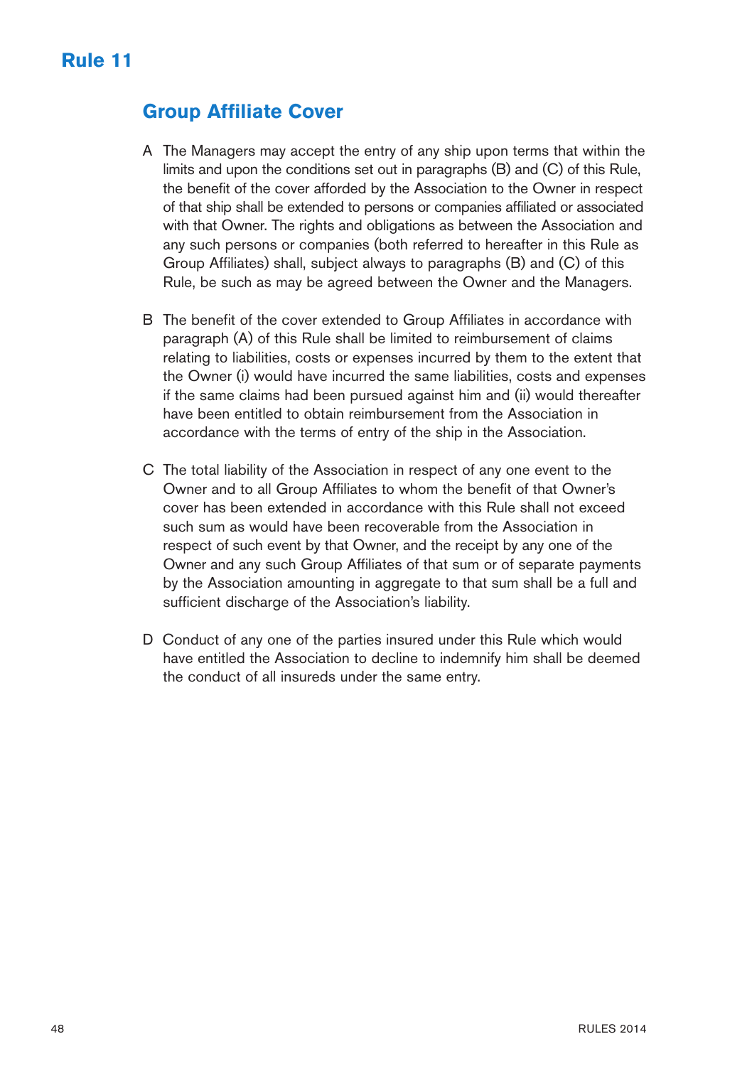# Rule 11

## Group Affiliate Cover

A The Managers may accept the entry of any ship upon terms that within the limits and upon the conditions set out in paragraphs (B) and (C) of this Rule, the benefit of the cover afforded by the Association to the Owner in respect of that ship shall be extended to persons or companies affiliated or associated with that Owner. The rights and obligations as between the Association and any such persons or companies (both referred to hereafter in this Rule as Group Affiliates) shall, subject always to paragraphs (B) and (C) of this Rule, be such as may be agreed between the Owner and the Managers.

B The benefit of the cover extended to Group Affiliates in accordance with paragraph (A) of this Rule shall be limited to reimbursement of claims relating to liabilities, costs or expenses incurred by them to the extent that the Owner (i) would have incurred the same liabilities, costs and expenses if the same claims had been pursued against him and (ii) would thereafter have been entitled to obtain reimbursement from the Association in accordance with the terms of entry of the ship in the Association.

C The total liability of the Association in respect of any one event to the Owner and to all Group Affiliates to whom the benefit of that Owner's cover has been extended in accordance with this Rule shall not exceed such sum as would have been recoverable from the Association in respect of such event by that Owner, and the receipt by any one of the Owner and any such Group Affiliates of that sum or of separate payments by the Association amounting in aggregate to that sum shall be a full and sufficient discharge of the Association's liability.

D Conduct of any one of the parties insured under this Rule which would have entitled the Association to decline to indemnify him shall be deemed the conduct of all insureds under the same entry.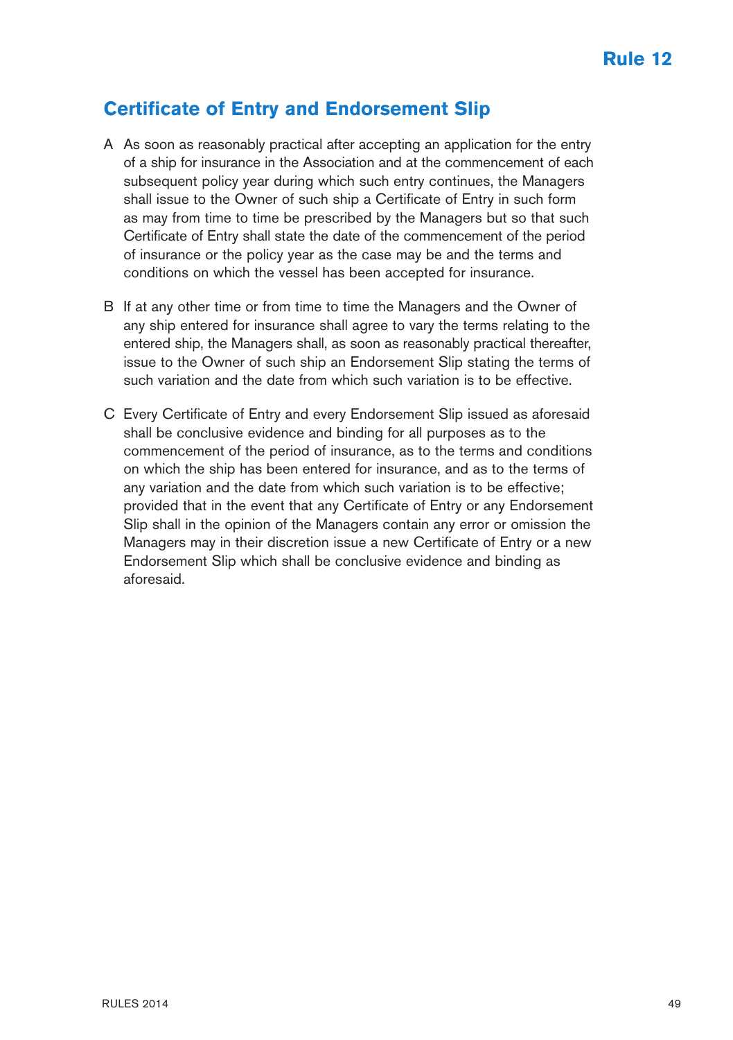# Rule 12

## Certificate of Entry and Endorsement Slip

A As soon as reasonably practical after accepting an application for the entry of a ship for insurance in the Association and at the commencement of each subsequent policy year during which such entry continues, the Managers shall issue to the Owner of such ship a Certificate of Entry in such form as may from time to time be prescribed by the Managers but so that such Certificate of Entry shall state the date of the commencement of the period of insurance or the policy year as the case may be and the terms and conditions on which the vessel has been accepted for insurance.

B If at any other time or from time to time the Managers and the Owner of any ship entered for insurance shall agree to vary the terms relating to the entered ship, the Managers shall, as soon as reasonably practical thereafter, issue to the Owner of such ship an Endorsement Slip stating the terms of such variation and the date from which such variation is to be effective.

C Every Certificate of Entry and every Endorsement Slip issued as aforesaid shall be conclusive evidence and binding for all purposes as to the commencement of the period of insurance, as to the terms and conditions on which the ship has been entered for insurance, and as to the terms of any variation and the date from which such variation is to be effective; provided that in the event that any Certificate of Entry or any Endorsement Slip shall in the opinion of the Managers contain any error or omission the Managers may in their discretion issue a new Certificate of Entry or a new Endorsement Slip which shall be conclusive evidence and binding as aforesaid.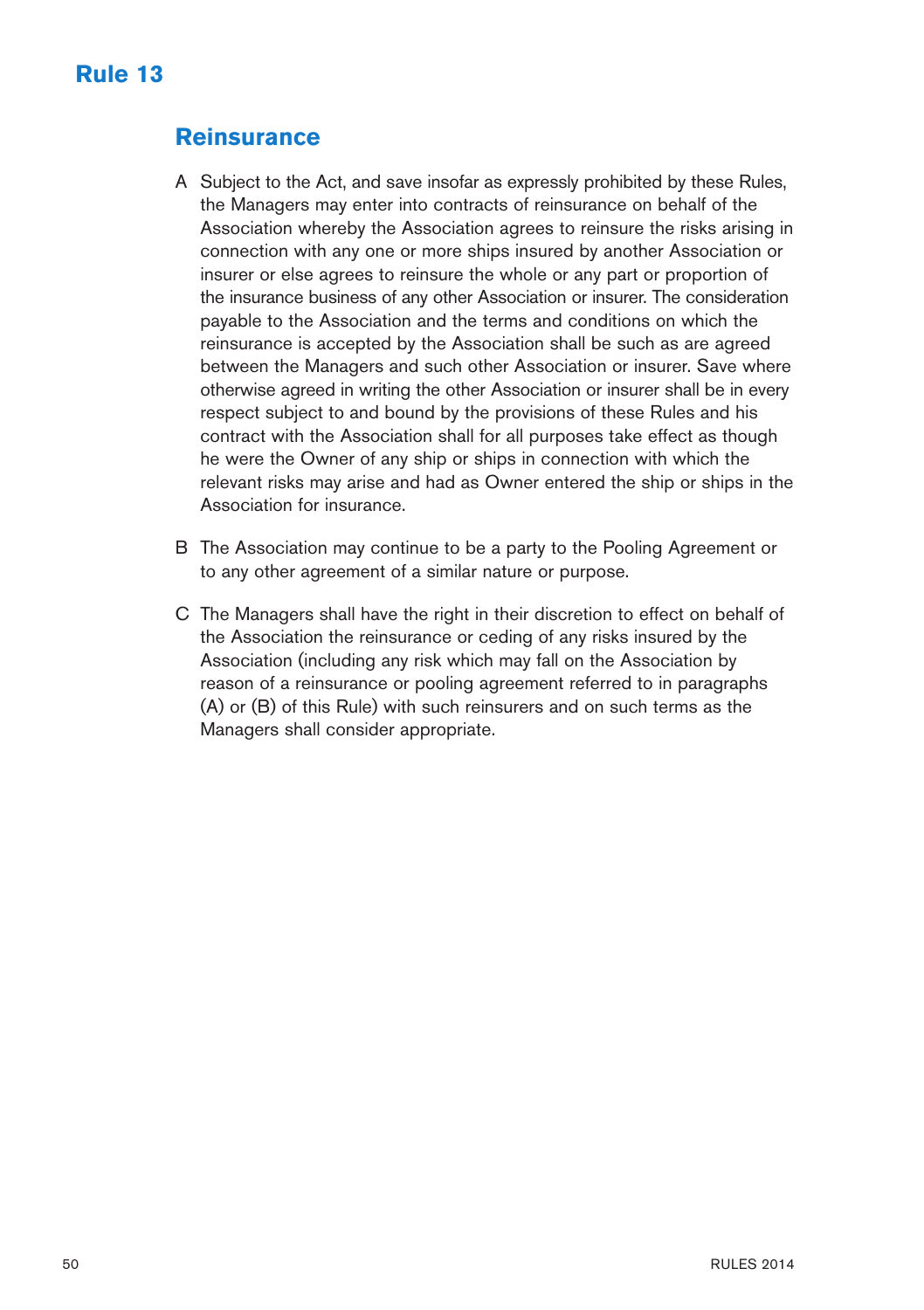# Rule 13

## Reinsurance

A Subject to the Act, and save insofar as expressly prohibited by these Rules, the Managers may enter into contracts of reinsurance on behalf of the Association whereby the Association agrees to reinsure the risks arising in connection with any one or more ships insured by another Association or insurer or else agrees to reinsure the whole or any part or proportion of the insurance business of any other Association or insurer. The consideration payable to the Association and the terms and conditions on which the reinsurance is accepted by the Association shall be such as are agreed between the Managers and such other Association or insurer. Save where otherwise agreed in writing the other Association or insurer shall be in every respect subject to and bound by the provisions of these Rules and his contract with the Association shall for all purposes take effect as though he were the Owner of any ship or ships in connection with which the relevant risks may arise and had as Owner entered the ship or ships in the Association for insurance.

B The Association may continue to be a party to the Pooling Agreement or to any other agreement of a similar nature or purpose.

C The Managers shall have the right in their discretion to effect on behalf of the Association the reinsurance or ceding of any risks insured by the Association (including any risk which may fall on the Association by reason of a reinsurance or pooling agreement referred to in paragraphs (A) or (B) of this Rule) with such reinsurers and on such terms as the Managers shall consider appropriate.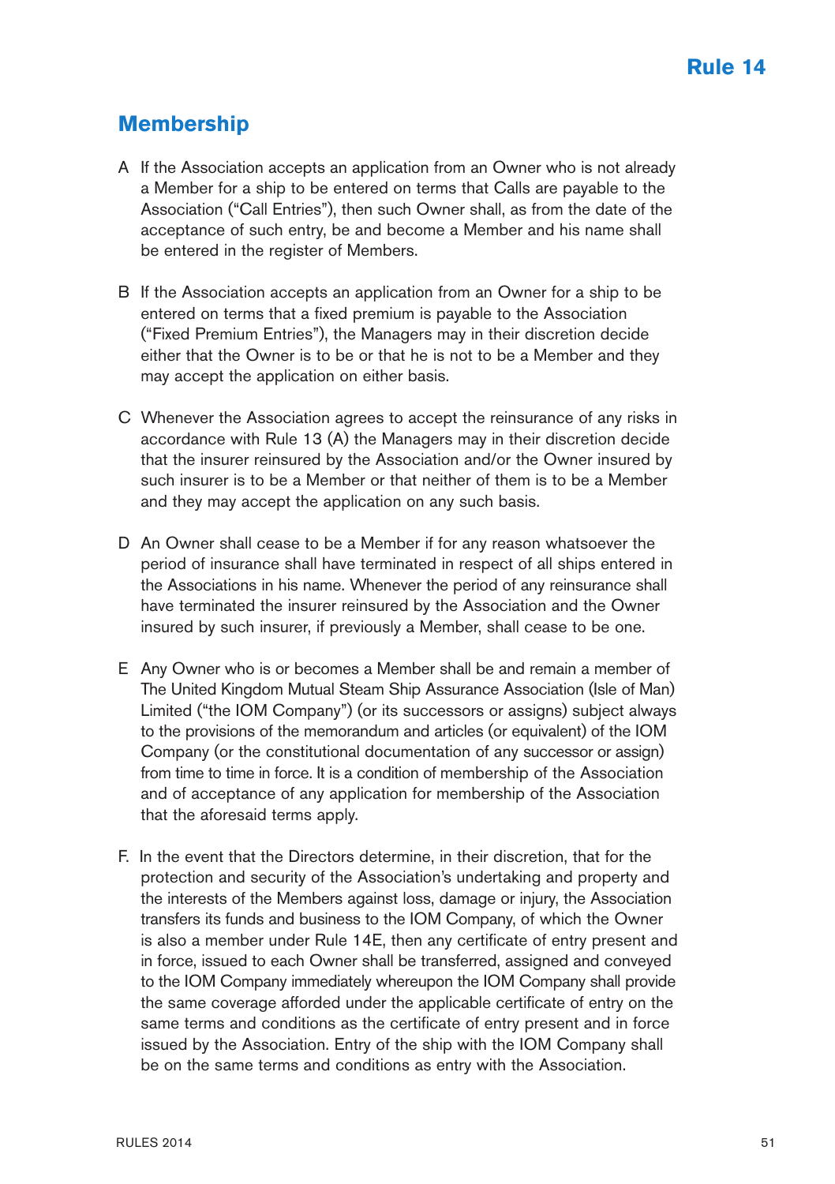# Rule 14

## Membership

A If the Association accepts an application from an Owner who is not already a Member for a ship to be entered on terms that Calls are payable to the Association ("Call Entries"), then such Owner shall, as from the date of the acceptance of such entry, be and become a Member and his name shall be entered in the register of Members.

B If the Association accepts an application from an Owner for a ship to be entered on terms that a fixed premium is payable to the Association ("Fixed Premium Entries"), the Managers may in their discretion decide either that the Owner is to be or that he is not to be a Member and they may accept the application on either basis.

C Whenever the Association agrees to accept the reinsurance of any risks in accordance with Rule 13 (A) the Managers may in their discretion decide that the insurer reinsured by the Association and/or the Owner insured by such insurer is to be a Member or that neither of them is to be a Member and they may accept the application on any such basis.

D An Owner shall cease to be a Member if for any reason whatsoever the period of insurance shall have terminated in respect of all ships entered in the Associations in his name. Whenever the period of any reinsurance shall have terminated the insurer reinsured by the Association and the Owner insured by such insurer, if previously a Member, shall cease to be one.

E Any Owner who is or becomes a Member shall be and remain a member of The United Kingdom Mutual Steam Ship Assurance Association (Isle of Man) Limited ("the IOM Company") (or its successors or assigns) subject always to the provisions of the memorandum and articles (or equivalent) of the IOM Company (or the constitutional documentation of any successor or assign) from time to time in force. It is a condition of membership of the Association and of acceptance of any application for membership of the Association that the aforesaid terms apply.

F. In the event that the Directors determine, in their discretion, that for the protection and security of the Association's undertaking and property and the interests of the Members against loss, damage or injury, the Association transfers its funds and business to the IOM Company, of which the Owner is also a member under Rule 14E, then any certificate of entry present and in force, issued to each Owner shall be transferred, assigned and conveyed to the IOM Company immediately whereupon the IOM Company shall provide the same coverage afforded under the applicable certificate of entry on the same terms and conditions as the certificate of entry present and in force issued by the Association. Entry of the ship with the IOM Company shall be on the same terms and conditions as entry with the Association.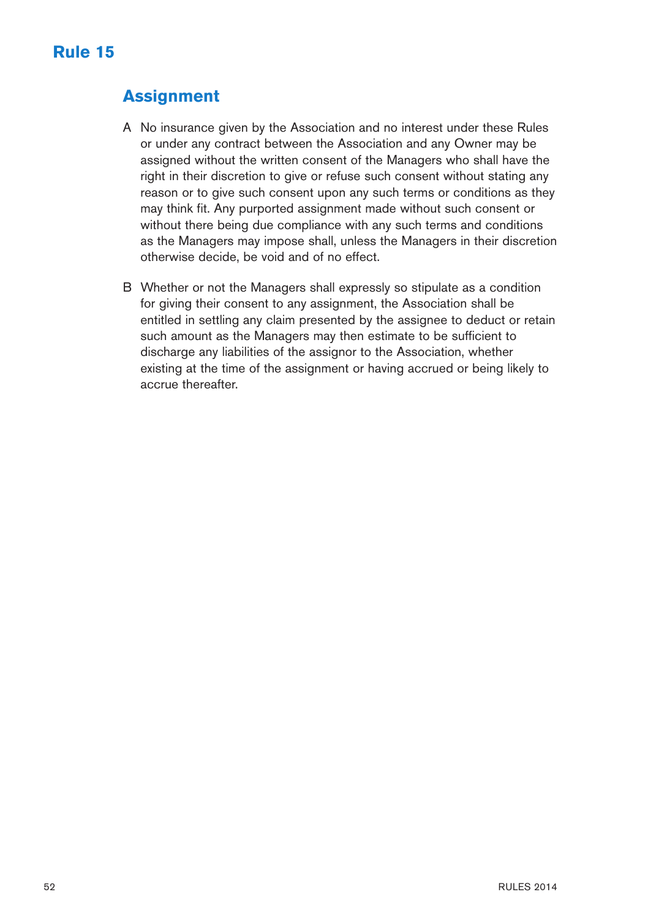# Rule 15

## Assignment

A No insurance given by the Association and no interest under these Rules or under any contract between the Association and any Owner may be assigned without the written consent of the Managers who shall have the right in their discretion to give or refuse such consent without stating any reason or to give such consent upon any such terms or conditions as they may think fit. Any purported assignment made without such consent or without there being due compliance with any such terms and conditions as the Managers may impose shall, unless the Managers in their discretion otherwise decide, be void and of no effect.

B Whether or not the Managers shall expressly so stipulate as a condition for giving their consent to any assignment, the Association shall be entitled in settling any claim presented by the assignee to deduct or retain such amount as the Managers may then estimate to be sufficient to discharge any liabilities of the assignor to the Association, whether existing at the time of the assignment or having accrued or being likely to accrue thereafter.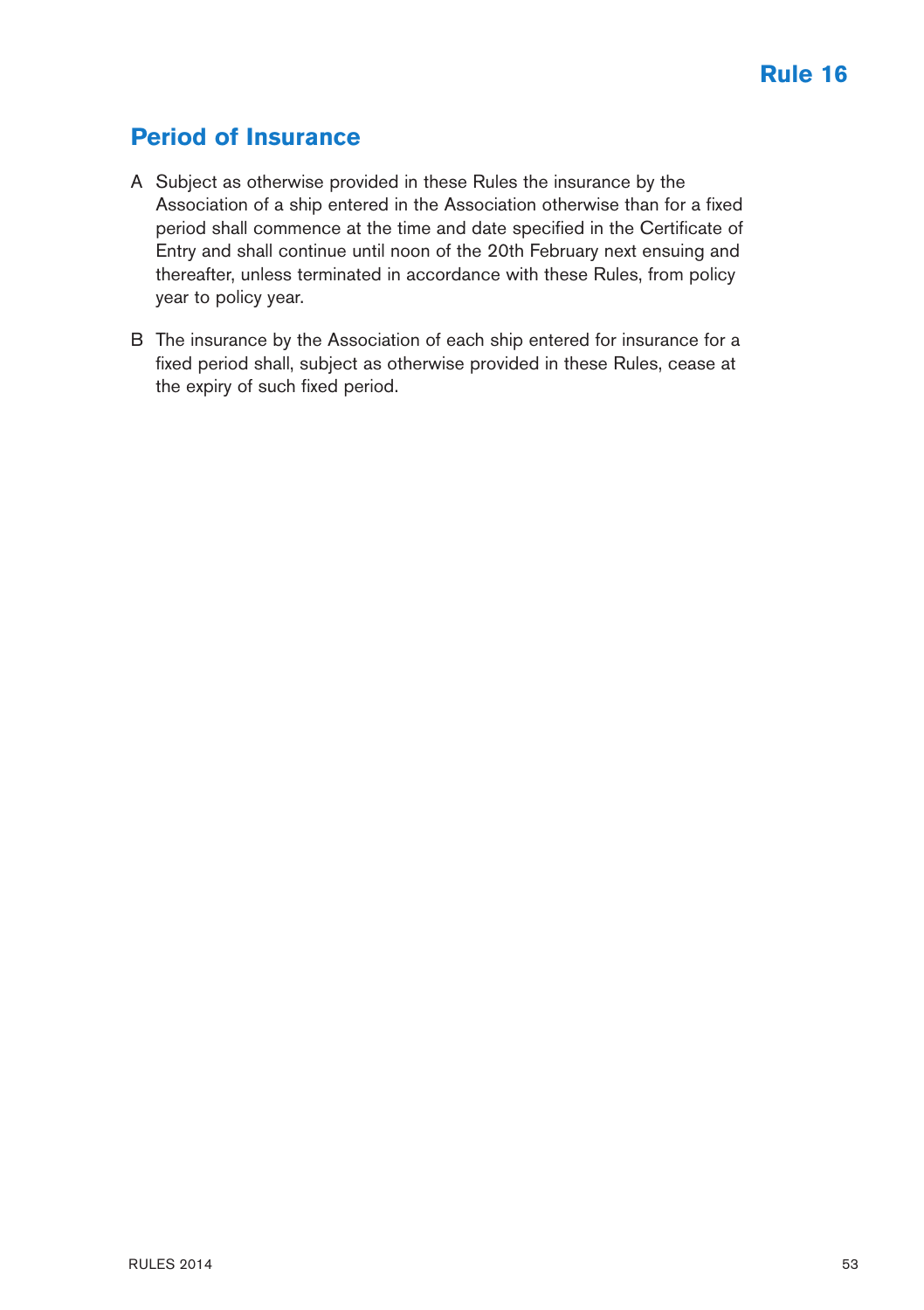# Rule 16

## Period of Insurance

A Subject as otherwise provided in these Rules the insurance by the Association of a ship entered in the Association otherwise than for a fixed period shall commence at the time and date specified in the Certificate of Entry and shall continue until noon of the 20th February next ensuing and thereafter, unless terminated in accordance with these Rules, from policy year to policy year.

B The insurance by the Association of each ship entered for insurance for a fixed period shall, subject as otherwise provided in these Rules, cease at the expiry of such fixed period.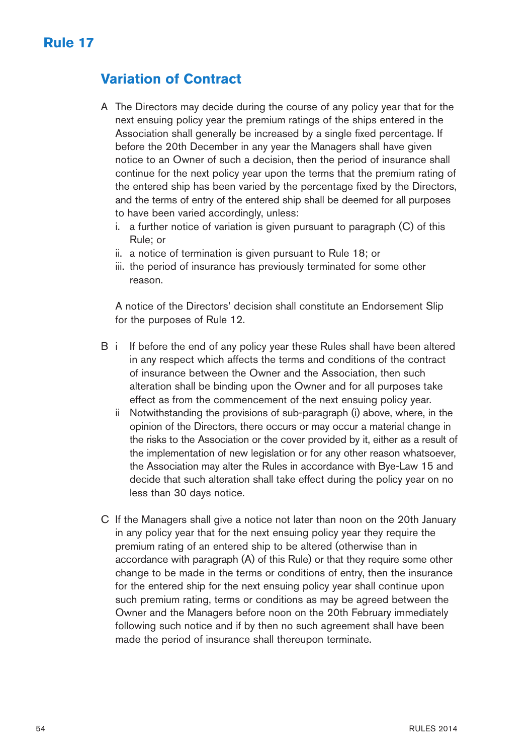# Rule 17

## Variation of Contract

A The Directors may decide during the course of any policy year that for the next ensuing policy year the premium ratings of the ships entered in the Association shall generally be increased by a single fixed percentage. If before the 20th December in any year the Managers shall have given notice to an Owner of such a decision, then the period of insurance shall continue for the next policy year upon the terms that the premium rating of the entered ship has been varied by the percentage fixed by the Directors, and the terms of entry of the entered ship shall be deemed for all purposes to have been varied accordingly, unless:

i. a further notice of variation is given pursuant to paragraph (C) of this Rule; or
ii. a notice of termination is given pursuant to Rule 18; or
iii. the period of insurance has previously terminated for some other reason.

A notice of the Directors' decision shall constitute an Endorsement Slip for the purposes of Rule 12.

B i If before the end of any policy year these Rules shall have been altered in any respect which affects the terms and conditions of the contract of insurance between the Owner and the Association, then such alteration shall be binding upon the Owner and for all purposes take effect as from the commencement of the next ensuing policy year.

ii Notwithstanding the provisions of sub-paragraph (i) above, where, in the opinion of the Directors, there occurs or may occur a material change in the risks to the Association or the cover provided by it, either as a result of the implementation of new legislation or for any other reason whatsoever, the Association may alter the Rules in accordance with Bye-Law 15 and decide that such alteration shall take effect during the policy year on no less than 30 days notice.

C If the Managers shall give a notice not later than noon on the 20th January in any policy year that for the next ensuing policy year they require the premium rating of an entered ship to be altered (otherwise than in accordance with paragraph (A) of this Rule) or that they require some other change to be made in the terms or conditions of entry, then the insurance for the entered ship for the next ensuing policy year shall continue upon such premium rating, terms or conditions as may be agreed between the Owner and the Managers before noon on the 20th February immediately following such notice and if by then no such agreement shall have been made the period of insurance shall thereupon terminate.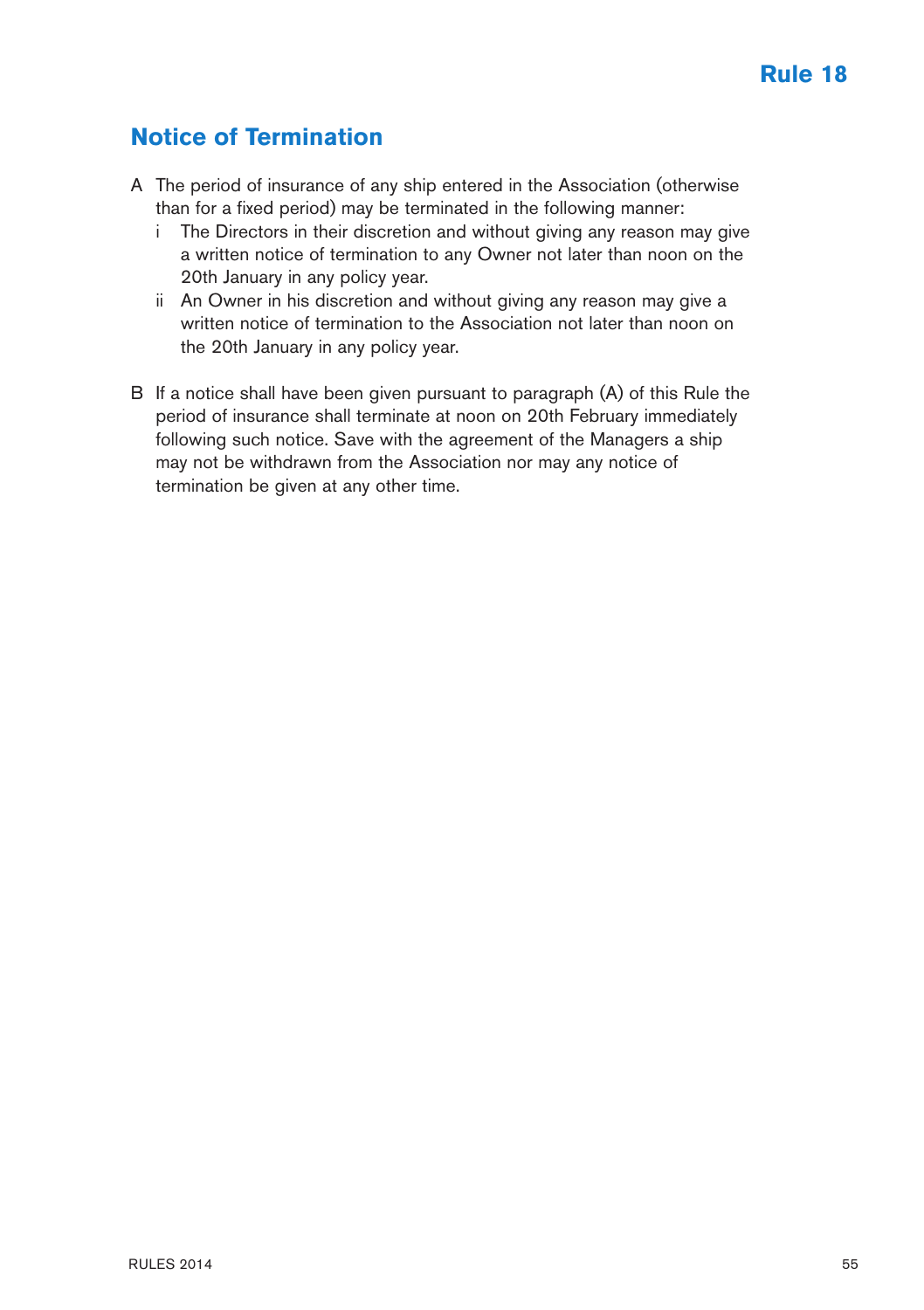# Rule 18

## Notice of Termination

A The period of insurance of any ship entered in the Association (otherwise than for a fixed period) may be terminated in the following manner:

   i The Directors in their discretion and without giving any reason may give a written notice of termination to any Owner not later than noon on the 20th January in any policy year.

   ii An Owner in his discretion and without giving any reason may give a written notice of termination to the Association not later than noon on the 20th January in any policy year.

B If a notice shall have been given pursuant to paragraph (A) of this Rule the period of insurance shall terminate at noon on 20th February immediately following such notice. Save with the agreement of the Managers a ship may not be withdrawn from the Association nor may any notice of termination be given at any other time.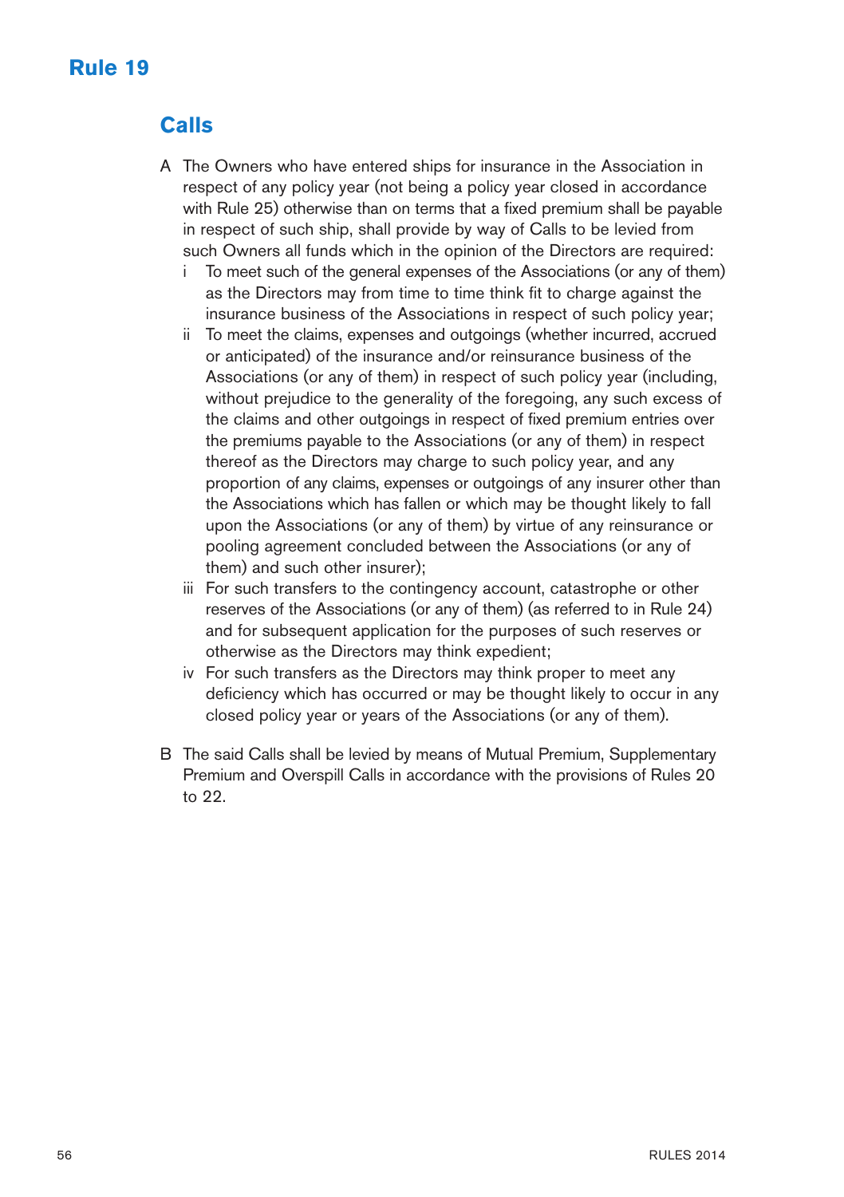# Rule 19

## Calls

A The Owners who have entered ships for insurance in the Association in respect of any policy year (not being a policy year closed in accordance with Rule 25) otherwise than on terms that a fixed premium shall be payable in respect of such ship, shall provide by way of Calls to be levied from such Owners all funds which in the opinion of the Directors are required:

i To meet such of the general expenses of the Associations (or any of them) as the Directors may from time to time think fit to charge against the insurance business of the Associations in respect of such policy year;

ii To meet the claims, expenses and outgoings (whether incurred, accrued or anticipated) of the insurance and/or reinsurance business of the Associations (or any of them) in respect of such policy year (including, without prejudice to the generality of the foregoing, any such excess of the claims and other outgoings in respect of fixed premium entries over the premiums payable to the Associations (or any of them) in respect thereof as the Directors may charge to such policy year, and any proportion of any claims, expenses or outgoings of any insurer other than the Associations which has fallen or which may be thought likely to fall upon the Associations (or any of them) by virtue of any reinsurance or pooling agreement concluded between the Associations (or any of them) and such other insurer);

iii For such transfers to the contingency account, catastrophe or other reserves of the Associations (or any of them) (as referred to in Rule 24) and for subsequent application for the purposes of such reserves or otherwise as the Directors may think expedient;

iv For such transfers as the Directors may think proper to meet any deficiency which has occurred or may be thought likely to occur in any closed policy year or years of the Associations (or any of them).

B The said Calls shall be levied by means of Mutual Premium, Supplementary Premium and Overspill Calls in accordance with the provisions of Rules 20 to 22.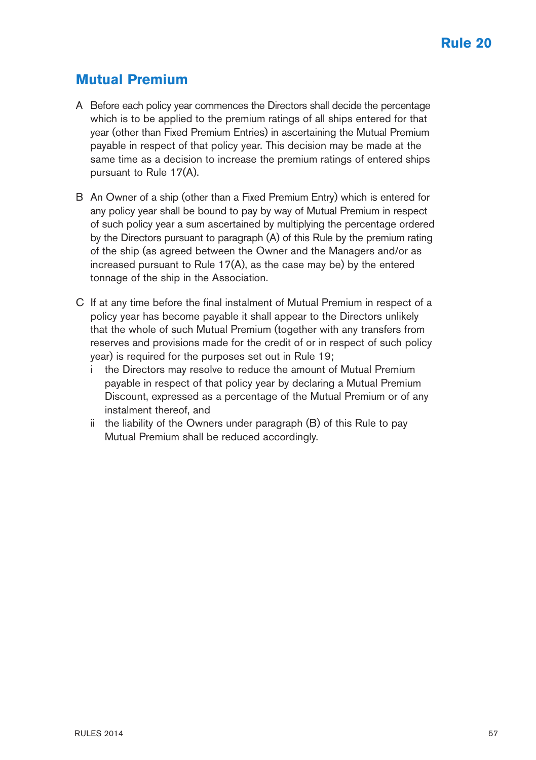# Rule 20

## Mutual Premium

A Before each policy year commences the Directors shall decide the percentage which is to be applied to the premium ratings of all ships entered for that year (other than Fixed Premium Entries) in ascertaining the Mutual Premium payable in respect of that policy year. This decision may be made at the same time as a decision to increase the premium ratings of entered ships pursuant to Rule 17(A).

B An Owner of a ship (other than a Fixed Premium Entry) which is entered for any policy year shall be bound to pay by way of Mutual Premium in respect of such policy year a sum ascertained by multiplying the percentage ordered by the Directors pursuant to paragraph (A) of this Rule by the premium rating of the ship (as agreed between the Owner and the Managers and/or as increased pursuant to Rule 17(A), as the case may be) by the entered tonnage of the ship in the Association.

C If at any time before the final instalment of Mutual Premium in respect of a policy year has become payable it shall appear to the Directors unlikely that the whole of such Mutual Premium (together with any transfers from reserves and provisions made for the credit of or in respect of such policy year) is required for the purposes set out in Rule 19;

  i the Directors may resolve to reduce the amount of Mutual Premium payable in respect of that policy year by declaring a Mutual Premium Discount, expressed as a percentage of the Mutual Premium or of any instalment thereof, and

  ii the liability of the Owners under paragraph (B) of this Rule to pay Mutual Premium shall be reduced accordingly.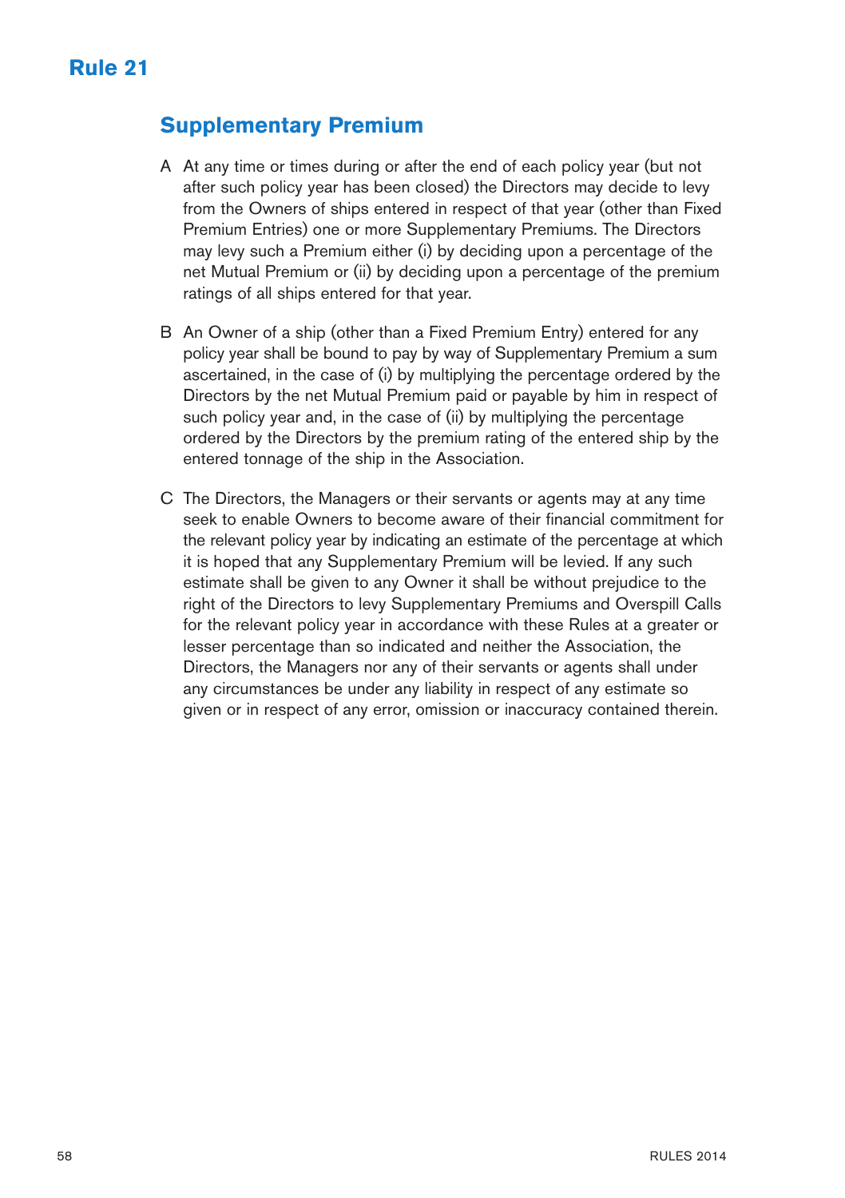# Rule 21

## Supplementary Premium

A At any time or times during or after the end of each policy year (but not after such policy year has been closed) the Directors may decide to levy from the Owners of ships entered in respect of that year (other than Fixed Premium Entries) one or more Supplementary Premiums. The Directors may levy such a Premium either (i) by deciding upon a percentage of the net Mutual Premium or (ii) by deciding upon a percentage of the premium ratings of all ships entered for that year.

B An Owner of a ship (other than a Fixed Premium Entry) entered for any policy year shall be bound to pay by way of Supplementary Premium a sum ascertained, in the case of (i) by multiplying the percentage ordered by the Directors by the net Mutual Premium paid or payable by him in respect of such policy year and, in the case of (ii) by multiplying the percentage ordered by the Directors by the premium rating of the entered ship by the entered tonnage of the ship in the Association.

C The Directors, the Managers or their servants or agents may at any time seek to enable Owners to become aware of their financial commitment for the relevant policy year by indicating an estimate of the percentage at which it is hoped that any Supplementary Premium will be levied. If any such estimate shall be given to any Owner it shall be without prejudice to the right of the Directors to levy Supplementary Premiums and Overspill Calls for the relevant policy year in accordance with these Rules at a greater or lesser percentage than so indicated and neither the Association, the Directors, the Managers nor any of their servants or agents shall under any circumstances be under any liability in respect of any estimate so given or in respect of any error, omission or inaccuracy contained therein.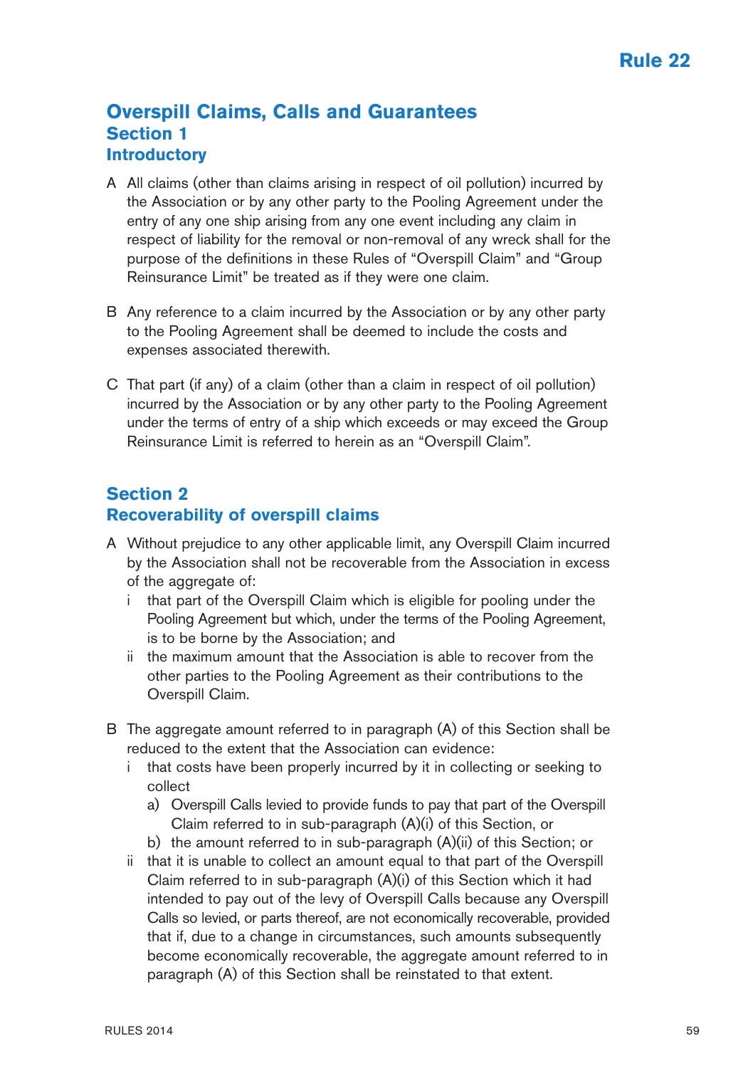# Rule 22

## Overspill Claims, Calls and Guarantees

### Section 1

### Introductory

A All claims (other than claims arising in respect of oil pollution) incurred by the Association or by any other party to the Pooling Agreement under the entry of any one ship arising from any one event including any claim in respect of liability for the removal or non-removal of any wreck shall for the purpose of the definitions in these Rules of "Overspill Claim" and "Group Reinsurance Limit" be treated as if they were one claim.

B Any reference to a claim incurred by the Association or by any other party to the Pooling Agreement shall be deemed to include the costs and expenses associated therewith.

C That part (if any) of a claim (other than a claim in respect of oil pollution) incurred by the Association or by any other party to the Pooling Agreement under the terms of entry of a ship which exceeds or may exceed the Group Reinsurance Limit is referred to herein as an "Overspill Claim".

### Section 2

### Recoverability of overspill claims

A Without prejudice to any other applicable limit, any Overspill Claim incurred by the Association shall not be recoverable from the Association in excess of the aggregate of:

- i that part of the Overspill Claim which is eligible for pooling under the Pooling Agreement but which, under the terms of the Pooling Agreement, is to be borne by the Association; and
- ii the maximum amount that the Association is able to recover from the other parties to the Pooling Agreement as their contributions to the Overspill Claim.

B The aggregate amount referred to in paragraph (A) of this Section shall be reduced to the extent that the Association can evidence:

- i that costs have been properly incurred by it in collecting or seeking to collect
  - a) Overspill Calls levied to provide funds to pay that part of the Overspill Claim referred to in sub-paragraph (A)(i) of this Section, or
  - b) the amount referred to in sub-paragraph (A)(ii) of this Section; or
- ii that it is unable to collect an amount equal to that part of the Overspill Claim referred to in sub-paragraph (A)(i) of this Section which it had intended to pay out of the levy of Overspill Calls because any Overspill Calls so levied, or parts thereof, are not economically recoverable, provided that if, due to a change in circumstances, such amounts subsequently become economically recoverable, the aggregate amount referred to in paragraph (A) of this Section shall be reinstated to that extent.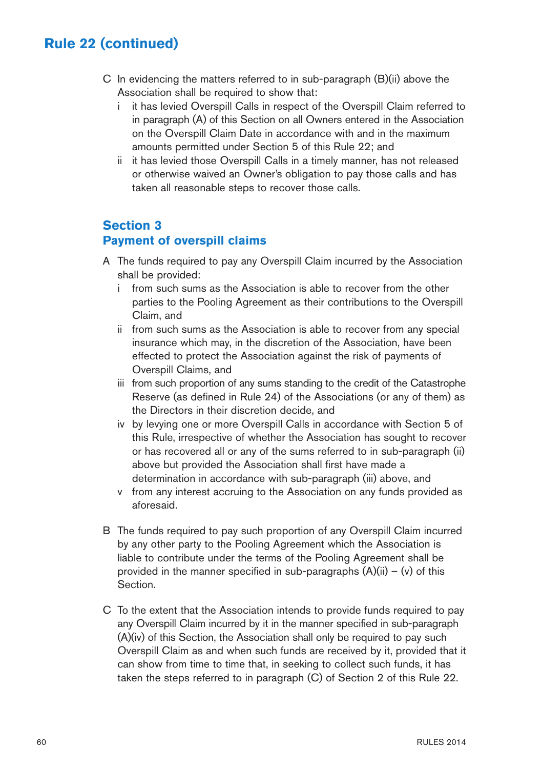## Rule 22 (continued)

C In evidencing the matters referred to in sub-paragraph (B)(ii) above the Association shall be required to show that:

  i it has levied Overspill Calls in respect of the Overspill Claim referred to in paragraph (A) of this Section on all Owners entered in the Association on the Overspill Claim Date in accordance with and in the maximum amounts permitted under Section 5 of this Rule 22; and

  ii it has levied those Overspill Calls in a timely manner, has not released or otherwise waived an Owner's obligation to pay those calls and has taken all reasonable steps to recover those calls.

### Section 3
### Payment of overspill claims

A The funds required to pay any Overspill Claim incurred by the Association shall be provided:

  i from such sums as the Association is able to recover from the other parties to the Pooling Agreement as their contributions to the Overspill Claim, and

  ii from such sums as the Association is able to recover from any special insurance which may, in the discretion of the Association, have been effected to protect the Association against the risk of payments of Overspill Claims, and

  iii from such proportion of any sums standing to the credit of the Catastrophe Reserve (as defined in Rule 24) of the Associations (or any of them) as the Directors in their discretion decide, and

  iv by levying one or more Overspill Calls in accordance with Section 5 of this Rule, irrespective of whether the Association has sought to recover or has recovered all or any of the sums referred to in sub-paragraph (ii) above but provided the Association shall first have made a determination in accordance with sub-paragraph (iii) above, and

  v from any interest accruing to the Association on any funds provided as aforesaid.

B The funds required to pay such proportion of any Overspill Claim incurred by any other party to the Pooling Agreement which the Association is liable to contribute under the terms of the Pooling Agreement shall be provided in the manner specified in sub-paragraphs (A)(ii) – (v) of this Section.

C To the extent that the Association intends to provide funds required to pay any Overspill Claim incurred by it in the manner specified in sub-paragraph (A)(iv) of this Section, the Association shall only be required to pay such Overspill Claim as and when such funds are received by it, provided that it can show from time to time that, in seeking to collect such funds, it has taken the steps referred to in paragraph (C) of Section 2 of this Rule 22.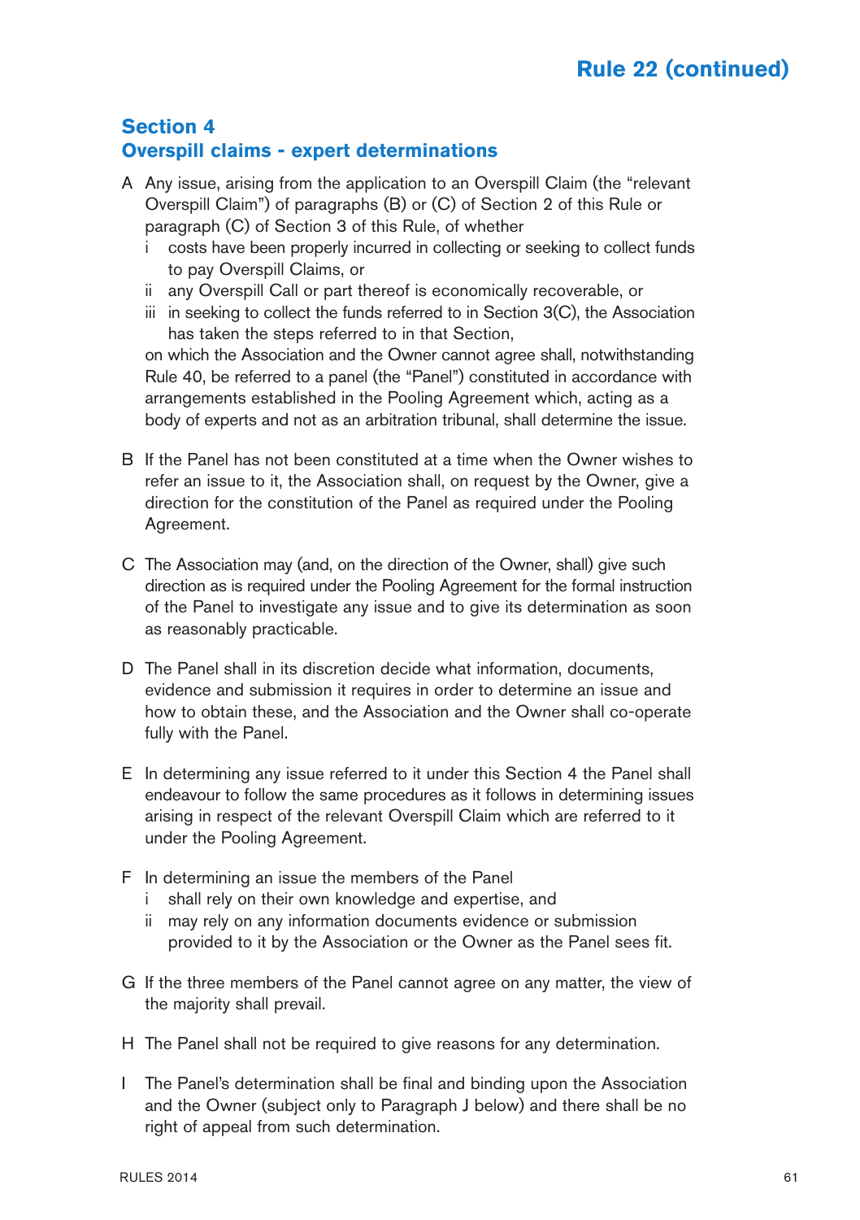## Section 4
## Overspill claims - expert determinations

A Any issue, arising from the application to an Overspill Claim (the "relevant Overspill Claim") of paragraphs (B) or (C) of Section 2 of this Rule or paragraph (C) of Section 3 of this Rule, of whether
   - i costs have been properly incurred in collecting or seeking to collect funds to pay Overspill Claims, or
   - ii any Overspill Call or part thereof is economically recoverable, or
   - iii in seeking to collect the funds referred to in Section 3(C), the Association has taken the steps referred to in that Section,

   on which the Association and the Owner cannot agree shall, notwithstanding Rule 40, be referred to a panel (the "Panel") constituted in accordance with arrangements established in the Pooling Agreement which, acting as a body of experts and not as an arbitration tribunal, shall determine the issue.

B If the Panel has not been constituted at a time when the Owner wishes to refer an issue to it, the Association shall, on request by the Owner, give a direction for the constitution of the Panel as required under the Pooling Agreement.

C The Association may (and, on the direction of the Owner, shall) give such direction as is required under the Pooling Agreement for the formal instruction of the Panel to investigate any issue and to give its determination as soon as reasonably practicable.

D The Panel shall in its discretion decide what information, documents, evidence and submission it requires in order to determine an issue and how to obtain these, and the Association and the Owner shall co-operate fully with the Panel.

E In determining any issue referred to it under this Section 4 the Panel shall endeavour to follow the same procedures as it follows in determining issues arising in respect of the relevant Overspill Claim which are referred to it under the Pooling Agreement.

F In determining an issue the members of the Panel
   - i shall rely on their own knowledge and expertise, and
   - ii may rely on any information documents evidence or submission provided to it by the Association or the Owner as the Panel sees fit.

G If the three members of the Panel cannot agree on any matter, the view of the majority shall prevail.

H The Panel shall not be required to give reasons for any determination.

I The Panel's determination shall be final and binding upon the Association and the Owner (subject only to Paragraph J below) and there shall be no right of appeal from such determination.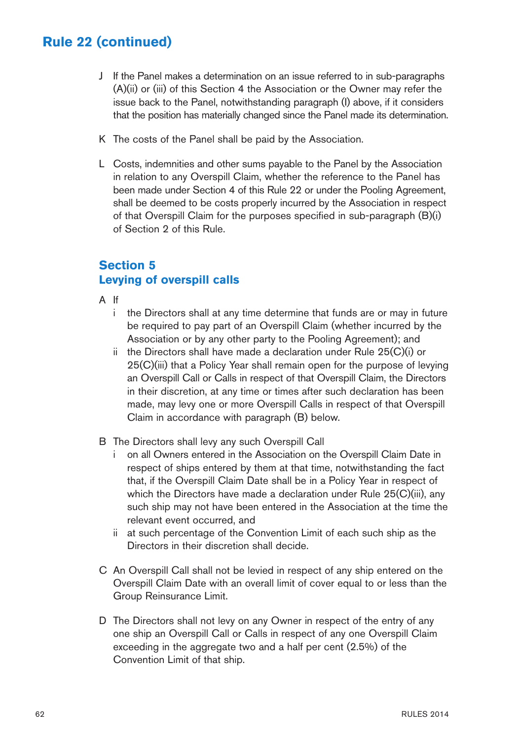# Rule 22 (continued)

J If the Panel makes a determination on an issue referred to in sub-paragraphs (A)(ii) or (iii) of this Section 4 the Association or the Owner may refer the issue back to the Panel, notwithstanding paragraph (I) above, if it considers that the position has materially changed since the Panel made its determination.

K The costs of the Panel shall be paid by the Association.

L Costs, indemnities and other sums payable to the Panel by the Association in relation to any Overspill Claim, whether the reference to the Panel has been made under Section 4 of this Rule 22 or under the Pooling Agreement, shall be deemed to be costs properly incurred by the Association in respect of that Overspill Claim for the purposes specified in sub-paragraph (B)(i) of Section 2 of this Rule.

## Section 5
## Levying of overspill calls

A If

- i the Directors shall at any time determine that funds are or may in future be required to pay part of an Overspill Claim (whether incurred by the Association or by any other party to the Pooling Agreement); and
- ii the Directors shall have made a declaration under Rule 25(C)(i) or 25(C)(iii) that a Policy Year shall remain open for the purpose of levying an Overspill Call or Calls in respect of that Overspill Claim, the Directors in their discretion, at any time or times after such declaration has been made, may levy one or more Overspill Calls in respect of that Overspill Claim in accordance with paragraph (B) below.

B The Directors shall levy any such Overspill Call

- i on all Owners entered in the Association on the Overspill Claim Date in respect of ships entered by them at that time, notwithstanding the fact that, if the Overspill Claim Date shall be in a Policy Year in respect of which the Directors have made a declaration under Rule 25(C)(iii), any such ship may not have been entered in the Association at the time the relevant event occurred, and
- ii at such percentage of the Convention Limit of each such ship as the Directors in their discretion shall decide.

C An Overspill Call shall not be levied in respect of any ship entered on the Overspill Claim Date with an overall limit of cover equal to or less than the Group Reinsurance Limit.

D The Directors shall not levy on any Owner in respect of the entry of any one ship an Overspill Call or Calls in respect of any one Overspill Claim exceeding in the aggregate two and a half per cent (2.5%) of the Convention Limit of that ship.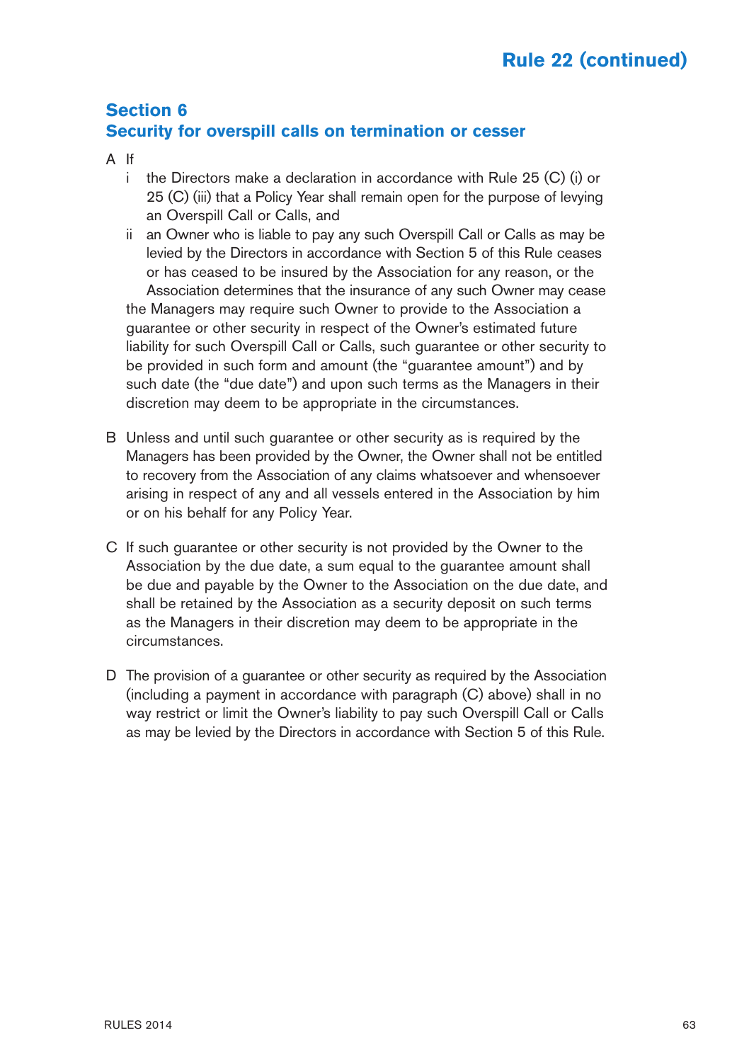## Section 6
## Security for overspill calls on termination or cesser

A If

i the Directors make a declaration in accordance with Rule 25 (C) (i) or 25 (C) (iii) that a Policy Year shall remain open for the purpose of levying an Overspill Call or Calls, and

ii an Owner who is liable to pay any such Overspill Call or Calls as may be levied by the Directors in accordance with Section 5 of this Rule ceases or has ceased to be insured by the Association for any reason, or the Association determines that the insurance of any such Owner may cease

the Managers may require such Owner to provide to the Association a guarantee or other security in respect of the Owner's estimated future liability for such Overspill Call or Calls, such guarantee or other security to be provided in such form and amount (the "guarantee amount") and by such date (the "due date") and upon such terms as the Managers in their discretion may deem to be appropriate in the circumstances.

B Unless and until such guarantee or other security as is required by the Managers has been provided by the Owner, the Owner shall not be entitled to recovery from the Association of any claims whatsoever and whensoever arising in respect of any and all vessels entered in the Association by him or on his behalf for any Policy Year.

C If such guarantee or other security is not provided by the Owner to the Association by the due date, a sum equal to the guarantee amount shall be due and payable by the Owner to the Association on the due date, and shall be retained by the Association as a security deposit on such terms as the Managers in their discretion may deem to be appropriate in the circumstances.

D The provision of a guarantee or other security as required by the Association (including a payment in accordance with paragraph (C) above) shall in no way restrict or limit the Owner's liability to pay such Overspill Call or Calls as may be levied by the Directors in accordance with Section 5 of this Rule.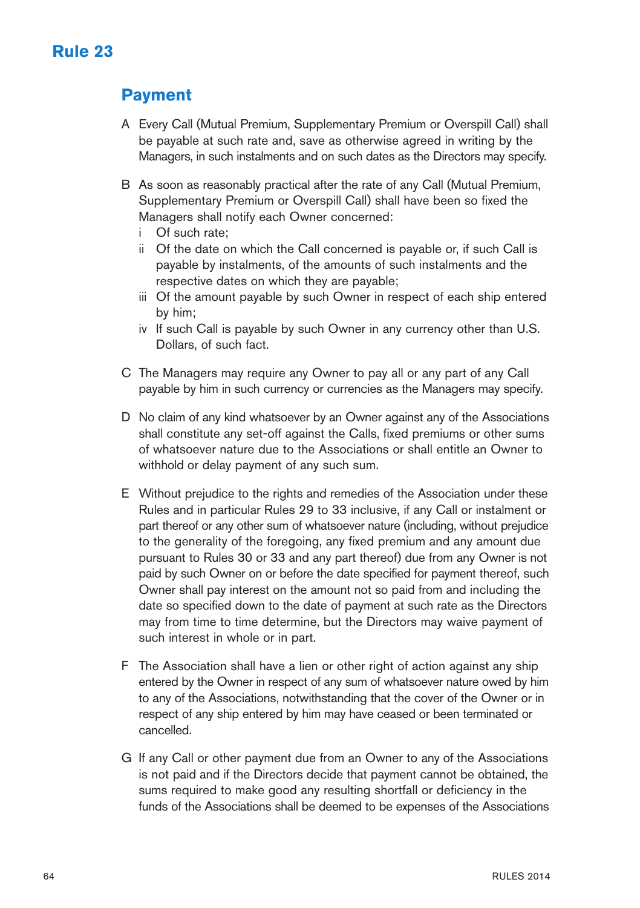# Rule 23

## Payment

A Every Call (Mutual Premium, Supplementary Premium or Overspill Call) shall be payable at such rate and, save as otherwise agreed in writing by the Managers, in such instalments and on such dates as the Directors may specify.

B As soon as reasonably practical after the rate of any Call (Mutual Premium, Supplementary Premium or Overspill Call) shall have been so fixed the Managers shall notify each Owner concerned:

- i Of such rate;
- ii Of the date on which the Call concerned is payable or, if such Call is payable by instalments, of the amounts of such instalments and the respective dates on which they are payable;
- iii Of the amount payable by such Owner in respect of each ship entered by him;
- iv If such Call is payable by such Owner in any currency other than U.S. Dollars, of such fact.

C The Managers may require any Owner to pay all or any part of any Call payable by him in such currency or currencies as the Managers may specify.

D No claim of any kind whatsoever by an Owner against any of the Associations shall constitute any set-off against the Calls, fixed premiums or other sums of whatsoever nature due to the Associations or shall entitle an Owner to withhold or delay payment of any such sum.

E Without prejudice to the rights and remedies of the Association under these Rules and in particular Rules 29 to 33 inclusive, if any Call or instalment or part thereof or any other sum of whatsoever nature (including, without prejudice to the generality of the foregoing, any fixed premium and any amount due pursuant to Rules 30 or 33 and any part thereof) due from any Owner is not paid by such Owner on or before the date specified for payment thereof, such Owner shall pay interest on the amount not so paid from and including the date so specified down to the date of payment at such rate as the Directors may from time to time determine, but the Directors may waive payment of such interest in whole or in part.

F The Association shall have a lien or other right of action against any ship entered by the Owner in respect of any sum of whatsoever nature owed by him to any of the Associations, notwithstanding that the cover of the Owner or in respect of any ship entered by him may have ceased or been terminated or cancelled.

G If any Call or other payment due from an Owner to any of the Associations is not paid and if the Directors decide that payment cannot be obtained, the sums required to make good any resulting shortfall or deficiency in the funds of the Associations shall be deemed to be expenses of the Associations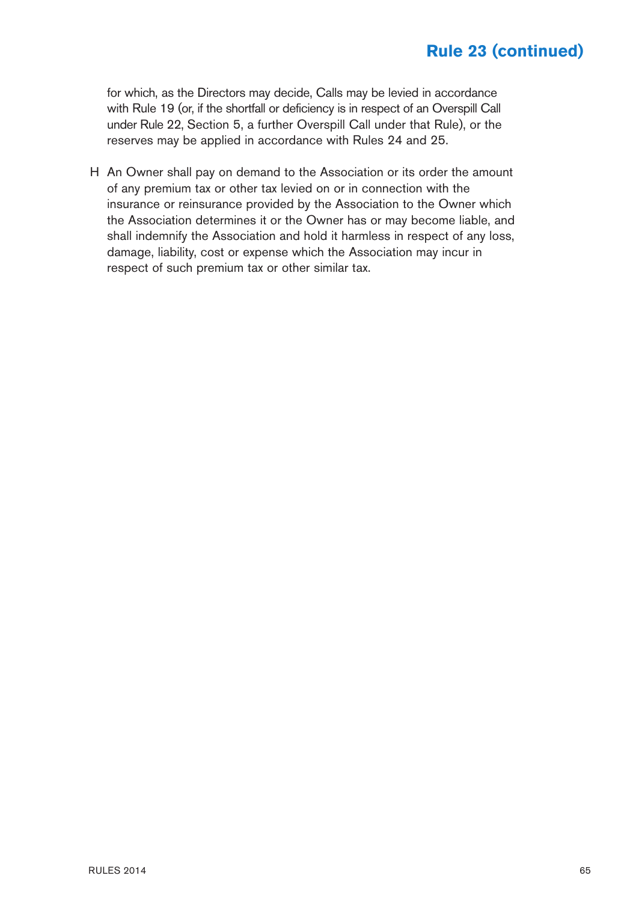## Rule 23 (continued)

for which, as the Directors may decide, Calls may be levied in accordance with Rule 19 (or, if the shortfall or deficiency is in respect of an Overspill Call under Rule 22, Section 5, a further Overspill Call under that Rule), or the reserves may be applied in accordance with Rules 24 and 25.

H An Owner shall pay on demand to the Association or its order the amount of any premium tax or other tax levied on or in connection with the insurance or reinsurance provided by the Association to the Owner which the Association determines it or the Owner has or may become liable, and shall indemnify the Association and hold it harmless in respect of any loss, damage, liability, cost or expense which the Association may incur in respect of such premium tax or other similar tax.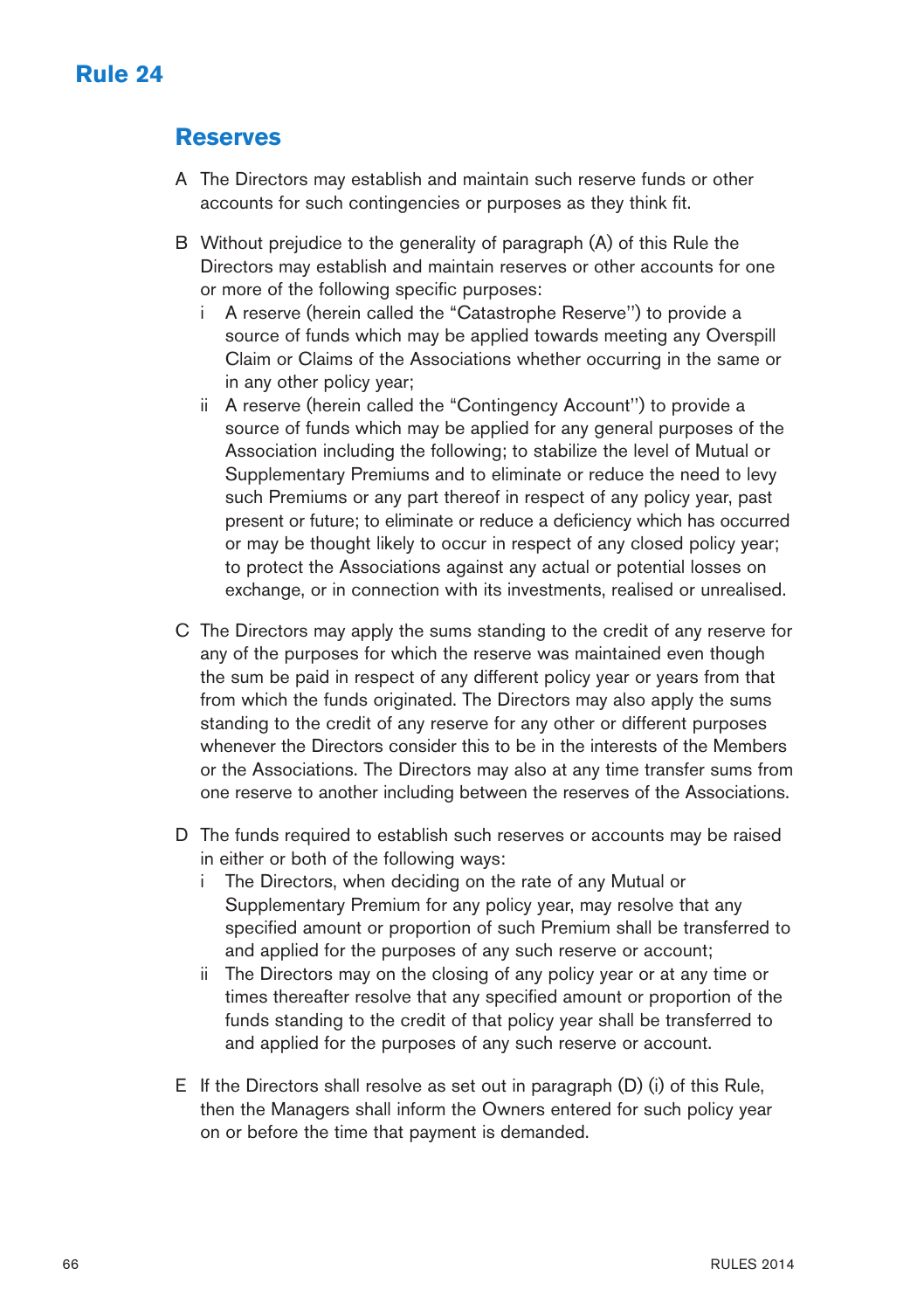# Rule 24

## Reserves

A The Directors may establish and maintain such reserve funds or other accounts for such contingencies or purposes as they think fit.

B Without prejudice to the generality of paragraph (A) of this Rule the Directors may establish and maintain reserves or other accounts for one or more of the following specific purposes:

   i A reserve (herein called the "Catastrophe Reserve") to provide a source of funds which may be applied towards meeting any Overspill Claim or Claims of the Associations whether occurring in the same or in any other policy year;

   ii A reserve (herein called the "Contingency Account") to provide a source of funds which may be applied for any general purposes of the Association including the following; to stabilize the level of Mutual or Supplementary Premiums and to eliminate or reduce the need to levy such Premiums or any part thereof in respect of any policy year, past present or future; to eliminate or reduce a deficiency which has occurred or may be thought likely to occur in respect of any closed policy year; to protect the Associations against any actual or potential losses on exchange, or in connection with its investments, realised or unrealised.

C The Directors may apply the sums standing to the credit of any reserve for any of the purposes for which the reserve was maintained even though the sum be paid in respect of any different policy year or years from that from which the funds originated. The Directors may also apply the sums standing to the credit of any reserve for any other or different purposes whenever the Directors consider this to be in the interests of the Members or the Associations. The Directors may also at any time transfer sums from one reserve to another including between the reserves of the Associations.

D The funds required to establish such reserves or accounts may be raised in either or both of the following ways:

   i The Directors, when deciding on the rate of any Mutual or Supplementary Premium for any policy year, may resolve that any specified amount or proportion of such Premium shall be transferred to and applied for the purposes of any such reserve or account;

   ii The Directors may on the closing of any policy year or at any time or times thereafter resolve that any specified amount or proportion of the funds standing to the credit of that policy year shall be transferred to and applied for the purposes of any such reserve or account.

E If the Directors shall resolve as set out in paragraph (D) (i) of this Rule, then the Managers shall inform the Owners entered for such policy year on or before the time that payment is demanded.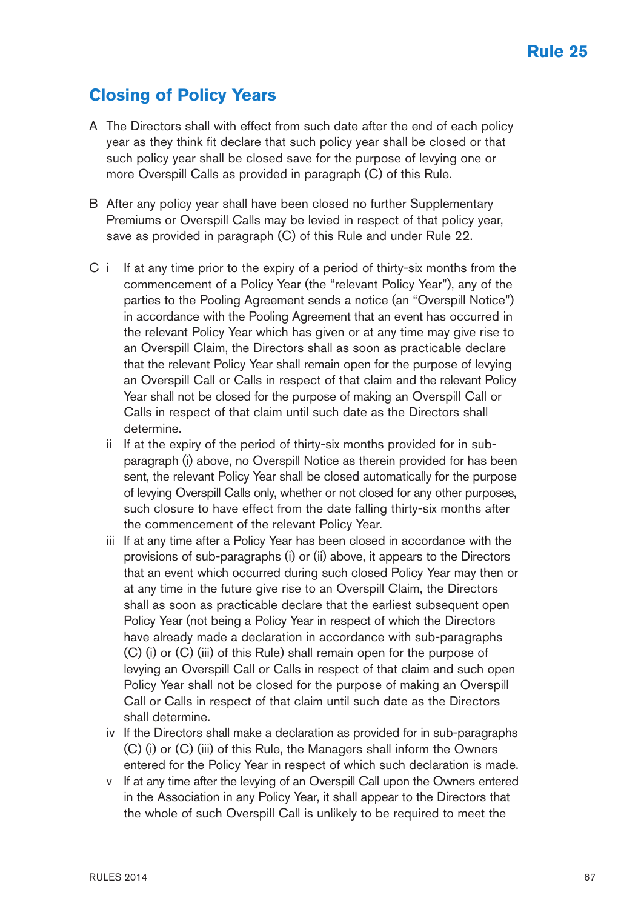# Rule 25

## Closing of Policy Years

A The Directors shall with effect from such date after the end of each policy year as they think fit declare that such policy year shall be closed or that such policy year shall be closed save for the purpose of levying one or more Overspill Calls as provided in paragraph (C) of this Rule.

B After any policy year shall have been closed no further Supplementary Premiums or Overspill Calls may be levied in respect of that policy year, save as provided in paragraph (C) of this Rule and under Rule 22.

C i If at any time prior to the expiry of a period of thirty-six months from the commencement of a Policy Year (the "relevant Policy Year"), any of the parties to the Pooling Agreement sends a notice (an "Overspill Notice") in accordance with the Pooling Agreement that an event has occurred in the relevant Policy Year which has given or at any time may give rise to an Overspill Claim, the Directors shall as soon as practicable declare that the relevant Policy Year shall remain open for the purpose of levying an Overspill Call or Calls in respect of that claim and the relevant Policy Year shall not be closed for the purpose of making an Overspill Call or Calls in respect of that claim until such date as the Directors shall determine.

ii If at the expiry of the period of thirty-six months provided for in sub-paragraph (i) above, no Overspill Notice as therein provided for has been sent, the relevant Policy Year shall be closed automatically for the purpose of levying Overspill Calls only, whether or not closed for any other purposes, such closure to have effect from the date falling thirty-six months after the commencement of the relevant Policy Year.

iii If at any time after a Policy Year has been closed in accordance with the provisions of sub-paragraphs (i) or (ii) above, it appears to the Directors that an event which occurred during such closed Policy Year may then or at any time in the future give rise to an Overspill Claim, the Directors shall as soon as practicable declare that the earliest subsequent open Policy Year (not being a Policy Year in respect of which the Directors have already made a declaration in accordance with sub-paragraphs (C) (i) or (C) (iii) of this Rule) shall remain open for the purpose of levying an Overspill Call or Calls in respect of that claim and such open Policy Year shall not be closed for the purpose of making an Overspill Call or Calls in respect of that claim until such date as the Directors shall determine.

iv If the Directors shall make a declaration as provided for in sub-paragraphs (C) (i) or (C) (iii) of this Rule, the Managers shall inform the Owners entered for the Policy Year in respect of which such declaration is made.

v If at any time after the levying of an Overspill Call upon the Owners entered in the Association in any Policy Year, it shall appear to the Directors that the whole of such Overspill Call is unlikely to be required to meet the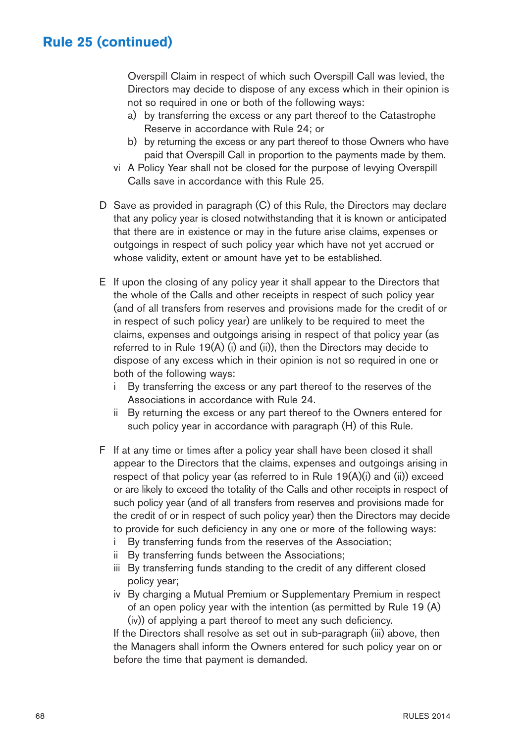## Rule 25 (continued)

Overspill Claim in respect of which such Overspill Call was levied, the Directors may decide to dispose of any excess which in their opinion is not so required in one or both of the following ways:

a) by transferring the excess or any part thereof to the Catastrophe Reserve in accordance with Rule 24; or

b) by returning the excess or any part thereof to those Owners who have paid that Overspill Call in proportion to the payments made by them.

vi A Policy Year shall not be closed for the purpose of levying Overspill Calls save in accordance with this Rule 25.

D Save as provided in paragraph (C) of this Rule, the Directors may declare that any policy year is closed notwithstanding that it is known or anticipated that there are in existence or may in the future arise claims, expenses or outgoings in respect of such policy year which have not yet accrued or whose validity, extent or amount have yet to be established.

E If upon the closing of any policy year it shall appear to the Directors that the whole of the Calls and other receipts in respect of such policy year (and of all transfers from reserves and provisions made for the credit of or in respect of such policy year) are unlikely to be required to meet the claims, expenses and outgoings arising in respect of that policy year (as referred to in Rule 19(A) (i) and (ii)), then the Directors may decide to dispose of any excess which in their opinion is not so required in one or both of the following ways:

i By transferring the excess or any part thereof to the reserves of the Associations in accordance with Rule 24.

ii By returning the excess or any part thereof to the Owners entered for such policy year in accordance with paragraph (H) of this Rule.

F If at any time or times after a policy year shall have been closed it shall appear to the Directors that the claims, expenses and outgoings arising in respect of that policy year (as referred to in Rule 19(A)(i) and (ii)) exceed or are likely to exceed the totality of the Calls and other receipts in respect of such policy year (and of all transfers from reserves and provisions made for the credit of or in respect of such policy year) then the Directors may decide to provide for such deficiency in any one or more of the following ways:

i By transferring funds from the reserves of the Association;

ii By transferring funds between the Associations;

iii By transferring funds standing to the credit of any different closed policy year;

iv By charging a Mutual Premium or Supplementary Premium in respect of an open policy year with the intention (as permitted by Rule 19 (A) (iv)) of applying a part thereof to meet any such deficiency.

If the Directors shall resolve as set out in sub-paragraph (iii) above, then the Managers shall inform the Owners entered for such policy year on or before the time that payment is demanded.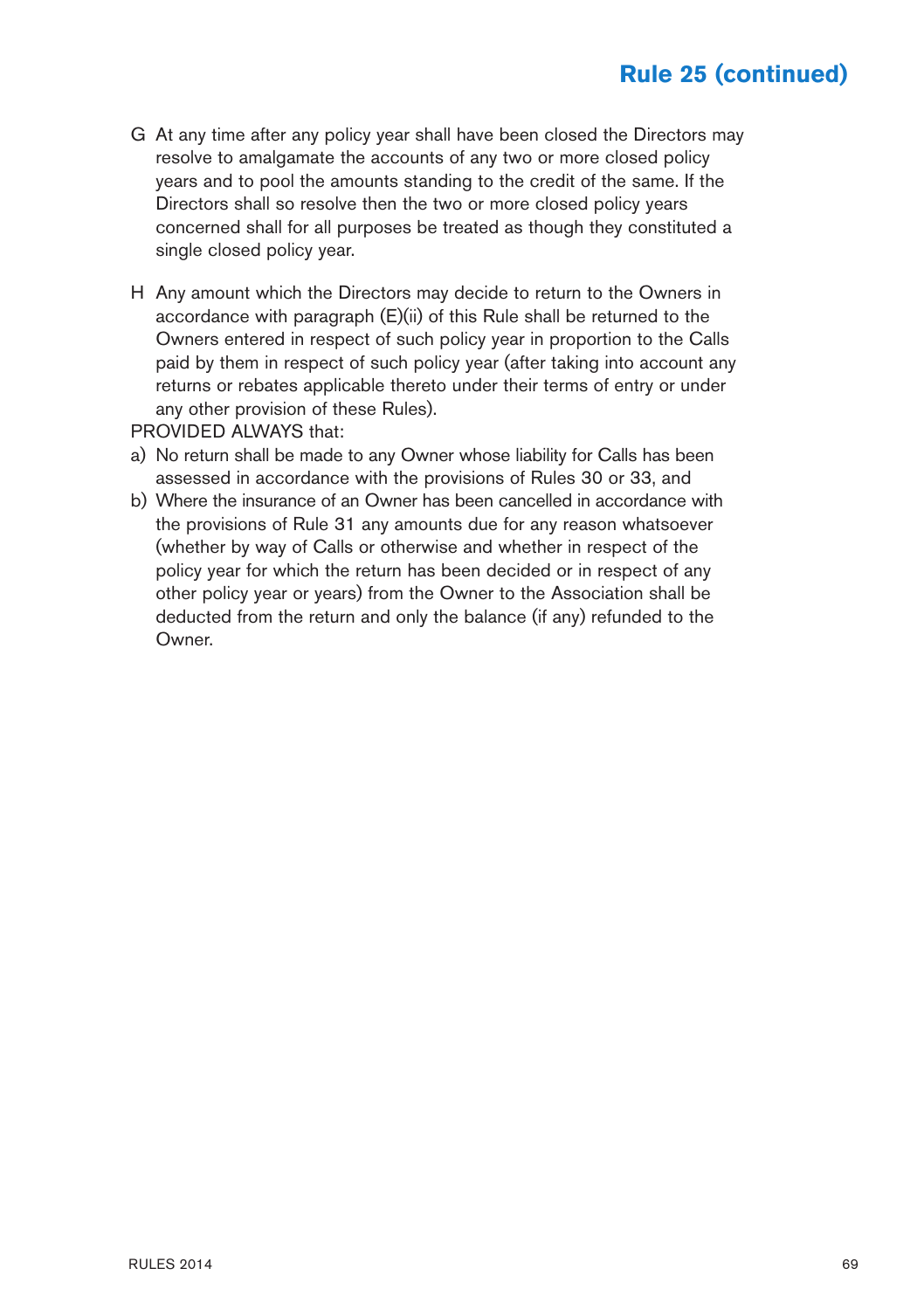## Rule 25 (continued)

G At any time after any policy year shall have been closed the Directors may resolve to amalgamate the accounts of any two or more closed policy years and to pool the amounts standing to the credit of the same. If the Directors shall so resolve then the two or more closed policy years concerned shall for all purposes be treated as though they constituted a single closed policy year.

H Any amount which the Directors may decide to return to the Owners in accordance with paragraph (E)(ii) of this Rule shall be returned to the Owners entered in respect of such policy year in proportion to the Calls paid by them in respect of such policy year (after taking into account any returns or rebates applicable thereto under their terms of entry or under any other provision of these Rules).

PROVIDED ALWAYS that:

a) No return shall be made to any Owner whose liability for Calls has been assessed in accordance with the provisions of Rules 30 or 33, and

b) Where the insurance of an Owner has been cancelled in accordance with the provisions of Rule 31 any amounts due for any reason whatsoever (whether by way of Calls or otherwise and whether in respect of the policy year for which the return has been decided or in respect of any other policy year or years) from the Owner to the Association shall be deducted from the return and only the balance (if any) refunded to the Owner.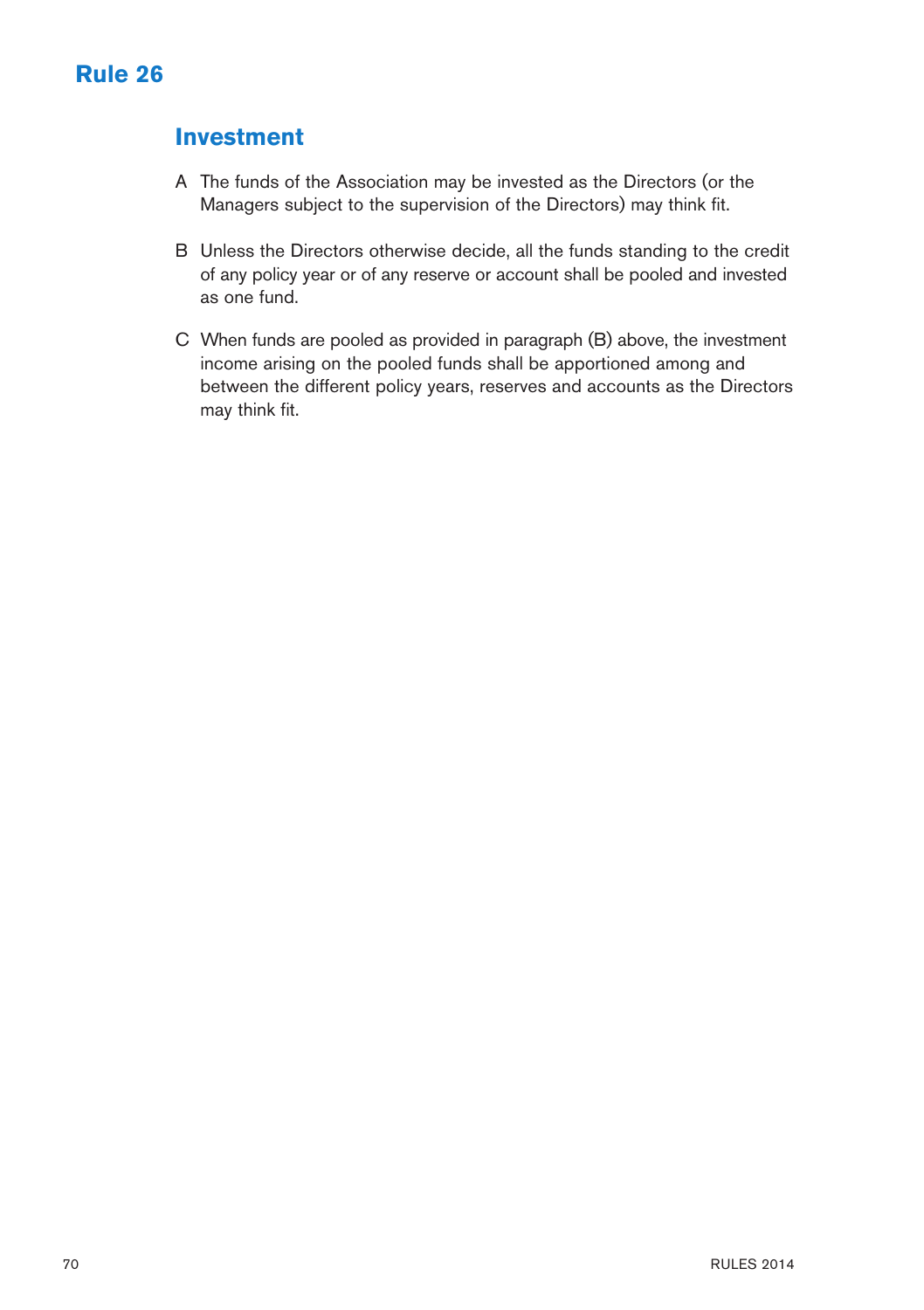# Rule 26

## Investment

A The funds of the Association may be invested as the Directors (or the Managers subject to the supervision of the Directors) may think fit.

B Unless the Directors otherwise decide, all the funds standing to the credit of any policy year or of any reserve or account shall be pooled and invested as one fund.

C When funds are pooled as provided in paragraph (B) above, the investment income arising on the pooled funds shall be apportioned among and between the different policy years, reserves and accounts as the Directors may think fit.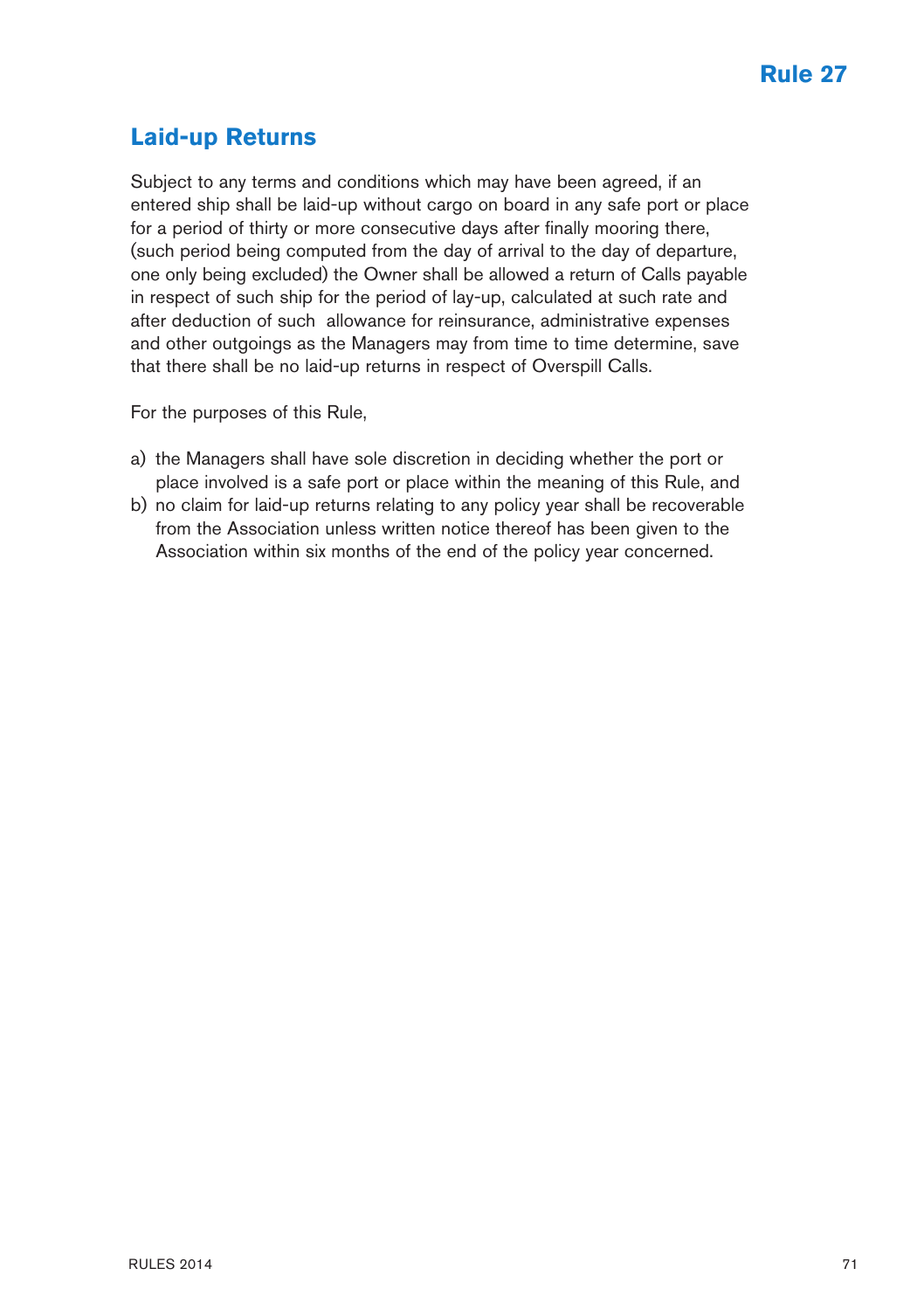# Rule 27

## Laid-up Returns

Subject to any terms and conditions which may have been agreed, if an entered ship shall be laid-up without cargo on board in any safe port or place for a period of thirty or more consecutive days after finally mooring there, (such period being computed from the day of arrival to the day of departure, one only being excluded) the Owner shall be allowed a return of Calls payable in respect of such ship for the period of lay-up, calculated at such rate and after deduction of such allowance for reinsurance, administrative expenses and other outgoings as the Managers may from time to time determine, save that there shall be no laid-up returns in respect of Overspill Calls.

For the purposes of this Rule,

a) the Managers shall have sole discretion in deciding whether the port or place involved is a safe port or place within the meaning of this Rule, and
b) no claim for laid-up returns relating to any policy year shall be recoverable from the Association unless written notice thereof has been given to the Association within six months of the end of the policy year concerned.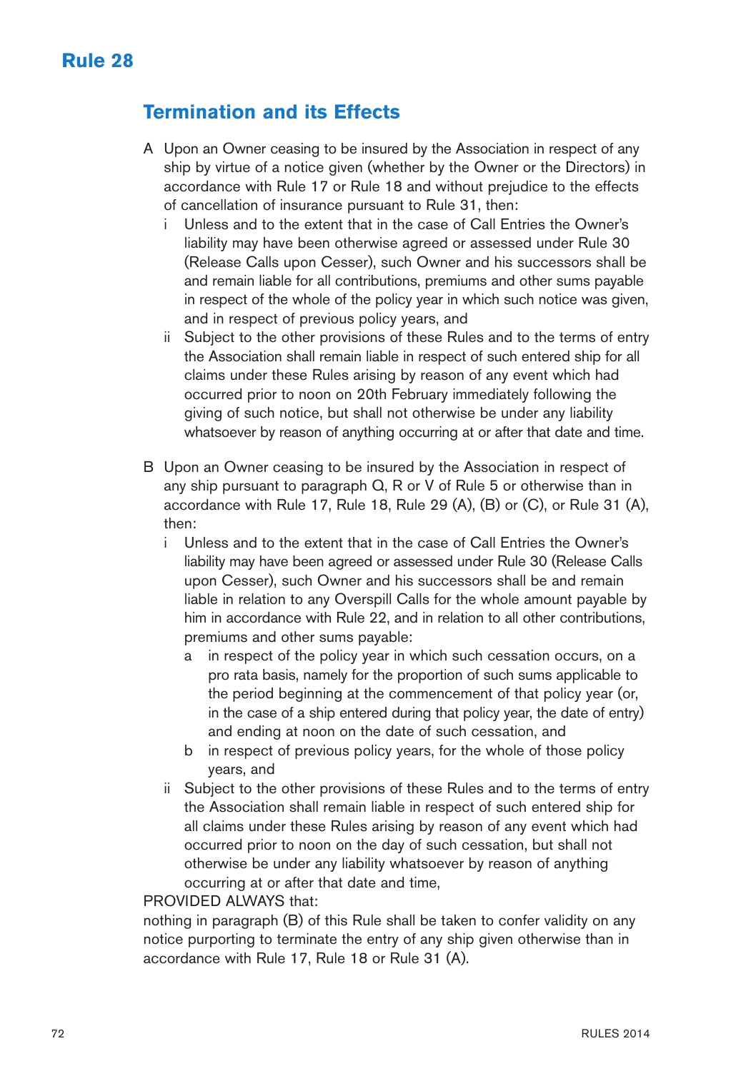# Rule 28

## Termination and its Effects

A Upon an Owner ceasing to be insured by the Association in respect of any ship by virtue of a notice given (whether by the Owner or the Directors) in accordance with Rule 17 or Rule 18 and without prejudice to the effects of cancellation of insurance pursuant to Rule 31, then:

- i Unless and to the extent that in the case of Call Entries the Owner's liability may have been otherwise agreed or assessed under Rule 30 (Release Calls upon Cesser), such Owner and his successors shall be and remain liable for all contributions, premiums and other sums payable in respect of the whole of the policy year in which such notice was given, and in respect of previous policy years, and
- ii Subject to the other provisions of these Rules and to the terms of entry the Association shall remain liable in respect of such entered ship for all claims under these Rules arising by reason of any event which had occurred prior to noon on 20th February immediately following the giving of such notice, but shall not otherwise be under any liability whatsoever by reason of anything occurring at or after that date and time.

B Upon an Owner ceasing to be insured by the Association in respect of any ship pursuant to paragraph Q, R or V of Rule 5 or otherwise than in accordance with Rule 17, Rule 18, Rule 29 (A), (B) or (C), or Rule 31 (A), then:

- i Unless and to the extent that in the case of Call Entries the Owner's liability may have been agreed or assessed under Rule 30 (Release Calls upon Cesser), such Owner and his successors shall be and remain liable in relation to any Overspill Calls for the whole amount payable by him in accordance with Rule 22, and in relation to all other contributions, premiums and other sums payable:
  - a in respect of the policy year in which such cessation occurs, on a pro rata basis, namely for the proportion of such sums applicable to the period beginning at the commencement of that policy year (or, in the case of a ship entered during that policy year, the date of entry) and ending at noon on the date of such cessation, and
  - b in respect of previous policy years, for the whole of those policy years, and
- ii Subject to the other provisions of these Rules and to the terms of entry the Association shall remain liable in respect of such entered ship for all claims under these Rules arising by reason of any event which had occurred prior to noon on the day of such cessation, but shall not otherwise be under any liability whatsoever by reason of anything occurring at or after that date and time,

PROVIDED ALWAYS that:

nothing in paragraph (B) of this Rule shall be taken to confer validity on any notice purporting to terminate the entry of any ship given otherwise than in accordance with Rule 17, Rule 18 or Rule 31 (A).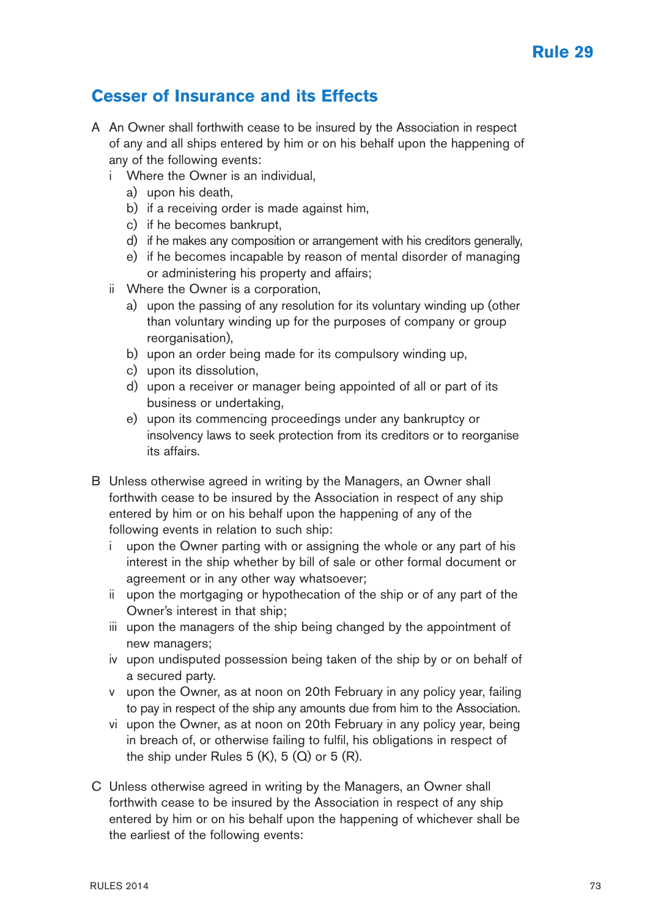# Rule 29

## Cesser of Insurance and its Effects

A An Owner shall forthwith cease to be insured by the Association in respect of any and all ships entered by him or on his behalf upon the happening of any of the following events:

- i Where the Owner is an individual,
  - a) upon his death,
  - b) if a receiving order is made against him,
  - c) if he becomes bankrupt,
  - d) if he makes any composition or arrangement with his creditors generally,
  - e) if he becomes incapable by reason of mental disorder of managing or administering his property and affairs;
- ii Where the Owner is a corporation,
  - a) upon the passing of any resolution for its voluntary winding up (other than voluntary winding up for the purposes of company or group reorganisation),
  - b) upon an order being made for its compulsory winding up,
  - c) upon its dissolution,
  - d) upon a receiver or manager being appointed of all or part of its business or undertaking,
  - e) upon its commencing proceedings under any bankruptcy or insolvency laws to seek protection from its creditors or to reorganise its affairs.

B Unless otherwise agreed in writing by the Managers, an Owner shall forthwith cease to be insured by the Association in respect of any ship entered by him or on his behalf upon the happening of any of the following events in relation to such ship:

- i upon the Owner parting with or assigning the whole or any part of his interest in the ship whether by bill of sale or other formal document or agreement or in any other way whatsoever;
- ii upon the mortgaging or hypothecation of the ship or of any part of the Owner's interest in that ship;
- iii upon the managers of the ship being changed by the appointment of new managers;
- iv upon undisputed possession being taken of the ship by or on behalf of a secured party.
- v upon the Owner, as at noon on 20th February in any policy year, failing to pay in respect of the ship any amounts due from him to the Association.
- vi upon the Owner, as at noon on 20th February in any policy year, being in breach of, or otherwise failing to fulfil, his obligations in respect of the ship under Rules 5 (K), 5 (Q) or 5 (R).

C Unless otherwise agreed in writing by the Managers, an Owner shall forthwith cease to be insured by the Association in respect of any ship entered by him or on his behalf upon the happening of whichever shall be the earliest of the following events: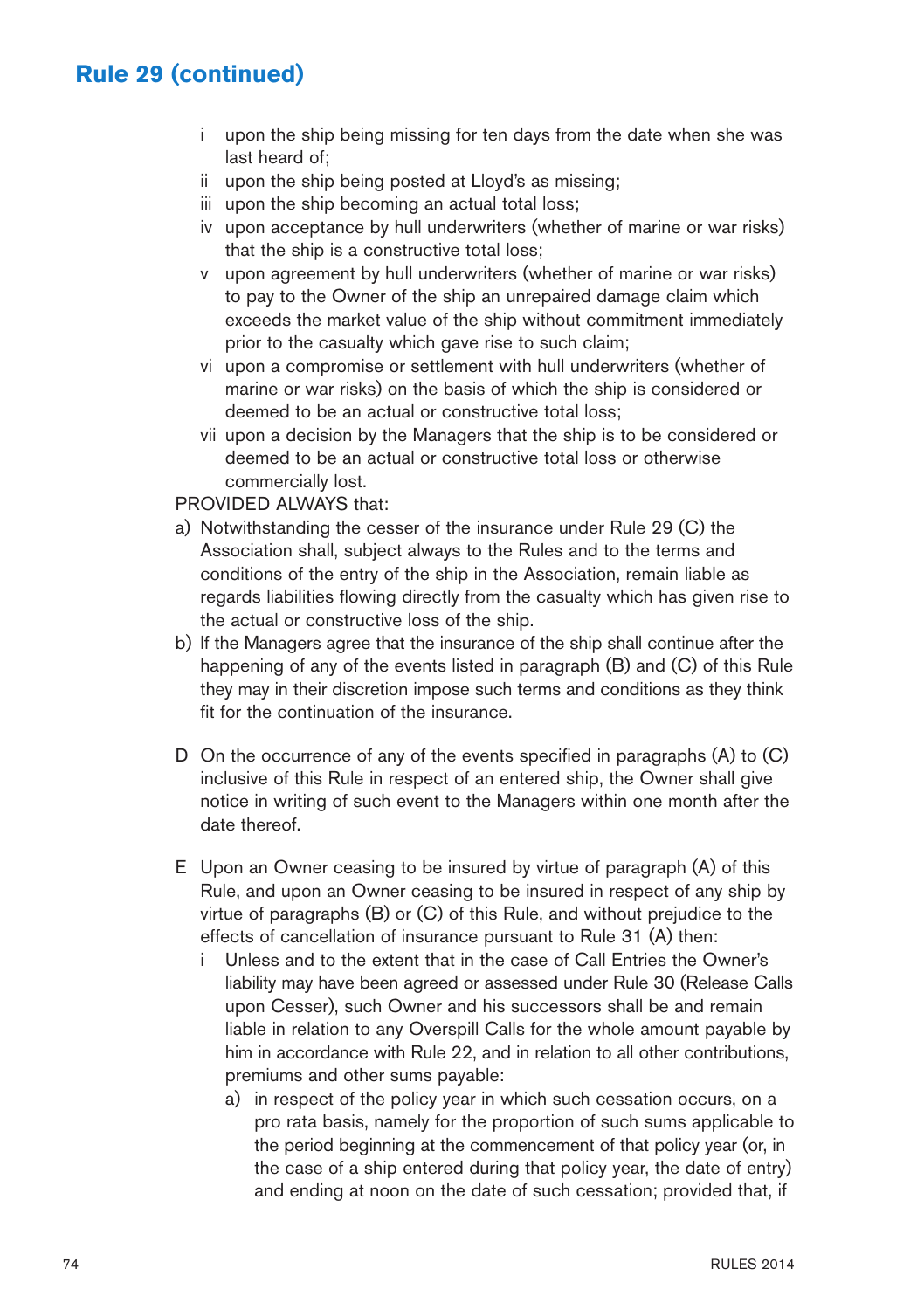## Rule 29 (continued)

- i upon the ship being missing for ten days from the date when she was last heard of;
- ii upon the ship being posted at Lloyd's as missing;
- iii upon the ship becoming an actual total loss;
- iv upon acceptance by hull underwriters (whether of marine or war risks) that the ship is a constructive total loss;
- v upon agreement by hull underwriters (whether of marine or war risks) to pay to the Owner of the ship an unrepaired damage claim which exceeds the market value of the ship without commitment immediately prior to the casualty which gave rise to such claim;
- vi upon a compromise or settlement with hull underwriters (whether of marine or war risks) on the basis of which the ship is considered or deemed to be an actual or constructive total loss;
- vii upon a decision by the Managers that the ship is to be considered or deemed to be an actual or constructive total loss or otherwise commercially lost.

PROVIDED ALWAYS that:

a) Notwithstanding the cesser of the insurance under Rule 29 (C) the Association shall, subject always to the Rules and to the terms and conditions of the entry of the ship in the Association, remain liable as regards liabilities flowing directly from the casualty which has given rise to the actual or constructive loss of the ship.

b) If the Managers agree that the insurance of the ship shall continue after the happening of any of the events listed in paragraph (B) and (C) of this Rule they may in their discretion impose such terms and conditions as they think fit for the continuation of the insurance.

D On the occurrence of any of the events specified in paragraphs (A) to (C) inclusive of this Rule in respect of an entered ship, the Owner shall give notice in writing of such event to the Managers within one month after the date thereof.

E Upon an Owner ceasing to be insured by virtue of paragraph (A) of this Rule, and upon an Owner ceasing to be insured in respect of any ship by virtue of paragraphs (B) or (C) of this Rule, and without prejudice to the effects of cancellation of insurance pursuant to Rule 31 (A) then:

- i Unless and to the extent that in the case of Call Entries the Owner's liability may have been agreed or assessed under Rule 30 (Release Calls upon Cesser), such Owner and his successors shall be and remain liable in relation to any Overspill Calls for the whole amount payable by him in accordance with Rule 22, and in relation to all other contributions, premiums and other sums payable:
    - a) in respect of the policy year in which such cessation occurs, on a pro rata basis, namely for the proportion of such sums applicable to the period beginning at the commencement of that policy year (or, in the case of a ship entered during that policy year, the date of entry) and ending at noon on the date of such cessation; provided that, if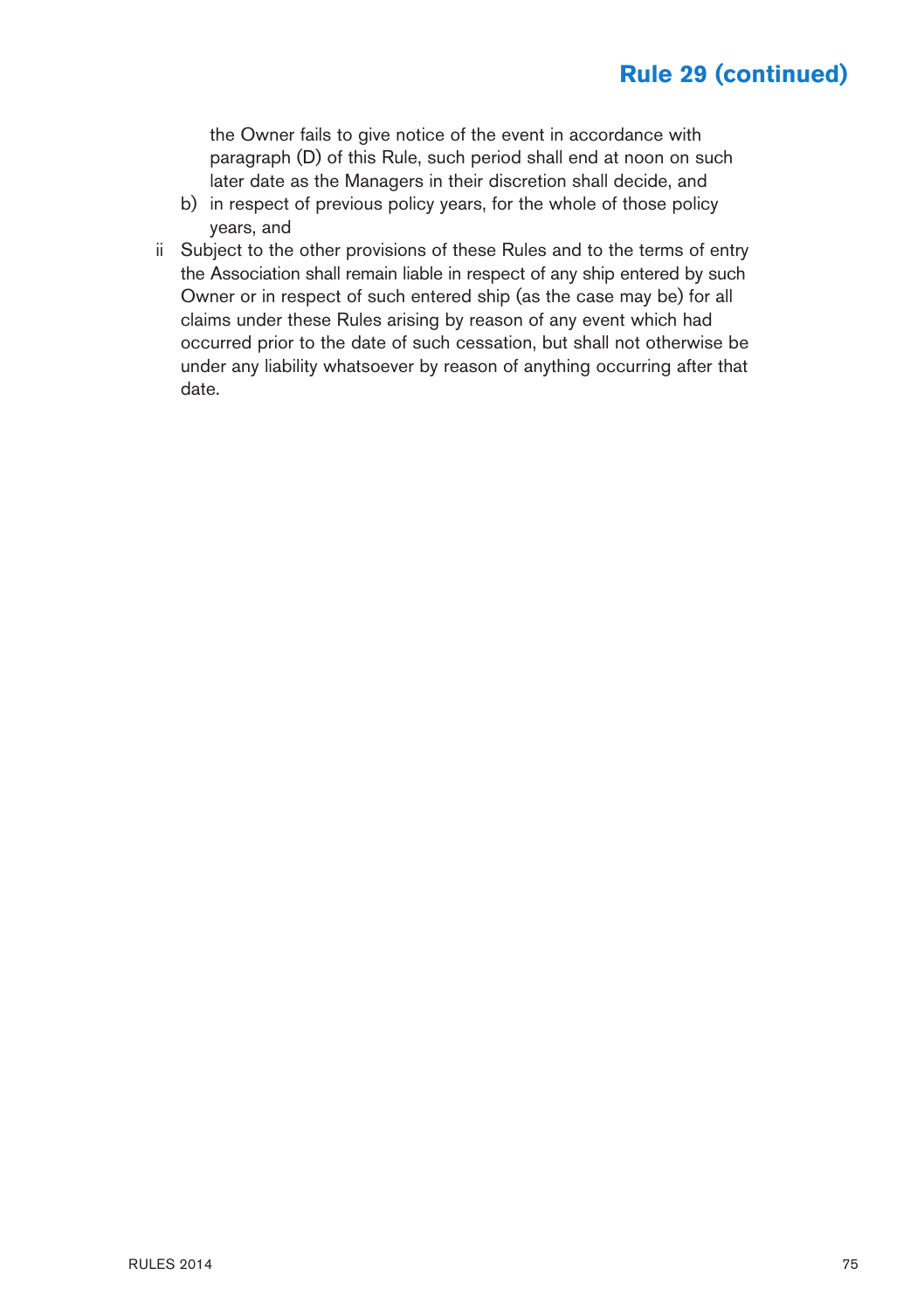## Rule 29 (continued)

the Owner fails to give notice of the event in accordance with paragraph (D) of this Rule, such period shall end at noon on such later date as the Managers in their discretion shall decide, and

b) in respect of previous policy years, for the whole of those policy years, and

ii Subject to the other provisions of these Rules and to the terms of entry the Association shall remain liable in respect of any ship entered by such Owner or in respect of such entered ship (as the case may be) for all claims under these Rules arising by reason of any event which had occurred prior to the date of such cessation, but shall not otherwise be under any liability whatsoever by reason of anything occurring after that date.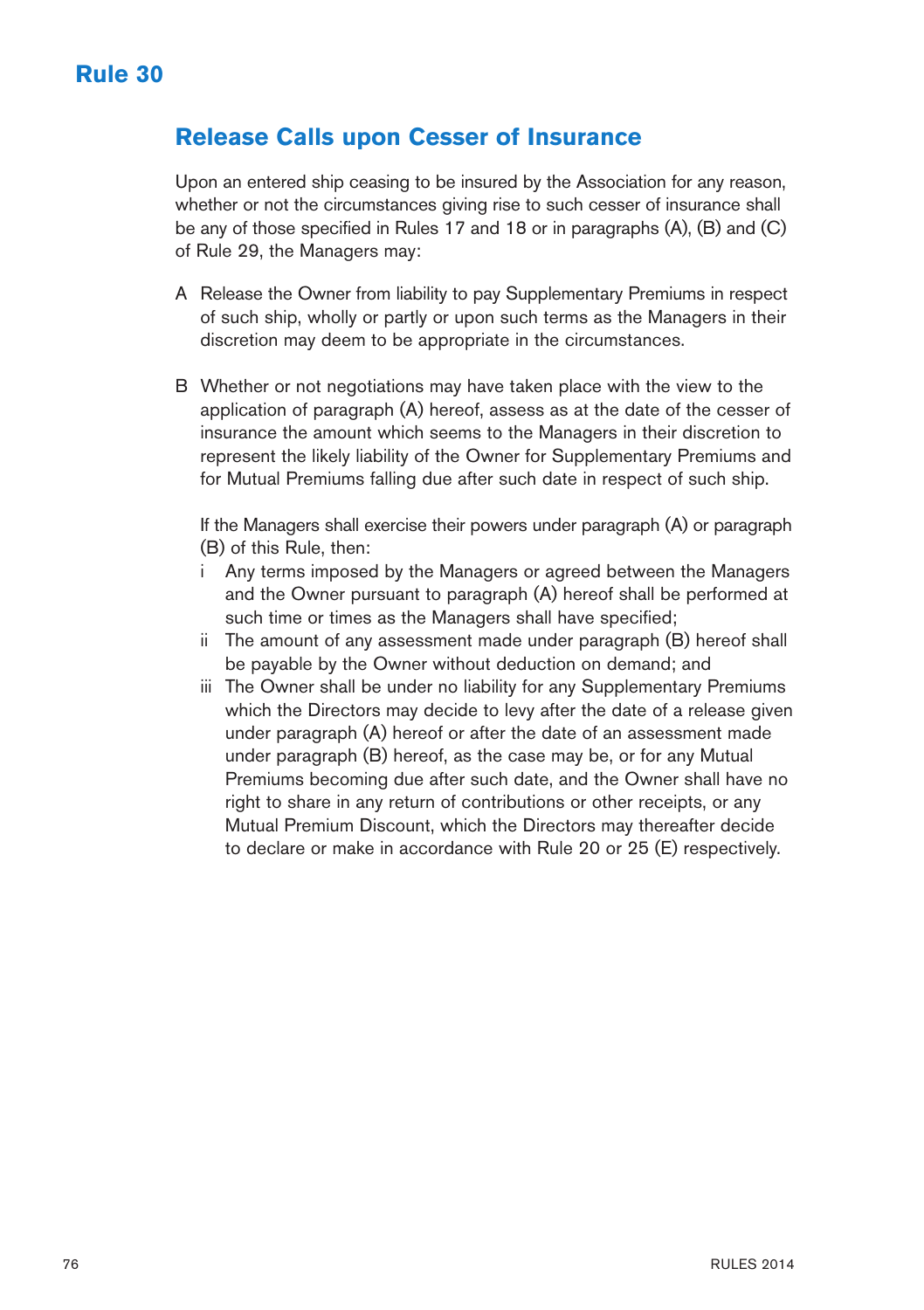# Rule 30

## Release Calls upon Cesser of Insurance

Upon an entered ship ceasing to be insured by the Association for any reason, whether or not the circumstances giving rise to such cesser of insurance shall be any of those specified in Rules 17 and 18 or in paragraphs (A), (B) and (C) of Rule 29, the Managers may:

A Release the Owner from liability to pay Supplementary Premiums in respect of such ship, wholly or partly or upon such terms as the Managers in their discretion may deem to be appropriate in the circumstances.

B Whether or not negotiations may have taken place with the view to the application of paragraph (A) hereof, assess as at the date of the cesser of insurance the amount which seems to the Managers in their discretion to represent the likely liability of the Owner for Supplementary Premiums and for Mutual Premiums falling due after such date in respect of such ship.

If the Managers shall exercise their powers under paragraph (A) or paragraph (B) of this Rule, then:

i Any terms imposed by the Managers or agreed between the Managers and the Owner pursuant to paragraph (A) hereof shall be performed at such time or times as the Managers shall have specified;

ii The amount of any assessment made under paragraph (B) hereof shall be payable by the Owner without deduction on demand; and

iii The Owner shall be under no liability for any Supplementary Premiums which the Directors may decide to levy after the date of a release given under paragraph (A) hereof or after the date of an assessment made under paragraph (B) hereof, as the case may be, or for any Mutual Premiums becoming due after such date, and the Owner shall have no right to share in any return of contributions or other receipts, or any Mutual Premium Discount, which the Directors may thereafter decide to declare or make in accordance with Rule 20 or 25 (E) respectively.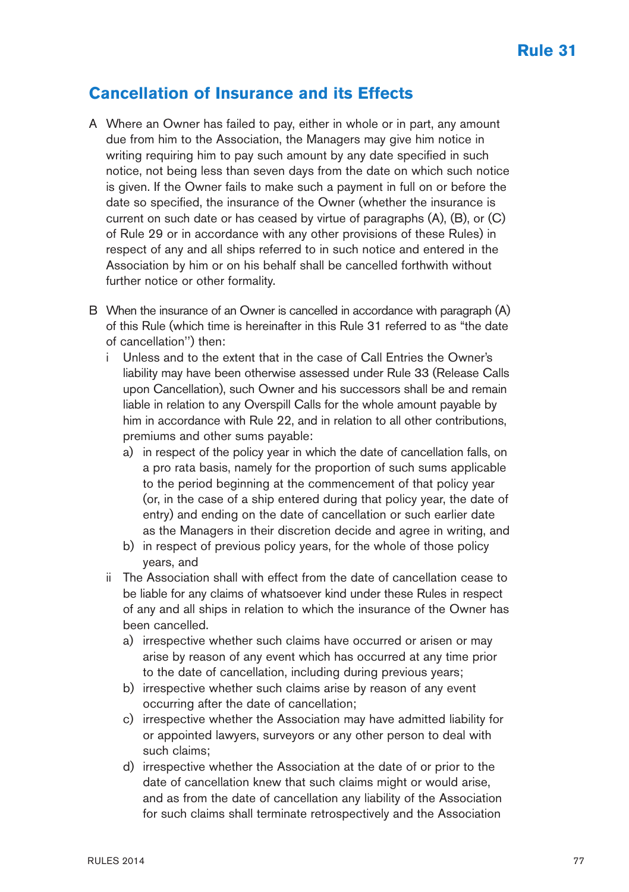# Rule 31

## Cancellation of Insurance and its Effects

A Where an Owner has failed to pay, either in whole or in part, any amount due from him to the Association, the Managers may give him notice in writing requiring him to pay such amount by any date specified in such notice, not being less than seven days from the date on which such notice is given. If the Owner fails to make such a payment in full on or before the date so specified, the insurance of the Owner (whether the insurance is current on such date or has ceased by virtue of paragraphs (A), (B), or (C) of Rule 29 or in accordance with any other provisions of these Rules) in respect of any and all ships referred to in such notice and entered in the Association by him or on his behalf shall be cancelled forthwith without further notice or other formality.

B When the insurance of an Owner is cancelled in accordance with paragraph (A) of this Rule (which time is hereinafter in this Rule 31 referred to as "the date of cancellation'') then:

- i Unless and to the extent that in the case of Call Entries the Owner's liability may have been otherwise assessed under Rule 33 (Release Calls upon Cancellation), such Owner and his successors shall be and remain liable in relation to any Overspill Calls for the whole amount payable by him in accordance with Rule 22, and in relation to all other contributions, premiums and other sums payable:
  - a) in respect of the policy year in which the date of cancellation falls, on a pro rata basis, namely for the proportion of such sums applicable to the period beginning at the commencement of that policy year (or, in the case of a ship entered during that policy year, the date of entry) and ending on the date of cancellation or such earlier date as the Managers in their discretion decide and agree in writing, and
  - b) in respect of previous policy years, for the whole of those policy years, and
- ii The Association shall with effect from the date of cancellation cease to be liable for any claims of whatsoever kind under these Rules in respect of any and all ships in relation to which the insurance of the Owner has been cancelled.
  - a) irrespective whether such claims have occurred or arisen or may arise by reason of any event which has occurred at any time prior to the date of cancellation, including during previous years;
  - b) irrespective whether such claims arise by reason of any event occurring after the date of cancellation;
  - c) irrespective whether the Association may have admitted liability for or appointed lawyers, surveyors or any other person to deal with such claims;
  - d) irrespective whether the Association at the date of or prior to the date of cancellation knew that such claims might or would arise, and as from the date of cancellation any liability of the Association for such claims shall terminate retrospectively and the Association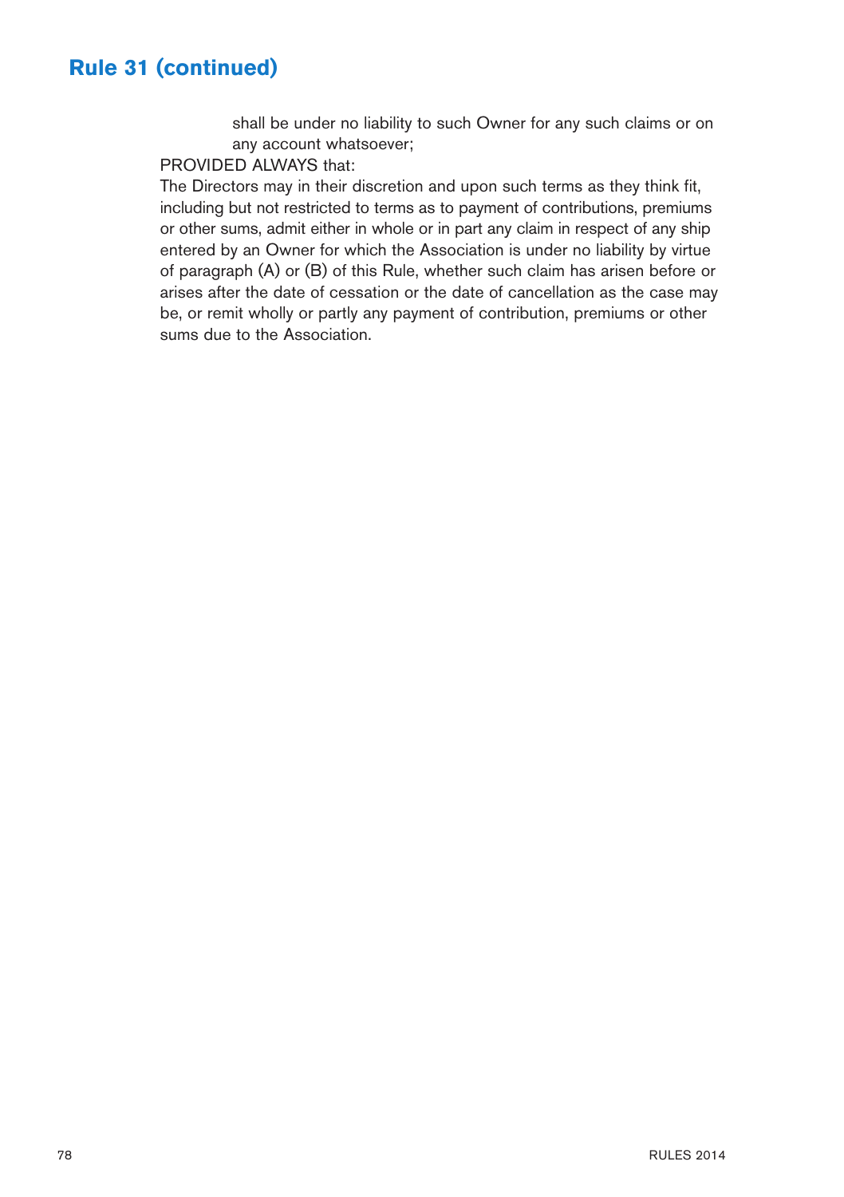## Rule 31 (continued)

shall be under no liability to such Owner for any such claims or on any account whatsoever;

PROVIDED ALWAYS that:

The Directors may in their discretion and upon such terms as they think fit, including but not restricted to terms as to payment of contributions, premiums or other sums, admit either in whole or in part any claim in respect of any ship entered by an Owner for which the Association is under no liability by virtue of paragraph (A) or (B) of this Rule, whether such claim has arisen before or arises after the date of cessation or the date of cancellation as the case may be, or remit wholly or partly any payment of contribution, premiums or other sums due to the Association.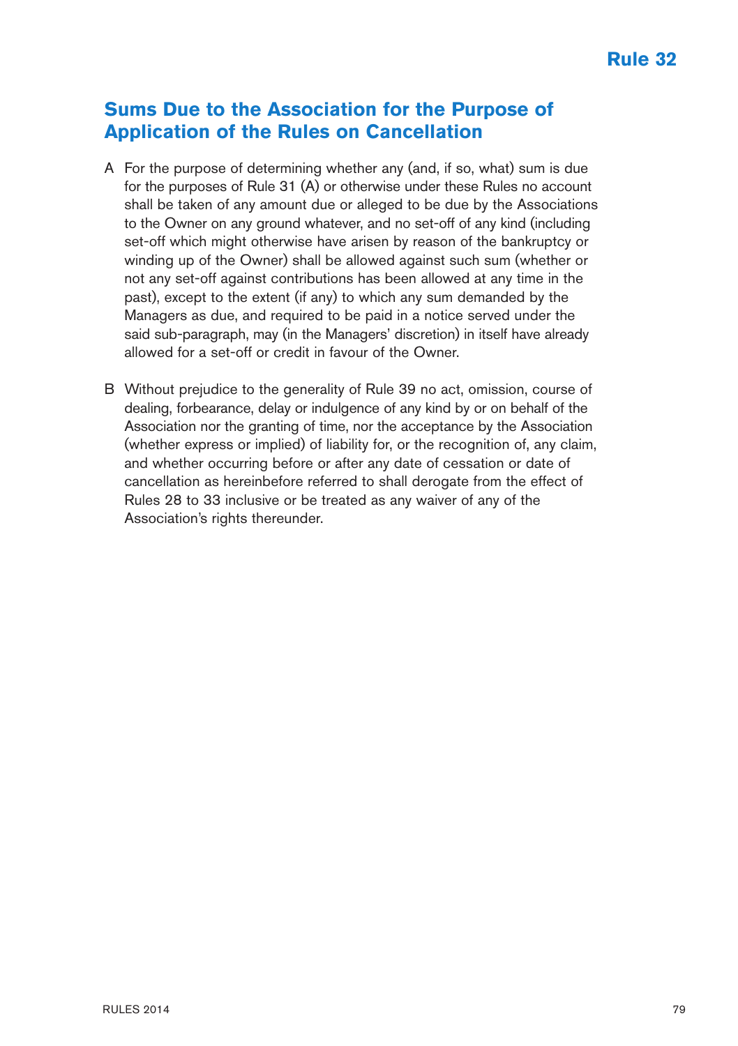# Rule 32

## Sums Due to the Association for the Purpose of Application of the Rules on Cancellation

A For the purpose of determining whether any (and, if so, what) sum is due for the purposes of Rule 31 (A) or otherwise under these Rules no account shall be taken of any amount due or alleged to be due by the Associations to the Owner on any ground whatever, and no set-off of any kind (including set-off which might otherwise have arisen by reason of the bankruptcy or winding up of the Owner) shall be allowed against such sum (whether or not any set-off against contributions has been allowed at any time in the past), except to the extent (if any) to which any sum demanded by the Managers as due, and required to be paid in a notice served under the said sub-paragraph, may (in the Managers' discretion) in itself have already allowed for a set-off or credit in favour of the Owner.

B Without prejudice to the generality of Rule 39 no act, omission, course of dealing, forbearance, delay or indulgence of any kind by or on behalf of the Association nor the granting of time, nor the acceptance by the Association (whether express or implied) of liability for, or the recognition of, any claim, and whether occurring before or after any date of cessation or date of cancellation as hereinbefore referred to shall derogate from the effect of Rules 28 to 33 inclusive or be treated as any waiver of any of the Association's rights thereunder.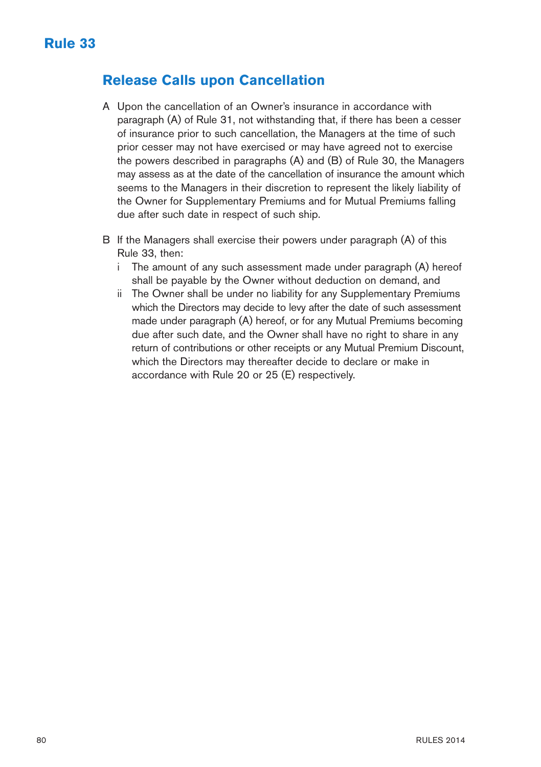# Rule 33

## Release Calls upon Cancellation

A Upon the cancellation of an Owner's insurance in accordance with paragraph (A) of Rule 31, not withstanding that, if there has been a cesser of insurance prior to such cancellation, the Managers at the time of such prior cesser may not have exercised or may have agreed not to exercise the powers described in paragraphs (A) and (B) of Rule 30, the Managers may assess as at the date of the cancellation of insurance the amount which seems to the Managers in their discretion to represent the likely liability of the Owner for Supplementary Premiums and for Mutual Premiums falling due after such date in respect of such ship.

B If the Managers shall exercise their powers under paragraph (A) of this Rule 33, then:

- i The amount of any such assessment made under paragraph (A) hereof shall be payable by the Owner without deduction on demand, and
- ii The Owner shall be under no liability for any Supplementary Premiums which the Directors may decide to levy after the date of such assessment made under paragraph (A) hereof, or for any Mutual Premiums becoming due after such date, and the Owner shall have no right to share in any return of contributions or other receipts or any Mutual Premium Discount, which the Directors may thereafter decide to declare or make in accordance with Rule 20 or 25 (E) respectively.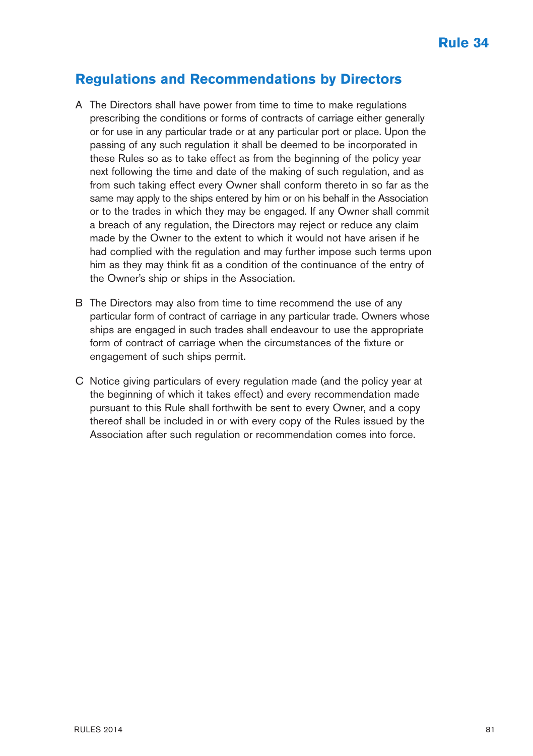# Rule 34

## Regulations and Recommendations by Directors

A The Directors shall have power from time to time to make regulations prescribing the conditions or forms of contracts of carriage either generally or for use in any particular trade or at any particular port or place. Upon the passing of any such regulation it shall be deemed to be incorporated in these Rules so as to take effect as from the beginning of the policy year next following the time and date of the making of such regulation, and as from such taking effect every Owner shall conform thereto in so far as the same may apply to the ships entered by him or on his behalf in the Association or to the trades in which they may be engaged. If any Owner shall commit a breach of any regulation, the Directors may reject or reduce any claim made by the Owner to the extent to which it would not have arisen if he had complied with the regulation and may further impose such terms upon him as they may think fit as a condition of the continuance of the entry of the Owner's ship or ships in the Association.

B The Directors may also from time to time recommend the use of any particular form of contract of carriage in any particular trade. Owners whose ships are engaged in such trades shall endeavour to use the appropriate form of contract of carriage when the circumstances of the fixture or engagement of such ships permit.

C Notice giving particulars of every regulation made (and the policy year at the beginning of which it takes effect) and every recommendation made pursuant to this Rule shall forthwith be sent to every Owner, and a copy thereof shall be included in or with every copy of the Rules issued by the Association after such regulation or recommendation comes into force.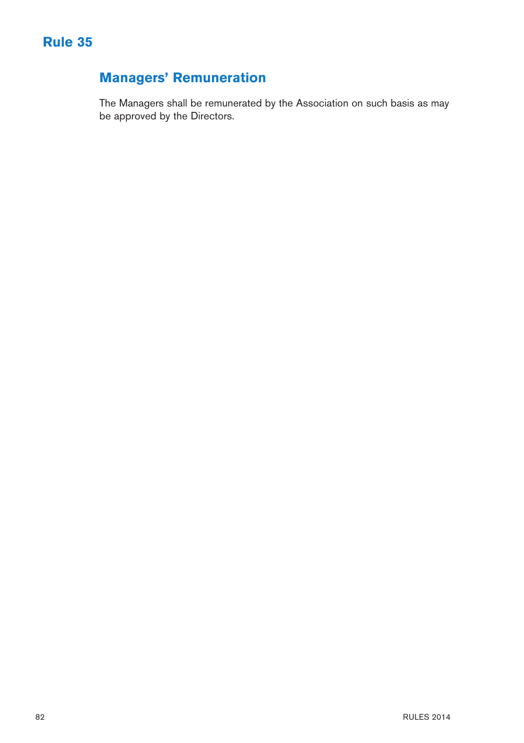# Rule 35

## Managers' Remuneration

The Managers shall be remunerated by the Association on such basis as may be approved by the Directors.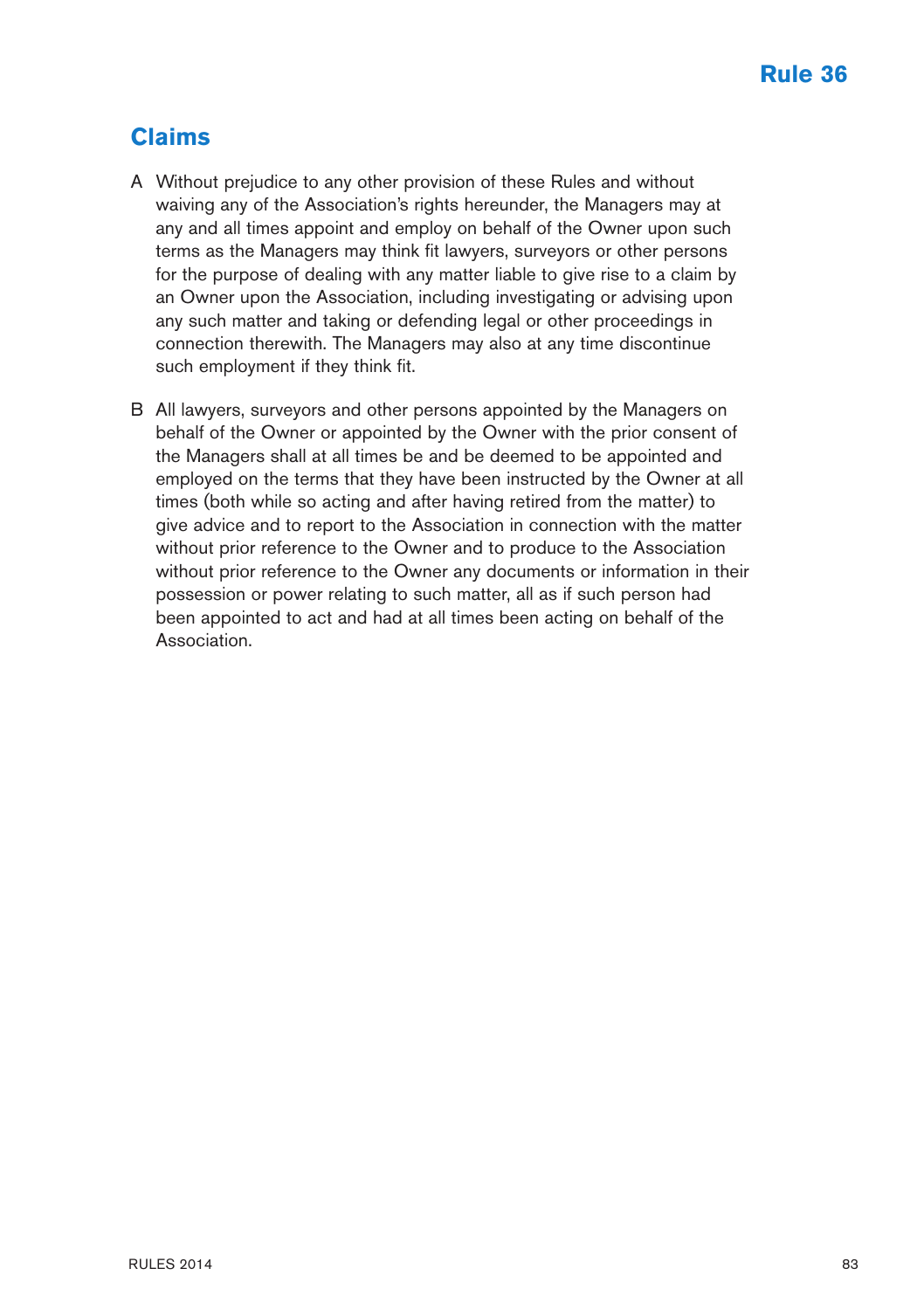# Rule 36

## Claims

A Without prejudice to any other provision of these Rules and without waiving any of the Association's rights hereunder, the Managers may at any and all times appoint and employ on behalf of the Owner upon such terms as the Managers may think fit lawyers, surveyors or other persons for the purpose of dealing with any matter liable to give rise to a claim by an Owner upon the Association, including investigating or advising upon any such matter and taking or defending legal or other proceedings in connection therewith. The Managers may also at any time discontinue such employment if they think fit.

B All lawyers, surveyors and other persons appointed by the Managers on behalf of the Owner or appointed by the Owner with the prior consent of the Managers shall at all times be and be deemed to be appointed and employed on the terms that they have been instructed by the Owner at all times (both while so acting and after having retired from the matter) to give advice and to report to the Association in connection with the matter without prior reference to the Owner and to produce to the Association without prior reference to the Owner any documents or information in their possession or power relating to such matter, all as if such person had been appointed to act and had at all times been acting on behalf of the Association.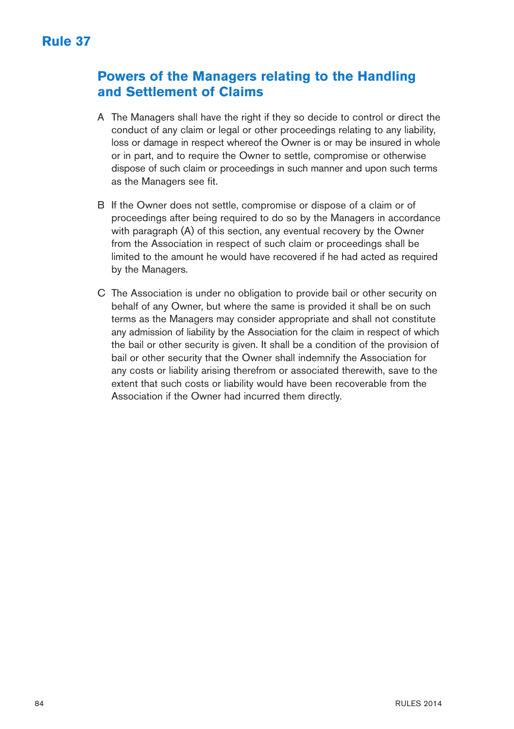# Rule 37

## Powers of the Managers relating to the Handling and Settlement of Claims

A The Managers shall have the right if they so decide to control or direct the conduct of any claim or legal or other proceedings relating to any liability, loss or damage in respect whereof the Owner is or may be insured in whole or in part, and to require the Owner to settle, compromise or otherwise dispose of such claim or proceedings in such manner and upon such terms as the Managers see fit.

B If the Owner does not settle, compromise or dispose of a claim or of proceedings after being required to do so by the Managers in accordance with paragraph (A) of this section, any eventual recovery by the Owner from the Association in respect of such claim or proceedings shall be limited to the amount he would have recovered if he had acted as required by the Managers.

C The Association is under no obligation to provide bail or other security on behalf of any Owner, but where the same is provided it shall be on such terms as the Managers may consider appropriate and shall not constitute any admission of liability by the Association for the claim in respect of which the bail or other security is given. It shall be a condition of the provision of bail or other security that the Owner shall indemnify the Association for any costs or liability arising therefrom or associated therewith, save to the extent that such costs or liability would have been recoverable from the Association if the Owner had incurred them directly.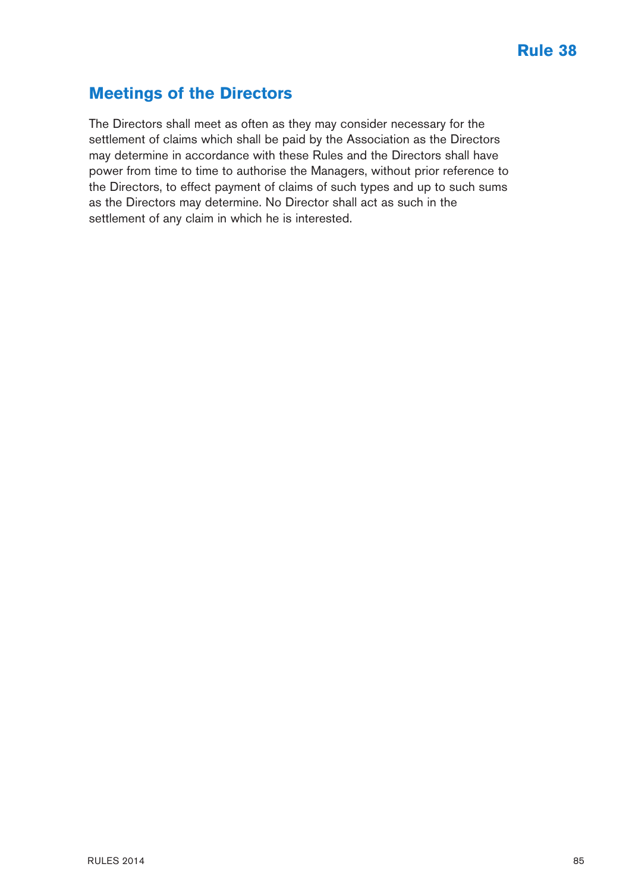# Rule 38

## Meetings of the Directors

The Directors shall meet as often as they may consider necessary for the settlement of claims which shall be paid by the Association as the Directors may determine in accordance with these Rules and the Directors shall have power from time to time to authorise the Managers, without prior reference to the Directors, to effect payment of claims of such types and up to such sums as the Directors may determine. No Director shall act as such in the settlement of any claim in which he is interested.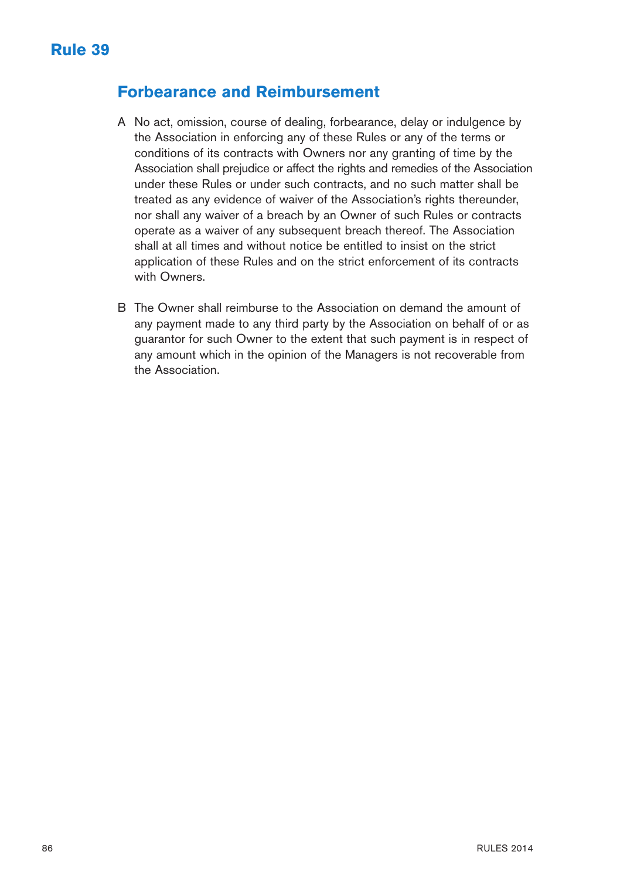# Rule 39

## Forbearance and Reimbursement

A No act, omission, course of dealing, forbearance, delay or indulgence by the Association in enforcing any of these Rules or any of the terms or conditions of its contracts with Owners nor any granting of time by the Association shall prejudice or affect the rights and remedies of the Association under these Rules or under such contracts, and no such matter shall be treated as any evidence of waiver of the Association's rights thereunder, nor shall any waiver of a breach by an Owner of such Rules or contracts operate as a waiver of any subsequent breach thereof. The Association shall at all times and without notice be entitled to insist on the strict application of these Rules and on the strict enforcement of its contracts with Owners.

B The Owner shall reimburse to the Association on demand the amount of any payment made to any third party by the Association on behalf of or as guarantor for such Owner to the extent that such payment is in respect of any amount which in the opinion of the Managers is not recoverable from the Association.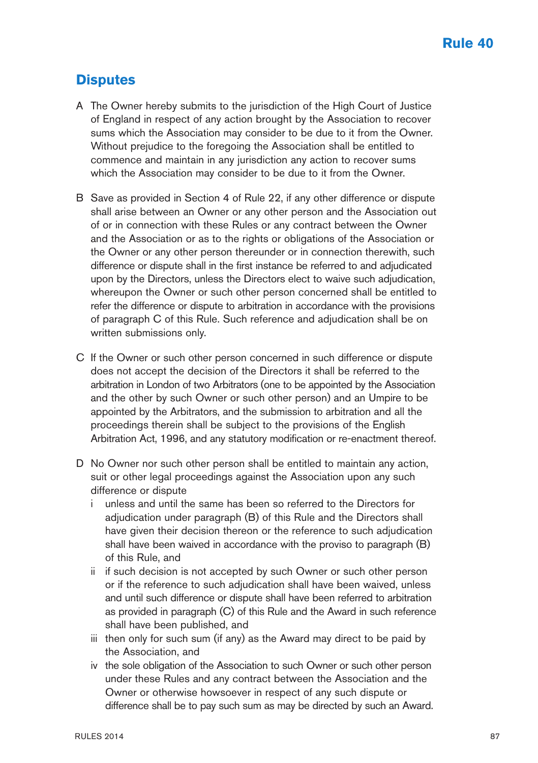# Rule 40

## Disputes

A The Owner hereby submits to the jurisdiction of the High Court of Justice of England in respect of any action brought by the Association to recover sums which the Association may consider to be due to it from the Owner. Without prejudice to the foregoing the Association shall be entitled to commence and maintain in any jurisdiction any action to recover sums which the Association may consider to be due to it from the Owner.

B Save as provided in Section 4 of Rule 22, if any other difference or dispute shall arise between an Owner or any other person and the Association out of or in connection with these Rules or any contract between the Owner and the Association or as to the rights or obligations of the Association or the Owner or any other person thereunder or in connection therewith, such difference or dispute shall in the first instance be referred to and adjudicated upon by the Directors, unless the Directors elect to waive such adjudication, whereupon the Owner or such other person concerned shall be entitled to refer the difference or dispute to arbitration in accordance with the provisions of paragraph C of this Rule. Such reference and adjudication shall be on written submissions only.

C If the Owner or such other person concerned in such difference or dispute does not accept the decision of the Directors it shall be referred to the arbitration in London of two Arbitrators (one to be appointed by the Association and the other by such Owner or such other person) and an Umpire to be appointed by the Arbitrators, and the submission to arbitration and all the proceedings therein shall be subject to the provisions of the English Arbitration Act, 1996, and any statutory modification or re-enactment thereof.

D No Owner nor such other person shall be entitled to maintain any action, suit or other legal proceedings against the Association upon any such difference or dispute

- i unless and until the same has been so referred to the Directors for adjudication under paragraph (B) of this Rule and the Directors shall have given their decision thereon or the reference to such adjudication shall have been waived in accordance with the proviso to paragraph (B) of this Rule, and
- ii if such decision is not accepted by such Owner or such other person or if the reference to such adjudication shall have been waived, unless and until such difference or dispute shall have been referred to arbitration as provided in paragraph (C) of this Rule and the Award in such reference shall have been published, and
- iii then only for such sum (if any) as the Award may direct to be paid by the Association, and
- iv the sole obligation of the Association to such Owner or such other person under these Rules and any contract between the Association and the Owner or otherwise howsoever in respect of any such dispute or difference shall be to pay such sum as may be directed by such an Award.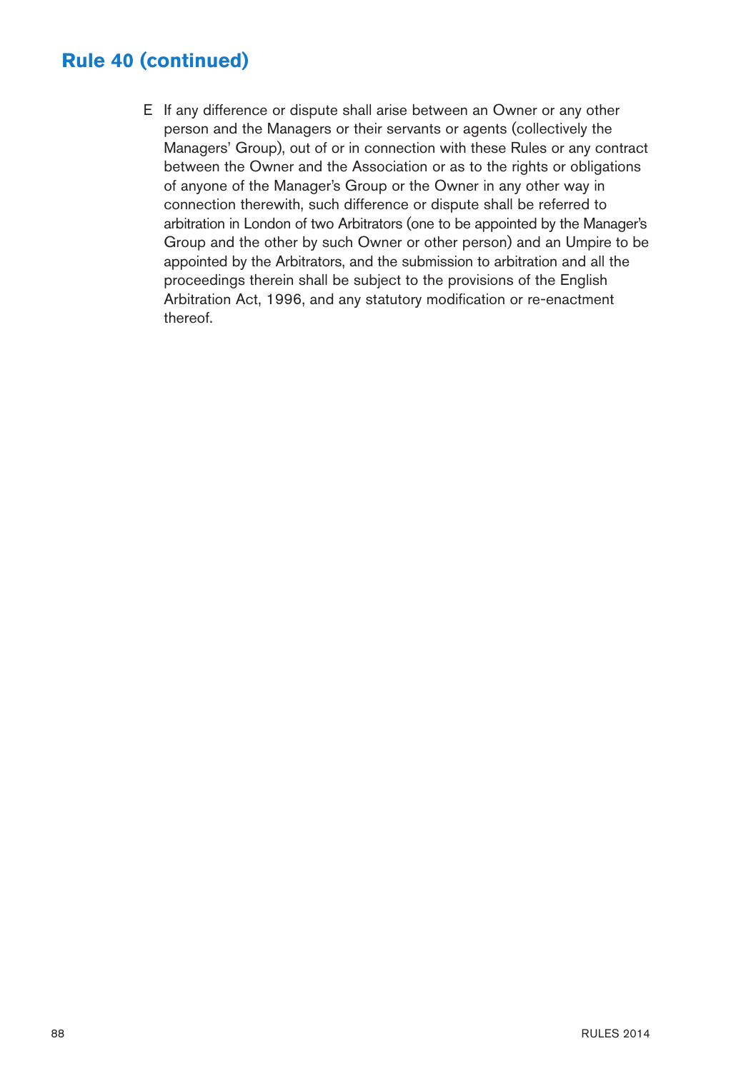## Rule 40 (continued)

E If any difference or dispute shall arise between an Owner or any other person and the Managers or their servants or agents (collectively the Managers' Group), out of or in connection with these Rules or any contract between the Owner and the Association or as to the rights or obligations of anyone of the Manager's Group or the Owner in any other way in connection therewith, such difference or dispute shall be referred to arbitration in London of two Arbitrators (one to be appointed by the Manager's Group and the other by such Owner or other person) and an Umpire to be appointed by the Arbitrators, and the submission to arbitration and all the proceedings therein shall be subject to the provisions of the English Arbitration Act, 1996, and any statutory modification or re-enactment thereof.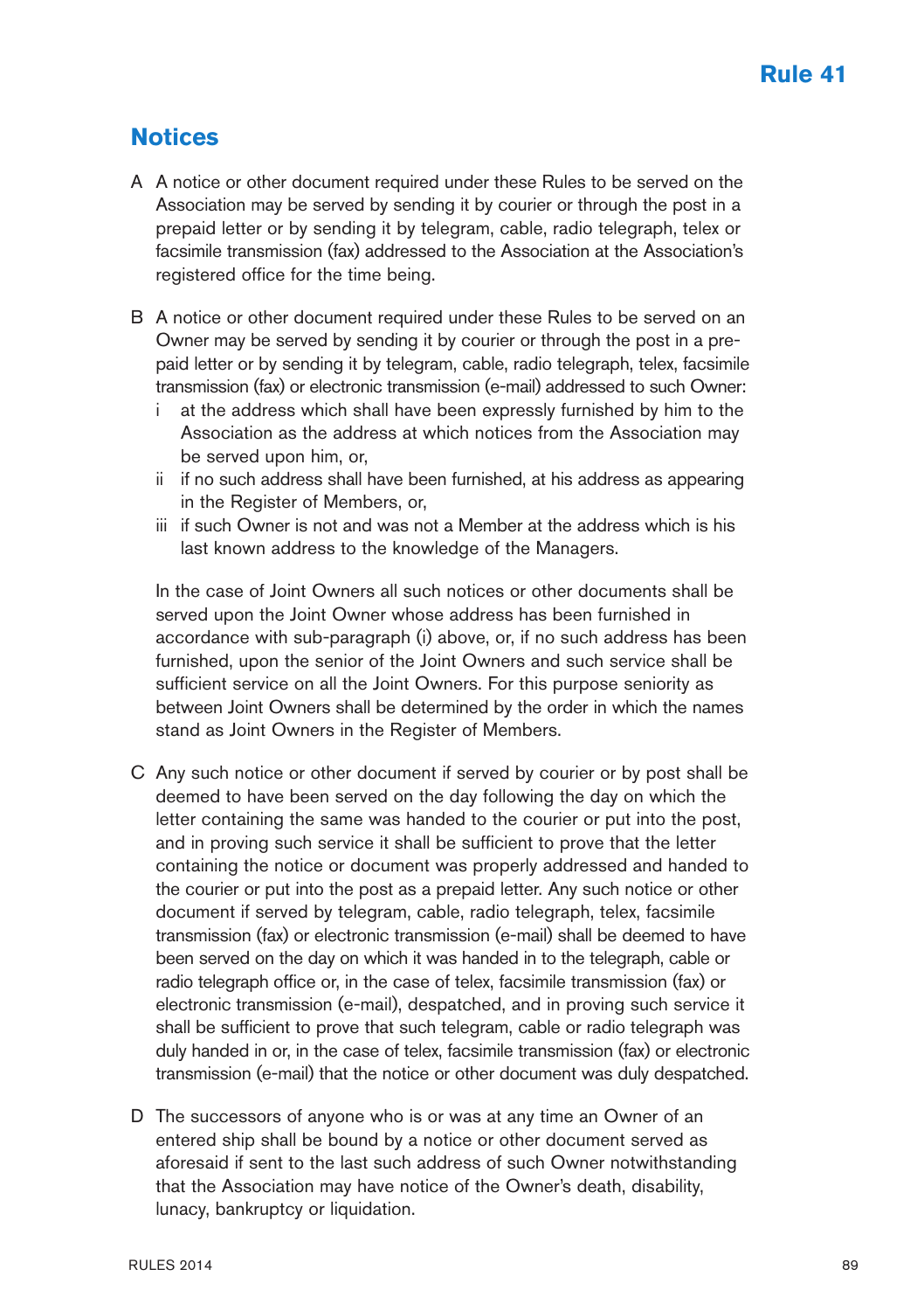# Rule 41

## Notices

A A notice or other document required under these Rules to be served on the Association may be served by sending it by courier or through the post in a prepaid letter or by sending it by telegram, cable, radio telegraph, telex or facsimile transmission (fax) addressed to the Association at the Association's registered office for the time being.

B A notice or other document required under these Rules to be served on an Owner may be served by sending it by courier or through the post in a pre-paid letter or by sending it by telegram, cable, radio telegraph, telex, facsimile transmission (fax) or electronic transmission (e-mail) addressed to such Owner:

i at the address which shall have been expressly furnished by him to the Association as the address at which notices from the Association may be served upon him, or,

ii if no such address shall have been furnished, at his address as appearing in the Register of Members, or,

iii if such Owner is not and was not a Member at the address which is his last known address to the knowledge of the Managers.

In the case of Joint Owners all such notices or other documents shall be served upon the Joint Owner whose address has been furnished in accordance with sub-paragraph (i) above, or, if no such address has been furnished, upon the senior of the Joint Owners and such service shall be sufficient service on all the Joint Owners. For this purpose seniority as between Joint Owners shall be determined by the order in which the names stand as Joint Owners in the Register of Members.

C Any such notice or other document if served by courier or by post shall be deemed to have been served on the day following the day on which the letter containing the same was handed to the courier or put into the post, and in proving such service it shall be sufficient to prove that the letter containing the notice or document was properly addressed and handed to the courier or put into the post as a prepaid letter. Any such notice or other document if served by telegram, cable, radio telegraph, telex, facsimile transmission (fax) or electronic transmission (e-mail) shall be deemed to have been served on the day on which it was handed in to the telegraph, cable or radio telegraph office or, in the case of telex, facsimile transmission (fax) or electronic transmission (e-mail), despatched, and in proving such service it shall be sufficient to prove that such telegram, cable or radio telegraph was duly handed in or, in the case of telex, facsimile transmission (fax) or electronic transmission (e-mail) that the notice or other document was duly despatched.

D The successors of anyone who is or was at any time an Owner of an entered ship shall be bound by a notice or other document served as aforesaid if sent to the last such address of such Owner notwithstanding that the Association may have notice of the Owner's death, disability, lunacy, bankruptcy or liquidation.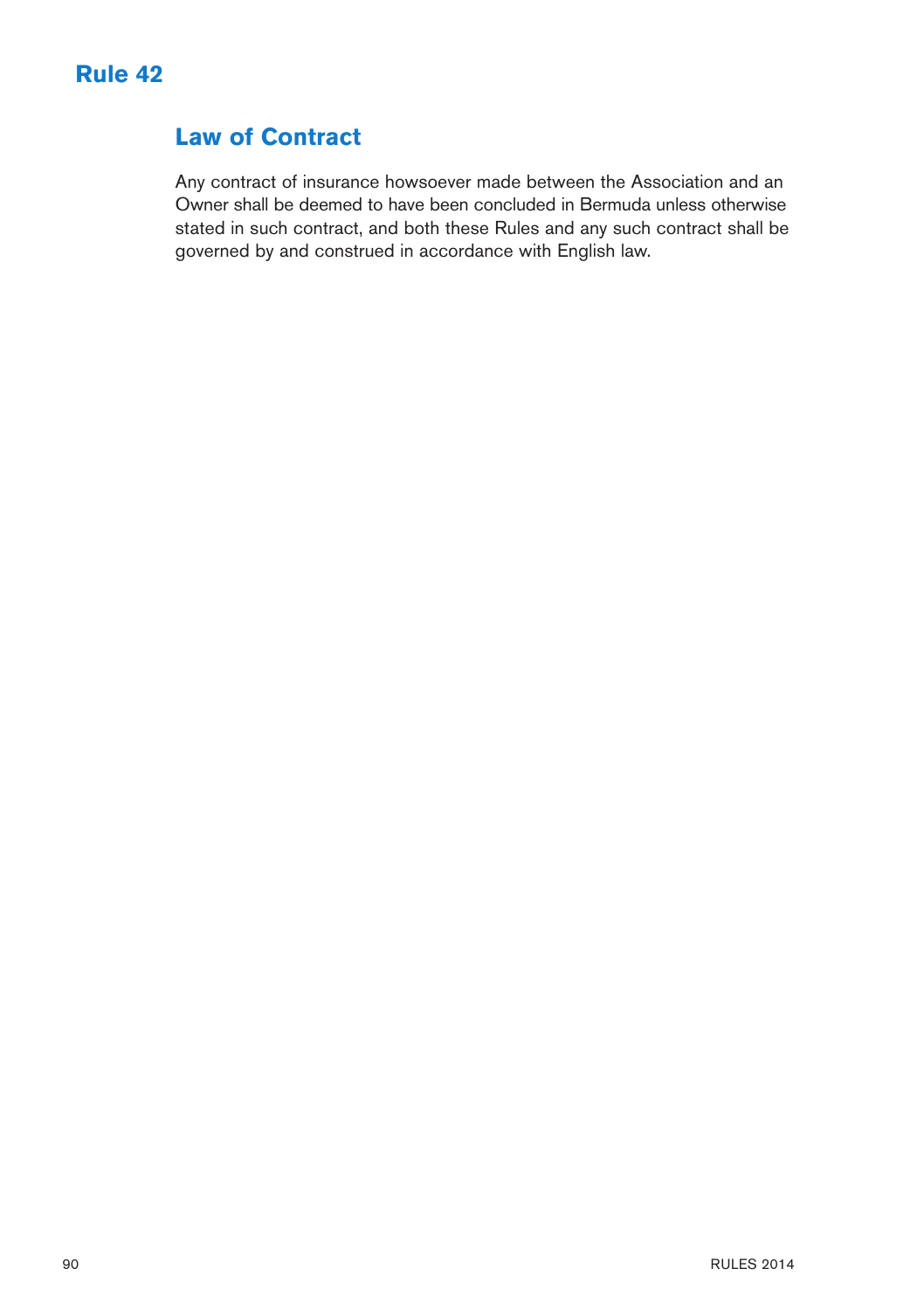# Rule 42

## Law of Contract

Any contract of insurance howsoever made between the Association and an Owner shall be deemed to have been concluded in Bermuda unless otherwise stated in such contract, and both these Rules and any such contract shall be governed by and construed in accordance with English law.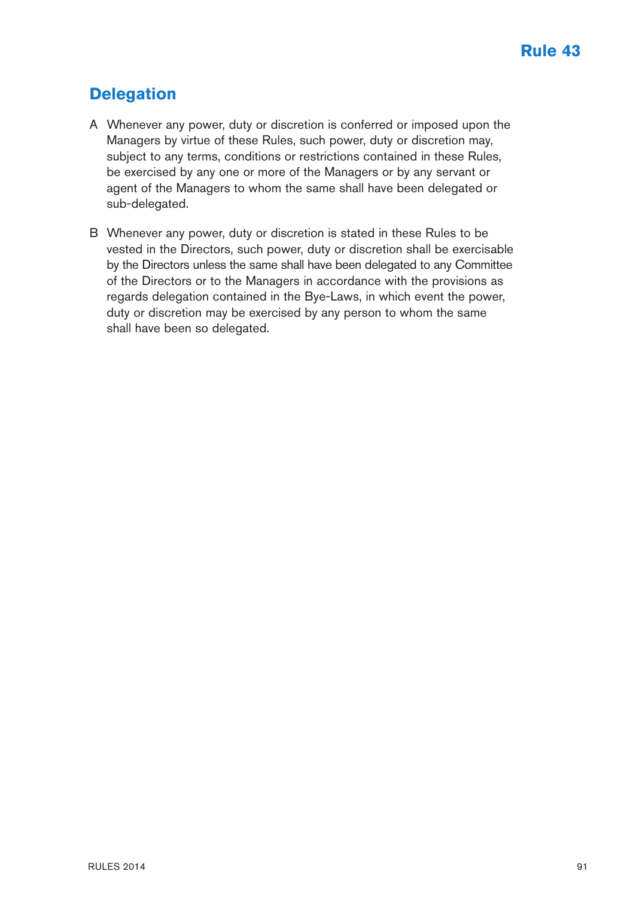# Rule 43

## Delegation

A Whenever any power, duty or discretion is conferred or imposed upon the Managers by virtue of these Rules, such power, duty or discretion may, subject to any terms, conditions or restrictions contained in these Rules, be exercised by any one or more of the Managers or by any servant or agent of the Managers to whom the same shall have been delegated or sub-delegated.

B Whenever any power, duty or discretion is stated in these Rules to be vested in the Directors, such power, duty or discretion shall be exercisable by the Directors unless the same shall have been delegated to any Committee of the Directors or to the Managers in accordance with the provisions as regards delegation contained in the Bye-Laws, in which event the power, duty or discretion may be exercised by any person to whom the same shall have been so delegated.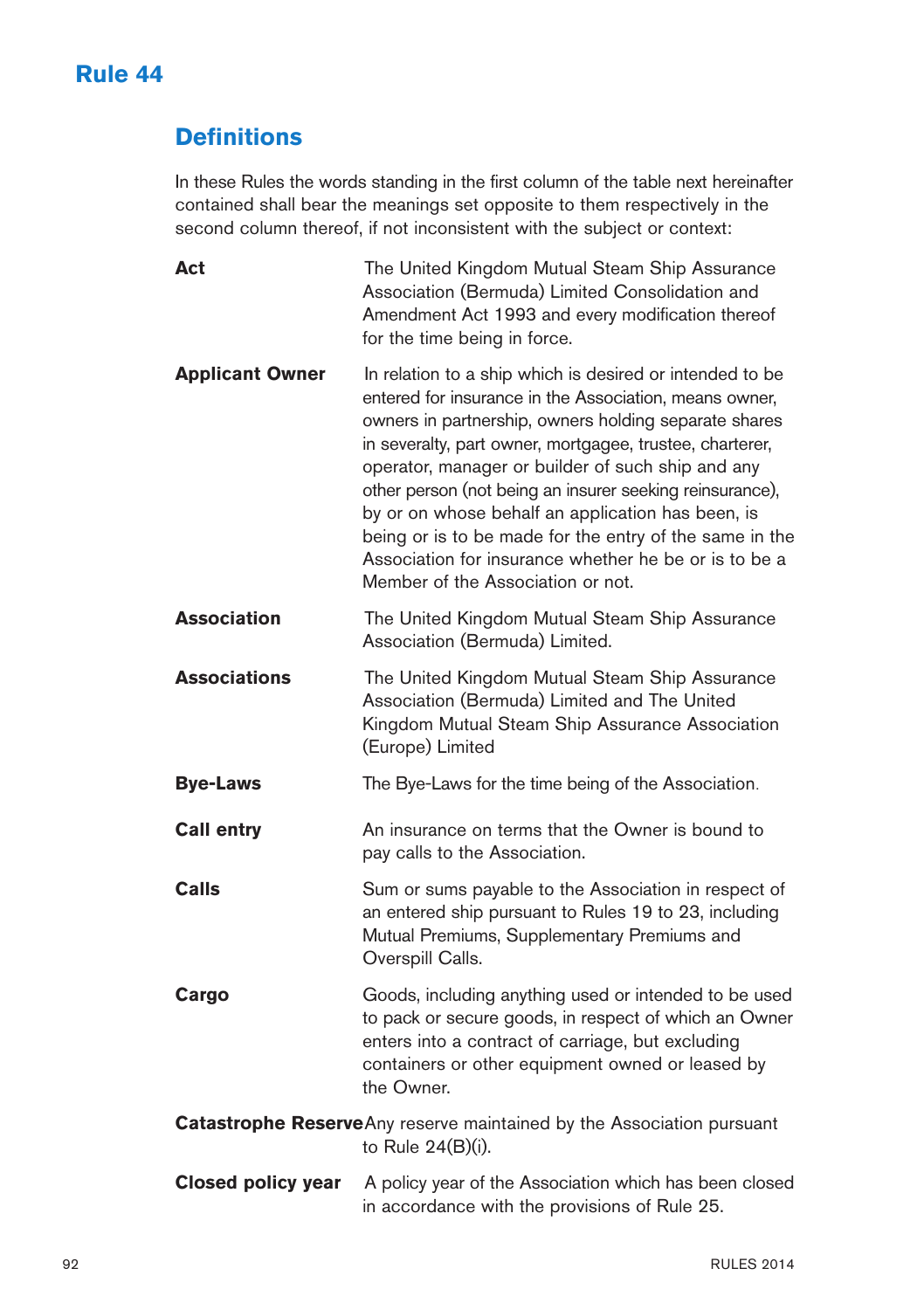# Rule 44

## Definitions

In these Rules the words standing in the first column of the table next hereinafter contained shall bear the meanings set opposite to them respectively in the second column thereof, if not inconsistent with the subject or context:

| | |
|---|---|
| **Act** | The United Kingdom Mutual Steam Ship Assurance Association (Bermuda) Limited Consolidation and Amendment Act 1993 and every modification thereof for the time being in force. |
| **Applicant Owner** | In relation to a ship which is desired or intended to be entered for insurance in the Association, means owner, owners in partnership, owners holding separate shares in severalty, part owner, mortgagee, trustee, charterer, operator, manager or builder of such ship and any other person (not being an insurer seeking reinsurance), by or on whose behalf an application has been, is being or is to be made for the entry of the same in the Association for insurance whether he be or is to be a Member of the Association or not. |
| **Association** | The United Kingdom Mutual Steam Ship Assurance Association (Bermuda) Limited. |
| **Associations** | The United Kingdom Mutual Steam Ship Assurance Association (Bermuda) Limited and The United Kingdom Mutual Steam Ship Assurance Association (Europe) Limited |
| **Bye-Laws** | The Bye-Laws for the time being of the Association. |
| **Call entry** | An insurance on terms that the Owner is bound to pay calls to the Association. |
| **Calls** | Sum or sums payable to the Association in respect of an entered ship pursuant to Rules 19 to 23, including Mutual Premiums, Supplementary Premiums and Overspill Calls. |
| **Cargo** | Goods, including anything used or intended to be used to pack or secure goods, in respect of which an Owner enters into a contract of carriage, but excluding containers or other equipment owned or leased by the Owner. |
| **Catastrophe Reserve** | Any reserve maintained by the Association pursuant to Rule 24(B)(i). |
| **Closed policy year** | A policy year of the Association which has been closed in accordance with the provisions of Rule 25. |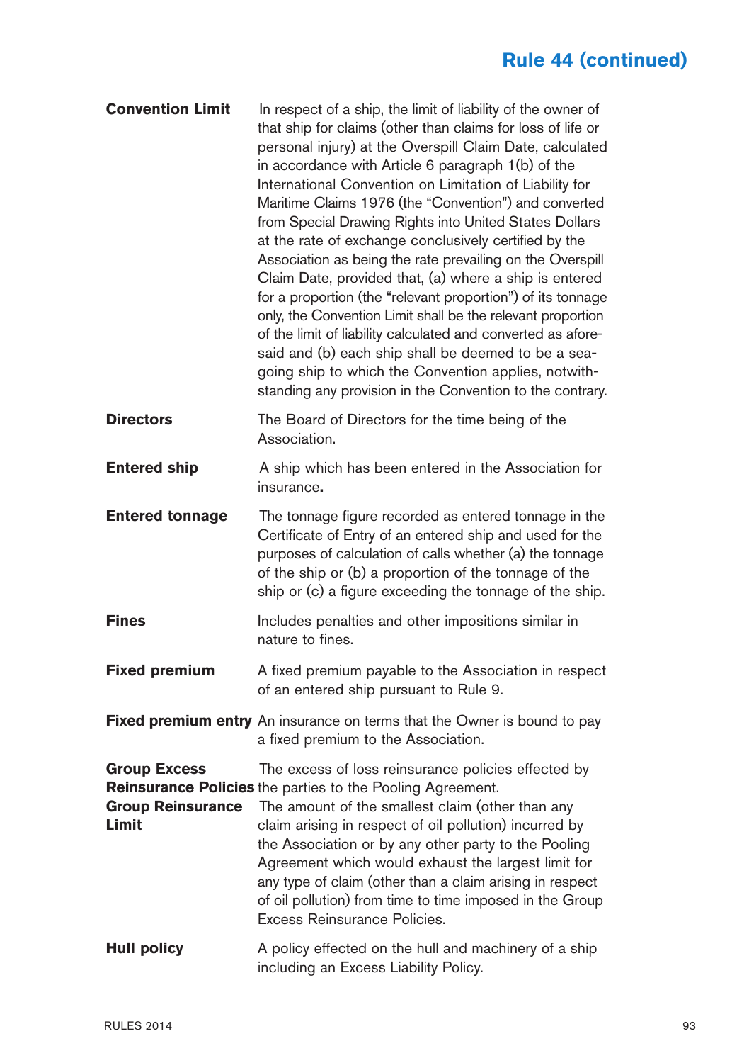## Rule 44 (continued)

**Convention Limit** In respect of a ship, the limit of liability of the owner of that ship for claims (other than claims for loss of life or personal injury) at the Overspill Claim Date, calculated in accordance with Article 6 paragraph 1(b) of the International Convention on Limitation of Liability for Maritime Claims 1976 (the "Convention") and converted from Special Drawing Rights into United States Dollars at the rate of exchange conclusively certified by the Association as being the rate prevailing on the Overspill Claim Date, provided that, (a) where a ship is entered for a proportion (the "relevant proportion") of its tonnage only, the Convention Limit shall be the relevant proportion of the limit of liability calculated and converted as aforesaid and (b) each ship shall be deemed to be a sea-going ship to which the Convention applies, notwithstanding any provision in the Convention to the contrary.

**Directors** The Board of Directors for the time being of the Association.

**Entered ship** A ship which has been entered in the Association for insurance.

**Entered tonnage** The tonnage figure recorded as entered tonnage in the Certificate of Entry of an entered ship and used for the purposes of calculation of calls whether (a) the tonnage of the ship or (b) a proportion of the tonnage of the ship or (c) a figure exceeding the tonnage of the ship.

**Fines** Includes penalties and other impositions similar in nature to fines.

**Fixed premium** A fixed premium payable to the Association in respect of an entered ship pursuant to Rule 9.

**Fixed premium entry** An insurance on terms that the Owner is bound to pay a fixed premium to the Association.

**Group Excess Reinsurance Policies** The excess of loss reinsurance policies effected by the parties to the Pooling Agreement.

**Group Reinsurance Limit** The amount of the smallest claim (other than any claim arising in respect of oil pollution) incurred by the Association or by any other party to the Pooling Agreement which would exhaust the largest limit for any type of claim (other than a claim arising in respect of oil pollution) from time to time imposed in the Group Excess Reinsurance Policies.

**Hull policy** A policy effected on the hull and machinery of a ship including an Excess Liability Policy.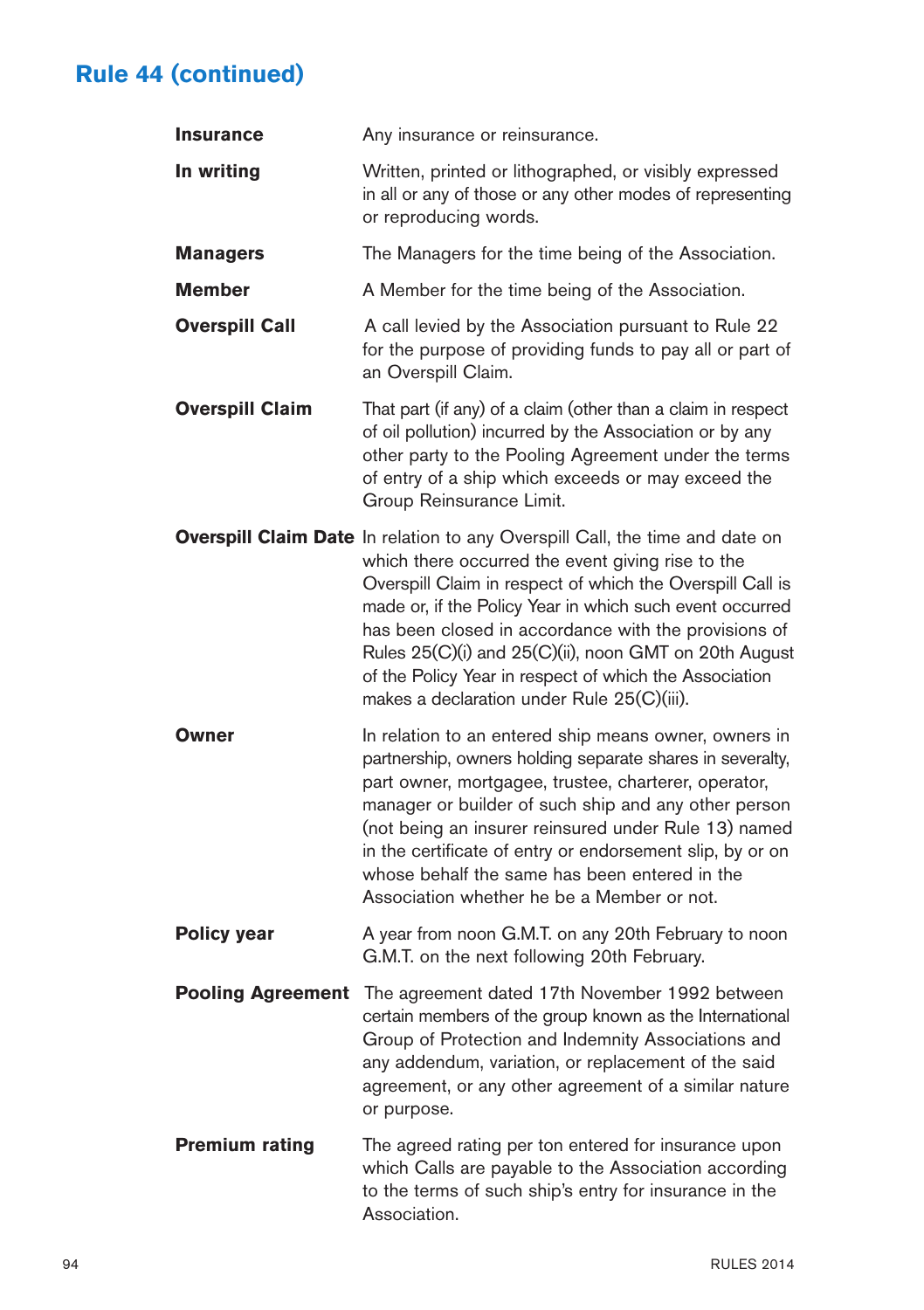## Rule 44 (continued)

| | |
|---|---|
| **Insurance** | Any insurance or reinsurance. |
| **In writing** | Written, printed or lithographed, or visibly expressed in all or any of those or any other modes of representing or reproducing words. |
| **Managers** | The Managers for the time being of the Association. |
| **Member** | A Member for the time being of the Association. |
| **Overspill Call** | A call levied by the Association pursuant to Rule 22 for the purpose of providing funds to pay all or part of an Overspill Claim. |
| **Overspill Claim** | That part (if any) of a claim (other than a claim in respect of oil pollution) incurred by the Association or by any other party to the Pooling Agreement under the terms of entry of a ship which exceeds or may exceed the Group Reinsurance Limit. |
| **Overspill Claim Date** | In relation to any Overspill Call, the time and date on which there occurred the event giving rise to the Overspill Claim in respect of which the Overspill Call is made or, if the Policy Year in which such event occurred has been closed in accordance with the provisions of Rules 25(C)(i) and 25(C)(ii), noon GMT on 20th August of the Policy Year in respect of which the Association makes a declaration under Rule 25(C)(iii). |
| **Owner** | In relation to an entered ship means owner, owners in partnership, owners holding separate shares in severalty, part owner, mortgagee, trustee, charterer, operator, manager or builder of such ship and any other person (not being an insurer reinsured under Rule 13) named in the certificate of entry or endorsement slip, by or on whose behalf the same has been entered in the Association whether he be a Member or not. |
| **Policy year** | A year from noon G.M.T. on any 20th February to noon G.M.T. on the next following 20th February. |
| **Pooling Agreement** | The agreement dated 17th November 1992 between certain members of the group known as the International Group of Protection and Indemnity Associations and any addendum, variation, or replacement of the said agreement, or any other agreement of a similar nature or purpose. |
| **Premium rating** | The agreed rating per ton entered for insurance upon which Calls are payable to the Association according to the terms of such ship's entry for insurance in the Association. |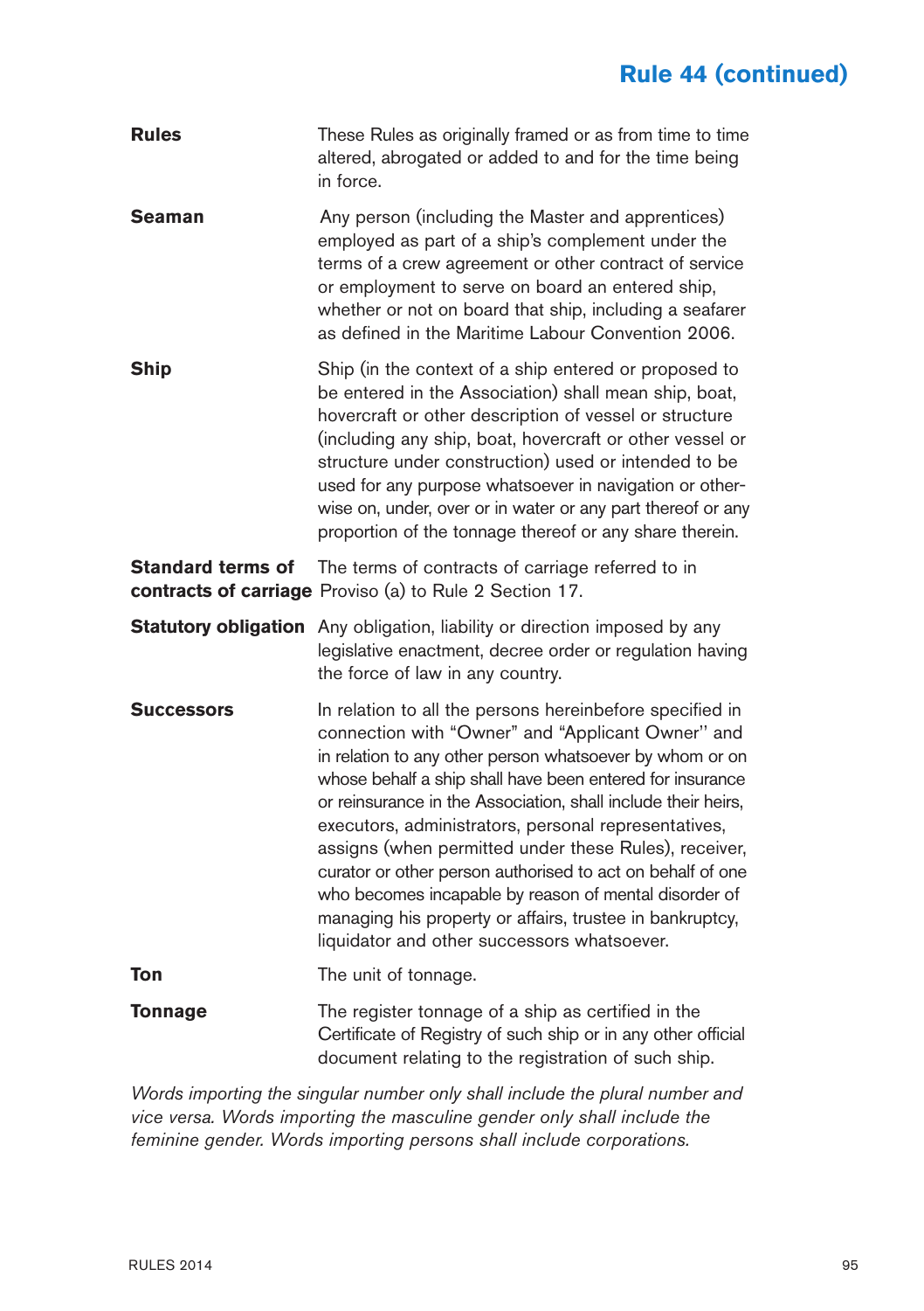## Rule 44 (continued)

| | |
|---|---|
| **Rules** | These Rules as originally framed or as from time to time altered, abrogated or added to and for the time being in force. |
| **Seaman** | Any person (including the Master and apprentices) employed as part of a ship's complement under the terms of a crew agreement or other contract of service or employment to serve on board an entered ship, whether or not on board that ship, including a seafarer as defined in the Maritime Labour Convention 2006. |
| **Ship** | Ship (in the context of a ship entered or proposed to be entered in the Association) shall mean ship, boat, hovercraft or other description of vessel or structure (including any ship, boat, hovercraft or other vessel or structure under construction) used or intended to be used for any purpose whatsoever in navigation or otherwise on, under, over or in water or any part thereof or any proportion of the tonnage thereof or any share therein. |
| **Standard terms of contracts of carriage** | The terms of contracts of carriage referred to in Proviso (a) to Rule 2 Section 17. |
| **Statutory obligation** | Any obligation, liability or direction imposed by any legislative enactment, decree order or regulation having the force of law in any country. |
| **Successors** | In relation to all the persons hereinbefore specified in connection with "Owner" and "Applicant Owner" and in relation to any other person whatsoever by whom or on whose behalf a ship shall have been entered for insurance or reinsurance in the Association, shall include their heirs, executors, administrators, personal representatives, assigns (when permitted under these Rules), receiver, curator or other person authorised to act on behalf of one who becomes incapable by reason of mental disorder of managing his property or affairs, trustee in bankruptcy, liquidator and other successors whatsoever. |
| **Ton** | The unit of tonnage. |
| **Tonnage** | The register tonnage of a ship as certified in the Certificate of Registry of such ship or in any other official document relating to the registration of such ship. |

*Words importing the singular number only shall include the plural number and vice versa. Words importing the masculine gender only shall include the feminine gender. Words importing persons shall include corporations.*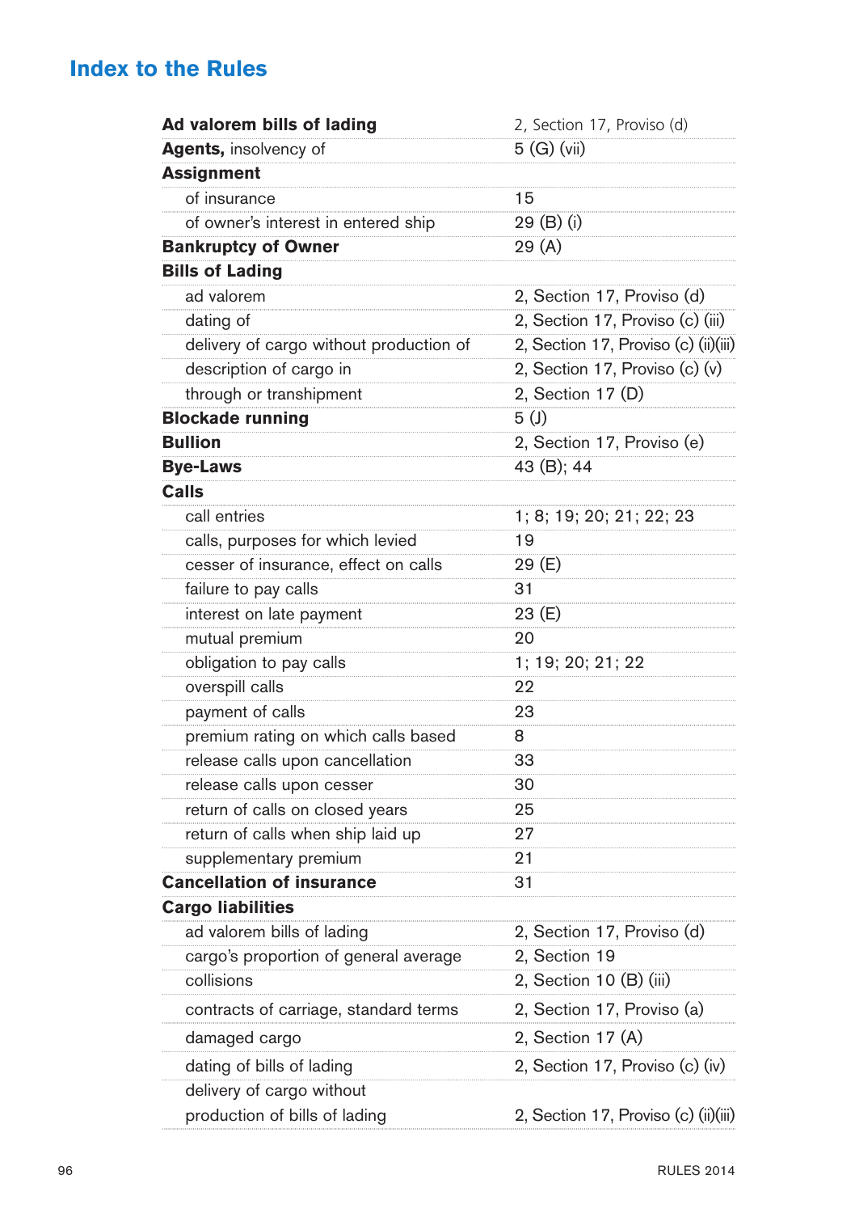## Index to the Rules

| | |
|---|---|
| **Ad valorem bills of lading** | 2, Section 17, Proviso (d) |
| **Agents,** insolvency of | 5 (G) (vii) |
| **Assignment** | |
| of insurance | 15 |
| of owner's interest in entered ship | 29 (B) (i) |
| **Bankruptcy of Owner** | 29 (A) |
| **Bills of Lading** | |
| ad valorem | 2, Section 17, Proviso (d) |
| dating of | 2, Section 17, Proviso (c) (iii) |
| delivery of cargo without production of | 2, Section 17, Proviso (c) (ii)(iii) |
| description of cargo in | 2, Section 17, Proviso (c) (v) |
| through or transhipment | 2, Section 17 (D) |
| **Blockade running** | 5 (J) |
| **Bullion** | 2, Section 17, Proviso (e) |
| **Bye-Laws** | 43 (B); 44 |
| **Calls** | |
| call entries | 1; 8; 19; 20; 21; 22; 23 |
| calls, purposes for which levied | 19 |
| cesser of insurance, effect on calls | 29 (E) |
| failure to pay calls | 31 |
| interest on late payment | 23 (E) |
| mutual premium | 20 |
| obligation to pay calls | 1; 19; 20; 21; 22 |
| overspill calls | 22 |
| payment of calls | 23 |
| premium rating on which calls based | 8 |
| release calls upon cancellation | 33 |
| release calls upon cesser | 30 |
| return of calls on closed years | 25 |
| return of calls when ship laid up | 27 |
| supplementary premium | 21 |
| **Cancellation of insurance** | 31 |
| **Cargo liabilities** | |
| ad valorem bills of lading | 2, Section 17, Proviso (d) |
| cargo's proportion of general average | 2, Section 19 |
| collisions | 2, Section 10 (B) (iii) |
| contracts of carriage, standard terms | 2, Section 17, Proviso (a) |
| damaged cargo | 2, Section 17 (A) |
| dating of bills of lading | 2, Section 17, Proviso (c) (iv) |
| delivery of cargo without production of bills of lading | 2, Section 17, Proviso (c) (ii)(iii) |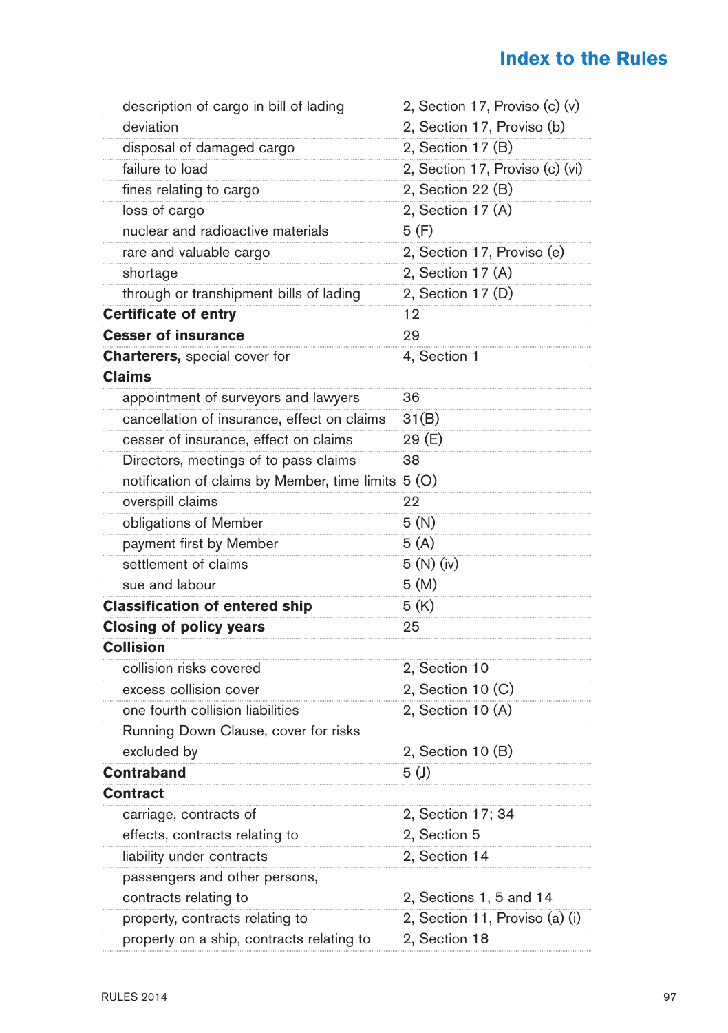| | |
|---|---|
| description of cargo in bill of lading | 2, Section 17, Proviso (c) (v) |
| deviation | 2, Section 17, Proviso (b) |
| disposal of damaged cargo | 2, Section 17 (B) |
| failure to load | 2, Section 17, Proviso (c) (vi) |
| fines relating to cargo | 2, Section 22 (B) |
| loss of cargo | 2, Section 17 (A) |
| nuclear and radioactive materials | 5 (F) |
| rare and valuable cargo | 2, Section 17, Proviso (e) |
| shortage | 2, Section 17 (A) |
| through or transhipment bills of lading | 2, Section 17 (D) |
| **Certificate of entry** | 12 |
| **Cesser of insurance** | 29 |
| **Charterers,** special cover for | 4, Section 1 |
| **Claims** | |
| appointment of surveyors and lawyers | 36 |
| cancellation of insurance, effect on claims | 31(B) |
| cesser of insurance, effect on claims | 29 (E) |
| Directors, meetings of to pass claims | 38 |
| notification of claims by Member, time limits | 5 (O) |
| overspill claims | 22 |
| obligations of Member | 5 (N) |
| payment first by Member | 5 (A) |
| settlement of claims | 5 (N) (iv) |
| sue and labour | 5 (M) |
| **Classification of entered ship** | 5 (K) |
| **Closing of policy years** | 25 |
| **Collision** | |
| collision risks covered | 2, Section 10 |
| excess collision cover | 2, Section 10 (C) |
| one fourth collision liabilities | 2, Section 10 (A) |
| Running Down Clause, cover for risks excluded by | 2, Section 10 (B) |
| **Contraband** | 5 (J) |
| **Contract** | |
| carriage, contracts of | 2, Section 17; 34 |
| effects, contracts relating to | 2, Section 5 |
| liability under contracts | 2, Section 14 |
| passengers and other persons, contracts relating to | 2, Sections 1, 5 and 14 |
| property, contracts relating to | 2, Section 11, Proviso (a) (i) |
| property on a ship, contracts relating to | 2, Section 18 |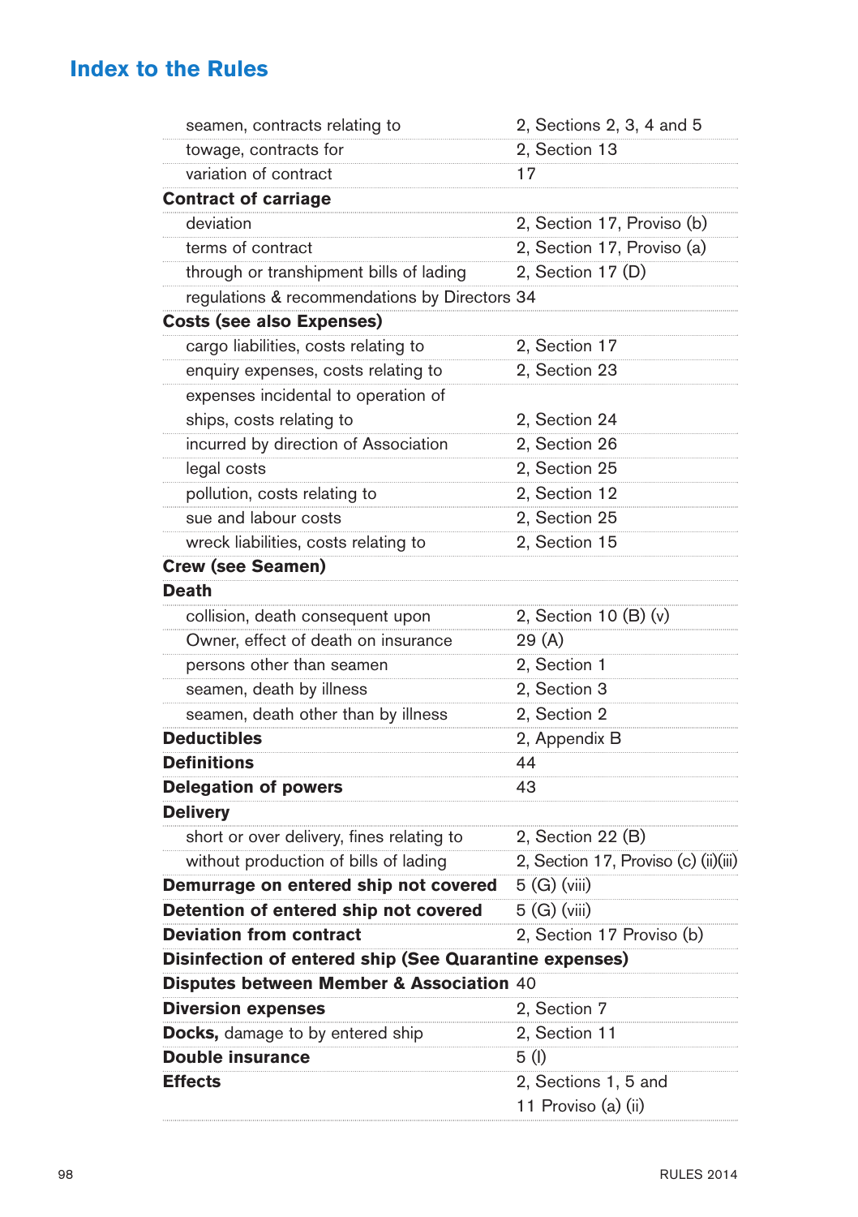## Index to the Rules

| | |
|---|---|
| seamen, contracts relating to | 2, Sections 2, 3, 4 and 5 |
| towage, contracts for | 2, Section 13 |
| variation of contract | 17 |
| **Contract of carriage** | |
| deviation | 2, Section 17, Proviso (b) |
| terms of contract | 2, Section 17, Proviso (a) |
| through or transhipment bills of lading | 2, Section 17 (D) |
| regulations & recommendations by Directors | 34 |
| **Costs (see also Expenses)** | |
| cargo liabilities, costs relating to | 2, Section 17 |
| enquiry expenses, costs relating to | 2, Section 23 |
| expenses incidental to operation of ships, costs relating to | 2, Section 24 |
| incurred by direction of Association | 2, Section 26 |
| legal costs | 2, Section 25 |
| pollution, costs relating to | 2, Section 12 |
| sue and labour costs | 2, Section 25 |
| wreck liabilities, costs relating to | 2, Section 15 |
| **Crew (see Seamen)** | |
| **Death** | |
| collision, death consequent upon | 2, Section 10 (B) (v) |
| Owner, effect of death on insurance | 29 (A) |
| persons other than seamen | 2, Section 1 |
| seamen, death by illness | 2, Section 3 |
| seamen, death other than by illness | 2, Section 2 |
| **Deductibles** | 2, Appendix B |
| **Definitions** | 44 |
| **Delegation of powers** | 43 |
| **Delivery** | |
| short or over delivery, fines relating to | 2, Section 22 (B) |
| without production of bills of lading | 2, Section 17, Proviso (c) (ii)(iii) |
| **Demurrage on entered ship not covered** | 5 (G) (viii) |
| **Detention of entered ship not covered** | 5 (G) (viii) |
| **Deviation from contract** | 2, Section 17 Proviso (b) |
| **Disinfection of entered ship (See Quarantine expenses)** | |
| **Disputes between Member & Association** | 40 |
| **Diversion expenses** | 2, Section 7 |
| **Docks,** damage to by entered ship | 2, Section 11 |
| **Double insurance** | 5 (I) |
| **Effects** | 2, Sections 1, 5 and 11 Proviso (a) (ii) |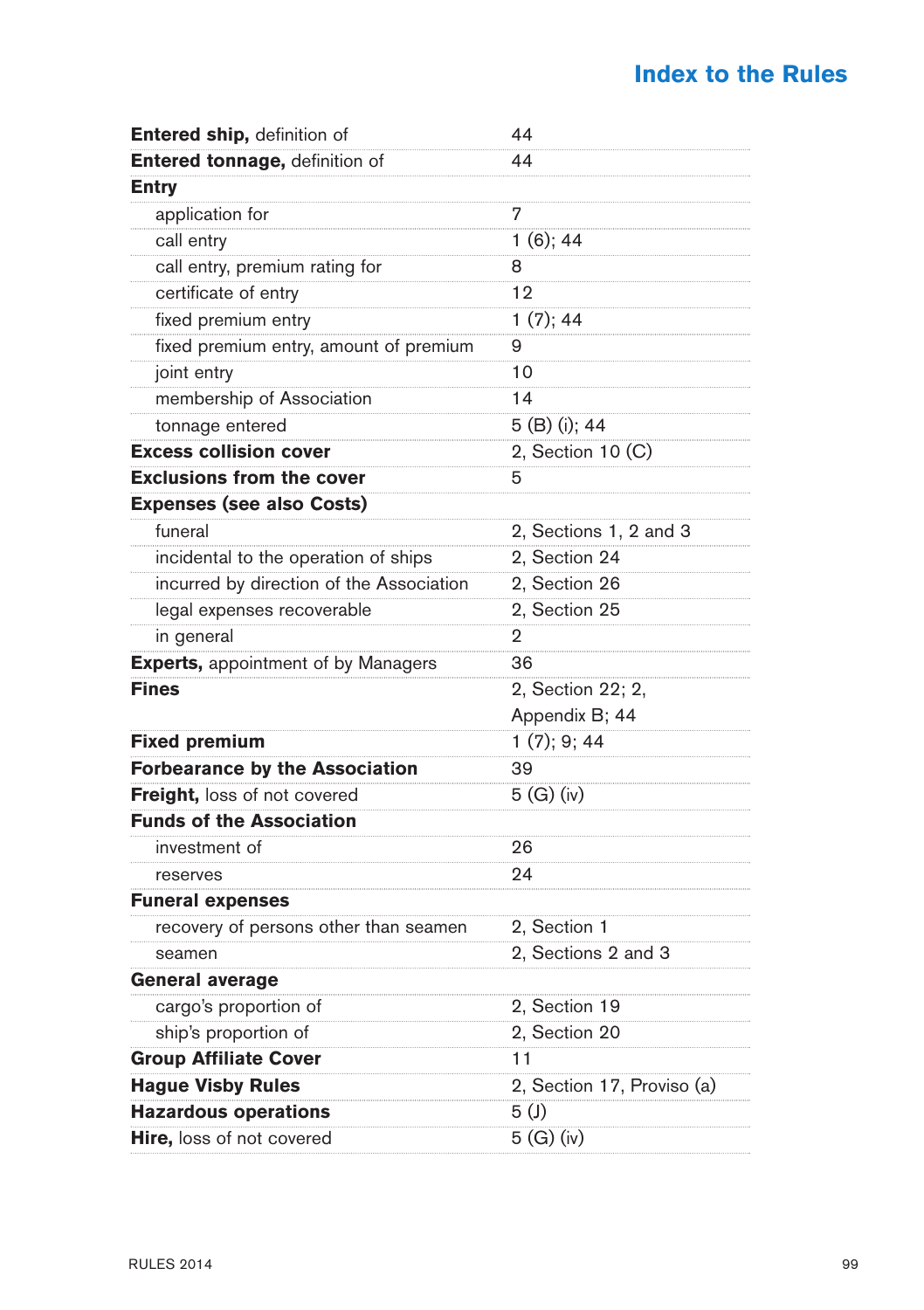## Index to the Rules

| | |
|---|---|
| **Entered ship,** definition of | 44 |
| **Entered tonnage,** definition of | 44 |
| **Entry** | |
| application for | 7 |
| call entry | 1 (6); 44 |
| call entry, premium rating for | 8 |
| certificate of entry | 12 |
| fixed premium entry | 1 (7); 44 |
| fixed premium entry, amount of premium | 9 |
| joint entry | 10 |
| membership of Association | 14 |
| tonnage entered | 5 (B) (i); 44 |
| **Excess collision cover** | 2, Section 10 (C) |
| **Exclusions from the cover** | 5 |
| **Expenses (see also Costs)** | |
| funeral | 2, Sections 1, 2 and 3 |
| incidental to the operation of ships | 2, Section 24 |
| incurred by direction of the Association | 2, Section 26 |
| legal expenses recoverable | 2, Section 25 |
| in general | 2 |
| **Experts,** appointment of by Managers | 36 |
| **Fines** | 2, Section 22; 2, Appendix B; 44 |
| **Fixed premium** | 1 (7); 9; 44 |
| **Forbearance by the Association** | 39 |
| **Freight,** loss of not covered | 5 (G) (iv) |
| **Funds of the Association** | |
| investment of | 26 |
| reserves | 24 |
| **Funeral expenses** | |
| recovery of persons other than seamen | 2, Section 1 |
| seamen | 2, Sections 2 and 3 |
| **General average** | |
| cargo's proportion of | 2, Section 19 |
| ship's proportion of | 2, Section 20 |
| **Group Affiliate Cover** | 11 |
| **Hague Visby Rules** | 2, Section 17, Proviso (a) |
| **Hazardous operations** | 5 (J) |
| **Hire,** loss of not covered | 5 (G) (iv) |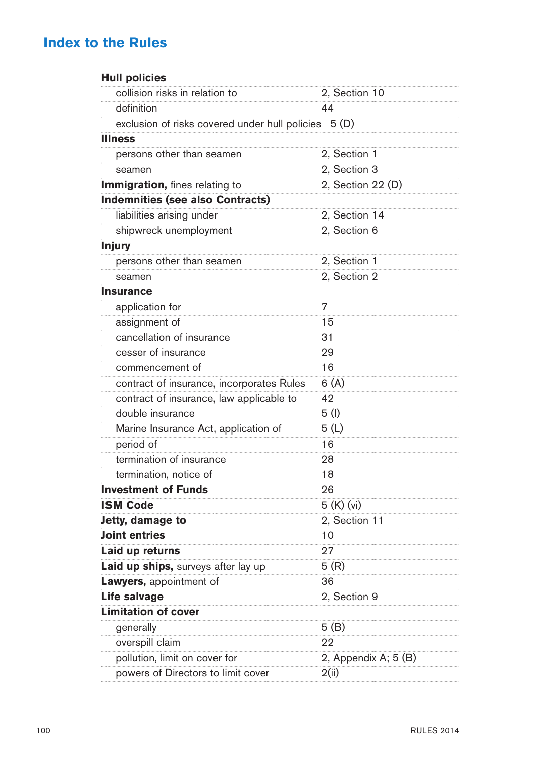## Index to the Rules

| | |
|---|---|
| **Hull policies** | |
| collision risks in relation to | 2, Section 10 |
| definition | 44 |
| exclusion of risks covered under hull policies | 5 (D) |
| **Illness** | |
| persons other than seamen | 2, Section 1 |
| seamen | 2, Section 3 |
| **Immigration,** fines relating to | 2, Section 22 (D) |
| **Indemnities (see also Contracts)** | |
| liabilities arising under | 2, Section 14 |
| shipwreck unemployment | 2, Section 6 |
| **Injury** | |
| persons other than seamen | 2, Section 1 |
| seamen | 2, Section 2 |
| **Insurance** | |
| application for | 7 |
| assignment of | 15 |
| cancellation of insurance | 31 |
| cesser of insurance | 29 |
| commencement of | 16 |
| contract of insurance, incorporates Rules | 6 (A) |
| contract of insurance, law applicable to | 42 |
| double insurance | 5 (I) |
| Marine Insurance Act, application of | 5 (L) |
| period of | 16 |
| termination of insurance | 28 |
| termination, notice of | 18 |
| **Investment of Funds** | 26 |
| **ISM Code** | 5 (K) (vi) |
| **Jetty, damage to** | 2, Section 11 |
| **Joint entries** | 10 |
| **Laid up returns** | 27 |
| **Laid up ships,** surveys after lay up | 5 (R) |
| **Lawyers,** appointment of | 36 |
| **Life salvage** | 2, Section 9 |
| **Limitation of cover** | |
| generally | 5 (B) |
| overspill claim | 22 |
| pollution, limit on cover for | 2, Appendix A; 5 (B) |
| powers of Directors to limit cover | 2(ii) |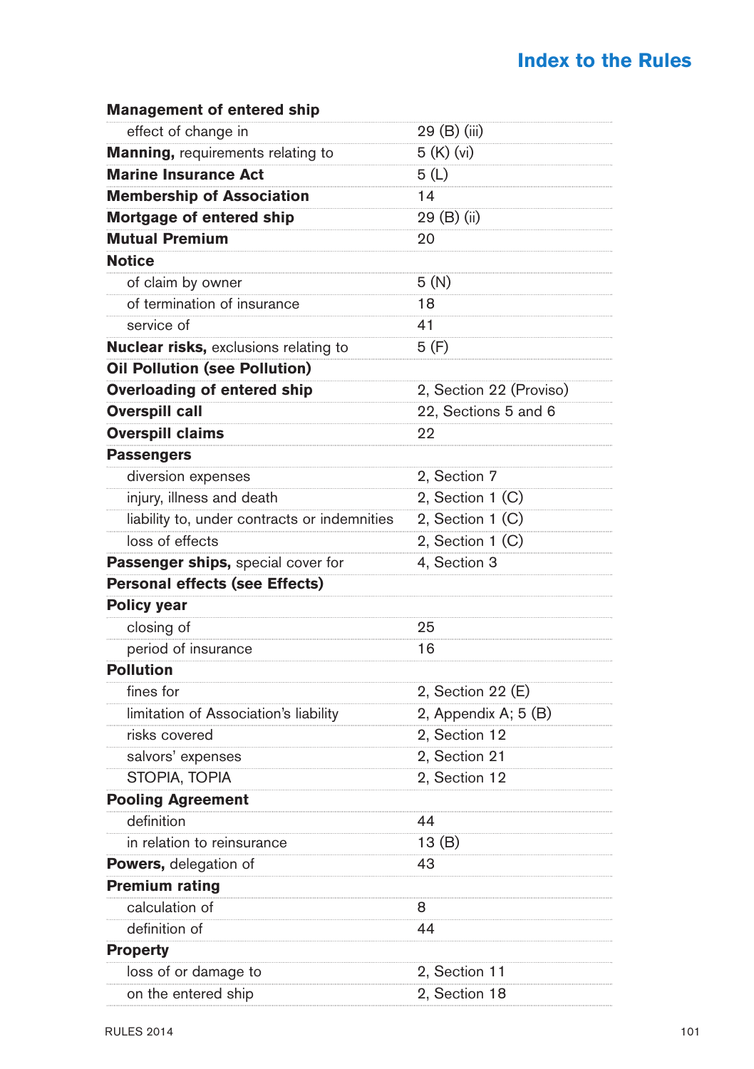# Index to the Rules

| | |
|---|---|
| **Management of entered ship** | |
| effect of change in | 29 (B) (iii) |
| **Manning,** requirements relating to | 5 (K) (vi) |
| **Marine Insurance Act** | 5 (L) |
| **Membership of Association** | 14 |
| **Mortgage of entered ship** | 29 (B) (ii) |
| **Mutual Premium** | 20 |
| **Notice** | |
| of claim by owner | 5 (N) |
| of termination of insurance | 18 |
| service of | 41 |
| **Nuclear risks,** exclusions relating to | 5 (F) |
| **Oil Pollution (see Pollution)** | |
| **Overloading of entered ship** | 2, Section 22 (Proviso) |
| **Overspill call** | 22, Sections 5 and 6 |
| **Overspill claims** | 22 |
| **Passengers** | |
| diversion expenses | 2, Section 7 |
| injury, illness and death | 2, Section 1 (C) |
| liability to, under contracts or indemnities | 2, Section 1 (C) |
| loss of effects | 2, Section 1 (C) |
| **Passenger ships,** special cover for | 4, Section 3 |
| **Personal effects (see Effects)** | |
| **Policy year** | |
| closing of | 25 |
| period of insurance | 16 |
| **Pollution** | |
| fines for | 2, Section 22 (E) |
| limitation of Association's liability | 2, Appendix A; 5 (B) |
| risks covered | 2, Section 12 |
| salvors' expenses | 2, Section 21 |
| STOPIA, TOPIA | 2, Section 12 |
| **Pooling Agreement** | |
| definition | 44 |
| in relation to reinsurance | 13 (B) |
| **Powers,** delegation of | 43 |
| **Premium rating** | |
| calculation of | 8 |
| definition of | 44 |
| **Property** | |
| loss of or damage to | 2, Section 11 |
| on the entered ship | 2, Section 18 |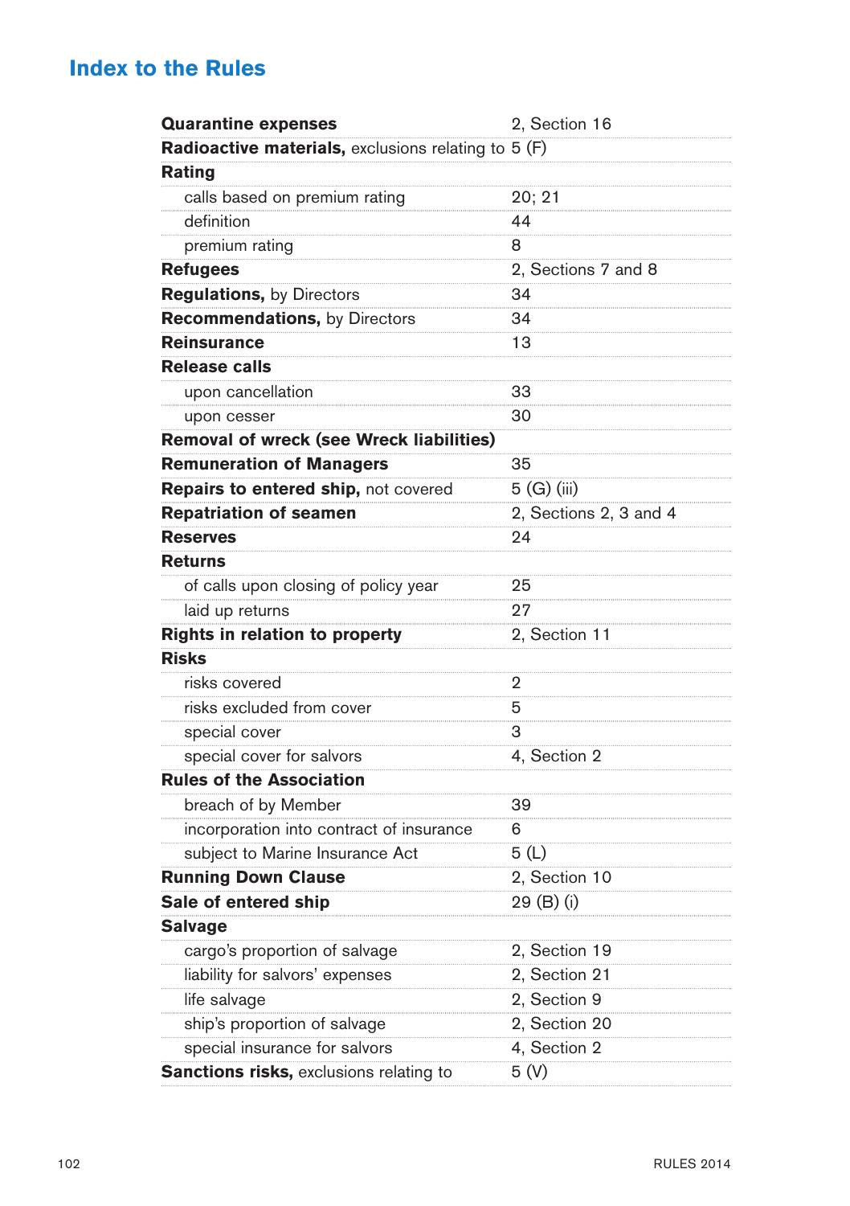# Index to the Rules

| | |
|---|---|
| **Quarantine expenses** | 2, Section 16 |
| **Radioactive materials,** exclusions relating to | 5 (F) |
| **Rating** | |
| calls based on premium rating | 20; 21 |
| definition | 44 |
| premium rating | 8 |
| **Refugees** | 2, Sections 7 and 8 |
| **Regulations,** by Directors | 34 |
| **Recommendations,** by Directors | 34 |
| **Reinsurance** | 13 |
| **Release calls** | |
| upon cancellation | 33 |
| upon cesser | 30 |
| **Removal of wreck (see Wreck liabilities)** | |
| **Remuneration of Managers** | 35 |
| **Repairs to entered ship,** not covered | 5 (G) (iii) |
| **Repatriation of seamen** | 2, Sections 2, 3 and 4 |
| **Reserves** | 24 |
| **Returns** | |
| of calls upon closing of policy year | 25 |
| laid up returns | 27 |
| **Rights in relation to property** | 2, Section 11 |
| **Risks** | |
| risks covered | 2 |
| risks excluded from cover | 5 |
| special cover | 3 |
| special cover for salvors | 4, Section 2 |
| **Rules of the Association** | |
| breach of by Member | 39 |
| incorporation into contract of insurance | 6 |
| subject to Marine Insurance Act | 5 (L) |
| **Running Down Clause** | 2, Section 10 |
| **Sale of entered ship** | 29 (B) (i) |
| **Salvage** | |
| cargo's proportion of salvage | 2, Section 19 |
| liability for salvors' expenses | 2, Section 21 |
| life salvage | 2, Section 9 |
| ship's proportion of salvage | 2, Section 20 |
| special insurance for salvors | 4, Section 2 |
| **Sanctions risks,** exclusions relating to | 5 (V) |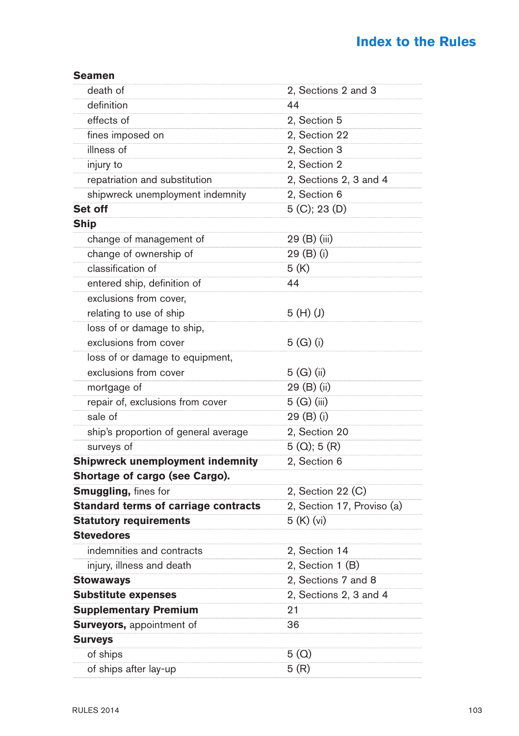## Index to the Rules

| | |
|---|---|
| **Seamen** | |
| death of | 2, Sections 2 and 3 |
| definition | 44 |
| effects of | 2, Section 5 |
| fines imposed on | 2, Section 22 |
| illness of | 2, Section 3 |
| injury to | 2, Section 2 |
| repatriation and substitution | 2, Sections 2, 3 and 4 |
| shipwreck unemployment indemnity | 2, Section 6 |
| **Set off** | 5 (C); 23 (D) |
| **Ship** | |
| change of management of | 29 (B) (iii) |
| change of ownership of | 29 (B) (i) |
| classification of | 5 (K) |
| entered ship, definition of | 44 |
| exclusions from cover, relating to use of ship | 5 (H) (J) |
| loss of or damage to ship, exclusions from cover | 5 (G) (i) |
| loss of or damage to equipment, exclusions from cover | 5 (G) (ii) |
| mortgage of | 29 (B) (ii) |
| repair of, exclusions from cover | 5 (G) (iii) |
| sale of | 29 (B) (i) |
| ship's proportion of general average | 2, Section 20 |
| surveys of | 5 (Q); 5 (R) |
| **Shipwreck unemployment indemnity** | 2, Section 6 |
| **Shortage of cargo (see Cargo).** | |
| **Smuggling,** fines for | 2, Section 22 (C) |
| **Standard terms of carriage contracts** | 2, Section 17, Proviso (a) |
| **Statutory requirements** | 5 (K) (vi) |
| **Stevedores** | |
| indemnities and contracts | 2, Section 14 |
| injury, illness and death | 2, Section 1 (B) |
| **Stowaways** | 2, Sections 7 and 8 |
| **Substitute expenses** | 2, Sections 2, 3 and 4 |
| **Supplementary Premium** | 21 |
| **Surveyors,** appointment of | 36 |
| **Surveys** | |
| of ships | 5 (Q) |
| of ships after lay-up | 5 (R) |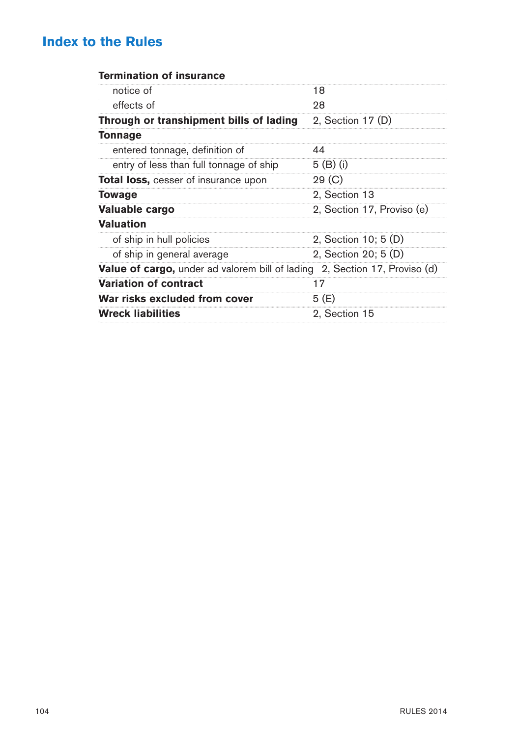## Index to the Rules

| | |
|---|---|
| **Termination of insurance** | |
| notice of | 18 |
| effects of | 28 |
| **Through or transhipment bills of lading** | 2, Section 17 (D) |
| **Tonnage** | |
| entered tonnage, definition of | 44 |
| entry of less than full tonnage of ship | 5 (B) (i) |
| **Total loss,** cesser of insurance upon | 29 (C) |
| **Towage** | 2, Section 13 |
| **Valuable cargo** | 2, Section 17, Proviso (e) |
| **Valuation** | |
| of ship in hull policies | 2, Section 10; 5 (D) |
| of ship in general average | 2, Section 20; 5 (D) |
| **Value of cargo,** under ad valorem bill of lading | 2, Section 17, Proviso (d) |
| **Variation of contract** | 17 |
| **War risks excluded from cover** | 5 (E) |
| **Wreck liabilities** | 2, Section 15 |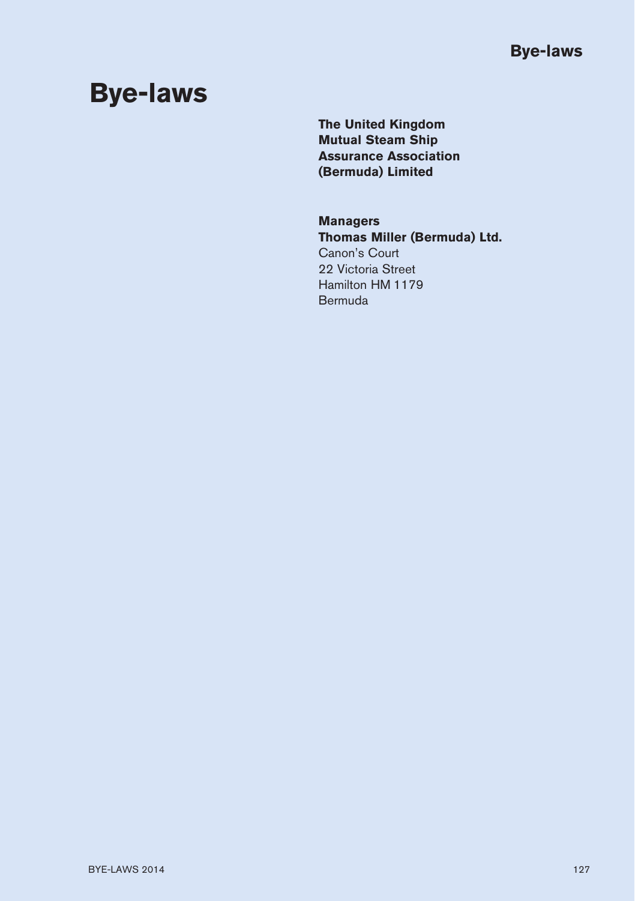# Bye-laws

**The United Kingdom Mutual Steam Ship Assurance Association (Bermuda) Limited**

**Managers**
**Thomas Miller (Bermuda) Ltd.**
Canon's Court
22 Victoria Street
Hamilton HM 1179
Bermuda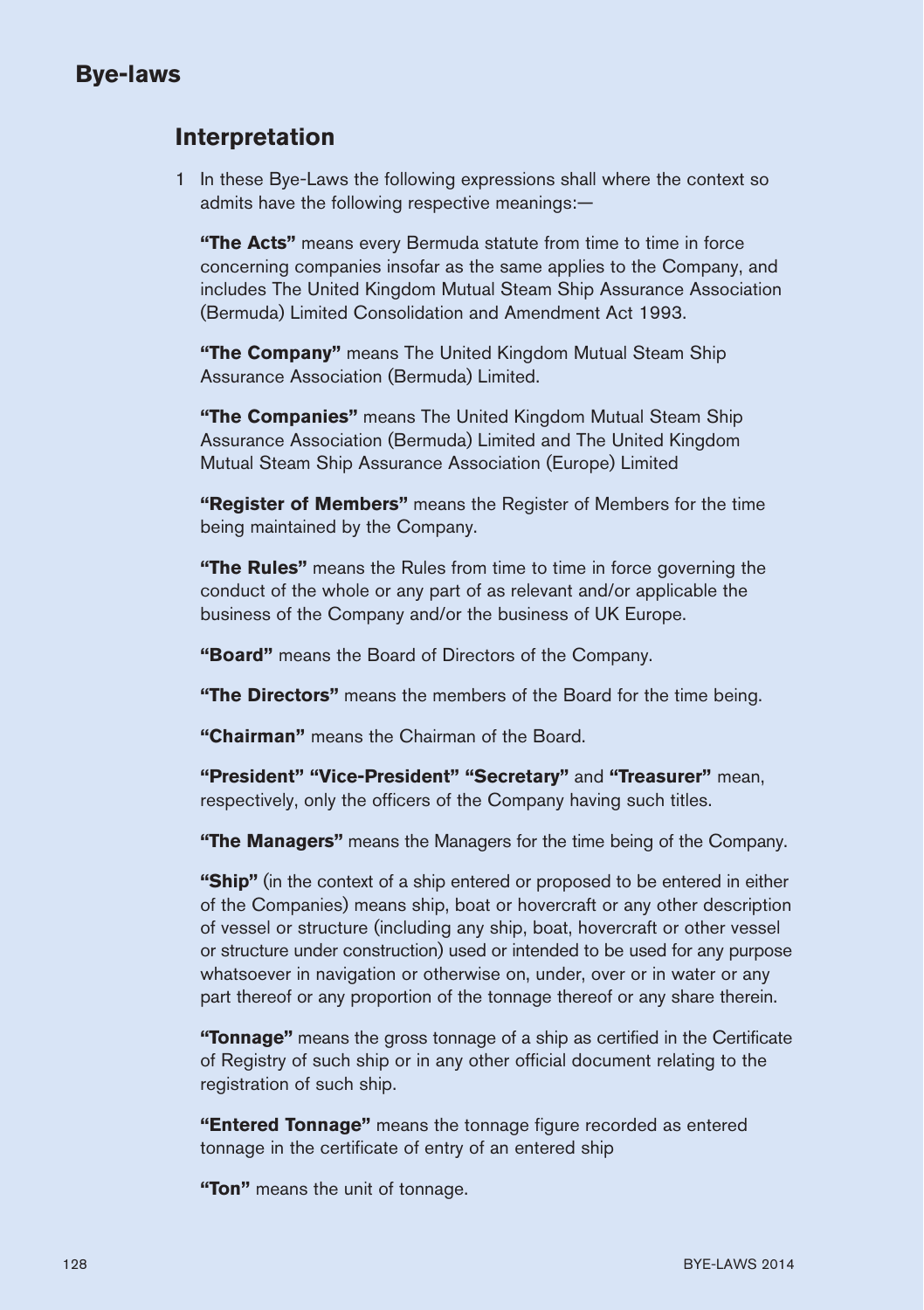# Bye-laws

## Interpretation

1 In these Bye-Laws the following expressions shall where the context so admits have the following respective meanings:—

**"The Acts"** means every Bermuda statute from time to time in force concerning companies insofar as the same applies to the Company, and includes The United Kingdom Mutual Steam Ship Assurance Association (Bermuda) Limited Consolidation and Amendment Act 1993.

**"The Company"** means The United Kingdom Mutual Steam Ship Assurance Association (Bermuda) Limited.

**"The Companies"** means The United Kingdom Mutual Steam Ship Assurance Association (Bermuda) Limited and The United Kingdom Mutual Steam Ship Assurance Association (Europe) Limited

**"Register of Members"** means the Register of Members for the time being maintained by the Company.

**"The Rules"** means the Rules from time to time in force governing the conduct of the whole or any part of as relevant and/or applicable the business of the Company and/or the business of UK Europe.

**"Board"** means the Board of Directors of the Company.

**"The Directors"** means the members of the Board for the time being.

**"Chairman"** means the Chairman of the Board.

**"President" "Vice-President" "Secretary"** and **"Treasurer"** mean, respectively, only the officers of the Company having such titles.

**"The Managers"** means the Managers for the time being of the Company.

**"Ship"** (in the context of a ship entered or proposed to be entered in either of the Companies) means ship, boat or hovercraft or any other description of vessel or structure (including any ship, boat, hovercraft or other vessel or structure under construction) used or intended to be used for any purpose whatsoever in navigation or otherwise on, under, over or in water or any part thereof or any proportion of the tonnage thereof or any share therein.

**"Tonnage"** means the gross tonnage of a ship as certified in the Certificate of Registry of such ship or in any other official document relating to the registration of such ship.

**"Entered Tonnage"** means the tonnage figure recorded as entered tonnage in the certificate of entry of an entered ship

**"Ton"** means the unit of tonnage.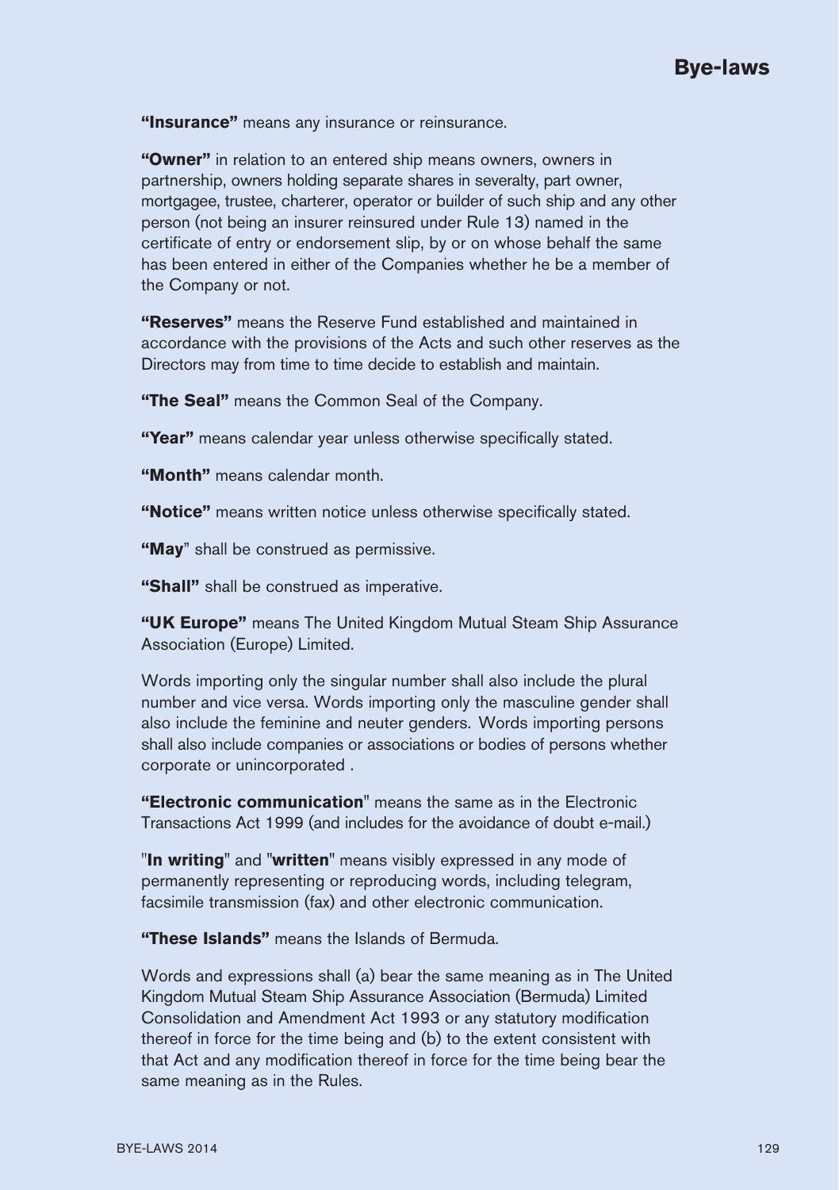**"Insurance"** means any insurance or reinsurance.

**"Owner"** in relation to an entered ship means owners, owners in partnership, owners holding separate shares in severalty, part owner, mortgagee, trustee, charterer, operator or builder of such ship and any other person (not being an insurer reinsured under Rule 13) named in the certificate of entry or endorsement slip, by or on whose behalf the same has been entered in either of the Companies whether he be a member of the Company or not.

**"Reserves"** means the Reserve Fund established and maintained in accordance with the provisions of the Acts and such other reserves as the Directors may from time to time decide to establish and maintain.

**"The Seal"** means the Common Seal of the Company.

**"Year"** means calendar year unless otherwise specifically stated.

**"Month"** means calendar month.

**"Notice"** means written notice unless otherwise specifically stated.

**"May**" shall be construed as permissive.

**"Shall"** shall be construed as imperative.

**"UK Europe"** means The United Kingdom Mutual Steam Ship Assurance Association (Europe) Limited.

Words importing only the singular number shall also include the plural number and vice versa. Words importing only the masculine gender shall also include the feminine and neuter genders. Words importing persons shall also include companies or associations or bodies of persons whether corporate or unincorporated .

**"Electronic communication**" means the same as in the Electronic Transactions Act 1999 (and includes for the avoidance of doubt e-mail.)

"**In writing**" and "**written**" means visibly expressed in any mode of permanently representing or reproducing words, including telegram, facsimile transmission (fax) and other electronic communication.

**"These Islands"** means the Islands of Bermuda.

Words and expressions shall (a) bear the same meaning as in The United Kingdom Mutual Steam Ship Assurance Association (Bermuda) Limited Consolidation and Amendment Act 1993 or any statutory modification thereof in force for the time being and (b) to the extent consistent with that Act and any modification thereof in force for the time being bear the same meaning as in the Rules.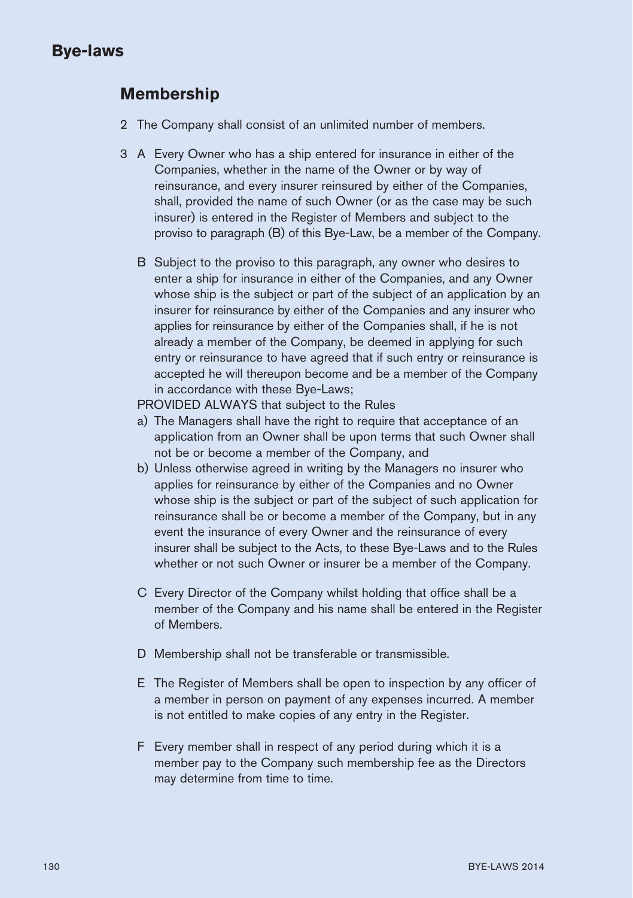# Bye-laws

## Membership

2 The Company shall consist of an unlimited number of members.

3 A Every Owner who has a ship entered for insurance in either of the Companies, whether in the name of the Owner or by way of reinsurance, and every insurer reinsured by either of the Companies, shall, provided the name of such Owner (or as the case may be such insurer) is entered in the Register of Members and subject to the proviso to paragraph (B) of this Bye-Law, be a member of the Company.

B Subject to the proviso to this paragraph, any owner who desires to enter a ship for insurance in either of the Companies, and any Owner whose ship is the subject or part of the subject of an application by an insurer for reinsurance by either of the Companies and any insurer who applies for reinsurance by either of the Companies shall, if he is not already a member of the Company, be deemed in applying for such entry or reinsurance to have agreed that if such entry or reinsurance is accepted he will thereupon become and be a member of the Company in accordance with these Bye-Laws;

PROVIDED ALWAYS that subject to the Rules

a) The Managers shall have the right to require that acceptance of an application from an Owner shall be upon terms that such Owner shall not be or become a member of the Company, and

b) Unless otherwise agreed in writing by the Managers no insurer who applies for reinsurance by either of the Companies and no Owner whose ship is the subject or part of the subject of such application for reinsurance shall be or become a member of the Company, but in any event the insurance of every Owner and the reinsurance of every insurer shall be subject to the Acts, to these Bye-Laws and to the Rules whether or not such Owner or insurer be a member of the Company.

C Every Director of the Company whilst holding that office shall be a member of the Company and his name shall be entered in the Register of Members.

D Membership shall not be transferable or transmissible.

E The Register of Members shall be open to inspection by any officer of a member in person on payment of any expenses incurred. A member is not entitled to make copies of any entry in the Register.

F Every member shall in respect of any period during which it is a member pay to the Company such membership fee as the Directors may determine from time to time.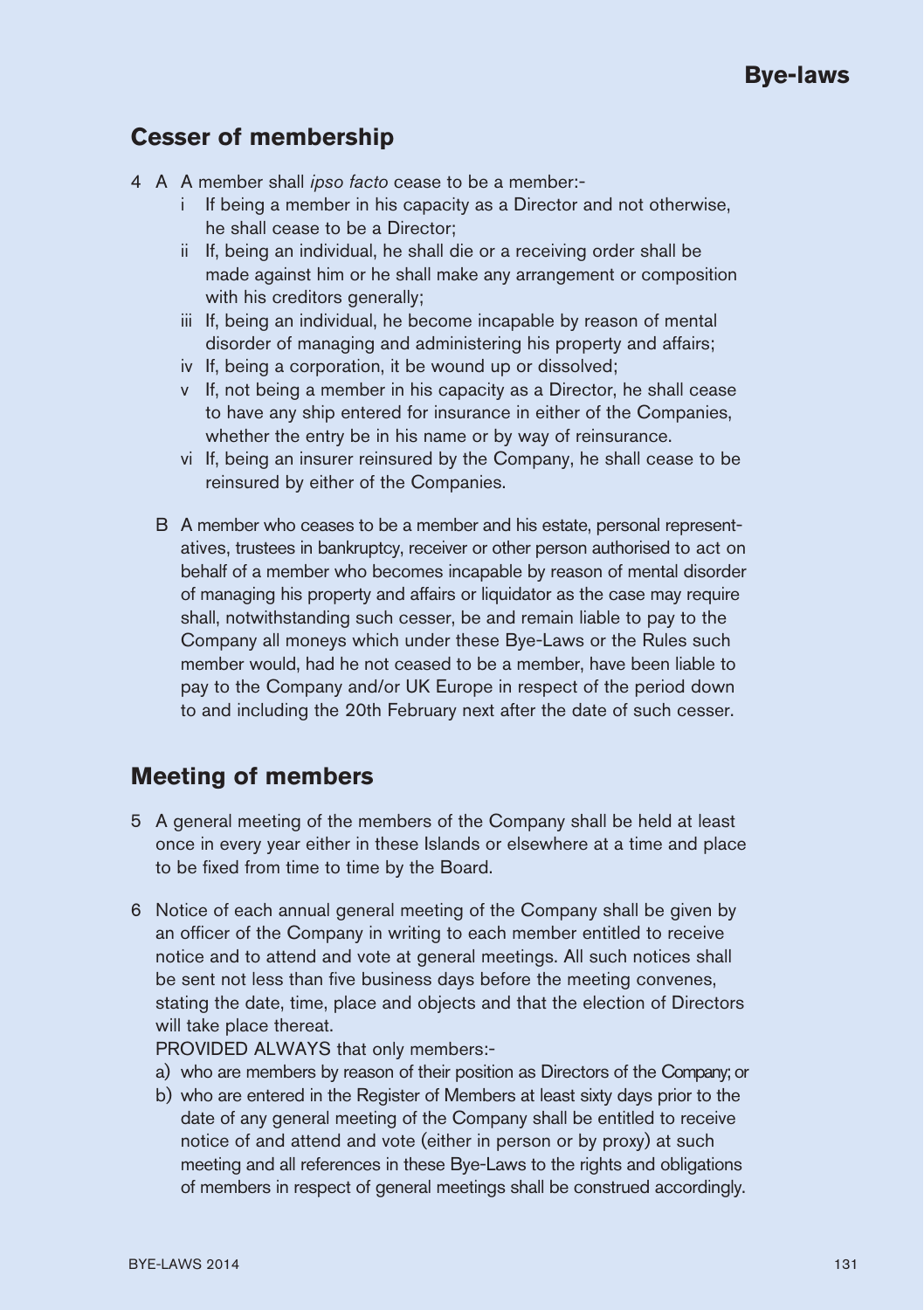## Cesser of membership

4 A A member shall *ipso facto* cease to be a member:-

   i If being a member in his capacity as a Director and not otherwise, he shall cease to be a Director;

   ii If, being an individual, he shall die or a receiving order shall be made against him or he shall make any arrangement or composition with his creditors generally;

   iii If, being an individual, he become incapable by reason of mental disorder of managing and administering his property and affairs;

   iv If, being a corporation, it be wound up or dissolved;

   v If, not being a member in his capacity as a Director, he shall cease to have any ship entered for insurance in either of the Companies, whether the entry be in his name or by way of reinsurance.

   vi If, being an insurer reinsured by the Company, he shall cease to be reinsured by either of the Companies.

  B A member who ceases to be a member and his estate, personal representatives, trustees in bankruptcy, receiver or other person authorised to act on behalf of a member who becomes incapable by reason of mental disorder of managing his property and affairs or liquidator as the case may require shall, notwithstanding such cesser, be and remain liable to pay to the Company all moneys which under these Bye-Laws or the Rules such member would, had he not ceased to be a member, have been liable to pay to the Company and/or UK Europe in respect of the period down to and including the 20th February next after the date of such cesser.

## Meeting of members

5 A general meeting of the members of the Company shall be held at least once in every year either in these Islands or elsewhere at a time and place to be fixed from time to time by the Board.

6 Notice of each annual general meeting of the Company shall be given by an officer of the Company in writing to each member entitled to receive notice and to attend and vote at general meetings. All such notices shall be sent not less than five business days before the meeting convenes, stating the date, time, place and objects and that the election of Directors will take place thereat.

PROVIDED ALWAYS that only members:-

a) who are members by reason of their position as Directors of the Company; or

b) who are entered in the Register of Members at least sixty days prior to the date of any general meeting of the Company shall be entitled to receive notice of and attend and vote (either in person or by proxy) at such meeting and all references in these Bye-Laws to the rights and obligations of members in respect of general meetings shall be construed accordingly.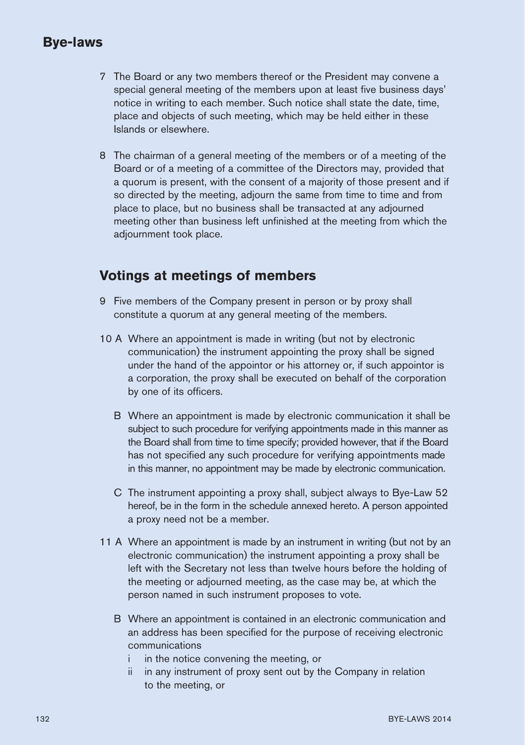7 The Board or any two members thereof or the President may convene a special general meeting of the members upon at least five business days' notice in writing to each member. Such notice shall state the date, time, place and objects of such meeting, which may be held either in these Islands or elsewhere.

8 The chairman of a general meeting of the members or of a meeting of the Board or of a meeting of a committee of the Directors may, provided that a quorum is present, with the consent of a majority of those present and if so directed by the meeting, adjourn the same from time to time and from place to place, but no business shall be transacted at any adjourned meeting other than business left unfinished at the meeting from which the adjournment took place.

## Votings at meetings of members

9 Five members of the Company present in person or by proxy shall constitute a quorum at any general meeting of the members.

10 A Where an appointment is made in writing (but not by electronic communication) the instrument appointing the proxy shall be signed under the hand of the appointor or his attorney or, if such appointor is a corporation, the proxy shall be executed on behalf of the corporation by one of its officers.

B Where an appointment is made by electronic communication it shall be subject to such procedure for verifying appointments made in this manner as the Board shall from time to time specify; provided however, that if the Board has not specified any such procedure for verifying appointments made in this manner, no appointment may be made by electronic communication.

C The instrument appointing a proxy shall, subject always to Bye-Law 52 hereof, be in the form in the schedule annexed hereto. A person appointed a proxy need not be a member.

11 A Where an appointment is made by an instrument in writing (but not by an electronic communication) the instrument appointing a proxy shall be left with the Secretary not less than twelve hours before the holding of the meeting or adjourned meeting, as the case may be, at which the person named in such instrument proposes to vote.

B Where an appointment is contained in an electronic communication and an address has been specified for the purpose of receiving electronic communications

i in the notice convening the meeting, or

ii in any instrument of proxy sent out by the Company in relation to the meeting, or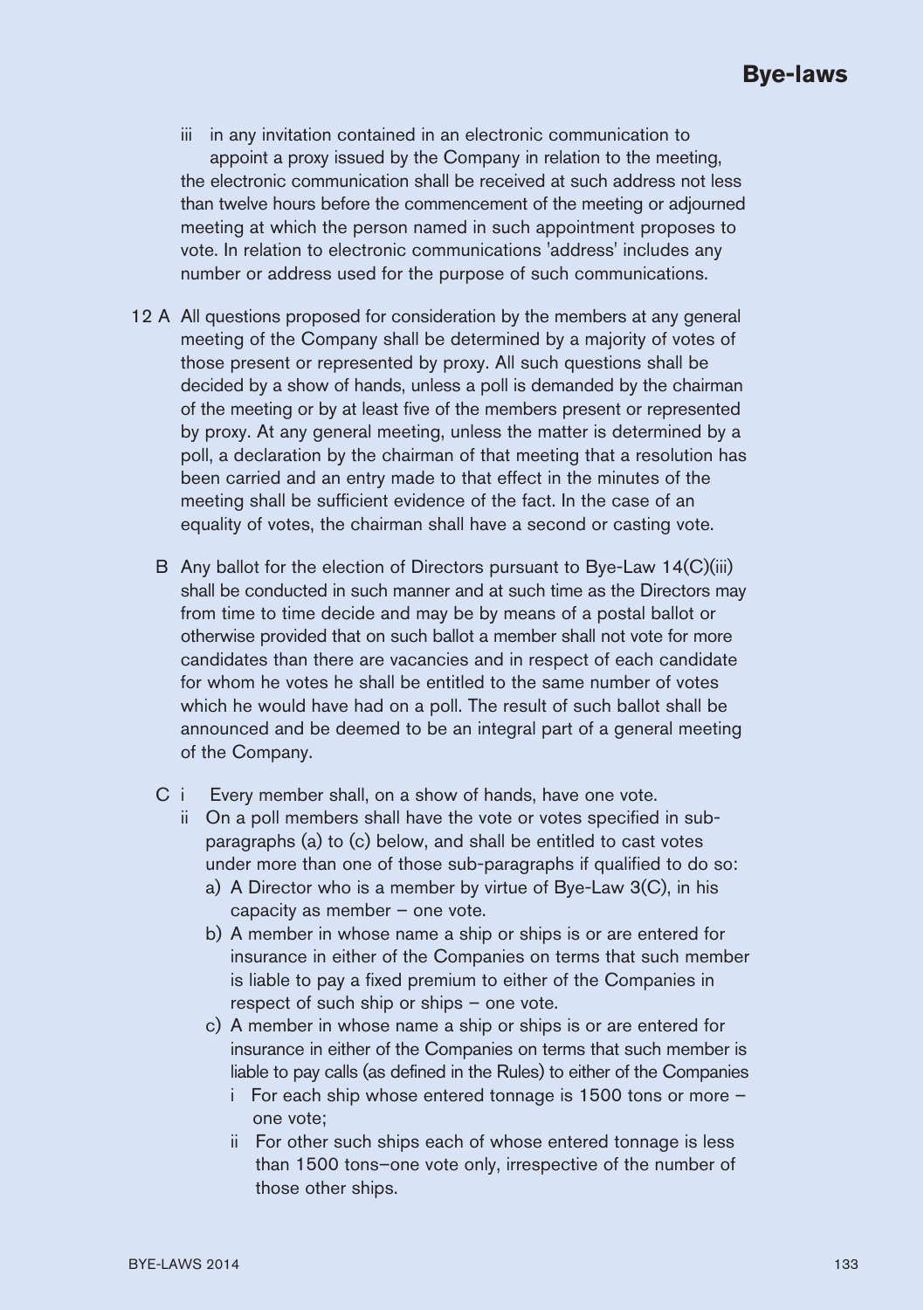iii in any invitation contained in an electronic communication to appoint a proxy issued by the Company in relation to the meeting,

the electronic communication shall be received at such address not less than twelve hours before the commencement of the meeting or adjourned meeting at which the person named in such appointment proposes to vote. In relation to electronic communications 'address' includes any number or address used for the purpose of such communications.

12 A All questions proposed for consideration by the members at any general meeting of the Company shall be determined by a majority of votes of those present or represented by proxy. All such questions shall be decided by a show of hands, unless a poll is demanded by the chairman of the meeting or by at least five of the members present or represented by proxy. At any general meeting, unless the matter is determined by a poll, a declaration by the chairman of that meeting that a resolution has been carried and an entry made to that effect in the minutes of the meeting shall be sufficient evidence of the fact. In the case of an equality of votes, the chairman shall have a second or casting vote.

B Any ballot for the election of Directors pursuant to Bye-Law 14(C)(iii) shall be conducted in such manner and at such time as the Directors may from time to time decide and may be by means of a postal ballot or otherwise provided that on such ballot a member shall not vote for more candidates than there are vacancies and in respect of each candidate for whom he votes he shall be entitled to the same number of votes which he would have had on a poll. The result of such ballot shall be announced and be deemed to be an integral part of a general meeting of the Company.

C i Every member shall, on a show of hands, have one vote.

ii On a poll members shall have the vote or votes specified in sub-paragraphs (a) to (c) below, and shall be entitled to cast votes under more than one of those sub-paragraphs if qualified to do so:

a) A Director who is a member by virtue of Bye-Law 3(C), in his capacity as member – one vote.

b) A member in whose name a ship or ships is or are entered for insurance in either of the Companies on terms that such member is liable to pay a fixed premium to either of the Companies in respect of such ship or ships – one vote.

c) A member in whose name a ship or ships is or are entered for insurance in either of the Companies on terms that such member is liable to pay calls (as defined in the Rules) to either of the Companies

i For each ship whose entered tonnage is 1500 tons or more – one vote;

ii For other such ships each of whose entered tonnage is less than 1500 tons–one vote only, irrespective of the number of those other ships.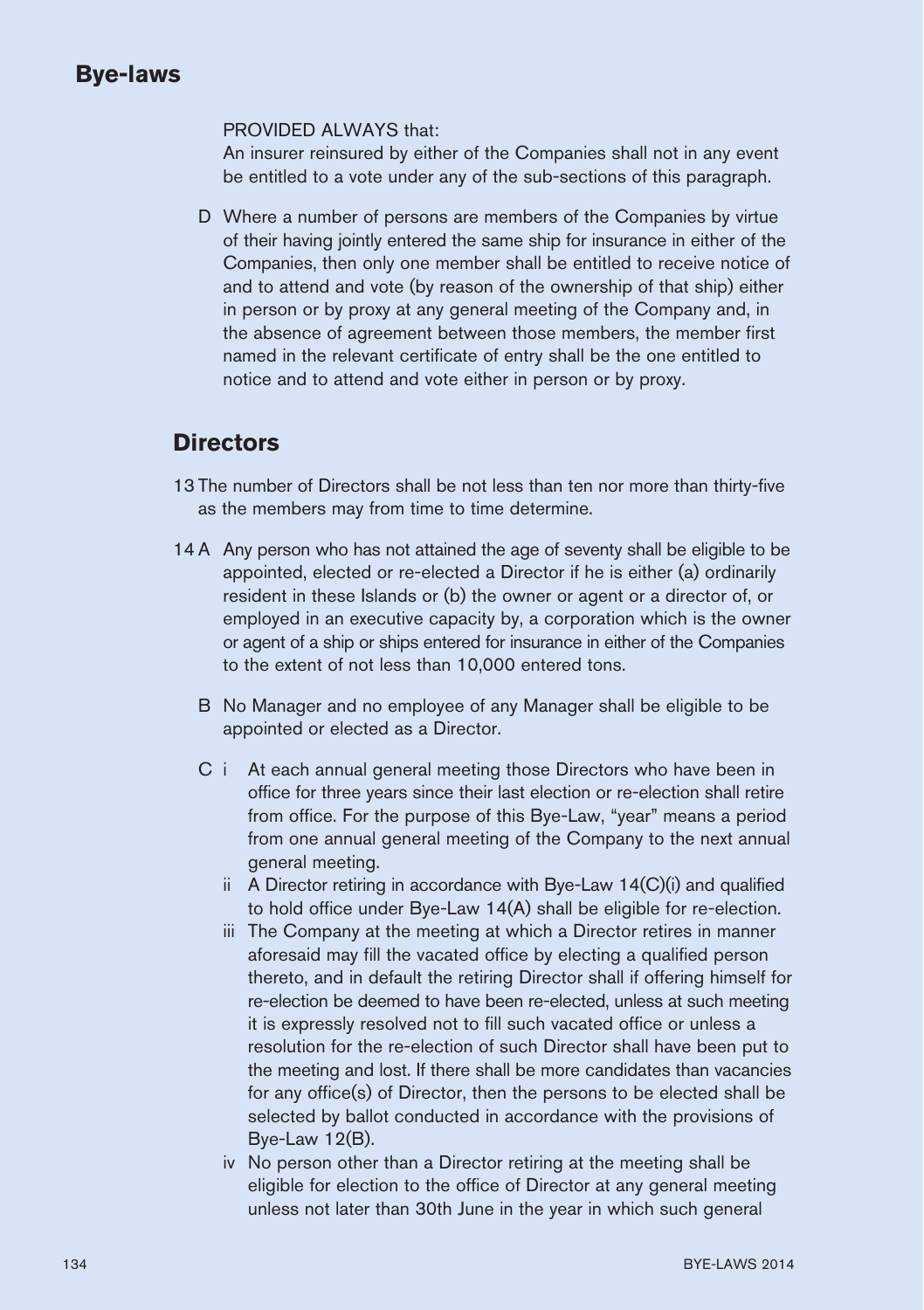PROVIDED ALWAYS that:

An insurer reinsured by either of the Companies shall not in any event be entitled to a vote under any of the sub-sections of this paragraph.

D Where a number of persons are members of the Companies by virtue of their having jointly entered the same ship for insurance in either of the Companies, then only one member shall be entitled to receive notice of and to attend and vote (by reason of the ownership of that ship) either in person or by proxy at any general meeting of the Company and, in the absence of agreement between those members, the member first named in the relevant certificate of entry shall be the one entitled to notice and to attend and vote either in person or by proxy.

## Directors

13 The number of Directors shall be not less than ten nor more than thirty-five as the members may from time to time determine.

14 A Any person who has not attained the age of seventy shall be eligible to be appointed, elected or re-elected a Director if he is either (a) ordinarily resident in these Islands or (b) the owner or agent or a director of, or employed in an executive capacity by, a corporation which is the owner or agent of a ship or ships entered for insurance in either of the Companies to the extent of not less than 10,000 entered tons.

B No Manager and no employee of any Manager shall be eligible to be appointed or elected as a Director.

C i At each annual general meeting those Directors who have been in office for three years since their last election or re-election shall retire from office. For the purpose of this Bye-Law, "year" means a period from one annual general meeting of the Company to the next annual general meeting.

ii A Director retiring in accordance with Bye-Law 14(C)(i) and qualified to hold office under Bye-Law 14(A) shall be eligible for re-election.

iii The Company at the meeting at which a Director retires in manner aforesaid may fill the vacated office by electing a qualified person thereto, and in default the retiring Director shall if offering himself for re-election be deemed to have been re-elected, unless at such meeting it is expressly resolved not to fill such vacated office or unless a resolution for the re-election of such Director shall have been put to the meeting and lost. If there shall be more candidates than vacancies for any office(s) of Director, then the persons to be elected shall be selected by ballot conducted in accordance with the provisions of Bye-Law 12(B).

iv No person other than a Director retiring at the meeting shall be eligible for election to the office of Director at any general meeting unless not later than 30th June in the year in which such general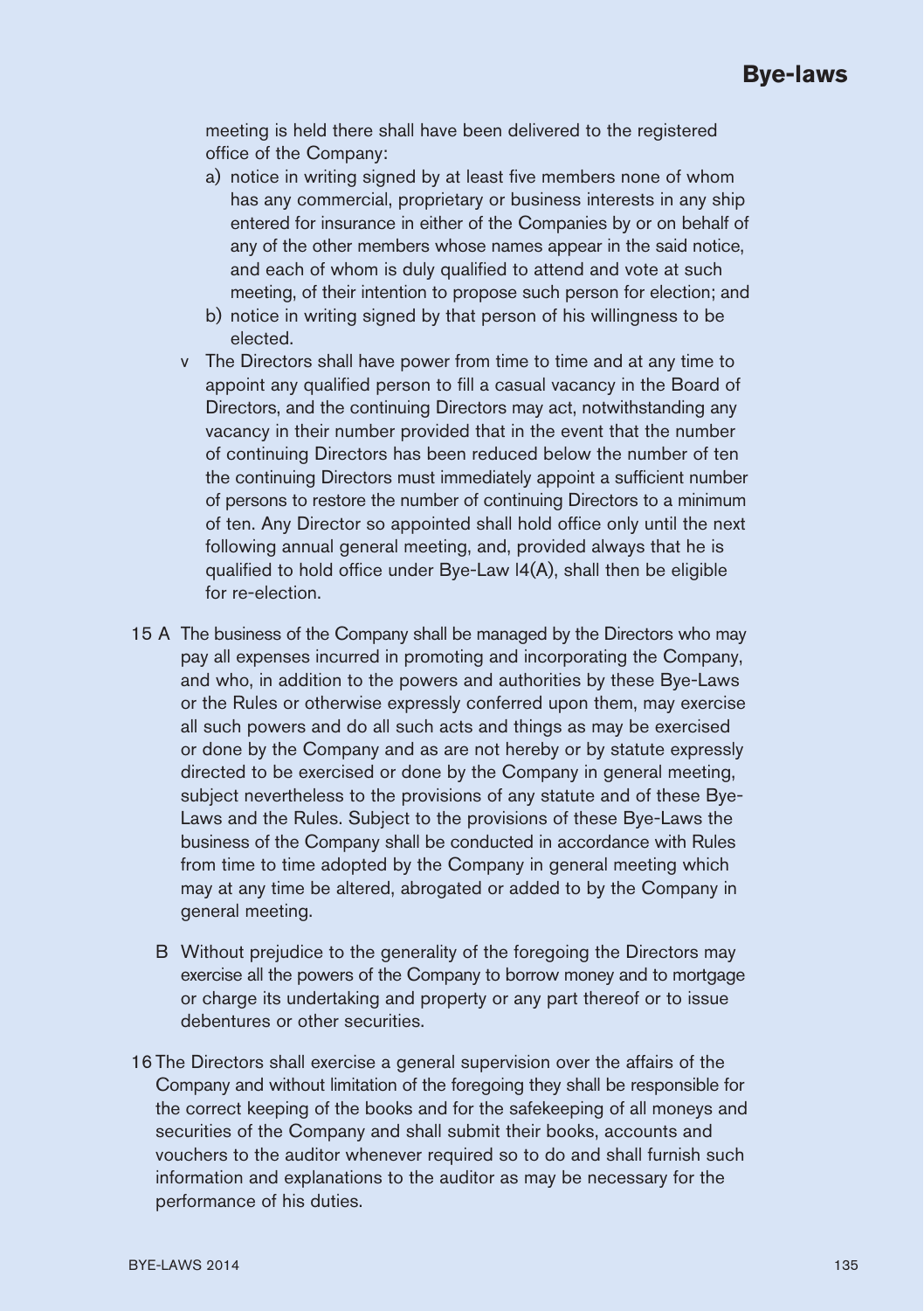meeting is held there shall have been delivered to the registered office of the Company:

a) notice in writing signed by at least five members none of whom has any commercial, proprietary or business interests in any ship entered for insurance in either of the Companies by or on behalf of any of the other members whose names appear in the said notice, and each of whom is duly qualified to attend and vote at such meeting, of their intention to propose such person for election; and
b) notice in writing signed by that person of his willingness to be elected.

v The Directors shall have power from time to time and at any time to appoint any qualified person to fill a casual vacancy in the Board of Directors, and the continuing Directors may act, notwithstanding any vacancy in their number provided that in the event that the number of continuing Directors has been reduced below the number of ten the continuing Directors must immediately appoint a sufficient number of persons to restore the number of continuing Directors to a minimum of ten. Any Director so appointed shall hold office only until the next following annual general meeting, and, provided always that he is qualified to hold office under Bye-Law l4(A), shall then be eligible for re-election.

15 A The business of the Company shall be managed by the Directors who may pay all expenses incurred in promoting and incorporating the Company, and who, in addition to the powers and authorities by these Bye-Laws or the Rules or otherwise expressly conferred upon them, may exercise all such powers and do all such acts and things as may be exercised or done by the Company and as are not hereby or by statute expressly directed to be exercised or done by the Company in general meeting, subject nevertheless to the provisions of any statute and of these Bye-Laws and the Rules. Subject to the provisions of these Bye-Laws the business of the Company shall be conducted in accordance with Rules from time to time adopted by the Company in general meeting which may at any time be altered, abrogated or added to by the Company in general meeting.

B Without prejudice to the generality of the foregoing the Directors may exercise all the powers of the Company to borrow money and to mortgage or charge its undertaking and property or any part thereof or to issue debentures or other securities.

16 The Directors shall exercise a general supervision over the affairs of the Company and without limitation of the foregoing they shall be responsible for the correct keeping of the books and for the safekeeping of all moneys and securities of the Company and shall submit their books, accounts and vouchers to the auditor whenever required so to do and shall furnish such information and explanations to the auditor as may be necessary for the performance of his duties.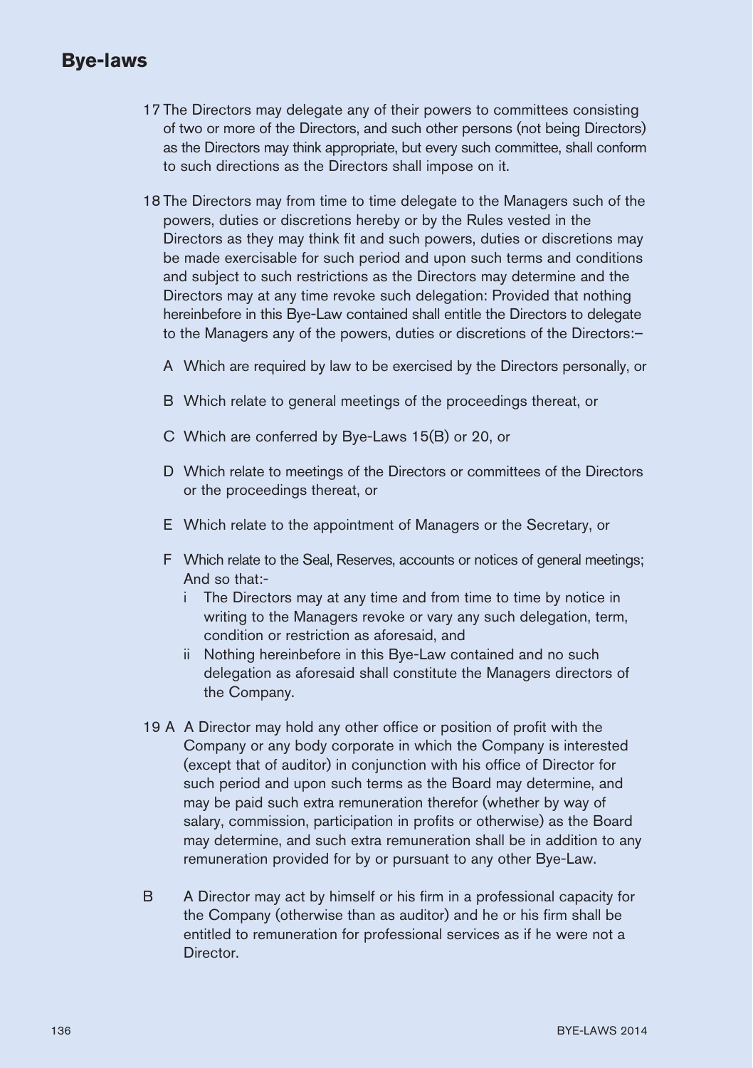## Bye-laws

17 The Directors may delegate any of their powers to committees consisting of two or more of the Directors, and such other persons (not being Directors) as the Directors may think appropriate, but every such committee, shall conform to such directions as the Directors shall impose on it.

18 The Directors may from time to time delegate to the Managers such of the powers, duties or discretions hereby or by the Rules vested in the Directors as they may think fit and such powers, duties or discretions may be made exercisable for such period and upon such terms and conditions and subject to such restrictions as the Directors may determine and the Directors may at any time revoke such delegation: Provided that nothing hereinbefore in this Bye-Law contained shall entitle the Directors to delegate to the Managers any of the powers, duties or discretions of the Directors:–

A Which are required by law to be exercised by the Directors personally, or

B Which relate to general meetings of the proceedings thereat, or

C Which are conferred by Bye-Laws 15(B) or 20, or

D Which relate to meetings of the Directors or committees of the Directors or the proceedings thereat, or

E Which relate to the appointment of Managers or the Secretary, or

F Which relate to the Seal, Reserves, accounts or notices of general meetings; And so that:-

i The Directors may at any time and from time to time by notice in writing to the Managers revoke or vary any such delegation, term, condition or restriction as aforesaid, and

ii Nothing hereinbefore in this Bye-Law contained and no such delegation as aforesaid shall constitute the Managers directors of the Company.

19 A A Director may hold any other office or position of profit with the Company or any body corporate in which the Company is interested (except that of auditor) in conjunction with his office of Director for such period and upon such terms as the Board may determine, and may be paid such extra remuneration therefor (whether by way of salary, commission, participation in profits or otherwise) as the Board may determine, and such extra remuneration shall be in addition to any remuneration provided for by or pursuant to any other Bye-Law.

B A Director may act by himself or his firm in a professional capacity for the Company (otherwise than as auditor) and he or his firm shall be entitled to remuneration for professional services as if he were not a Director.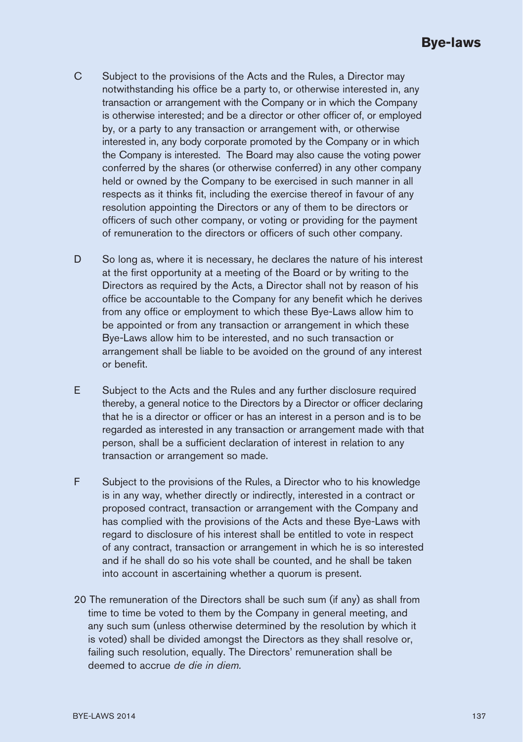C Subject to the provisions of the Acts and the Rules, a Director may notwithstanding his office be a party to, or otherwise interested in, any transaction or arrangement with the Company or in which the Company is otherwise interested; and be a director or other officer of, or employed by, or a party to any transaction or arrangement with, or otherwise interested in, any body corporate promoted by the Company or in which the Company is interested. The Board may also cause the voting power conferred by the shares (or otherwise conferred) in any other company held or owned by the Company to be exercised in such manner in all respects as it thinks fit, including the exercise thereof in favour of any resolution appointing the Directors or any of them to be directors or officers of such other company, or voting or providing for the payment of remuneration to the directors or officers of such other company.

D So long as, where it is necessary, he declares the nature of his interest at the first opportunity at a meeting of the Board or by writing to the Directors as required by the Acts, a Director shall not by reason of his office be accountable to the Company for any benefit which he derives from any office or employment to which these Bye-Laws allow him to be appointed or from any transaction or arrangement in which these Bye-Laws allow him to be interested, and no such transaction or arrangement shall be liable to be avoided on the ground of any interest or benefit.

E Subject to the Acts and the Rules and any further disclosure required thereby, a general notice to the Directors by a Director or officer declaring that he is a director or officer or has an interest in a person and is to be regarded as interested in any transaction or arrangement made with that person, shall be a sufficient declaration of interest in relation to any transaction or arrangement so made.

F Subject to the provisions of the Rules, a Director who to his knowledge is in any way, whether directly or indirectly, interested in a contract or proposed contract, transaction or arrangement with the Company and has complied with the provisions of the Acts and these Bye-Laws with regard to disclosure of his interest shall be entitled to vote in respect of any contract, transaction or arrangement in which he is so interested and if he shall do so his vote shall be counted, and he shall be taken into account in ascertaining whether a quorum is present.

20 The remuneration of the Directors shall be such sum (if any) as shall from time to time be voted to them by the Company in general meeting, and any such sum (unless otherwise determined by the resolution by which it is voted) shall be divided amongst the Directors as they shall resolve or, failing such resolution, equally. The Directors' remuneration shall be deemed to accrue *de die in diem.*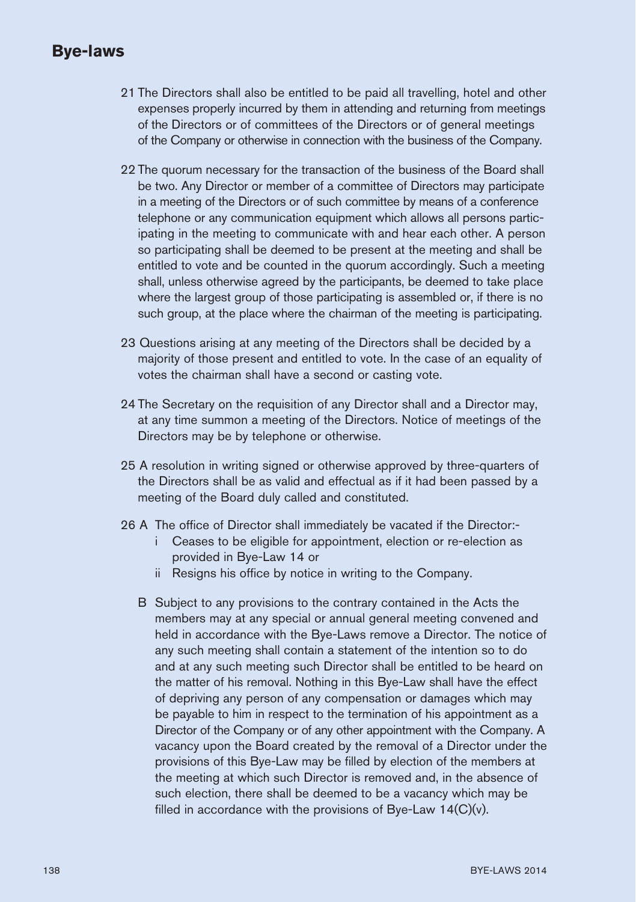# Bye-laws

21 The Directors shall also be entitled to be paid all travelling, hotel and other expenses properly incurred by them in attending and returning from meetings of the Directors or of committees of the Directors or of general meetings of the Company or otherwise in connection with the business of the Company.

22 The quorum necessary for the transaction of the business of the Board shall be two. Any Director or member of a committee of Directors may participate in a meeting of the Directors or of such committee by means of a conference telephone or any communication equipment which allows all persons participating in the meeting to communicate with and hear each other. A person so participating shall be deemed to be present at the meeting and shall be entitled to vote and be counted in the quorum accordingly. Such a meeting shall, unless otherwise agreed by the participants, be deemed to take place where the largest group of those participating is assembled or, if there is no such group, at the place where the chairman of the meeting is participating.

23 Questions arising at any meeting of the Directors shall be decided by a majority of those present and entitled to vote. In the case of an equality of votes the chairman shall have a second or casting vote.

24 The Secretary on the requisition of any Director shall and a Director may, at any time summon a meeting of the Directors. Notice of meetings of the Directors may be by telephone or otherwise.

25 A resolution in writing signed or otherwise approved by three-quarters of the Directors shall be as valid and effectual as if it had been passed by a meeting of the Board duly called and constituted.

26 A The office of Director shall immediately be vacated if the Director:-

  - i Ceases to be eligible for appointment, election or re-election as provided in Bye-Law 14 or
  - ii Resigns his office by notice in writing to the Company.

B Subject to any provisions to the contrary contained in the Acts the members may at any special or annual general meeting convened and held in accordance with the Bye-Laws remove a Director. The notice of any such meeting shall contain a statement of the intention so to do and at any such meeting such Director shall be entitled to be heard on the matter of his removal. Nothing in this Bye-Law shall have the effect of depriving any person of any compensation or damages which may be payable to him in respect to the termination of his appointment as a Director of the Company or of any other appointment with the Company. A vacancy upon the Board created by the removal of a Director under the provisions of this Bye-Law may be filled by election of the members at the meeting at which such Director is removed and, in the absence of such election, there shall be deemed to be a vacancy which may be filled in accordance with the provisions of Bye-Law 14(C)(v).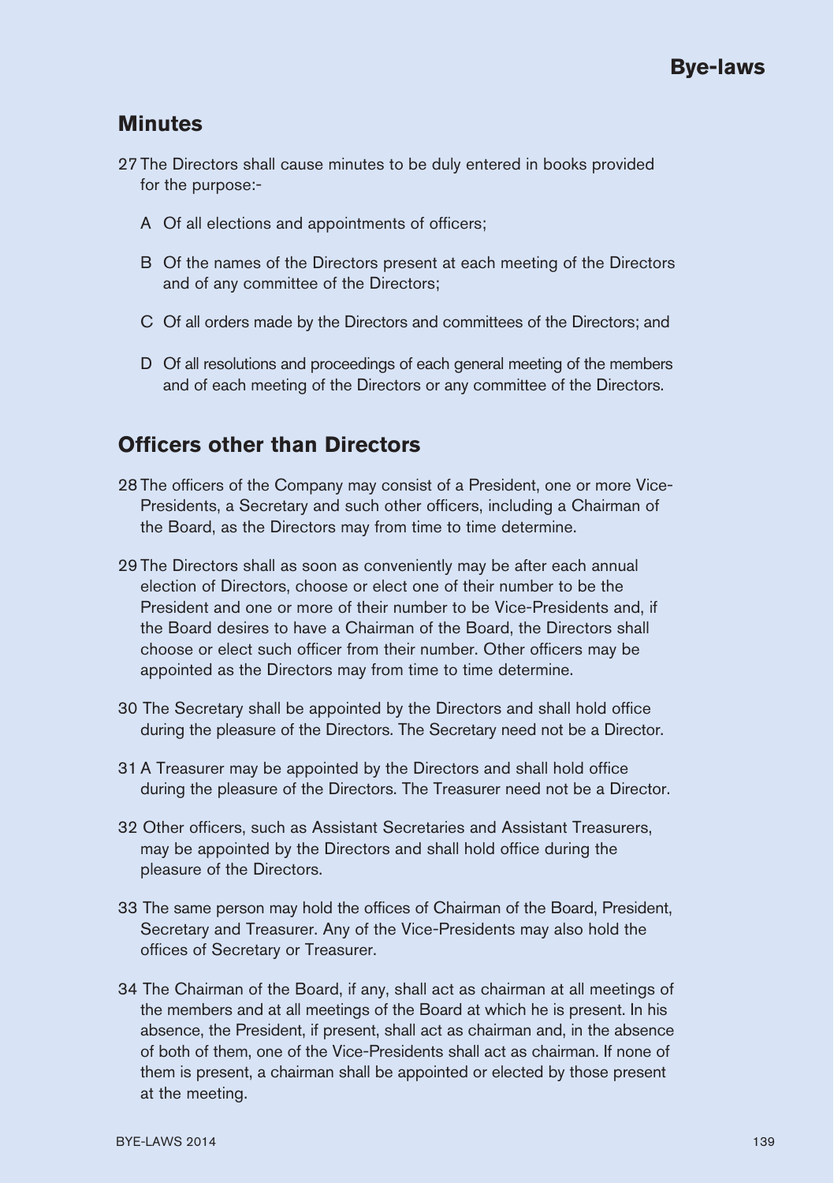## Minutes

27 The Directors shall cause minutes to be duly entered in books provided for the purpose:-

A Of all elections and appointments of officers;

B Of the names of the Directors present at each meeting of the Directors and of any committee of the Directors;

C Of all orders made by the Directors and committees of the Directors; and

D Of all resolutions and proceedings of each general meeting of the members and of each meeting of the Directors or any committee of the Directors.

## Officers other than Directors

28 The officers of the Company may consist of a President, one or more Vice-Presidents, a Secretary and such other officers, including a Chairman of the Board, as the Directors may from time to time determine.

29 The Directors shall as soon as conveniently may be after each annual election of Directors, choose or elect one of their number to be the President and one or more of their number to be Vice-Presidents and, if the Board desires to have a Chairman of the Board, the Directors shall choose or elect such officer from their number. Other officers may be appointed as the Directors may from time to time determine.

30 The Secretary shall be appointed by the Directors and shall hold office during the pleasure of the Directors. The Secretary need not be a Director.

31 A Treasurer may be appointed by the Directors and shall hold office during the pleasure of the Directors. The Treasurer need not be a Director.

32 Other officers, such as Assistant Secretaries and Assistant Treasurers, may be appointed by the Directors and shall hold office during the pleasure of the Directors.

33 The same person may hold the offices of Chairman of the Board, President, Secretary and Treasurer. Any of the Vice-Presidents may also hold the offices of Secretary or Treasurer.

34 The Chairman of the Board, if any, shall act as chairman at all meetings of the members and at all meetings of the Board at which he is present. In his absence, the President, if present, shall act as chairman and, in the absence of both of them, one of the Vice-Presidents shall act as chairman. If none of them is present, a chairman shall be appointed or elected by those present at the meeting.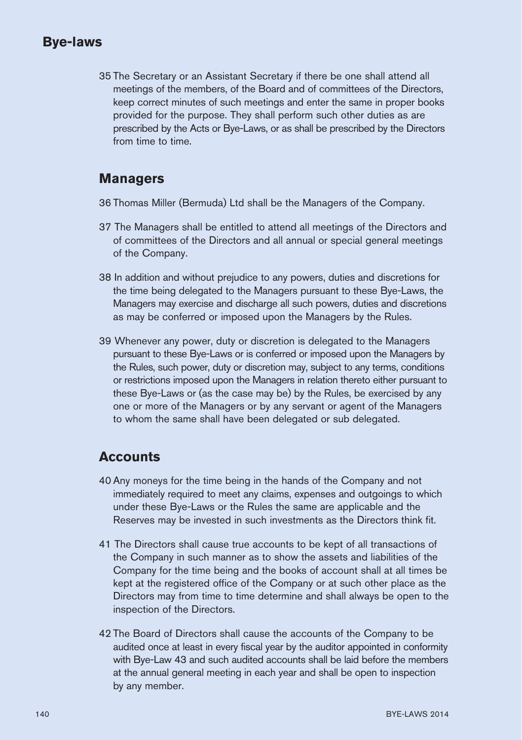35 The Secretary or an Assistant Secretary if there be one shall attend all meetings of the members, of the Board and of committees of the Directors, keep correct minutes of such meetings and enter the same in proper books provided for the purpose. They shall perform such other duties as are prescribed by the Acts or Bye-Laws, or as shall be prescribed by the Directors from time to time.

## Managers

36 Thomas Miller (Bermuda) Ltd shall be the Managers of the Company.

37 The Managers shall be entitled to attend all meetings of the Directors and of committees of the Directors and all annual or special general meetings of the Company.

38 In addition and without prejudice to any powers, duties and discretions for the time being delegated to the Managers pursuant to these Bye-Laws, the Managers may exercise and discharge all such powers, duties and discretions as may be conferred or imposed upon the Managers by the Rules.

39 Whenever any power, duty or discretion is delegated to the Managers pursuant to these Bye-Laws or is conferred or imposed upon the Managers by the Rules, such power, duty or discretion may, subject to any terms, conditions or restrictions imposed upon the Managers in relation thereto either pursuant to these Bye-Laws or (as the case may be) by the Rules, be exercised by any one or more of the Managers or by any servant or agent of the Managers to whom the same shall have been delegated or sub delegated.

## Accounts

40 Any moneys for the time being in the hands of the Company and not immediately required to meet any claims, expenses and outgoings to which under these Bye-Laws or the Rules the same are applicable and the Reserves may be invested in such investments as the Directors think fit.

41 The Directors shall cause true accounts to be kept of all transactions of the Company in such manner as to show the assets and liabilities of the Company for the time being and the books of account shall at all times be kept at the registered office of the Company or at such other place as the Directors may from time to time determine and shall always be open to the inspection of the Directors.

42 The Board of Directors shall cause the accounts of the Company to be audited once at least in every fiscal year by the auditor appointed in conformity with Bye-Law 43 and such audited accounts shall be laid before the members at the annual general meeting in each year and shall be open to inspection by any member.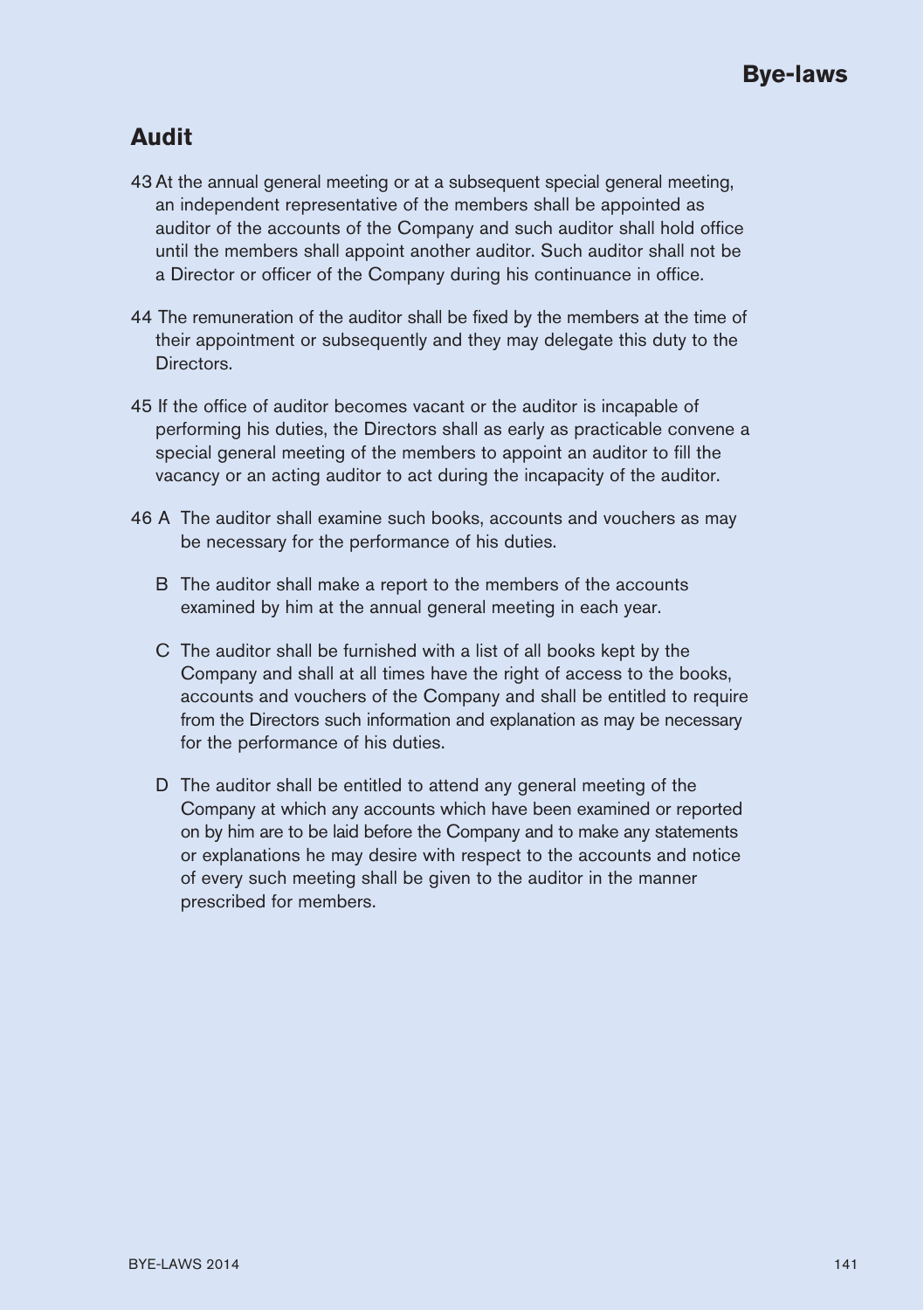## Audit

43 At the annual general meeting or at a subsequent special general meeting, an independent representative of the members shall be appointed as auditor of the accounts of the Company and such auditor shall hold office until the members shall appoint another auditor. Such auditor shall not be a Director or officer of the Company during his continuance in office.

44 The remuneration of the auditor shall be fixed by the members at the time of their appointment or subsequently and they may delegate this duty to the Directors.

45 If the office of auditor becomes vacant or the auditor is incapable of performing his duties, the Directors shall as early as practicable convene a special general meeting of the members to appoint an auditor to fill the vacancy or an acting auditor to act during the incapacity of the auditor.

46 A The auditor shall examine such books, accounts and vouchers as may be necessary for the performance of his duties.

B The auditor shall make a report to the members of the accounts examined by him at the annual general meeting in each year.

C The auditor shall be furnished with a list of all books kept by the Company and shall at all times have the right of access to the books, accounts and vouchers of the Company and shall be entitled to require from the Directors such information and explanation as may be necessary for the performance of his duties.

D The auditor shall be entitled to attend any general meeting of the Company at which any accounts which have been examined or reported on by him are to be laid before the Company and to make any statements or explanations he may desire with respect to the accounts and notice of every such meeting shall be given to the auditor in the manner prescribed for members.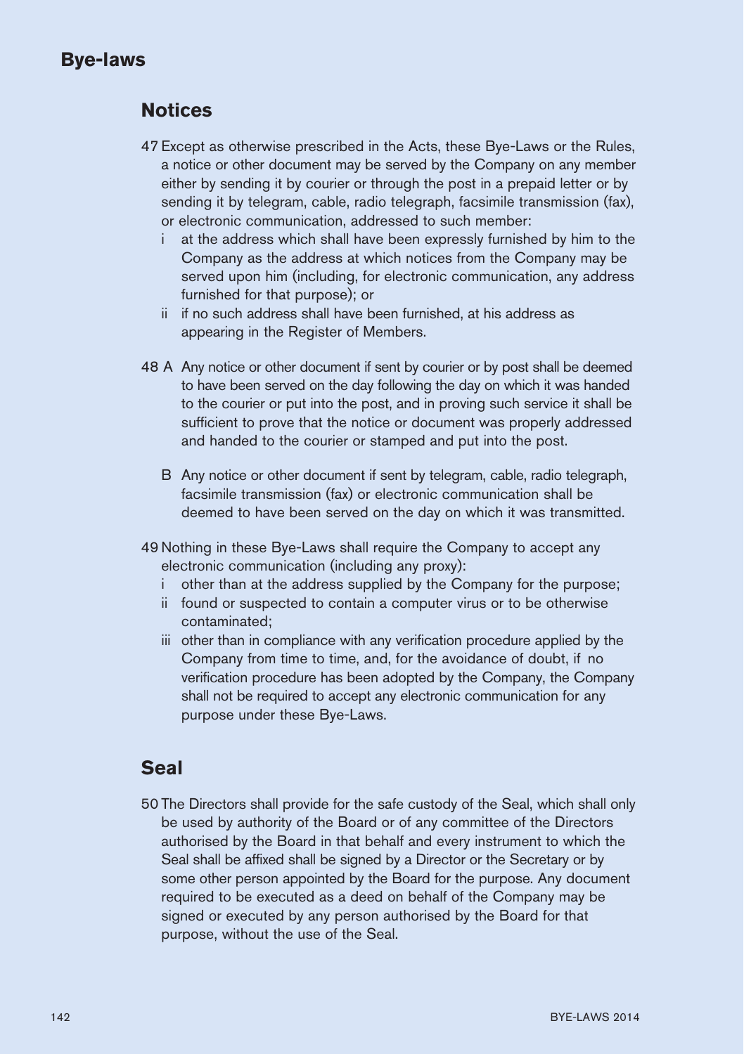## Notices

47 Except as otherwise prescribed in the Acts, these Bye-Laws or the Rules, a notice or other document may be served by the Company on any member either by sending it by courier or through the post in a prepaid letter or by sending it by telegram, cable, radio telegraph, facsimile transmission (fax), or electronic communication, addressed to such member:

- i at the address which shall have been expressly furnished by him to the Company as the address at which notices from the Company may be served upon him (including, for electronic communication, any address furnished for that purpose); or
- ii if no such address shall have been furnished, at his address as appearing in the Register of Members.

48 A Any notice or other document if sent by courier or by post shall be deemed to have been served on the day following the day on which it was handed to the courier or put into the post, and in proving such service it shall be sufficient to prove that the notice or document was properly addressed and handed to the courier or stamped and put into the post.

B Any notice or other document if sent by telegram, cable, radio telegraph, facsimile transmission (fax) or electronic communication shall be deemed to have been served on the day on which it was transmitted.

49 Nothing in these Bye-Laws shall require the Company to accept any electronic communication (including any proxy):

- i other than at the address supplied by the Company for the purpose;
- ii found or suspected to contain a computer virus or to be otherwise contaminated;
- iii other than in compliance with any verification procedure applied by the Company from time to time, and, for the avoidance of doubt, if no verification procedure has been adopted by the Company, the Company shall not be required to accept any electronic communication for any purpose under these Bye-Laws.

## Seal

50 The Directors shall provide for the safe custody of the Seal, which shall only be used by authority of the Board or of any committee of the Directors authorised by the Board in that behalf and every instrument to which the Seal shall be affixed shall be signed by a Director or the Secretary or by some other person appointed by the Board for the purpose. Any document required to be executed as a deed on behalf of the Company may be signed or executed by any person authorised by the Board for that purpose, without the use of the Seal.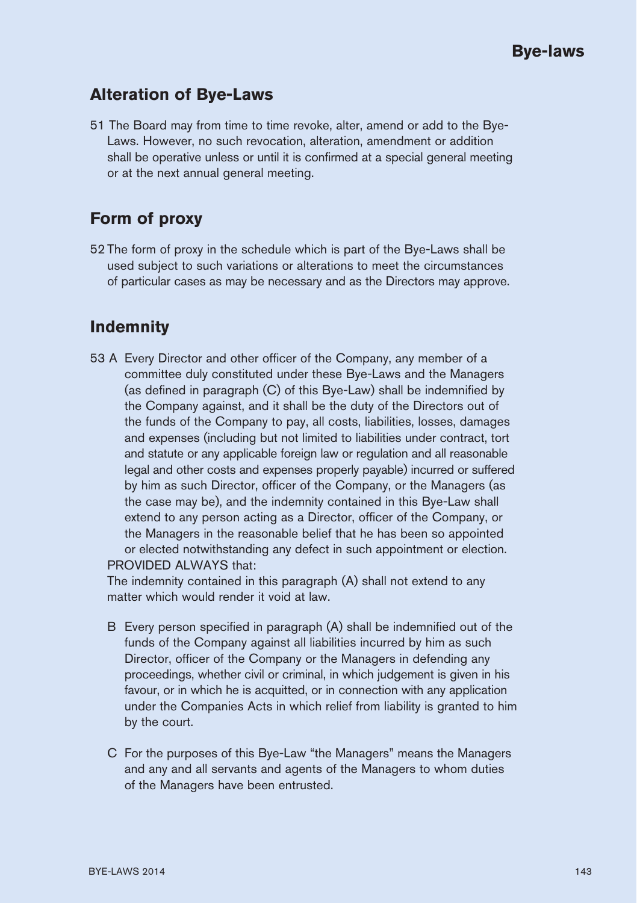## Alteration of Bye-Laws

51 The Board may from time to time revoke, alter, amend or add to the Bye-Laws. However, no such revocation, alteration, amendment or addition shall be operative unless or until it is confirmed at a special general meeting or at the next annual general meeting.

## Form of proxy

52 The form of proxy in the schedule which is part of the Bye-Laws shall be used subject to such variations or alterations to meet the circumstances of particular cases as may be necessary and as the Directors may approve.

## Indemnity

53 A Every Director and other officer of the Company, any member of a committee duly constituted under these Bye-Laws and the Managers (as defined in paragraph (C) of this Bye-Law) shall be indemnified by the Company against, and it shall be the duty of the Directors out of the funds of the Company to pay, all costs, liabilities, losses, damages and expenses (including but not limited to liabilities under contract, tort and statute or any applicable foreign law or regulation and all reasonable legal and other costs and expenses properly payable) incurred or suffered by him as such Director, officer of the Company, or the Managers (as the case may be), and the indemnity contained in this Bye-Law shall extend to any person acting as a Director, officer of the Company, or the Managers in the reasonable belief that he has been so appointed or elected notwithstanding any defect in such appointment or election.

PROVIDED ALWAYS that:

The indemnity contained in this paragraph (A) shall not extend to any matter which would render it void at law.

B Every person specified in paragraph (A) shall be indemnified out of the funds of the Company against all liabilities incurred by him as such Director, officer of the Company or the Managers in defending any proceedings, whether civil or criminal, in which judgement is given in his favour, or in which he is acquitted, or in connection with any application under the Companies Acts in which relief from liability is granted to him by the court.

C For the purposes of this Bye-Law "the Managers" means the Managers and any and all servants and agents of the Managers to whom duties of the Managers have been entrusted.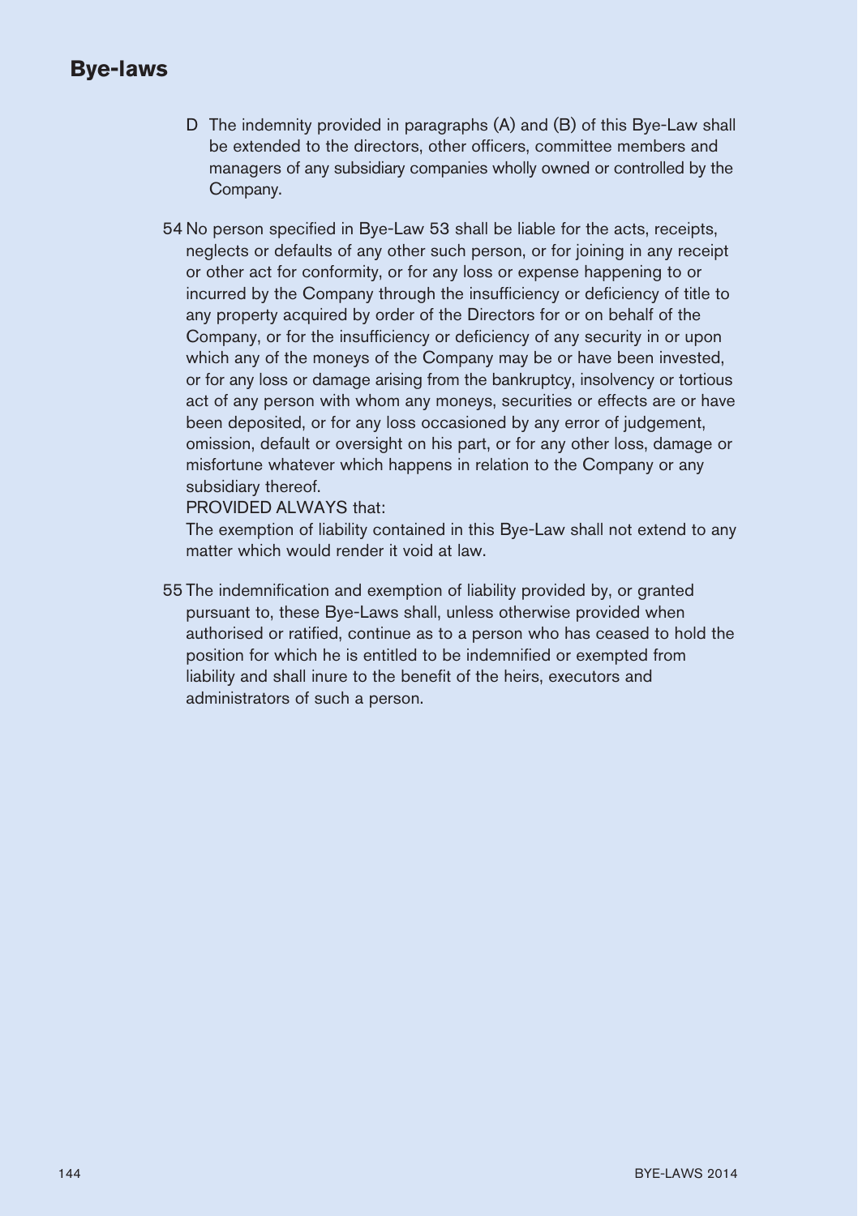D The indemnity provided in paragraphs (A) and (B) of this Bye-Law shall be extended to the directors, other officers, committee members and managers of any subsidiary companies wholly owned or controlled by the Company.

54 No person specified in Bye-Law 53 shall be liable for the acts, receipts, neglects or defaults of any other such person, or for joining in any receipt or other act for conformity, or for any loss or expense happening to or incurred by the Company through the insufficiency or deficiency of title to any property acquired by order of the Directors for or on behalf of the Company, or for the insufficiency or deficiency of any security in or upon which any of the moneys of the Company may be or have been invested, or for any loss or damage arising from the bankruptcy, insolvency or tortious act of any person with whom any moneys, securities or effects are or have been deposited, or for any loss occasioned by any error of judgement, omission, default or oversight on his part, or for any other loss, damage or misfortune whatever which happens in relation to the Company or any subsidiary thereof.

PROVIDED ALWAYS that:

The exemption of liability contained in this Bye-Law shall not extend to any matter which would render it void at law.

55 The indemnification and exemption of liability provided by, or granted pursuant to, these Bye-Laws shall, unless otherwise provided when authorised or ratified, continue as to a person who has ceased to hold the position for which he is entitled to be indemnified or exempted from liability and shall inure to the benefit of the heirs, executors and administrators of such a person.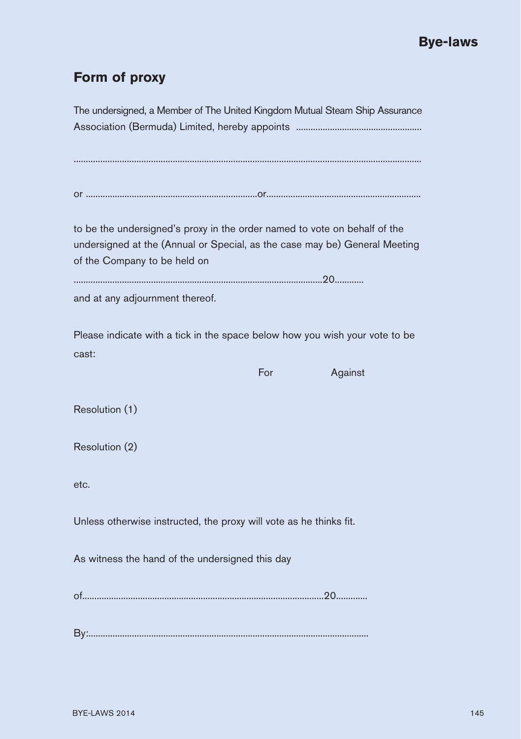## Form of proxy

The undersigned, a Member of The United Kingdom Mutual Steam Ship Assurance Association (Bermuda) Limited, hereby appoints ....................................................

...........................................................................................................................................

or ......................................................................or...............................................................

to be the undersigned's proxy in the order named to vote on behalf of the undersigned at the (Annual or Special, as the case may be) General Meeting of the Company to be held on

.......................................................................................................20............

and at any adjournment thereof.

Please indicate with a tick in the space below how you wish your vote to be cast:

| | For | Against |
|---|---|---|
| Resolution (1) | | |
| Resolution (2) | | |
| etc. | | |

Unless otherwise instructed, the proxy will vote as he thinks fit.

As witness the hand of the undersigned this day

of..................................................................................................20.............

By:..................................................................................................................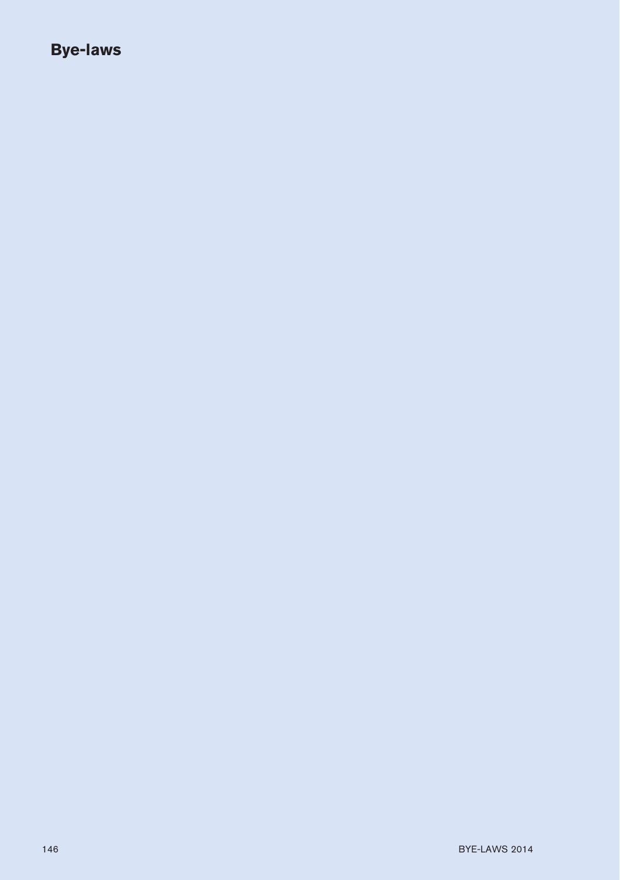# Bye-laws